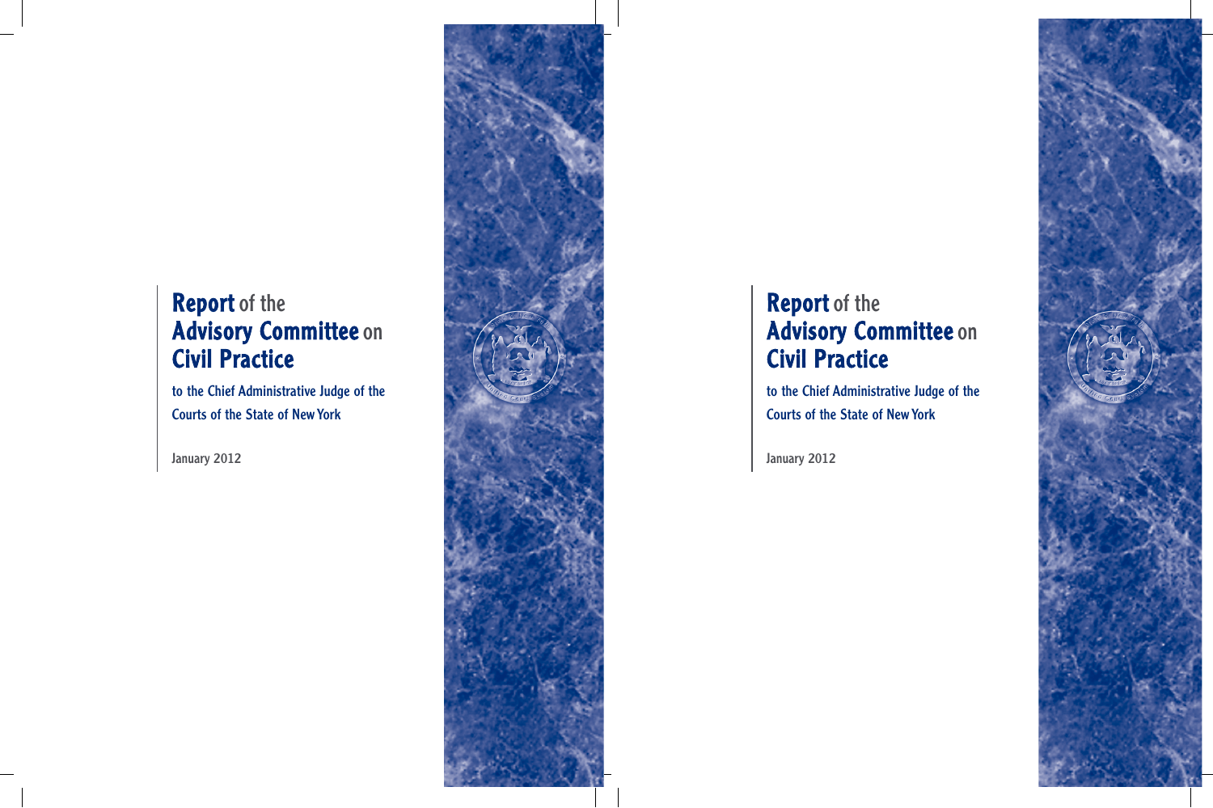# Report of the Advisory Committee on Civil Practice

to the Chief Administrative Judge of the Courts of the State of New York

January 2012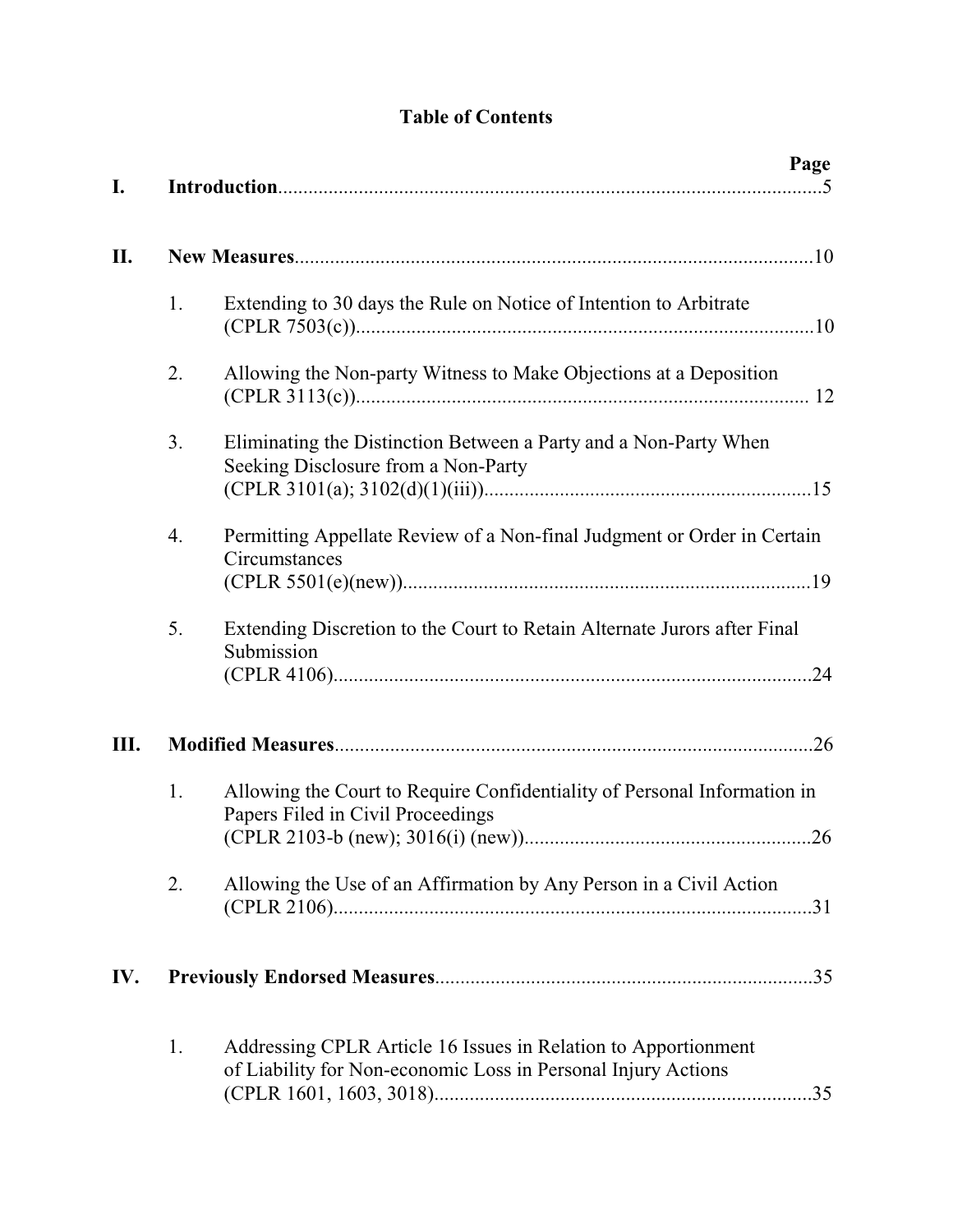# Table of Contents

| | | Page |
|---|---|---|
| **I.** | **Introduction** | 5 |
| **II.** | **New Measures** | 10 |
| | 1. Extending to 30 days the Rule on Notice of Intention to Arbitrate (CPLR 7503(c)) | 10 |
| | 2. Allowing the Non-party Witness to Make Objections at a Deposition (CPLR 3113(c)) | 12 |
| | 3. Eliminating the Distinction Between a Party and a Non-Party When Seeking Disclosure from a Non-Party (CPLR 3101(a); 3102(d)(1)(iii)) | 15 |
| | 4. Permitting Appellate Review of a Non-final Judgment or Order in Certain Circumstances (CPLR 5501(e)(new)) | 19 |
| | 5. Extending Discretion to the Court to Retain Alternate Jurors after Final Submission (CPLR 4106) | 24 |
| **III.** | **Modified Measures** | 26 |
| | 1. Allowing the Court to Require Confidentiality of Personal Information in Papers Filed in Civil Proceedings (CPLR 2103-b (new); 3016(i) (new)) | 26 |
| | 2. Allowing the Use of an Affirmation by Any Person in a Civil Action (CPLR 2106) | 31 |
| **IV.** | **Previously Endorsed Measures** | 35 |
| | 1. Addressing CPLR Article 16 Issues in Relation to Apportionment of Liability for Non-economic Loss in Personal Injury Actions (CPLR 1601, 1603, 3018) | 35 |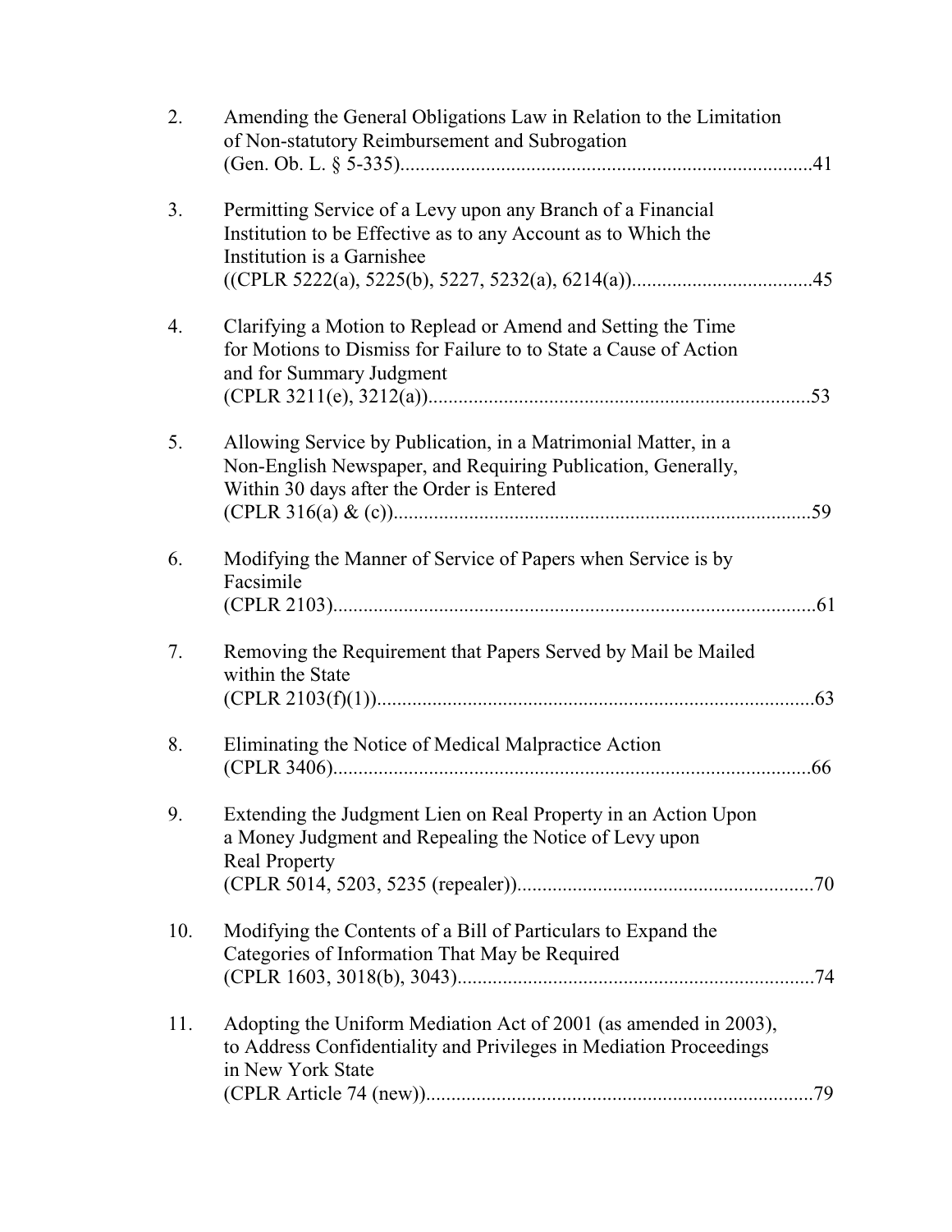2. Amending the General Obligations Law in Relation to the Limitation of Non-statutory Reimbursement and Subrogation (Gen. Ob. L. § 5-335)..................................................................................41

3. Permitting Service of a Levy upon any Branch of a Financial Institution to be Effective as to any Account as to Which the Institution is a Garnishee ((CPLR 5222(a), 5225(b), 5227, 5232(a), 6214(a))...................................45

4. Clarifying a Motion to Replead or Amend and Setting the Time for Motions to Dismiss for Failure to to State a Cause of Action and for Summary Judgment (CPLR 3211(e), 3212(a))...........................................................................53

5. Allowing Service by Publication, in a Matrimonial Matter, in a Non-English Newspaper, and Requiring Publication, Generally, Within 30 days after the Order is Entered (CPLR 316(a) & (c))...................................................................................59

6. Modifying the Manner of Service of Papers when Service is by Facsimile (CPLR 2103)................................................................................................61

7. Removing the Requirement that Papers Served by Mail be Mailed within the State (CPLR 2103(f)(1))......................................................................................63

8. Eliminating the Notice of Medical Malpractice Action (CPLR 3406)...............................................................................................66

9. Extending the Judgment Lien on Real Property in an Action Upon a Money Judgment and Repealing the Notice of Levy upon Real Property (CPLR 5014, 5203, 5235 (repealer))..........................................................70

10. Modifying the Contents of a Bill of Particulars to Expand the Categories of Information That May be Required (CPLR 1603, 3018(b), 3043)......................................................................74

11. Adopting the Uniform Mediation Act of 2001 (as amended in 2003), to Address Confidentiality and Privileges in Mediation Proceedings in New York State (CPLR Article 74 (new))............................................................................79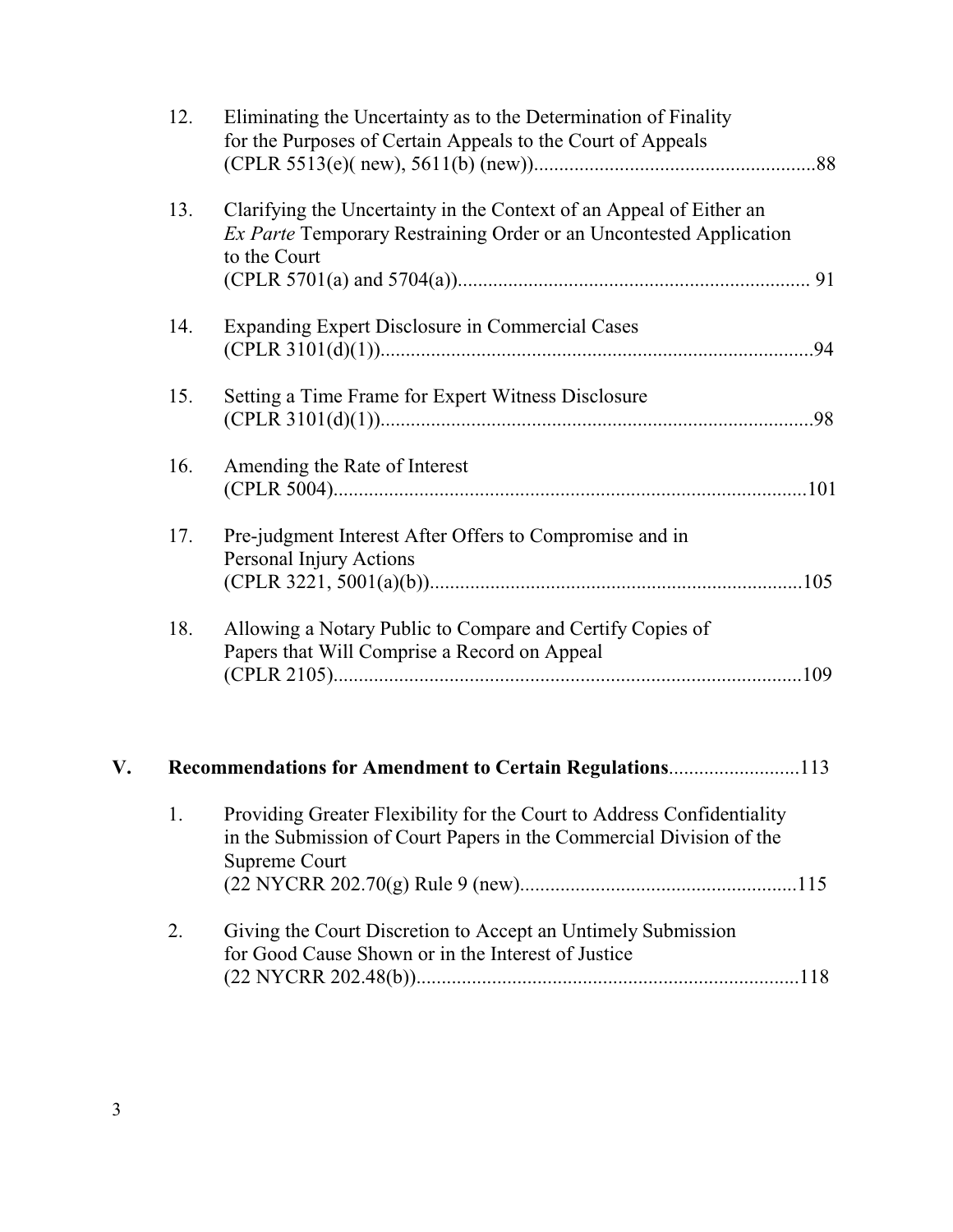12. Eliminating the Uncertainty as to the Determination of Finality for the Purposes of Certain Appeals to the Court of Appeals (CPLR 5513(e)( new), 5611(b) (new))........................................................88

13. Clarifying the Uncertainty in the Context of an Appeal of Either an *Ex Parte* Temporary Restraining Order or an Uncontested Application to the Court (CPLR 5701(a) and 5704(a))..................................................................... 91

14. Expanding Expert Disclosure in Commercial Cases (CPLR 3101(d)(1))......................................................................................94

15. Setting a Time Frame for Expert Witness Disclosure (CPLR 3101(d)(1))......................................................................................98

16. Amending the Rate of Interest (CPLR 5004)..............................................................................................101

17. Pre-judgment Interest After Offers to Compromise and in Personal Injury Actions (CPLR 3221, 5001(a)(b))..........................................................................105

18. Allowing a Notary Public to Compare and Certify Copies of Papers that Will Comprise a Record on Appeal (CPLR 2105).............................................................................................109

**V. Recommendations for Amendment to Certain Regulations**..........................113

1. Providing Greater Flexibility for the Court to Address Confidentiality in the Submission of Court Papers in the Commercial Division of the Supreme Court (22 NYCRR 202.70(g) Rule 9 (new).......................................................115

2. Giving the Court Discretion to Accept an Untimely Submission for Good Cause Shown or in the Interest of Justice (22 NYCRR 202.48(b))............................................................................118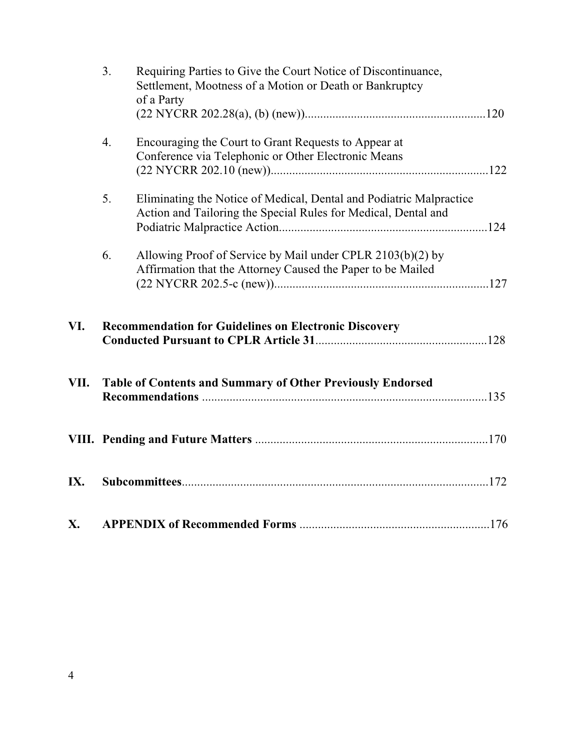3. Requiring Parties to Give the Court Notice of Discontinuance, Settlement, Mootness of a Motion or Death or Bankruptcy of a Party (22 NYCRR 202.28(a), (b) (new))..........................................................120

4. Encouraging the Court to Grant Requests to Appear at Conference via Telephonic or Other Electronic Means (22 NYCRR 202.10 (new))......................................................................122

5. Eliminating the Notice of Medical, Dental and Podiatric Malpractice Action and Tailoring the Special Rules for Medical, Dental and Podiatric Malpractice Action....................................................................124

6. Allowing Proof of Service by Mail under CPLR 2103(b)(2) by Affirmation that the Attorney Caused the Paper to be Mailed (22 NYCRR 202.5-c (new))......................................................................127

**VI. Recommendation for Guidelines on Electronic Discovery Conducted Pursuant to CPLR Article 31**........................................................128

**VII. Table of Contents and Summary of Other Previously Endorsed Recommendations** .............................................................................................135

**VIII. Pending and Future Matters** ...........................................................................170

**IX. Subcommittees**...................................................................................................172

**X. APPENDIX of Recommended Forms** .............................................................176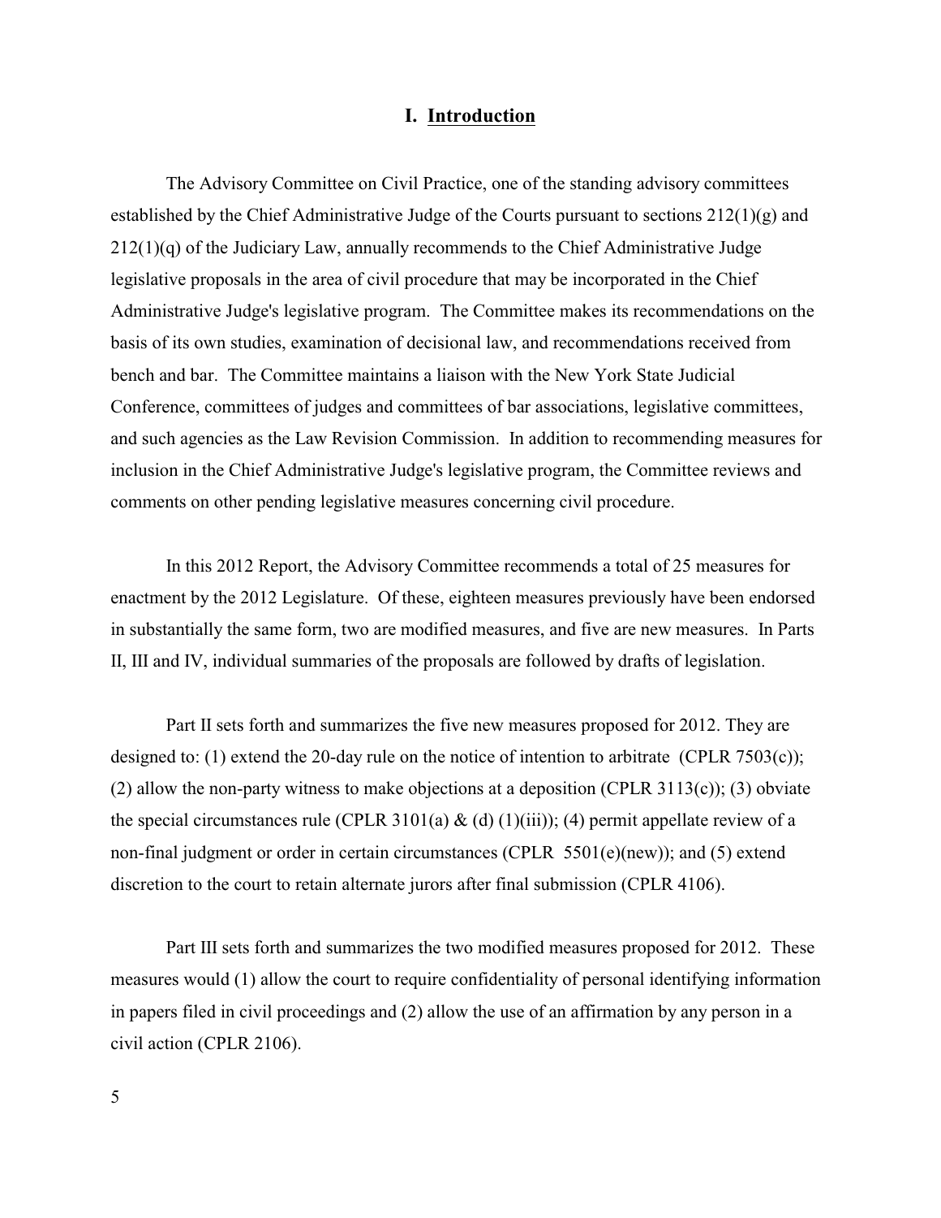# I. Introduction

The Advisory Committee on Civil Practice, one of the standing advisory committees established by the Chief Administrative Judge of the Courts pursuant to sections 212(1)(g) and 212(1)(q) of the Judiciary Law, annually recommends to the Chief Administrative Judge legislative proposals in the area of civil procedure that may be incorporated in the Chief Administrative Judge's legislative program. The Committee makes its recommendations on the basis of its own studies, examination of decisional law, and recommendations received from bench and bar. The Committee maintains a liaison with the New York State Judicial Conference, committees of judges and committees of bar associations, legislative committees, and such agencies as the Law Revision Commission. In addition to recommending measures for inclusion in the Chief Administrative Judge's legislative program, the Committee reviews and comments on other pending legislative measures concerning civil procedure.

In this 2012 Report, the Advisory Committee recommends a total of 25 measures for enactment by the 2012 Legislature. Of these, eighteen measures previously have been endorsed in substantially the same form, two are modified measures, and five are new measures. In Parts II, III and IV, individual summaries of the proposals are followed by drafts of legislation.

Part II sets forth and summarizes the five new measures proposed for 2012. They are designed to: (1) extend the 20-day rule on the notice of intention to arbitrate (CPLR 7503(c)); (2) allow the non-party witness to make objections at a deposition (CPLR 3113(c)); (3) obviate the special circumstances rule (CPLR 3101(a) & (d) (1)(iii)); (4) permit appellate review of a non-final judgment or order in certain circumstances (CPLR 5501(e)(new)); and (5) extend discretion to the court to retain alternate jurors after final submission (CPLR 4106).

Part III sets forth and summarizes the two modified measures proposed for 2012. These measures would (1) allow the court to require confidentiality of personal identifying information in papers filed in civil proceedings and (2) allow the use of an affirmation by any person in a civil action (CPLR 2106).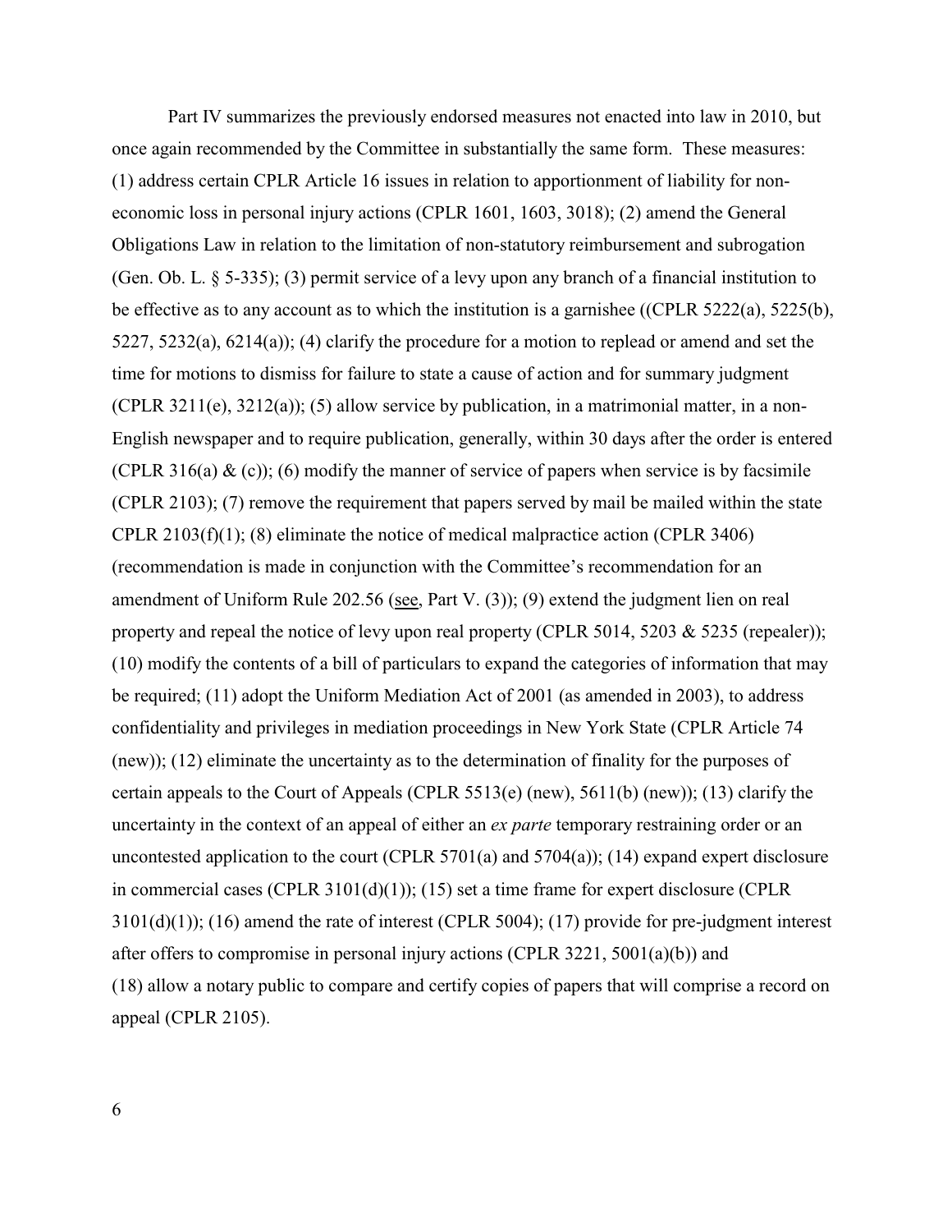Part IV summarizes the previously endorsed measures not enacted into law in 2010, but once again recommended by the Committee in substantially the same form. These measures: (1) address certain CPLR Article 16 issues in relation to apportionment of liability for non-economic loss in personal injury actions (CPLR 1601, 1603, 3018); (2) amend the General Obligations Law in relation to the limitation of non-statutory reimbursement and subrogation (Gen. Ob. L. § 5-335); (3) permit service of a levy upon any branch of a financial institution to be effective as to any account as to which the institution is a garnishee ((CPLR 5222(a), 5225(b), 5227, 5232(a), 6214(a)); (4) clarify the procedure for a motion to replead or amend and set the time for motions to dismiss for failure to state a cause of action and for summary judgment (CPLR 3211(e), 3212(a)); (5) allow service by publication, in a matrimonial matter, in a non-English newspaper and to require publication, generally, within 30 days after the order is entered (CPLR 316(a) & (c)); (6) modify the manner of service of papers when service is by facsimile (CPLR 2103); (7) remove the requirement that papers served by mail be mailed within the state CPLR 2103(f)(1); (8) eliminate the notice of medical malpractice action (CPLR 3406) (recommendation is made in conjunction with the Committee's recommendation for an amendment of Uniform Rule 202.56 (see, Part V. (3)); (9) extend the judgment lien on real property and repeal the notice of levy upon real property (CPLR 5014, 5203 & 5235 (repealer)); (10) modify the contents of a bill of particulars to expand the categories of information that may be required; (11) adopt the Uniform Mediation Act of 2001 (as amended in 2003), to address confidentiality and privileges in mediation proceedings in New York State (CPLR Article 74 (new)); (12) eliminate the uncertainty as to the determination of finality for the purposes of certain appeals to the Court of Appeals (CPLR 5513(e) (new), 5611(b) (new)); (13) clarify the uncertainty in the context of an appeal of either an *ex parte* temporary restraining order or an uncontested application to the court (CPLR 5701(a) and 5704(a)); (14) expand expert disclosure in commercial cases (CPLR 3101(d)(1)); (15) set a time frame for expert disclosure (CPLR 3101(d)(1)); (16) amend the rate of interest (CPLR 5004); (17) provide for pre-judgment interest after offers to compromise in personal injury actions (CPLR 3221, 5001(a)(b)) and (18) allow a notary public to compare and certify copies of papers that will comprise a record on appeal (CPLR 2105).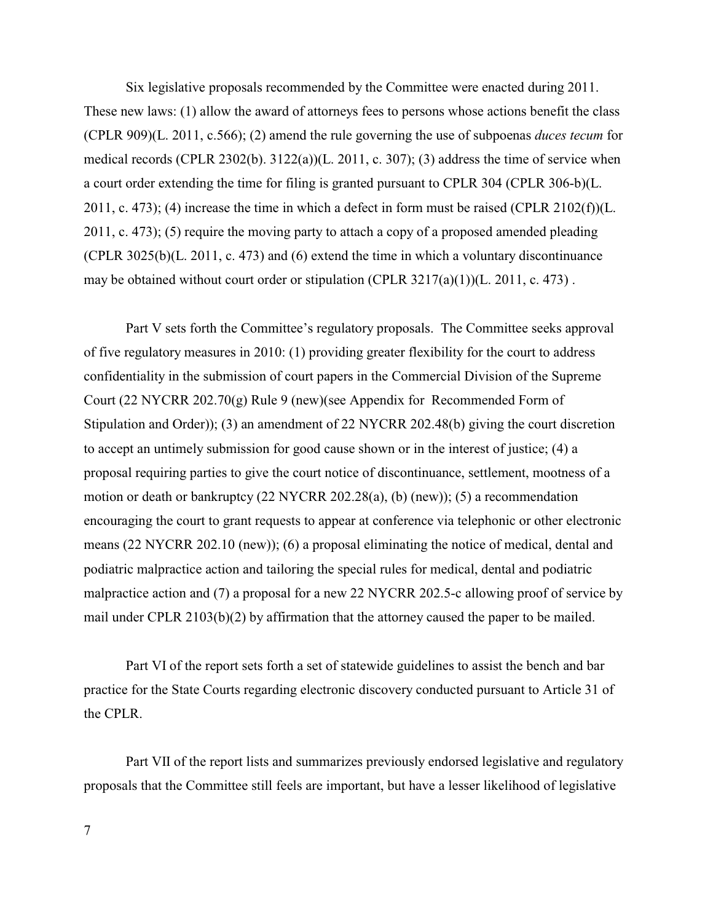Six legislative proposals recommended by the Committee were enacted during 2011. These new laws: (1) allow the award of attorneys fees to persons whose actions benefit the class (CPLR 909)(L. 2011, c.566); (2) amend the rule governing the use of subpoenas *duces tecum* for medical records (CPLR 2302(b). 3122(a))(L. 2011, c. 307); (3) address the time of service when a court order extending the time for filing is granted pursuant to CPLR 304 (CPLR 306-b)(L. 2011, c. 473); (4) increase the time in which a defect in form must be raised (CPLR 2102(f))(L. 2011, c. 473); (5) require the moving party to attach a copy of a proposed amended pleading (CPLR 3025(b)(L. 2011, c. 473) and (6) extend the time in which a voluntary discontinuance may be obtained without court order or stipulation (CPLR 3217(a)(1))(L. 2011, c. 473) .

Part V sets forth the Committee's regulatory proposals. The Committee seeks approval of five regulatory measures in 2010: (1) providing greater flexibility for the court to address confidentiality in the submission of court papers in the Commercial Division of the Supreme Court (22 NYCRR 202.70(g) Rule 9 (new)(see Appendix for Recommended Form of Stipulation and Order)); (3) an amendment of 22 NYCRR 202.48(b) giving the court discretion to accept an untimely submission for good cause shown or in the interest of justice; (4) a proposal requiring parties to give the court notice of discontinuance, settlement, mootness of a motion or death or bankruptcy (22 NYCRR 202.28(a), (b) (new)); (5) a recommendation encouraging the court to grant requests to appear at conference via telephonic or other electronic means (22 NYCRR 202.10 (new)); (6) a proposal eliminating the notice of medical, dental and podiatric malpractice action and tailoring the special rules for medical, dental and podiatric malpractice action and (7) a proposal for a new 22 NYCRR 202.5-c allowing proof of service by mail under CPLR 2103(b)(2) by affirmation that the attorney caused the paper to be mailed.

Part VI of the report sets forth a set of statewide guidelines to assist the bench and bar practice for the State Courts regarding electronic discovery conducted pursuant to Article 31 of the CPLR.

Part VII of the report lists and summarizes previously endorsed legislative and regulatory proposals that the Committee still feels are important, but have a lesser likelihood of legislative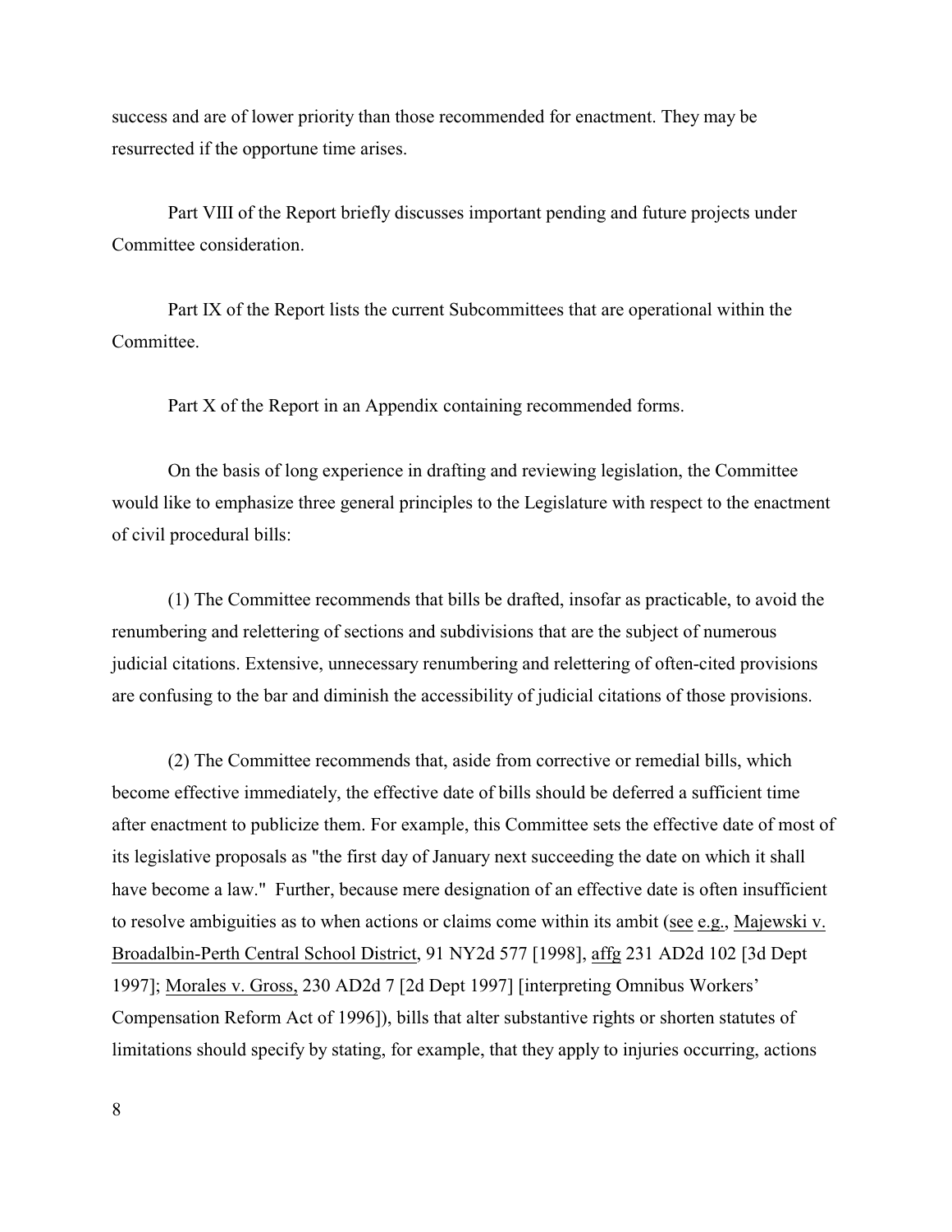success and are of lower priority than those recommended for enactment. They may be resurrected if the opportune time arises.

Part VIII of the Report briefly discusses important pending and future projects under Committee consideration.

Part IX of the Report lists the current Subcommittees that are operational within the Committee.

Part X of the Report in an Appendix containing recommended forms.

On the basis of long experience in drafting and reviewing legislation, the Committee would like to emphasize three general principles to the Legislature with respect to the enactment of civil procedural bills:

(1) The Committee recommends that bills be drafted, insofar as practicable, to avoid the renumbering and relettering of sections and subdivisions that are the subject of numerous judicial citations. Extensive, unnecessary renumbering and relettering of often-cited provisions are confusing to the bar and diminish the accessibility of judicial citations of those provisions.

(2) The Committee recommends that, aside from corrective or remedial bills, which become effective immediately, the effective date of bills should be deferred a sufficient time after enactment to publicize them. For example, this Committee sets the effective date of most of its legislative proposals as "the first day of January next succeeding the date on which it shall have become a law." Further, because mere designation of an effective date is often insufficient to resolve ambiguities as to when actions or claims come within its ambit (see e.g., Majewski v. Broadalbin-Perth Central School District, 91 NY2d 577 [1998], affg 231 AD2d 102 [3d Dept 1997]; Morales v. Gross, 230 AD2d 7 [2d Dept 1997] [interpreting Omnibus Workers' Compensation Reform Act of 1996]), bills that alter substantive rights or shorten statutes of limitations should specify by stating, for example, that they apply to injuries occurring, actions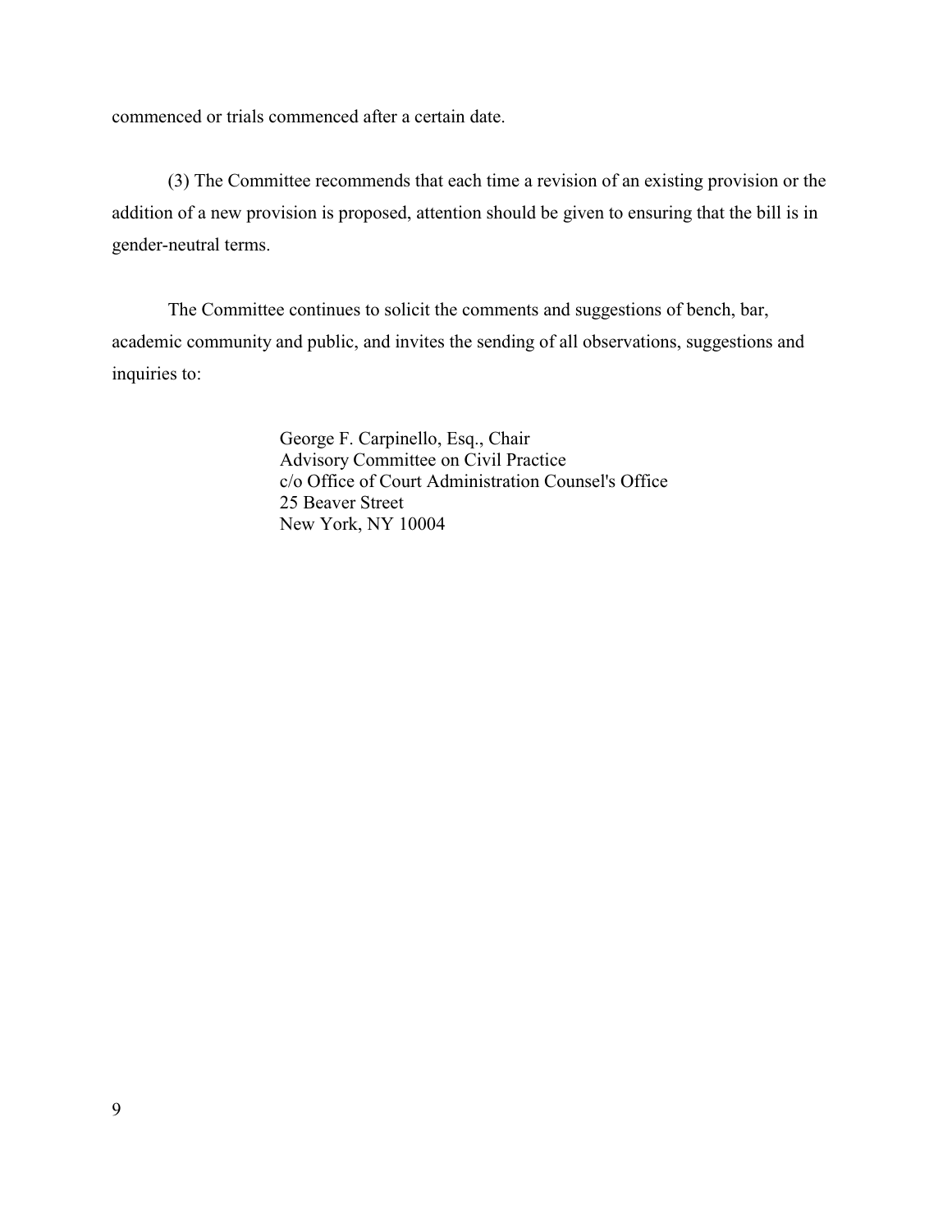commenced or trials commenced after a certain date.

(3) The Committee recommends that each time a revision of an existing provision or the addition of a new provision is proposed, attention should be given to ensuring that the bill is in gender-neutral terms.

The Committee continues to solicit the comments and suggestions of bench, bar, academic community and public, and invites the sending of all observations, suggestions and inquiries to:

George F. Carpinello, Esq., Chair
Advisory Committee on Civil Practice
c/o Office of Court Administration Counsel's Office
25 Beaver Street
New York, NY 10004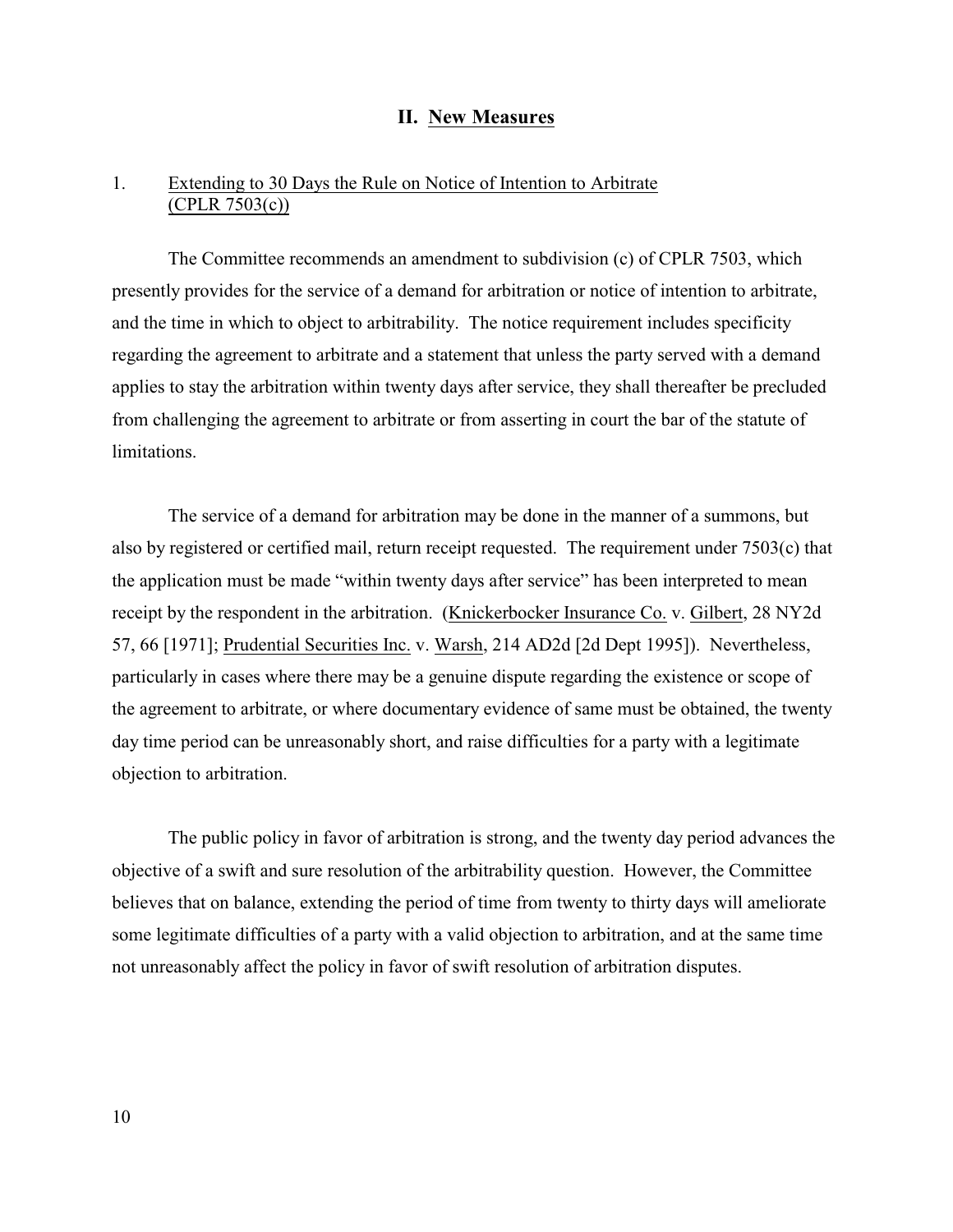## II. New Measures

### 1. Extending to 30 Days the Rule on Notice of Intention to Arbitrate (CPLR 7503(c))

The Committee recommends an amendment to subdivision (c) of CPLR 7503, which presently provides for the service of a demand for arbitration or notice of intention to arbitrate, and the time in which to object to arbitrability. The notice requirement includes specificity regarding the agreement to arbitrate and a statement that unless the party served with a demand applies to stay the arbitration within twenty days after service, they shall thereafter be precluded from challenging the agreement to arbitrate or from asserting in court the bar of the statute of limitations.

The service of a demand for arbitration may be done in the manner of a summons, but also by registered or certified mail, return receipt requested. The requirement under 7503(c) that the application must be made "within twenty days after service" has been interpreted to mean receipt by the respondent in the arbitration. (Knickerbocker Insurance Co. v. Gilbert, 28 NY2d 57, 66 [1971]; Prudential Securities Inc. v. Warsh, 214 AD2d [2d Dept 1995]). Nevertheless, particularly in cases where there may be a genuine dispute regarding the existence or scope of the agreement to arbitrate, or where documentary evidence of same must be obtained, the twenty day time period can be unreasonably short, and raise difficulties for a party with a legitimate objection to arbitration.

The public policy in favor of arbitration is strong, and the twenty day period advances the objective of a swift and sure resolution of the arbitrability question. However, the Committee believes that on balance, extending the period of time from twenty to thirty days will ameliorate some legitimate difficulties of a party with a valid objection to arbitration, and at the same time not unreasonably affect the policy in favor of swift resolution of arbitration disputes.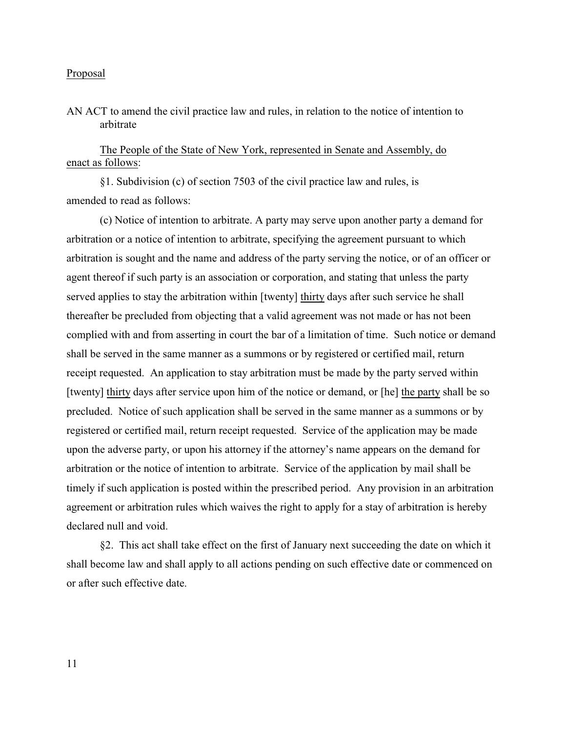Proposal

AN ACT to amend the civil practice law and rules, in relation to the notice of intention to arbitrate

The People of the State of New York, represented in Senate and Assembly, do enact as follows:

§1. Subdivision (c) of section 7503 of the civil practice law and rules, is amended to read as follows:

(c) Notice of intention to arbitrate. A party may serve upon another party a demand for arbitration or a notice of intention to arbitrate, specifying the agreement pursuant to which arbitration is sought and the name and address of the party serving the notice, or of an officer or agent thereof if such party is an association or corporation, and stating that unless the party served applies to stay the arbitration within [twenty] thirty days after such service he shall thereafter be precluded from objecting that a valid agreement was not made or has not been complied with and from asserting in court the bar of a limitation of time. Such notice or demand shall be served in the same manner as a summons or by registered or certified mail, return receipt requested. An application to stay arbitration must be made by the party served within [twenty] thirty days after service upon him of the notice or demand, or [he] the party shall be so precluded. Notice of such application shall be served in the same manner as a summons or by registered or certified mail, return receipt requested. Service of the application may be made upon the adverse party, or upon his attorney if the attorney's name appears on the demand for arbitration or the notice of intention to arbitrate. Service of the application by mail shall be timely if such application is posted within the prescribed period. Any provision in an arbitration agreement or arbitration rules which waives the right to apply for a stay of arbitration is hereby declared null and void.

§2. This act shall take effect on the first of January next succeeding the date on which it shall become law and shall apply to all actions pending on such effective date or commenced on or after such effective date.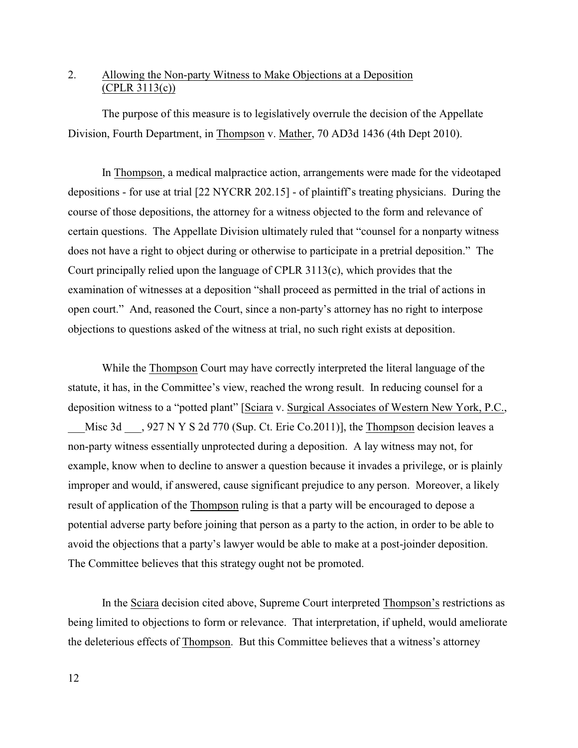2. Allowing the Non-party Witness to Make Objections at a Deposition (CPLR 3113(c))

The purpose of this measure is to legislatively overrule the decision of the Appellate Division, Fourth Department, in Thompson v. Mather, 70 AD3d 1436 (4th Dept 2010).

In Thompson, a medical malpractice action, arrangements were made for the videotaped depositions - for use at trial [22 NYCRR 202.15] - of plaintiff's treating physicians. During the course of those depositions, the attorney for a witness objected to the form and relevance of certain questions. The Appellate Division ultimately ruled that "counsel for a nonparty witness does not have a right to object during or otherwise to participate in a pretrial deposition." The Court principally relied upon the language of CPLR 3113(c), which provides that the examination of witnesses at a deposition "shall proceed as permitted in the trial of actions in open court." And, reasoned the Court, since a non-party's attorney has no right to interpose objections to questions asked of the witness at trial, no such right exists at deposition.

While the Thompson Court may have correctly interpreted the literal language of the statute, it has, in the Committee's view, reached the wrong result. In reducing counsel for a deposition witness to a "potted plant" [Sciara v. Surgical Associates of Western New York, P.C., ___Misc 3d ___, 927 N Y S 2d 770 (Sup. Ct. Erie Co.2011)], the Thompson decision leaves a non-party witness essentially unprotected during a deposition. A lay witness may not, for example, know when to decline to answer a question because it invades a privilege, or is plainly improper and would, if answered, cause significant prejudice to any person. Moreover, a likely result of application of the Thompson ruling is that a party will be encouraged to depose a potential adverse party before joining that person as a party to the action, in order to be able to avoid the objections that a party's lawyer would be able to make at a post-joinder deposition. The Committee believes that this strategy ought not be promoted.

In the Sciara decision cited above, Supreme Court interpreted Thompson's restrictions as being limited to objections to form or relevance. That interpretation, if upheld, would ameliorate the deleterious effects of Thompson. But this Committee believes that a witness's attorney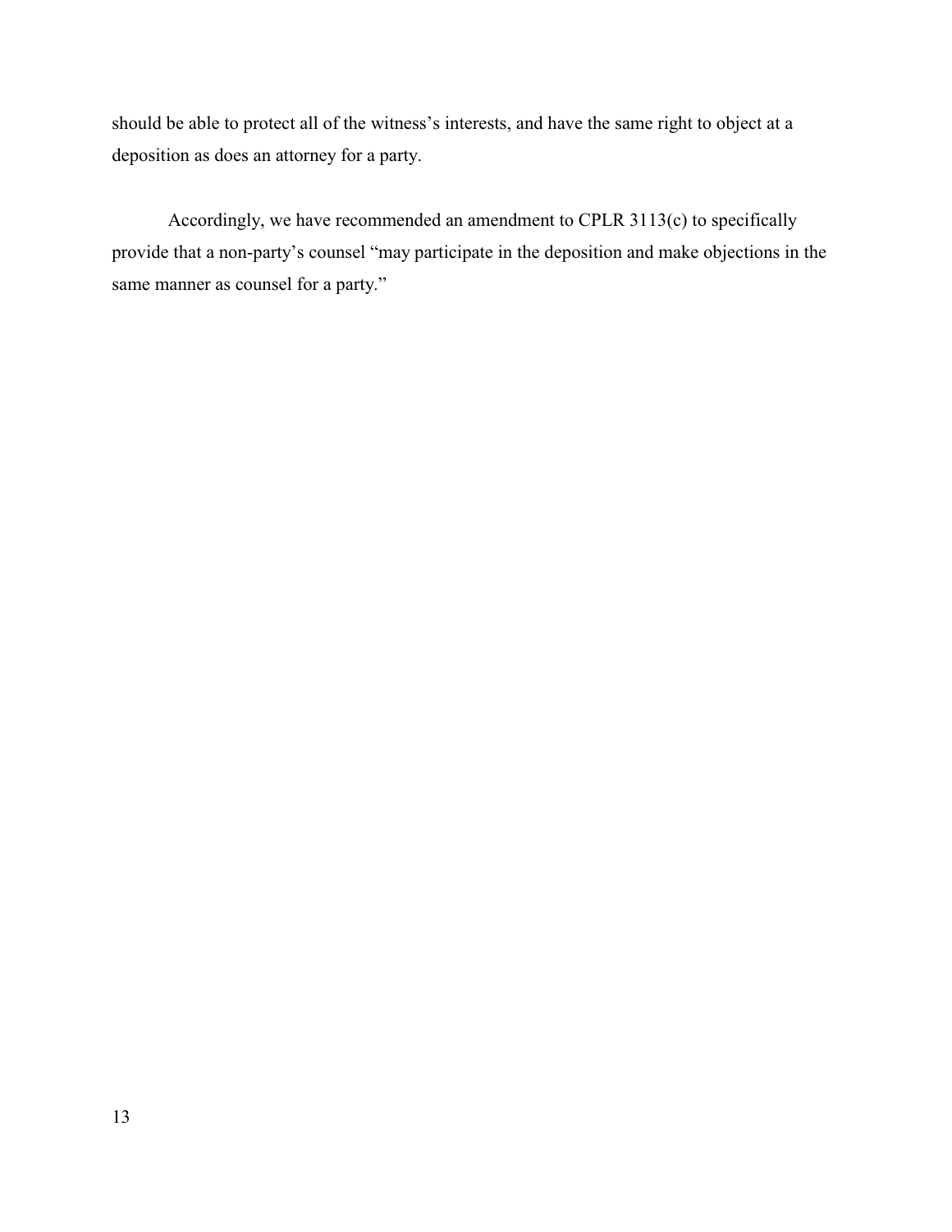should be able to protect all of the witness's interests, and have the same right to object at a deposition as does an attorney for a party.

Accordingly, we have recommended an amendment to CPLR 3113(c) to specifically provide that a non-party's counsel "may participate in the deposition and make objections in the same manner as counsel for a party."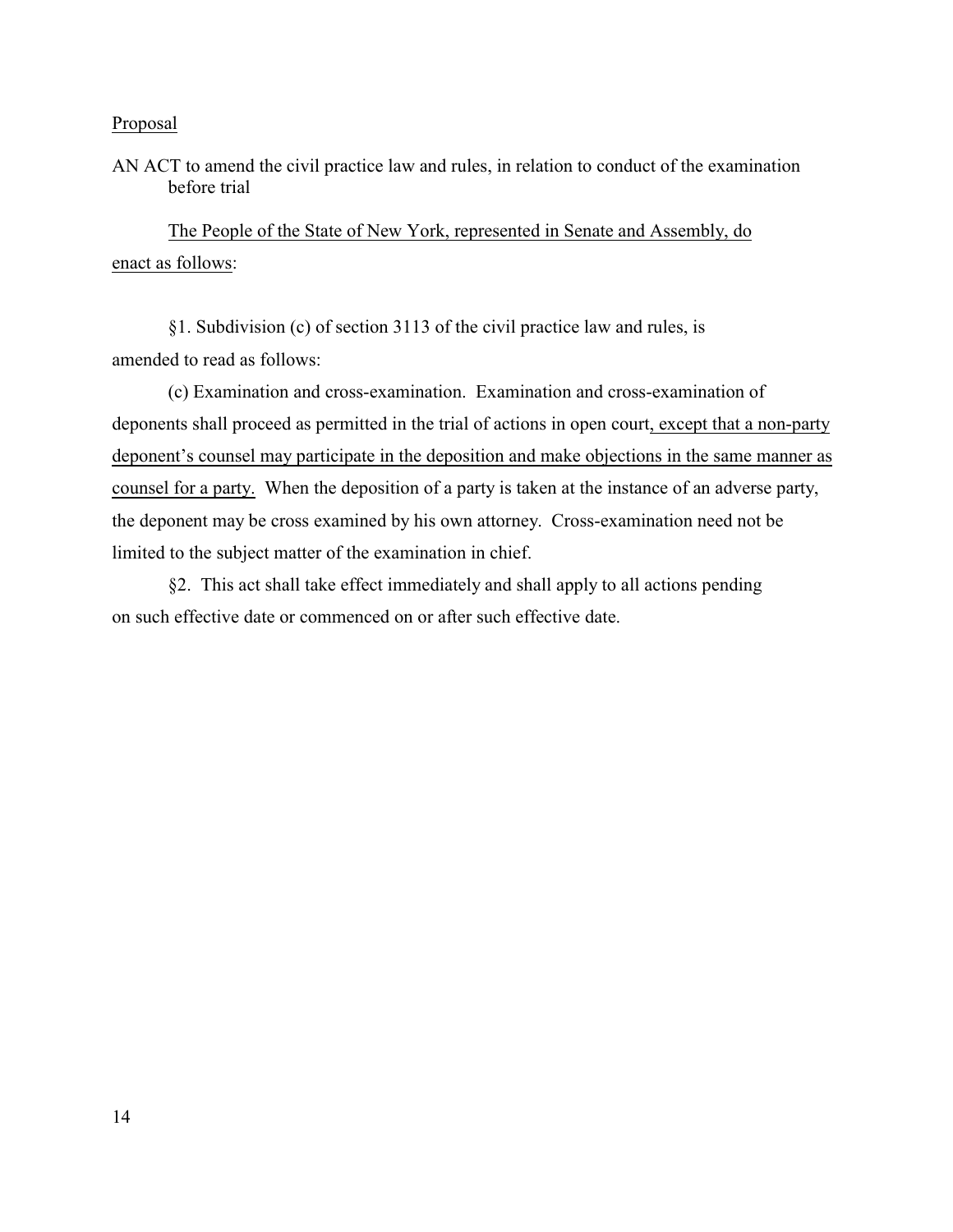Proposal

AN ACT to amend the civil practice law and rules, in relation to conduct of the examination before trial

The People of the State of New York, represented in Senate and Assembly, do enact as follows:

§1. Subdivision (c) of section 3113 of the civil practice law and rules, is amended to read as follows:

(c) Examination and cross-examination. Examination and cross-examination of deponents shall proceed as permitted in the trial of actions in open court, except that a non-party deponent's counsel may participate in the deposition and make objections in the same manner as counsel for a party. When the deposition of a party is taken at the instance of an adverse party, the deponent may be cross examined by his own attorney. Cross-examination need not be limited to the subject matter of the examination in chief.

§2. This act shall take effect immediately and shall apply to all actions pending on such effective date or commenced on or after such effective date.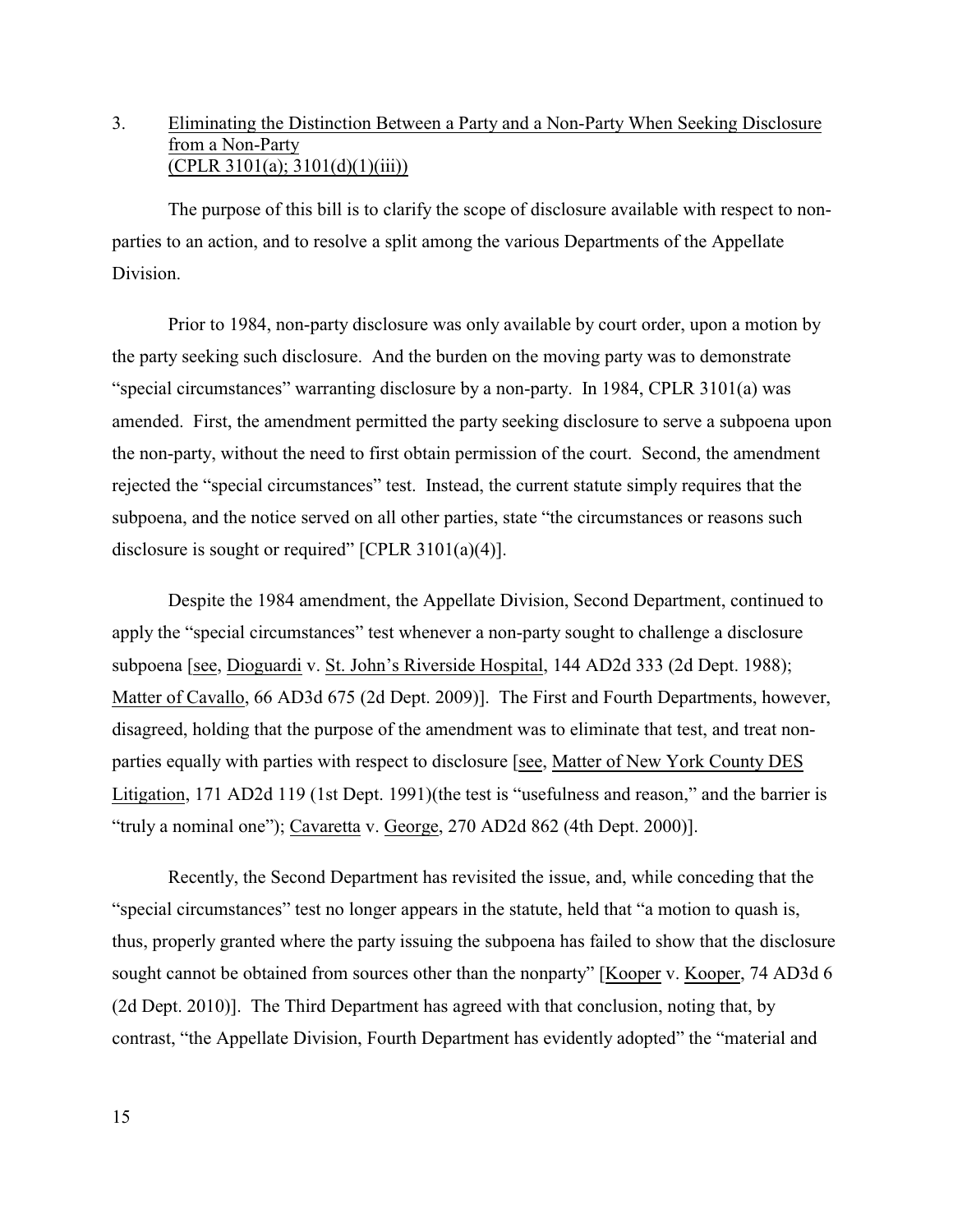3. Eliminating the Distinction Between a Party and a Non-Party When Seeking Disclosure from a Non-Party (CPLR 3101(a); 3101(d)(1)(iii))

The purpose of this bill is to clarify the scope of disclosure available with respect to non-parties to an action, and to resolve a split among the various Departments of the Appellate Division.

Prior to 1984, non-party disclosure was only available by court order, upon a motion by the party seeking such disclosure. And the burden on the moving party was to demonstrate "special circumstances" warranting disclosure by a non-party. In 1984, CPLR 3101(a) was amended. First, the amendment permitted the party seeking disclosure to serve a subpoena upon the non-party, without the need to first obtain permission of the court. Second, the amendment rejected the "special circumstances" test. Instead, the current statute simply requires that the subpoena, and the notice served on all other parties, state "the circumstances or reasons such disclosure is sought or required" [CPLR 3101(a)(4)].

Despite the 1984 amendment, the Appellate Division, Second Department, continued to apply the "special circumstances" test whenever a non-party sought to challenge a disclosure subpoena [see, Dioguardi v. St. John's Riverside Hospital, 144 AD2d 333 (2d Dept. 1988); Matter of Cavallo, 66 AD3d 675 (2d Dept. 2009)]. The First and Fourth Departments, however, disagreed, holding that the purpose of the amendment was to eliminate that test, and treat non-parties equally with parties with respect to disclosure [see, Matter of New York County DES Litigation, 171 AD2d 119 (1st Dept. 1991)(the test is "usefulness and reason," and the barrier is "truly a nominal one"); Cavaretta v. George, 270 AD2d 862 (4th Dept. 2000)].

Recently, the Second Department has revisited the issue, and, while conceding that the "special circumstances" test no longer appears in the statute, held that "a motion to quash is, thus, properly granted where the party issuing the subpoena has failed to show that the disclosure sought cannot be obtained from sources other than the nonparty" [Kooper v. Kooper, 74 AD3d 6 (2d Dept. 2010)]. The Third Department has agreed with that conclusion, noting that, by contrast, "the Appellate Division, Fourth Department has evidently adopted" the "material and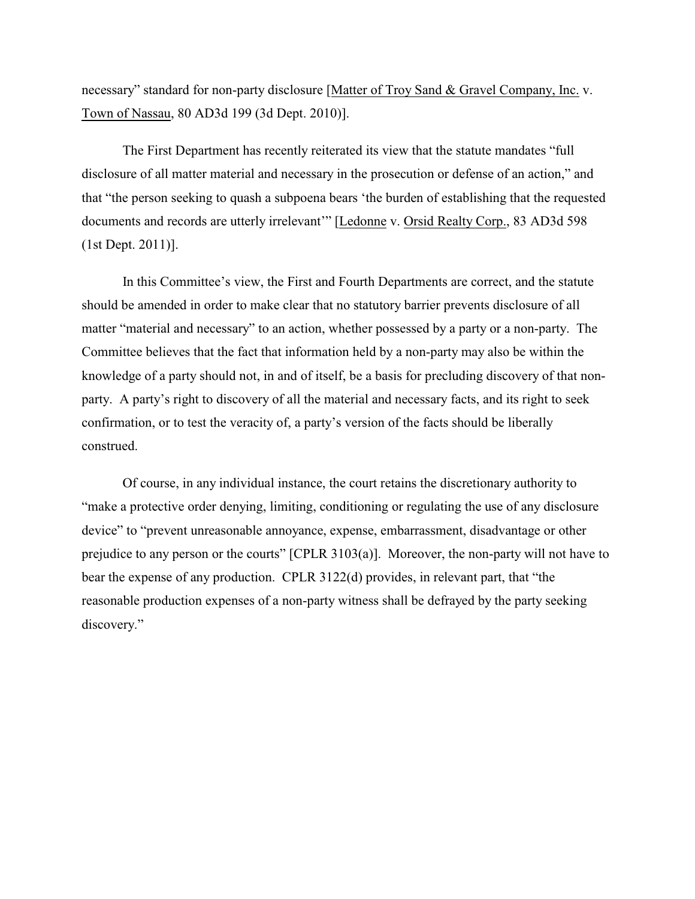necessary" standard for non-party disclosure [Matter of Troy Sand & Gravel Company, Inc. v. Town of Nassau, 80 AD3d 199 (3d Dept. 2010)].

The First Department has recently reiterated its view that the statute mandates "full disclosure of all matter material and necessary in the prosecution or defense of an action," and that "the person seeking to quash a subpoena bears 'the burden of establishing that the requested documents and records are utterly irrelevant'" [Ledonne v. Orsid Realty Corp., 83 AD3d 598 (1st Dept. 2011)].

In this Committee's view, the First and Fourth Departments are correct, and the statute should be amended in order to make clear that no statutory barrier prevents disclosure of all matter "material and necessary" to an action, whether possessed by a party or a non-party. The Committee believes that the fact that information held by a non-party may also be within the knowledge of a party should not, in and of itself, be a basis for precluding discovery of that non-party. A party's right to discovery of all the material and necessary facts, and its right to seek confirmation, or to test the veracity of, a party's version of the facts should be liberally construed.

Of course, in any individual instance, the court retains the discretionary authority to "make a protective order denying, limiting, conditioning or regulating the use of any disclosure device" to "prevent unreasonable annoyance, expense, embarrassment, disadvantage or other prejudice to any person or the courts" [CPLR 3103(a)]. Moreover, the non-party will not have to bear the expense of any production. CPLR 3122(d) provides, in relevant part, that "the reasonable production expenses of a non-party witness shall be defrayed by the party seeking discovery."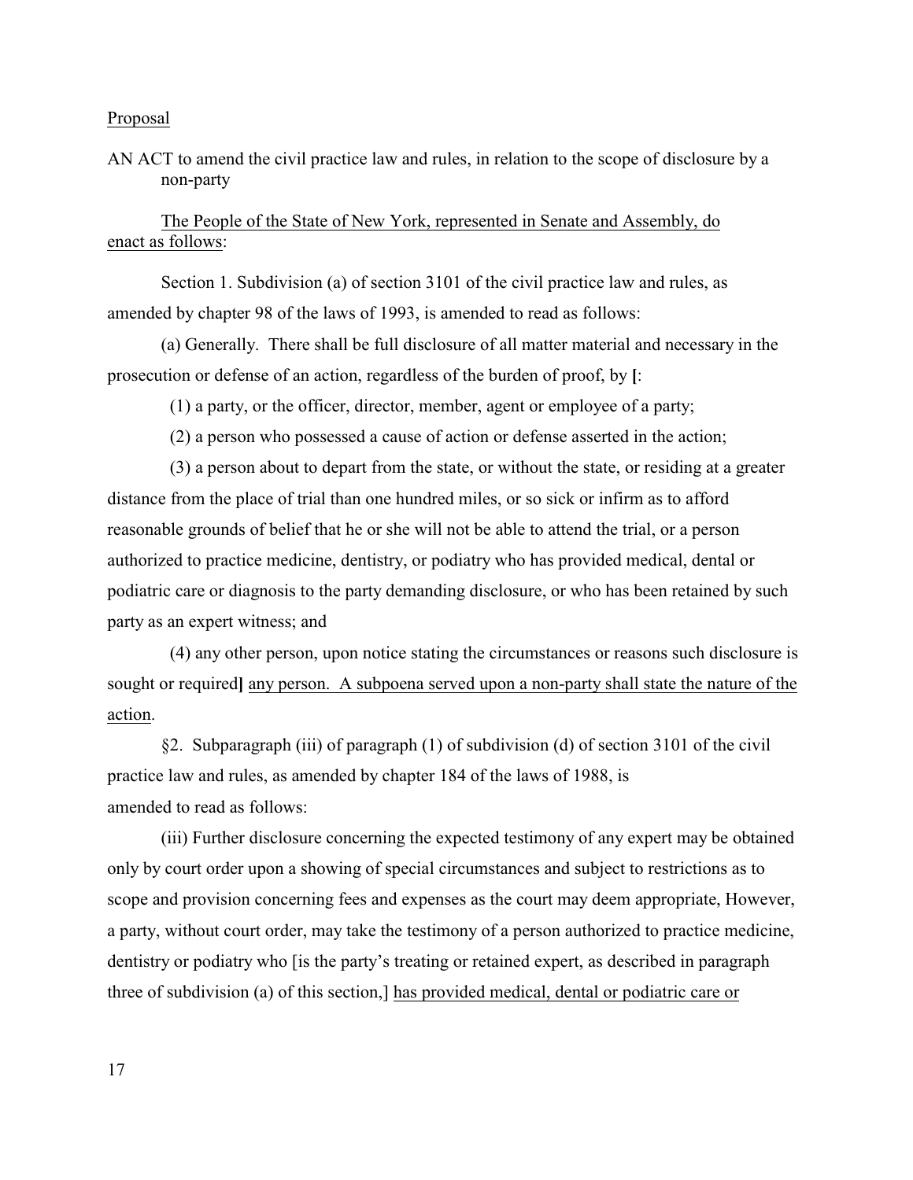Proposal

AN ACT to amend the civil practice law and rules, in relation to the scope of disclosure by a non-party

The People of the State of New York, represented in Senate and Assembly, do enact as follows:

Section 1. Subdivision (a) of section 3101 of the civil practice law and rules, as amended by chapter 98 of the laws of 1993, is amended to read as follows:

(a) Generally. There shall be full disclosure of all matter material and necessary in the prosecution or defense of an action, regardless of the burden of proof, by **[**:

(1) a party, or the officer, director, member, agent or employee of a party;

(2) a person who possessed a cause of action or defense asserted in the action;

(3) a person about to depart from the state, or without the state, or residing at a greater distance from the place of trial than one hundred miles, or so sick or infirm as to afford reasonable grounds of belief that he or she will not be able to attend the trial, or a person authorized to practice medicine, dentistry, or podiatry who has provided medical, dental or podiatric care or diagnosis to the party demanding disclosure, or who has been retained by such party as an expert witness; and

(4) any other person, upon notice stating the circumstances or reasons such disclosure is sought or required**]** <u>any person. A subpoena served upon a non-party shall state the nature of the action</u>.

§2. Subparagraph (iii) of paragraph (1) of subdivision (d) of section 3101 of the civil practice law and rules, as amended by chapter 184 of the laws of 1988, is amended to read as follows:

(iii) Further disclosure concerning the expected testimony of any expert may be obtained only by court order upon a showing of special circumstances and subject to restrictions as to scope and provision concerning fees and expenses as the court may deem appropriate, However, a party, without court order, may take the testimony of a person authorized to practice medicine, dentistry or podiatry who [is the party's treating or retained expert, as described in paragraph three of subdivision (a) of this section,] <u>has provided medical, dental or podiatric care or</u>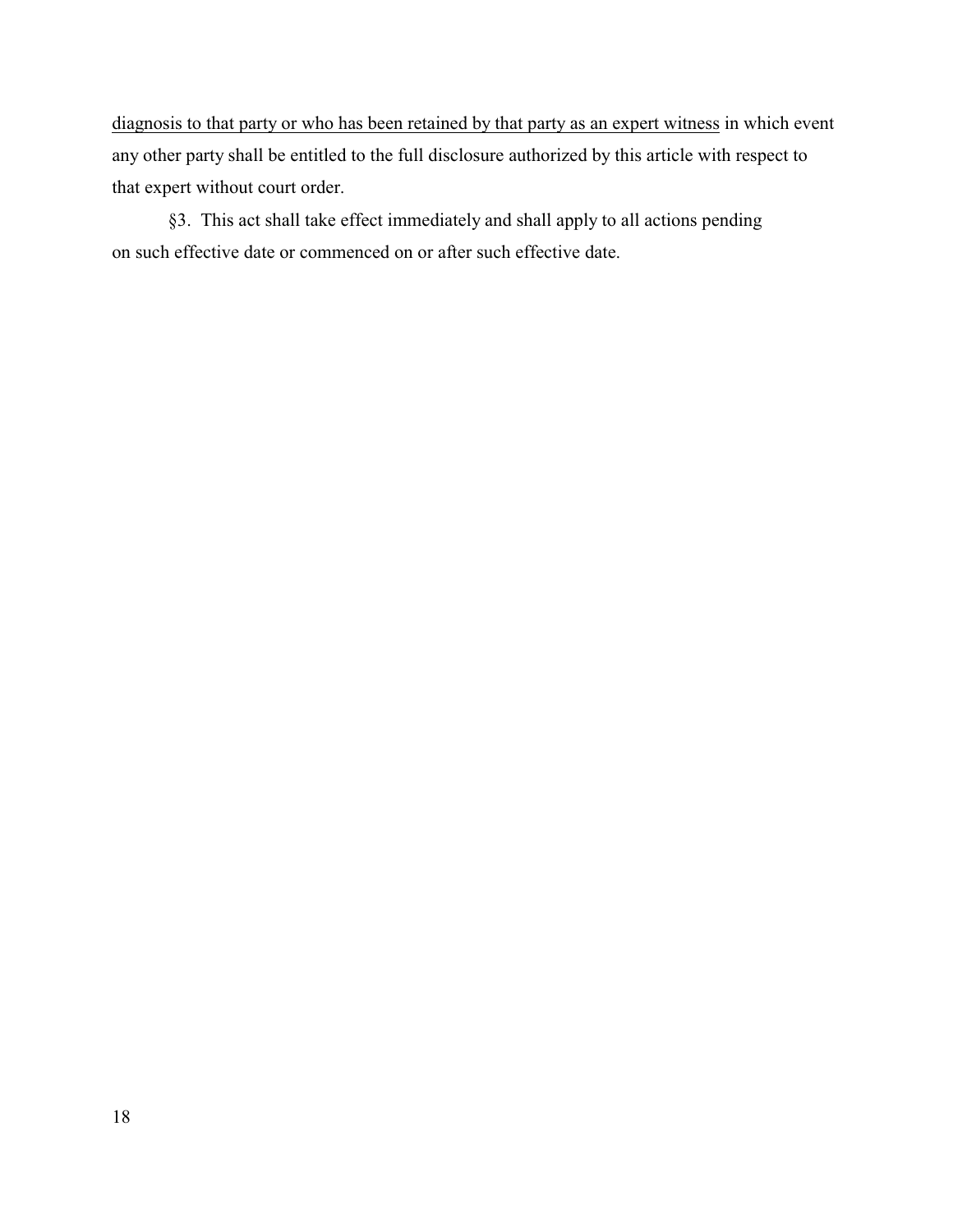<u>diagnosis to that party or who has been retained by that party as an expert witness</u> in which event any other party shall be entitled to the full disclosure authorized by this article with respect to that expert without court order.

§3. This act shall take effect immediately and shall apply to all actions pending on such effective date or commenced on or after such effective date.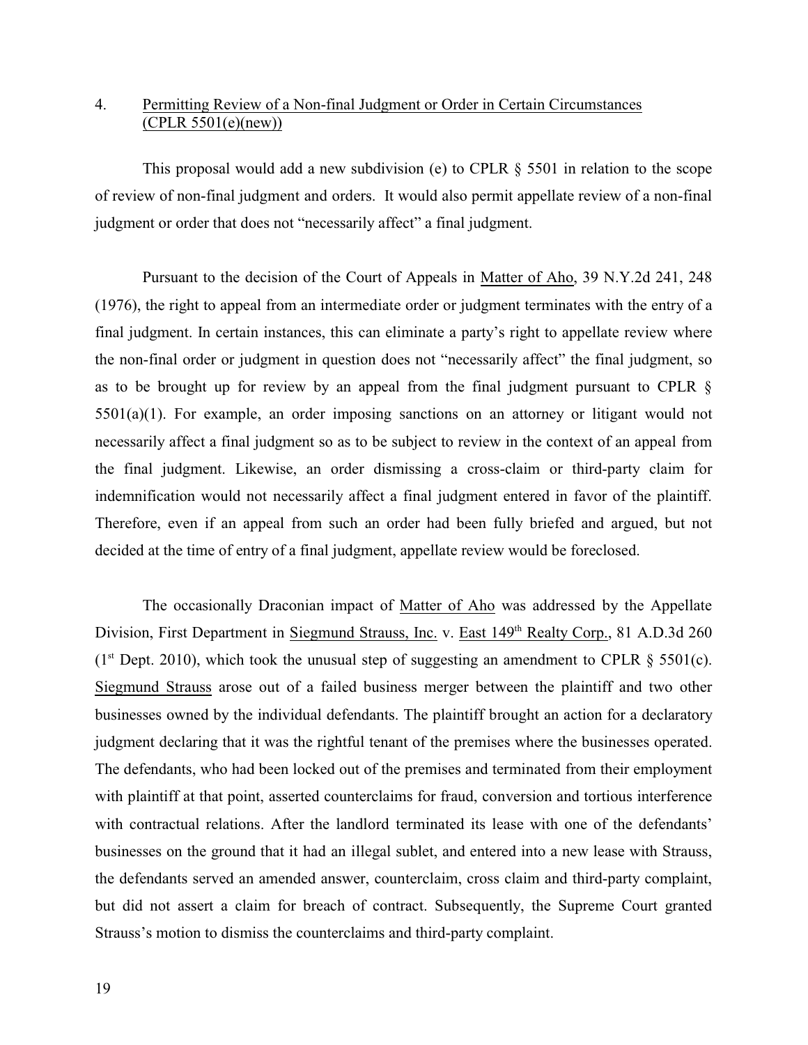4. Permitting Review of a Non-final Judgment or Order in Certain Circumstances (CPLR 5501(e)(new))

This proposal would add a new subdivision (e) to CPLR § 5501 in relation to the scope of review of non-final judgment and orders. It would also permit appellate review of a non-final judgment or order that does not "necessarily affect" a final judgment.

Pursuant to the decision of the Court of Appeals in Matter of Aho, 39 N.Y.2d 241, 248 (1976), the right to appeal from an intermediate order or judgment terminates with the entry of a final judgment. In certain instances, this can eliminate a party's right to appellate review where the non-final order or judgment in question does not "necessarily affect" the final judgment, so as to be brought up for review by an appeal from the final judgment pursuant to CPLR § 5501(a)(1). For example, an order imposing sanctions on an attorney or litigant would not necessarily affect a final judgment so as to be subject to review in the context of an appeal from the final judgment. Likewise, an order dismissing a cross-claim or third-party claim for indemnification would not necessarily affect a final judgment entered in favor of the plaintiff. Therefore, even if an appeal from such an order had been fully briefed and argued, but not decided at the time of entry of a final judgment, appellate review would be foreclosed.

The occasionally Draconian impact of Matter of Aho was addressed by the Appellate Division, First Department in Siegmund Strauss, Inc. v. East 149th Realty Corp., 81 A.D.3d 260 (1st Dept. 2010), which took the unusual step of suggesting an amendment to CPLR § 5501(c). Siegmund Strauss arose out of a failed business merger between the plaintiff and two other businesses owned by the individual defendants. The plaintiff brought an action for a declaratory judgment declaring that it was the rightful tenant of the premises where the businesses operated. The defendants, who had been locked out of the premises and terminated from their employment with plaintiff at that point, asserted counterclaims for fraud, conversion and tortious interference with contractual relations. After the landlord terminated its lease with one of the defendants' businesses on the ground that it had an illegal sublet, and entered into a new lease with Strauss, the defendants served an amended answer, counterclaim, cross claim and third-party complaint, but did not assert a claim for breach of contract. Subsequently, the Supreme Court granted Strauss's motion to dismiss the counterclaims and third-party complaint.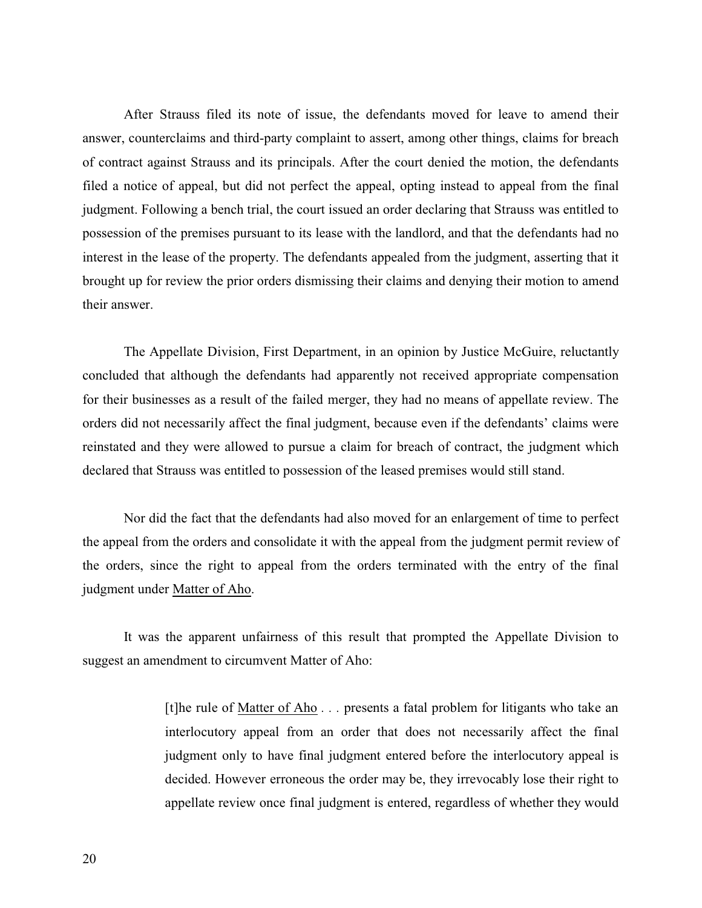After Strauss filed its note of issue, the defendants moved for leave to amend their answer, counterclaims and third-party complaint to assert, among other things, claims for breach of contract against Strauss and its principals. After the court denied the motion, the defendants filed a notice of appeal, but did not perfect the appeal, opting instead to appeal from the final judgment. Following a bench trial, the court issued an order declaring that Strauss was entitled to possession of the premises pursuant to its lease with the landlord, and that the defendants had no interest in the lease of the property. The defendants appealed from the judgment, asserting that it brought up for review the prior orders dismissing their claims and denying their motion to amend their answer.

The Appellate Division, First Department, in an opinion by Justice McGuire, reluctantly concluded that although the defendants had apparently not received appropriate compensation for their businesses as a result of the failed merger, they had no means of appellate review. The orders did not necessarily affect the final judgment, because even if the defendants' claims were reinstated and they were allowed to pursue a claim for breach of contract, the judgment which declared that Strauss was entitled to possession of the leased premises would still stand.

Nor did the fact that the defendants had also moved for an enlargement of time to perfect the appeal from the orders and consolidate it with the appeal from the judgment permit review of the orders, since the right to appeal from the orders terminated with the entry of the final judgment under Matter of Aho.

It was the apparent unfairness of this result that prompted the Appellate Division to suggest an amendment to circumvent Matter of Aho:

> [t]he rule of Matter of Aho . . . presents a fatal problem for litigants who take an interlocutory appeal from an order that does not necessarily affect the final judgment only to have final judgment entered before the interlocutory appeal is decided. However erroneous the order may be, they irrevocably lose their right to appellate review once final judgment is entered, regardless of whether they would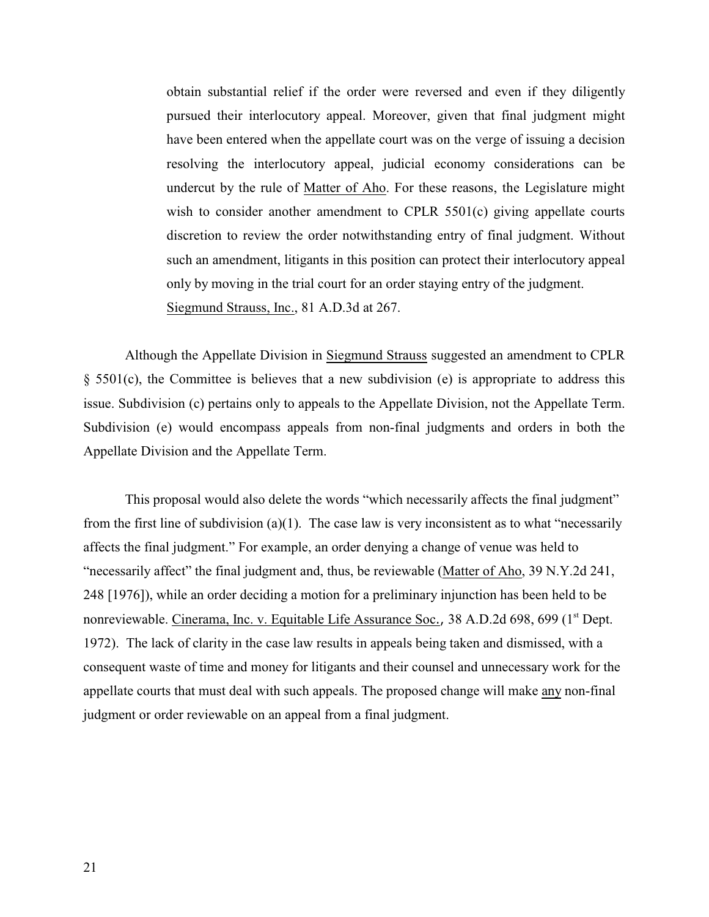> obtain substantial relief if the order were reversed and even if they diligently pursued their interlocutory appeal. Moreover, given that final judgment might have been entered when the appellate court was on the verge of issuing a decision resolving the interlocutory appeal, judicial economy considerations can be undercut by the rule of Matter of Aho. For these reasons, the Legislature might wish to consider another amendment to CPLR 5501(c) giving appellate courts discretion to review the order notwithstanding entry of final judgment. Without such an amendment, litigants in this position can protect their interlocutory appeal only by moving in the trial court for an order staying entry of the judgment.
>
> Siegmund Strauss, Inc., 81 A.D.3d at 267.

Although the Appellate Division in Siegmund Strauss suggested an amendment to CPLR § 5501(c), the Committee is believes that a new subdivision (e) is appropriate to address this issue. Subdivision (c) pertains only to appeals to the Appellate Division, not the Appellate Term. Subdivision (e) would encompass appeals from non-final judgments and orders in both the Appellate Division and the Appellate Term.

This proposal would also delete the words "which necessarily affects the final judgment" from the first line of subdivision (a)(1). The case law is very inconsistent as to what "necessarily affects the final judgment." For example, an order denying a change of venue was held to "necessarily affect" the final judgment and, thus, be reviewable (Matter of Aho, 39 N.Y.2d 241, 248 [1976]), while an order deciding a motion for a preliminary injunction has been held to be nonreviewable. Cinerama, Inc. v. Equitable Life Assurance Soc., 38 A.D.2d 698, 699 (1st Dept. 1972). The lack of clarity in the case law results in appeals being taken and dismissed, with a consequent waste of time and money for litigants and their counsel and unnecessary work for the appellate courts that must deal with such appeals. The proposed change will make any non-final judgment or order reviewable on an appeal from a final judgment.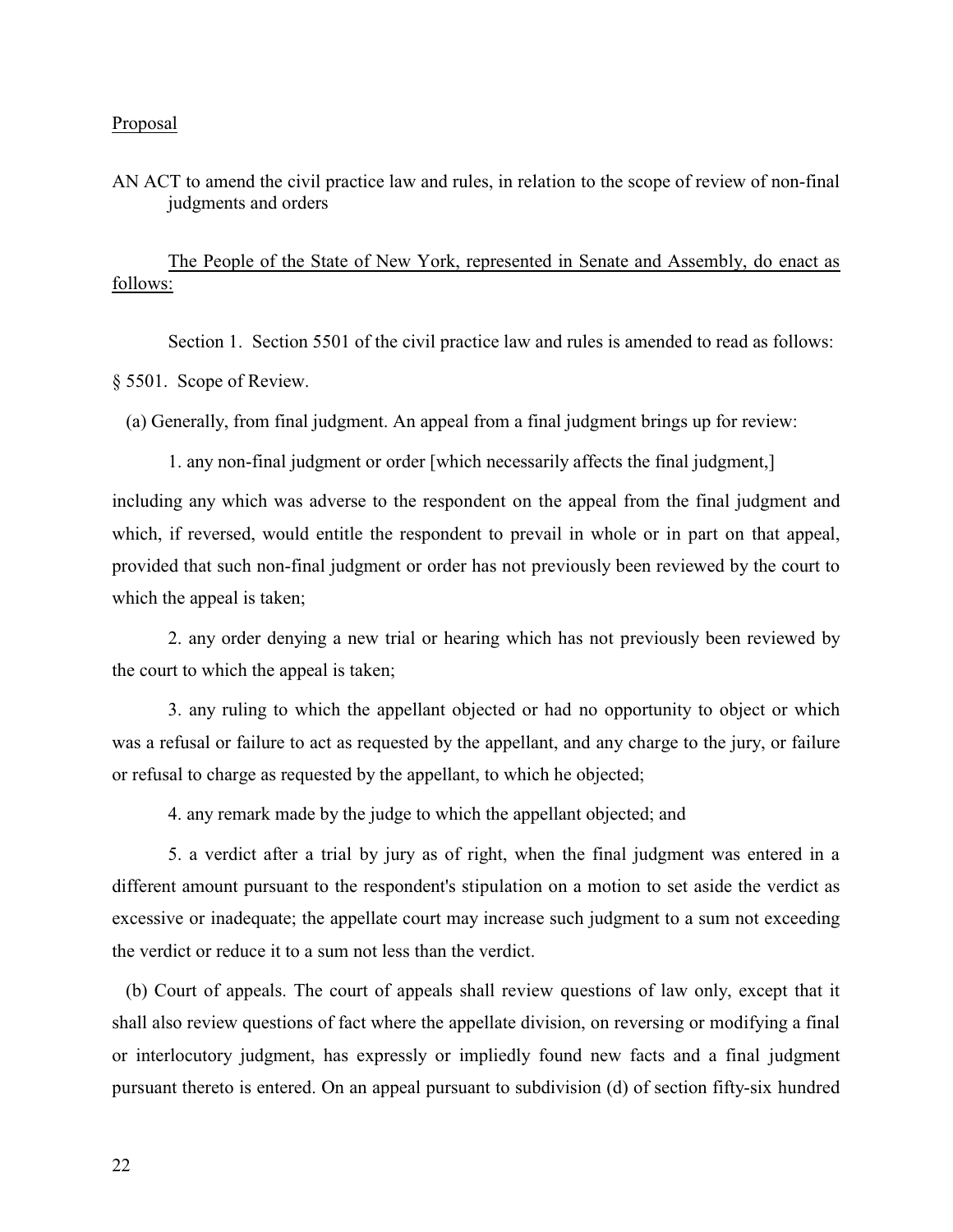Proposal

AN ACT to amend the civil practice law and rules, in relation to the scope of review of non-final judgments and orders

The People of the State of New York, represented in Senate and Assembly, do enact as follows:

Section 1. Section 5501 of the civil practice law and rules is amended to read as follows:

§ 5501. Scope of Review.

(a) Generally, from final judgment. An appeal from a final judgment brings up for review:

1. any non-final judgment or order [which necessarily affects the final judgment,] including any which was adverse to the respondent on the appeal from the final judgment and which, if reversed, would entitle the respondent to prevail in whole or in part on that appeal, provided that such non-final judgment or order has not previously been reviewed by the court to which the appeal is taken;

2. any order denying a new trial or hearing which has not previously been reviewed by the court to which the appeal is taken;

3. any ruling to which the appellant objected or had no opportunity to object or which was a refusal or failure to act as requested by the appellant, and any charge to the jury, or failure or refusal to charge as requested by the appellant, to which he objected;

4. any remark made by the judge to which the appellant objected; and

5. a verdict after a trial by jury as of right, when the final judgment was entered in a different amount pursuant to the respondent's stipulation on a motion to set aside the verdict as excessive or inadequate; the appellate court may increase such judgment to a sum not exceeding the verdict or reduce it to a sum not less than the verdict.

(b) Court of appeals. The court of appeals shall review questions of law only, except that it shall also review questions of fact where the appellate division, on reversing or modifying a final or interlocutory judgment, has expressly or impliedly found new facts and a final judgment pursuant thereto is entered. On an appeal pursuant to subdivision (d) of section fifty-six hundred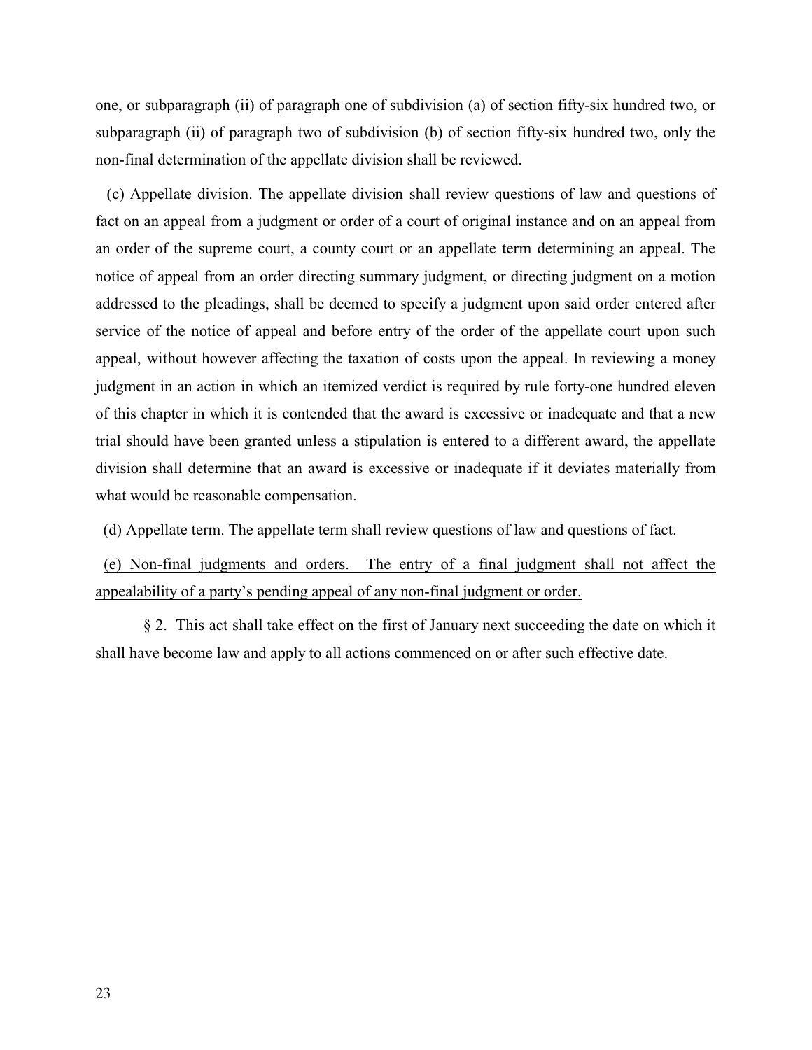one, or subparagraph (ii) of paragraph one of subdivision (a) of section fifty-six hundred two, or subparagraph (ii) of paragraph two of subdivision (b) of section fifty-six hundred two, only the non-final determination of the appellate division shall be reviewed.

(c) Appellate division. The appellate division shall review questions of law and questions of fact on an appeal from a judgment or order of a court of original instance and on an appeal from an order of the supreme court, a county court or an appellate term determining an appeal. The notice of appeal from an order directing summary judgment, or directing judgment on a motion addressed to the pleadings, shall be deemed to specify a judgment upon said order entered after service of the notice of appeal and before entry of the order of the appellate court upon such appeal, without however affecting the taxation of costs upon the appeal. In reviewing a money judgment in an action in which an itemized verdict is required by rule forty-one hundred eleven of this chapter in which it is contended that the award is excessive or inadequate and that a new trial should have been granted unless a stipulation is entered to a different award, the appellate division shall determine that an award is excessive or inadequate if it deviates materially from what would be reasonable compensation.

(d) Appellate term. The appellate term shall review questions of law and questions of fact.

<u>(e) Non-final judgments and orders. The entry of a final judgment shall not affect the appealability of a party's pending appeal of any non-final judgment or order.</u>

§ 2. This act shall take effect on the first of January next succeeding the date on which it shall have become law and apply to all actions commenced on or after such effective date.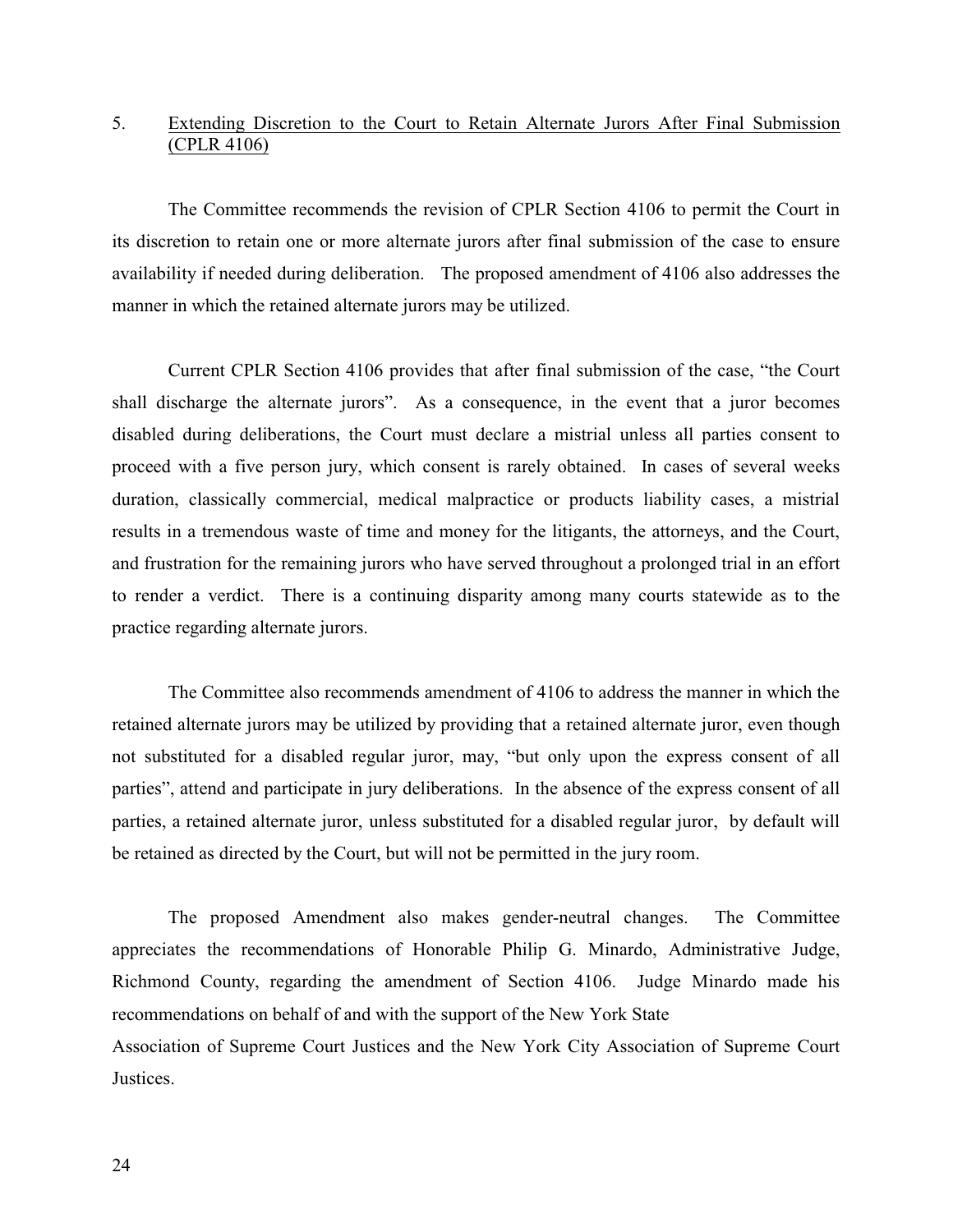5. Extending Discretion to the Court to Retain Alternate Jurors After Final Submission (CPLR 4106)

The Committee recommends the revision of CPLR Section 4106 to permit the Court in its discretion to retain one or more alternate jurors after final submission of the case to ensure availability if needed during deliberation. The proposed amendment of 4106 also addresses the manner in which the retained alternate jurors may be utilized.

Current CPLR Section 4106 provides that after final submission of the case, "the Court shall discharge the alternate jurors". As a consequence, in the event that a juror becomes disabled during deliberations, the Court must declare a mistrial unless all parties consent to proceed with a five person jury, which consent is rarely obtained. In cases of several weeks duration, classically commercial, medical malpractice or products liability cases, a mistrial results in a tremendous waste of time and money for the litigants, the attorneys, and the Court, and frustration for the remaining jurors who have served throughout a prolonged trial in an effort to render a verdict. There is a continuing disparity among many courts statewide as to the practice regarding alternate jurors.

The Committee also recommends amendment of 4106 to address the manner in which the retained alternate jurors may be utilized by providing that a retained alternate juror, even though not substituted for a disabled regular juror, may, "but only upon the express consent of all parties", attend and participate in jury deliberations. In the absence of the express consent of all parties, a retained alternate juror, unless substituted for a disabled regular juror, by default will be retained as directed by the Court, but will not be permitted in the jury room.

The proposed Amendment also makes gender-neutral changes. The Committee appreciates the recommendations of Honorable Philip G. Minardo, Administrative Judge, Richmond County, regarding the amendment of Section 4106. Judge Minardo made his recommendations on behalf of and with the support of the New York State Association of Supreme Court Justices and the New York City Association of Supreme Court Justices.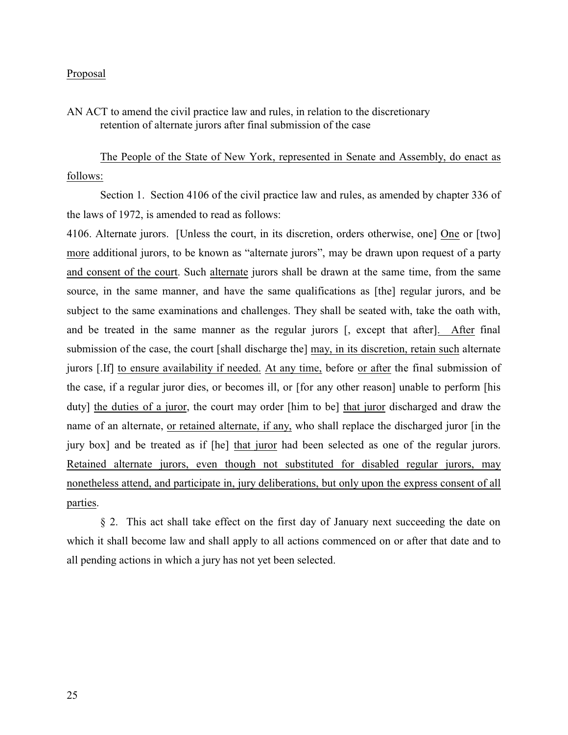<u>Proposal</u>

AN ACT to amend the civil practice law and rules, in relation to the discretionary retention of alternate jurors after final submission of the case

<u>The People of the State of New York, represented in Senate and Assembly, do enact as follows:</u>

Section 1. Section 4106 of the civil practice law and rules, as amended by chapter 336 of the laws of 1972, is amended to read as follows:

4106. Alternate jurors. [Unless the court, in its discretion, orders otherwise, one] <u>One</u> or [two] <u>more</u> additional jurors, to be known as "alternate jurors", may be drawn upon request of a party <u>and consent of the court</u>. Such <u>alternate</u> jurors shall be drawn at the same time, from the same source, in the same manner, and have the same qualifications as [the] regular jurors, and be subject to the same examinations and challenges. They shall be seated with, take the oath with, and be treated in the same manner as the regular jurors [, except that after]<u>. After</u> final submission of the case, the court [shall discharge the] <u>may, in its discretion, retain such</u> alternate jurors [.If] <u>to ensure availability if needed.</u> <u>At any time,</u> before <u>or after</u> the final submission of the case, if a regular juror dies, or becomes ill, or [for any other reason] unable to perform [his duty] <u>the duties of a juror</u>, the court may order [him to be] <u>that juror</u> discharged and draw the name of an alternate, <u>or retained alternate, if any,</u> who shall replace the discharged juror [in the jury box] and be treated as if [he] <u>that juror</u> had been selected as one of the regular jurors. <u>Retained alternate jurors, even though not substituted for disabled regular jurors, may nonetheless attend, and participate in, jury deliberations, but only upon the express consent of all parties</u>.

§ 2. This act shall take effect on the first day of January next succeeding the date on which it shall become law and shall apply to all actions commenced on or after that date and to all pending actions in which a jury has not yet been selected.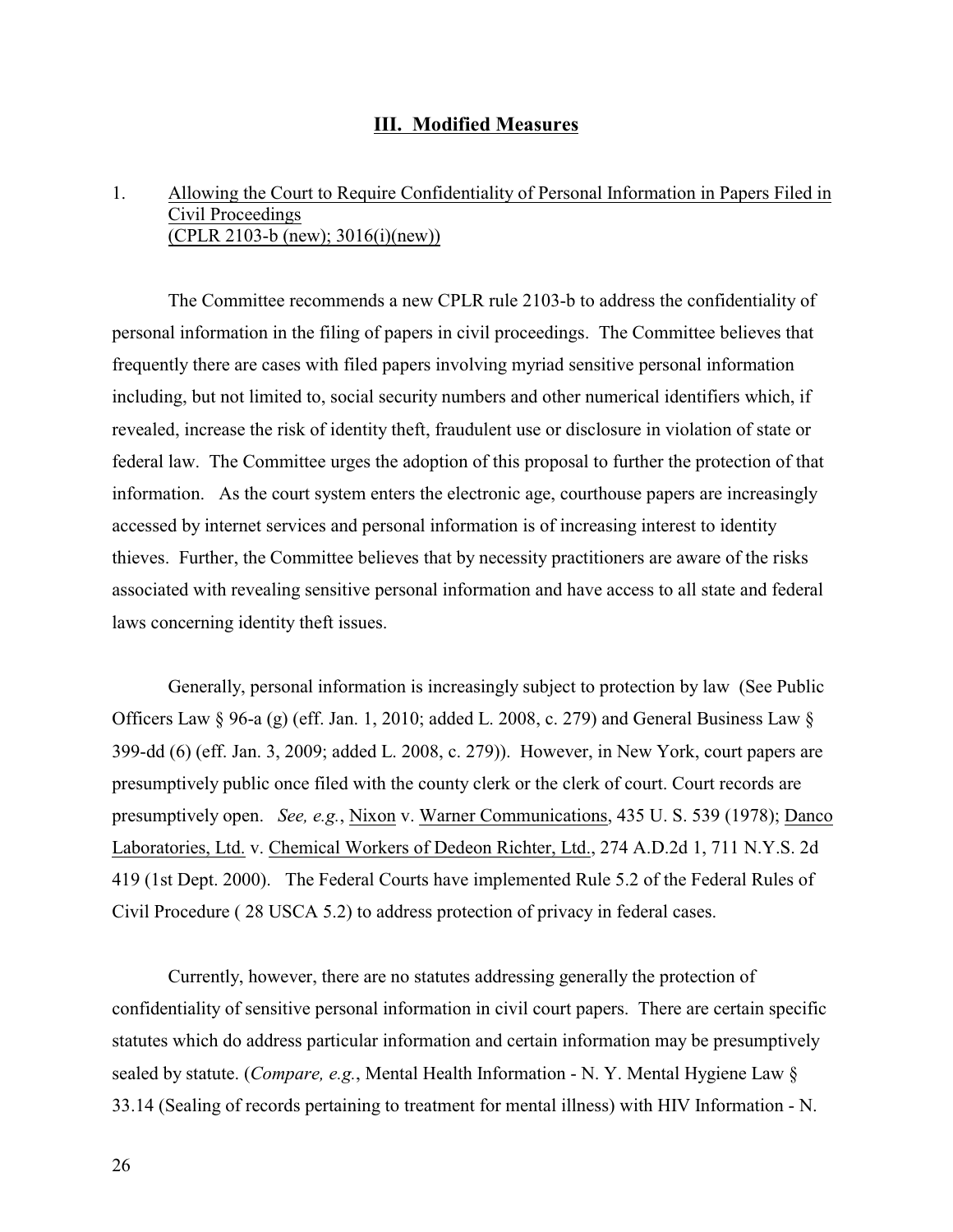## III. Modified Measures

1. Allowing the Court to Require Confidentiality of Personal Information in Papers Filed in Civil Proceedings
(CPLR 2103-b (new); 3016(i)(new))

The Committee recommends a new CPLR rule 2103-b to address the confidentiality of personal information in the filing of papers in civil proceedings. The Committee believes that frequently there are cases with filed papers involving myriad sensitive personal information including, but not limited to, social security numbers and other numerical identifiers which, if revealed, increase the risk of identity theft, fraudulent use or disclosure in violation of state or federal law. The Committee urges the adoption of this proposal to further the protection of that information. As the court system enters the electronic age, courthouse papers are increasingly accessed by internet services and personal information is of increasing interest to identity thieves. Further, the Committee believes that by necessity practitioners are aware of the risks associated with revealing sensitive personal information and have access to all state and federal laws concerning identity theft issues.

Generally, personal information is increasingly subject to protection by law (See Public Officers Law § 96-a (g) (eff. Jan. 1, 2010; added L. 2008, c. 279) and General Business Law § 399-dd (6) (eff. Jan. 3, 2009; added L. 2008, c. 279)). However, in New York, court papers are presumptively public once filed with the county clerk or the clerk of court. Court records are presumptively open. *See, e.g.*, Nixon v. Warner Communications, 435 U. S. 539 (1978); Danco Laboratories, Ltd. v. Chemical Workers of Dedeon Richter, Ltd., 274 A.D.2d 1, 711 N.Y.S. 2d 419 (1st Dept. 2000). The Federal Courts have implemented Rule 5.2 of the Federal Rules of Civil Procedure ( 28 USCA 5.2) to address protection of privacy in federal cases.

Currently, however, there are no statutes addressing generally the protection of confidentiality of sensitive personal information in civil court papers. There are certain specific statutes which do address particular information and certain information may be presumptively sealed by statute. (*Compare, e.g.*, Mental Health Information - N. Y. Mental Hygiene Law § 33.14 (Sealing of records pertaining to treatment for mental illness) with HIV Information - N.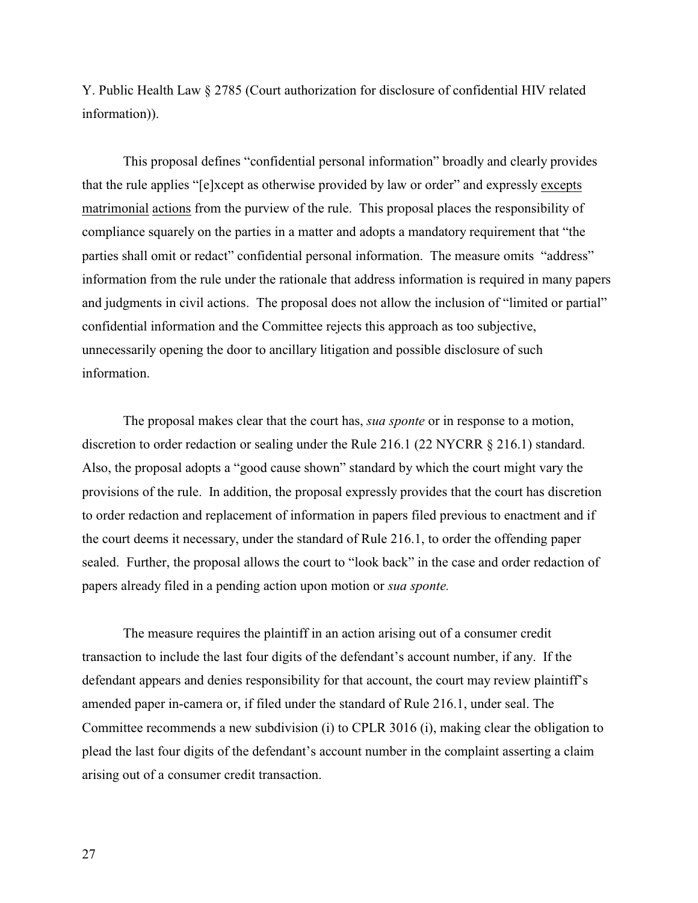Y. Public Health Law § 2785 (Court authorization for disclosure of confidential HIV related information)).

This proposal defines "confidential personal information" broadly and clearly provides that the rule applies "[e]xcept as otherwise provided by law or order" and expressly excepts matrimonial actions from the purview of the rule. This proposal places the responsibility of compliance squarely on the parties in a matter and adopts a mandatory requirement that "the parties shall omit or redact" confidential personal information. The measure omits "address" information from the rule under the rationale that address information is required in many papers and judgments in civil actions. The proposal does not allow the inclusion of "limited or partial" confidential information and the Committee rejects this approach as too subjective, unnecessarily opening the door to ancillary litigation and possible disclosure of such information.

The proposal makes clear that the court has, *sua sponte* or in response to a motion, discretion to order redaction or sealing under the Rule 216.1 (22 NYCRR § 216.1) standard. Also, the proposal adopts a "good cause shown" standard by which the court might vary the provisions of the rule. In addition, the proposal expressly provides that the court has discretion to order redaction and replacement of information in papers filed previous to enactment and if the court deems it necessary, under the standard of Rule 216.1, to order the offending paper sealed. Further, the proposal allows the court to "look back" in the case and order redaction of papers already filed in a pending action upon motion or *sua sponte.*

The measure requires the plaintiff in an action arising out of a consumer credit transaction to include the last four digits of the defendant's account number, if any. If the defendant appears and denies responsibility for that account, the court may review plaintiff's amended paper in-camera or, if filed under the standard of Rule 216.1, under seal. The Committee recommends a new subdivision (i) to CPLR 3016 (i), making clear the obligation to plead the last four digits of the defendant's account number in the complaint asserting a claim arising out of a consumer credit transaction.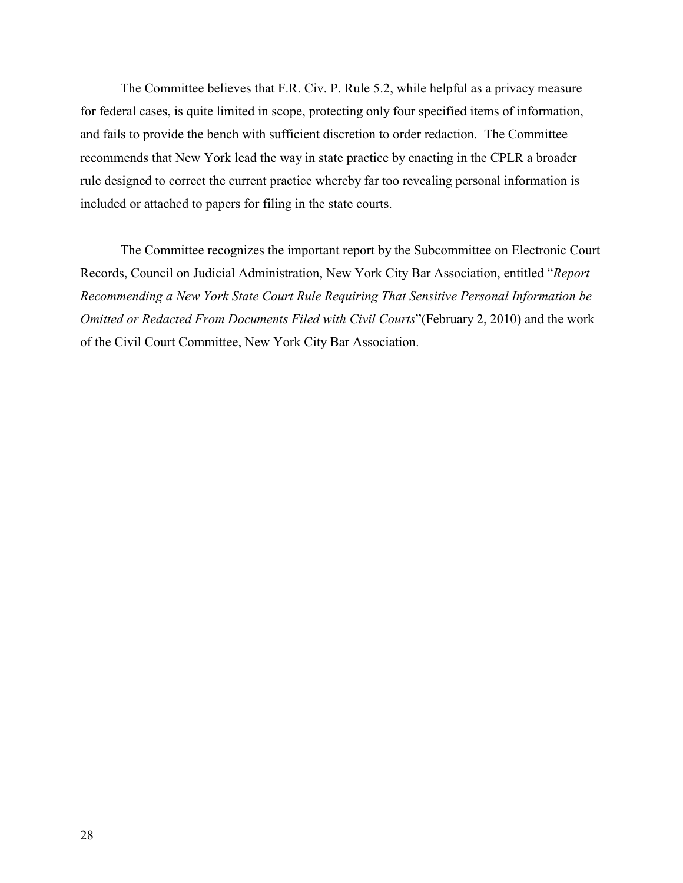The Committee believes that F.R. Civ. P. Rule 5.2, while helpful as a privacy measure for federal cases, is quite limited in scope, protecting only four specified items of information, and fails to provide the bench with sufficient discretion to order redaction. The Committee recommends that New York lead the way in state practice by enacting in the CPLR a broader rule designed to correct the current practice whereby far too revealing personal information is included or attached to papers for filing in the state courts.

The Committee recognizes the important report by the Subcommittee on Electronic Court Records, Council on Judicial Administration, New York City Bar Association, entitled "*Report Recommending a New York State Court Rule Requiring That Sensitive Personal Information be Omitted or Redacted From Documents Filed with Civil Courts*"(February 2, 2010) and the work of the Civil Court Committee, New York City Bar Association.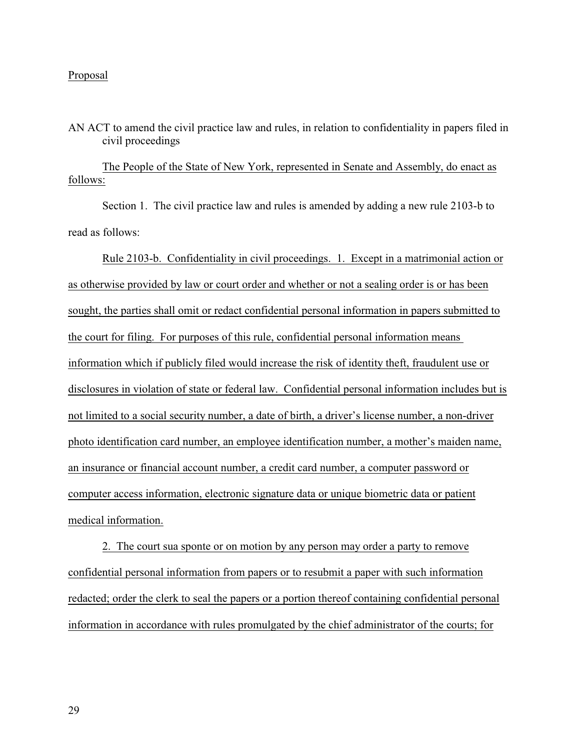Proposal

AN ACT to amend the civil practice law and rules, in relation to confidentiality in papers filed in civil proceedings

The People of the State of New York, represented in Senate and Assembly, do enact as follows:

Section 1. The civil practice law and rules is amended by adding a new rule 2103-b to read as follows:

Rule 2103-b. Confidentiality in civil proceedings. 1. Except in a matrimonial action or as otherwise provided by law or court order and whether or not a sealing order is or has been sought, the parties shall omit or redact confidential personal information in papers submitted to the court for filing. For purposes of this rule, confidential personal information means information which if publicly filed would increase the risk of identity theft, fraudulent use or disclosures in violation of state or federal law. Confidential personal information includes but is not limited to a social security number, a date of birth, a driver's license number, a non-driver photo identification card number, an employee identification number, a mother's maiden name, an insurance or financial account number, a credit card number, a computer password or computer access information, electronic signature data or unique biometric data or patient medical information.

2. The court sua sponte or on motion by any person may order a party to remove confidential personal information from papers or to resubmit a paper with such information redacted; order the clerk to seal the papers or a portion thereof containing confidential personal information in accordance with rules promulgated by the chief administrator of the courts; for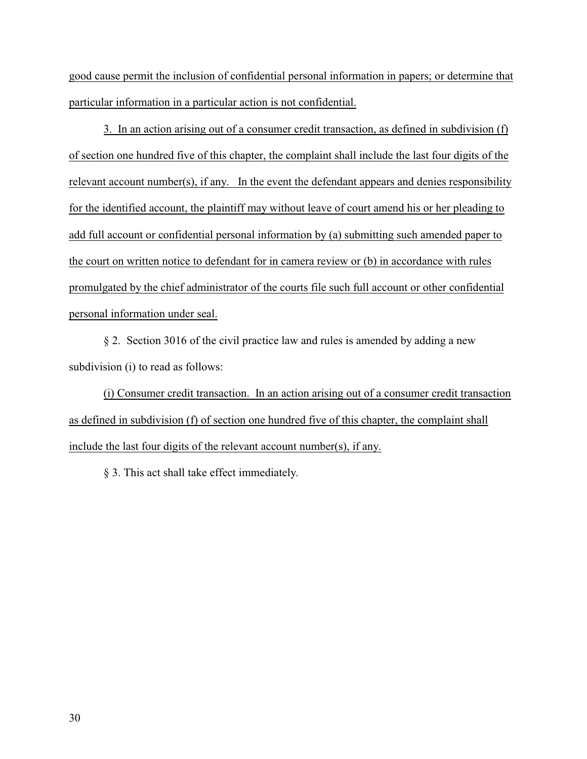good cause permit the inclusion of confidential personal information in papers; or determine that particular information in a particular action is not confidential.

3. In an action arising out of a consumer credit transaction, as defined in subdivision (f) of section one hundred five of this chapter, the complaint shall include the last four digits of the relevant account number(s), if any. In the event the defendant appears and denies responsibility for the identified account, the plaintiff may without leave of court amend his or her pleading to add full account or confidential personal information by (a) submitting such amended paper to the court on written notice to defendant for in camera review or (b) in accordance with rules promulgated by the chief administrator of the courts file such full account or other confidential personal information under seal.

§ 2. Section 3016 of the civil practice law and rules is amended by adding a new subdivision (i) to read as follows:

(i) Consumer credit transaction. In an action arising out of a consumer credit transaction as defined in subdivision (f) of section one hundred five of this chapter, the complaint shall include the last four digits of the relevant account number(s), if any.

§ 3. This act shall take effect immediately.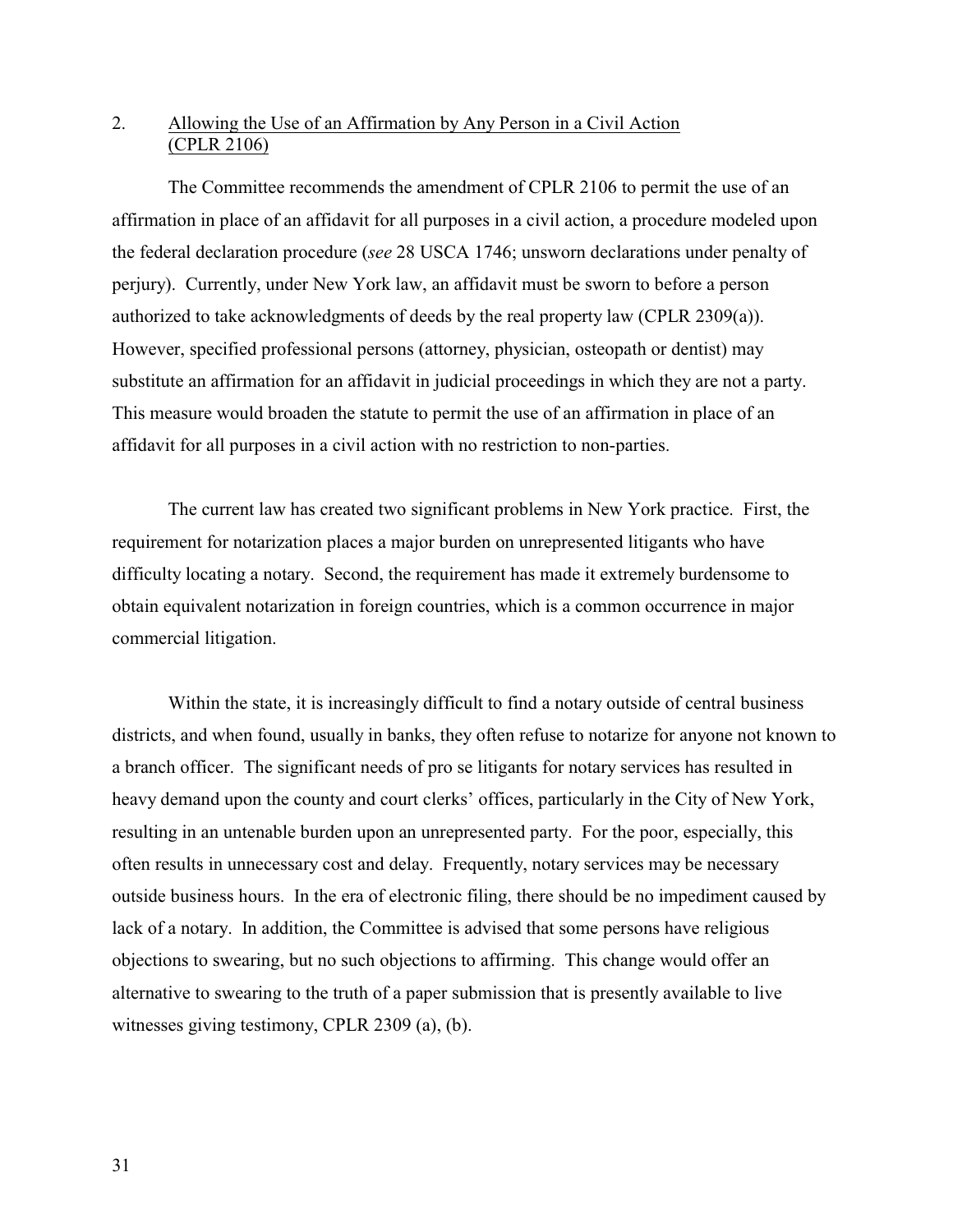2. <u>Allowing the Use of an Affirmation by Any Person in a Civil Action (CPLR 2106)</u>

The Committee recommends the amendment of CPLR 2106 to permit the use of an affirmation in place of an affidavit for all purposes in a civil action, a procedure modeled upon the federal declaration procedure (*see* 28 USCA 1746; unsworn declarations under penalty of perjury). Currently, under New York law, an affidavit must be sworn to before a person authorized to take acknowledgments of deeds by the real property law (CPLR 2309(a)). However, specified professional persons (attorney, physician, osteopath or dentist) may substitute an affirmation for an affidavit in judicial proceedings in which they are not a party. This measure would broaden the statute to permit the use of an affirmation in place of an affidavit for all purposes in a civil action with no restriction to non-parties.

The current law has created two significant problems in New York practice. First, the requirement for notarization places a major burden on unrepresented litigants who have difficulty locating a notary. Second, the requirement has made it extremely burdensome to obtain equivalent notarization in foreign countries, which is a common occurrence in major commercial litigation.

Within the state, it is increasingly difficult to find a notary outside of central business districts, and when found, usually in banks, they often refuse to notarize for anyone not known to a branch officer. The significant needs of pro se litigants for notary services has resulted in heavy demand upon the county and court clerks' offices, particularly in the City of New York, resulting in an untenable burden upon an unrepresented party. For the poor, especially, this often results in unnecessary cost and delay. Frequently, notary services may be necessary outside business hours. In the era of electronic filing, there should be no impediment caused by lack of a notary. In addition, the Committee is advised that some persons have religious objections to swearing, but no such objections to affirming. This change would offer an alternative to swearing to the truth of a paper submission that is presently available to live witnesses giving testimony, CPLR 2309 (a), (b).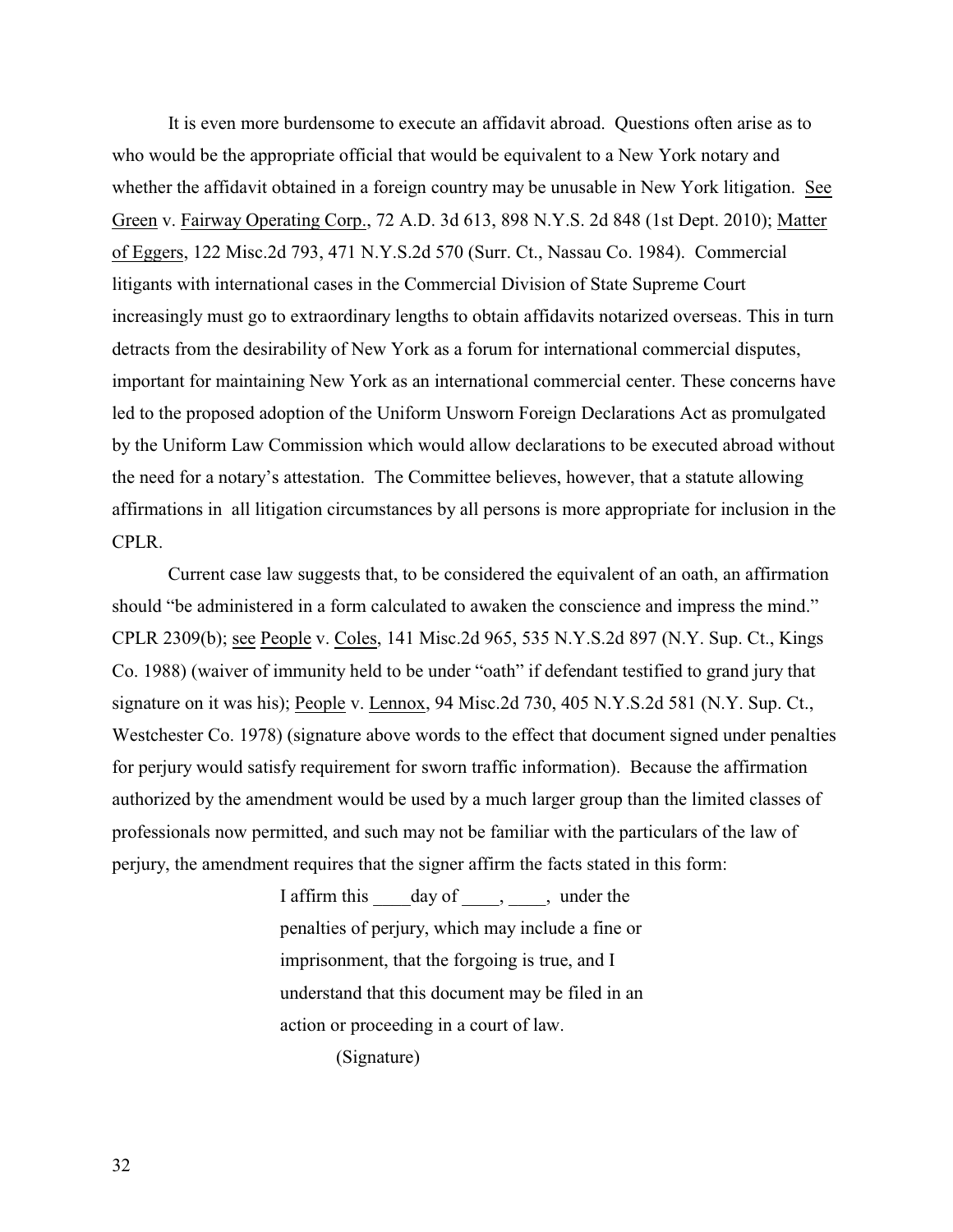It is even more burdensome to execute an affidavit abroad. Questions often arise as to who would be the appropriate official that would be equivalent to a New York notary and whether the affidavit obtained in a foreign country may be unusable in New York litigation. See Green v. Fairway Operating Corp., 72 A.D. 3d 613, 898 N.Y.S. 2d 848 (1st Dept. 2010); Matter of Eggers, 122 Misc.2d 793, 471 N.Y.S.2d 570 (Surr. Ct., Nassau Co. 1984). Commercial litigants with international cases in the Commercial Division of State Supreme Court increasingly must go to extraordinary lengths to obtain affidavits notarized overseas. This in turn detracts from the desirability of New York as a forum for international commercial disputes, important for maintaining New York as an international commercial center. These concerns have led to the proposed adoption of the Uniform Unsworn Foreign Declarations Act as promulgated by the Uniform Law Commission which would allow declarations to be executed abroad without the need for a notary's attestation. The Committee believes, however, that a statute allowing affirmations in all litigation circumstances by all persons is more appropriate for inclusion in the CPLR.

Current case law suggests that, to be considered the equivalent of an oath, an affirmation should "be administered in a form calculated to awaken the conscience and impress the mind." CPLR 2309(b); see People v. Coles, 141 Misc.2d 965, 535 N.Y.S.2d 897 (N.Y. Sup. Ct., Kings Co. 1988) (waiver of immunity held to be under "oath" if defendant testified to grand jury that signature on it was his); People v. Lennox, 94 Misc.2d 730, 405 N.Y.S.2d 581 (N.Y. Sup. Ct., Westchester Co. 1978) (signature above words to the effect that document signed under penalties for perjury would satisfy requirement for sworn traffic information). Because the affirmation authorized by the amendment would be used by a much larger group than the limited classes of professionals now permitted, and such may not be familiar with the particulars of the law of perjury, the amendment requires that the signer affirm the facts stated in this form:

> I affirm this ____day of ____, ____, under the penalties of perjury, which may include a fine or imprisonment, that the forgoing is true, and I understand that this document may be filed in an action or proceeding in a court of law.
>
> (Signature)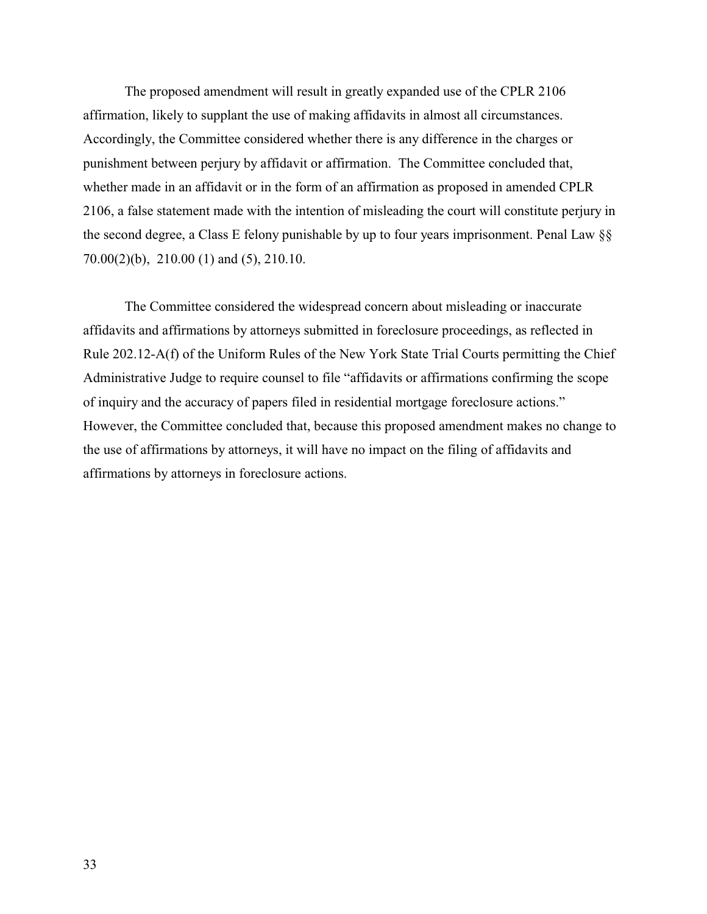The proposed amendment will result in greatly expanded use of the CPLR 2106 affirmation, likely to supplant the use of making affidavits in almost all circumstances. Accordingly, the Committee considered whether there is any difference in the charges or punishment between perjury by affidavit or affirmation. The Committee concluded that, whether made in an affidavit or in the form of an affirmation as proposed in amended CPLR 2106, a false statement made with the intention of misleading the court will constitute perjury in the second degree, a Class E felony punishable by up to four years imprisonment. Penal Law §§ 70.00(2)(b), 210.00 (1) and (5), 210.10.

The Committee considered the widespread concern about misleading or inaccurate affidavits and affirmations by attorneys submitted in foreclosure proceedings, as reflected in Rule 202.12-A(f) of the Uniform Rules of the New York State Trial Courts permitting the Chief Administrative Judge to require counsel to file "affidavits or affirmations confirming the scope of inquiry and the accuracy of papers filed in residential mortgage foreclosure actions." However, the Committee concluded that, because this proposed amendment makes no change to the use of affirmations by attorneys, it will have no impact on the filing of affidavits and affirmations by attorneys in foreclosure actions.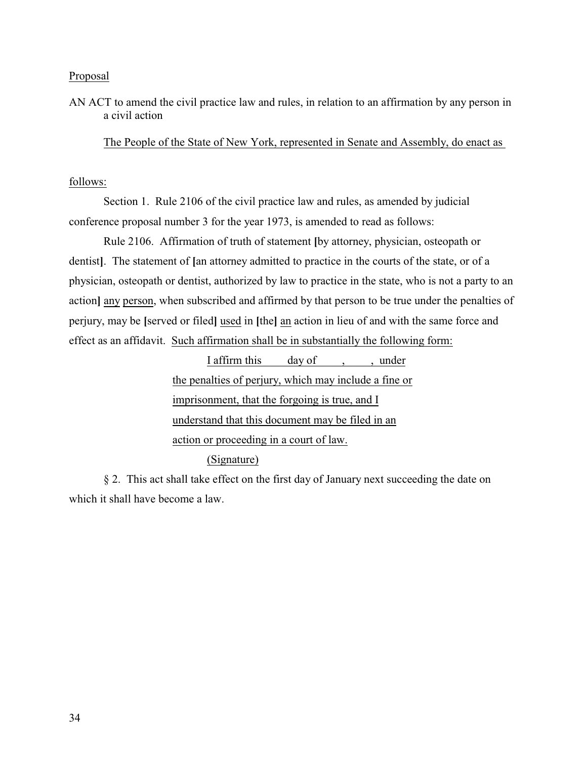Proposal

AN ACT to amend the civil practice law and rules, in relation to an affirmation by any person in a civil action

The People of the State of New York, represented in Senate and Assembly, do enact as follows:

Section 1. Rule 2106 of the civil practice law and rules, as amended by judicial conference proposal number 3 for the year 1973, is amended to read as follows:

Rule 2106. Affirmation of truth of statement **[**by attorney, physician, osteopath or dentist**]**. The statement of **[**an attorney admitted to practice in the courts of the state, or of a physician, osteopath or dentist, authorized by law to practice in the state, who is not a party to an action**]** any person, when subscribed and affirmed by that person to be true under the penalties of perjury, may be **[**served or filed**]** used in **[**the**]** an action in lieu of and with the same force and effect as an affidavit. Such affirmation shall be in substantially the following form:

> I affirm this ____ day of ____, ____, under the penalties of perjury, which may include a fine or imprisonment, that the forgoing is true, and I understand that this document may be filed in an action or proceeding in a court of law.
>
> (Signature)

§ 2. This act shall take effect on the first day of January next succeeding the date on which it shall have become a law.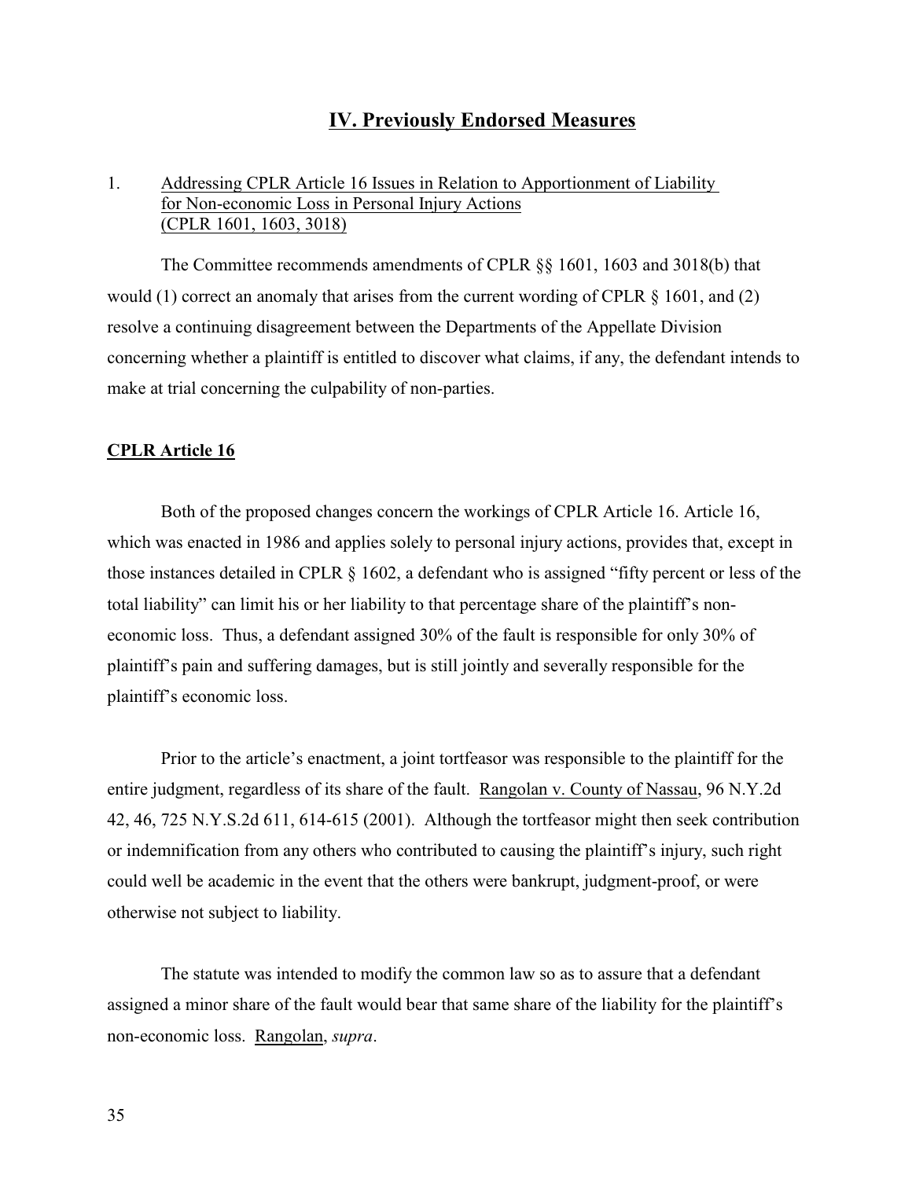## IV. Previously Endorsed Measures

1. Addressing CPLR Article 16 Issues in Relation to Apportionment of Liability for Non-economic Loss in Personal Injury Actions (CPLR 1601, 1603, 3018)

The Committee recommends amendments of CPLR §§ 1601, 1603 and 3018(b) that would (1) correct an anomaly that arises from the current wording of CPLR § 1601, and (2) resolve a continuing disagreement between the Departments of the Appellate Division concerning whether a plaintiff is entitled to discover what claims, if any, the defendant intends to make at trial concerning the culpability of non-parties.

**CPLR Article 16**

Both of the proposed changes concern the workings of CPLR Article 16. Article 16, which was enacted in 1986 and applies solely to personal injury actions, provides that, except in those instances detailed in CPLR § 1602, a defendant who is assigned "fifty percent or less of the total liability" can limit his or her liability to that percentage share of the plaintiff's non-economic loss. Thus, a defendant assigned 30% of the fault is responsible for only 30% of plaintiff's pain and suffering damages, but is still jointly and severally responsible for the plaintiff's economic loss.

Prior to the article's enactment, a joint tortfeasor was responsible to the plaintiff for the entire judgment, regardless of its share of the fault. Rangolan v. County of Nassau, 96 N.Y.2d 42, 46, 725 N.Y.S.2d 611, 614-615 (2001). Although the tortfeasor might then seek contribution or indemnification from any others who contributed to causing the plaintiff's injury, such right could well be academic in the event that the others were bankrupt, judgment-proof, or were otherwise not subject to liability.

The statute was intended to modify the common law so as to assure that a defendant assigned a minor share of the fault would bear that same share of the liability for the plaintiff's non-economic loss. Rangolan, *supra*.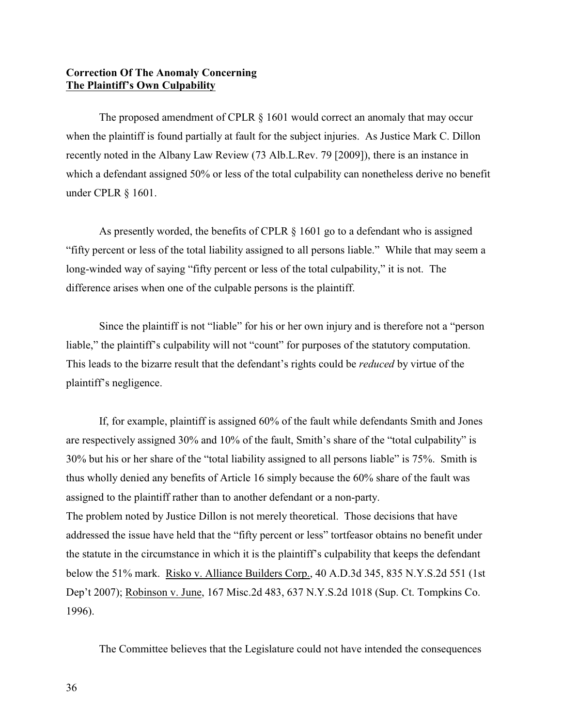**Correction Of The Anomaly Concerning**
**The Plaintiff's Own Culpability**

The proposed amendment of CPLR § 1601 would correct an anomaly that may occur when the plaintiff is found partially at fault for the subject injuries. As Justice Mark C. Dillon recently noted in the Albany Law Review (73 Alb.L.Rev. 79 [2009]), there is an instance in which a defendant assigned 50% or less of the total culpability can nonetheless derive no benefit under CPLR § 1601.

As presently worded, the benefits of CPLR § 1601 go to a defendant who is assigned "fifty percent or less of the total liability assigned to all persons liable." While that may seem a long-winded way of saying "fifty percent or less of the total culpability," it is not. The difference arises when one of the culpable persons is the plaintiff.

Since the plaintiff is not "liable" for his or her own injury and is therefore not a "person liable," the plaintiff's culpability will not "count" for purposes of the statutory computation. This leads to the bizarre result that the defendant's rights could be *reduced* by virtue of the plaintiff's negligence.

If, for example, plaintiff is assigned 60% of the fault while defendants Smith and Jones are respectively assigned 30% and 10% of the fault, Smith's share of the "total culpability" is 30% but his or her share of the "total liability assigned to all persons liable" is 75%. Smith is thus wholly denied any benefits of Article 16 simply because the 60% share of the fault was assigned to the plaintiff rather than to another defendant or a non-party.

The problem noted by Justice Dillon is not merely theoretical. Those decisions that have addressed the issue have held that the "fifty percent or less" tortfeasor obtains no benefit under the statute in the circumstance in which it is the plaintiff's culpability that keeps the defendant below the 51% mark. Risko v. Alliance Builders Corp., 40 A.D.3d 345, 835 N.Y.S.2d 551 (1st Dep't 2007); Robinson v. June, 167 Misc.2d 483, 637 N.Y.S.2d 1018 (Sup. Ct. Tompkins Co. 1996).

The Committee believes that the Legislature could not have intended the consequences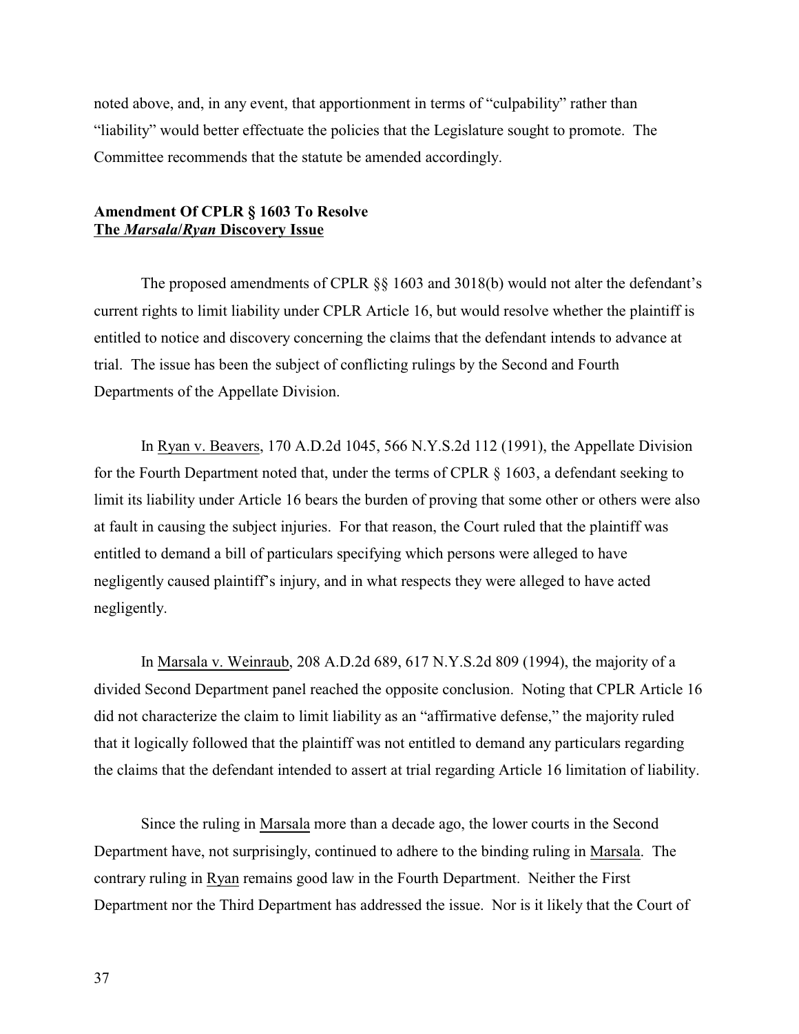noted above, and, in any event, that apportionment in terms of "culpability" rather than "liability" would better effectuate the policies that the Legislature sought to promote. The Committee recommends that the statute be amended accordingly.

### Amendment Of CPLR § 1603 To Resolve The *Marsala*/*Ryan* Discovery Issue

The proposed amendments of CPLR §§ 1603 and 3018(b) would not alter the defendant's current rights to limit liability under CPLR Article 16, but would resolve whether the plaintiff is entitled to notice and discovery concerning the claims that the defendant intends to advance at trial. The issue has been the subject of conflicting rulings by the Second and Fourth Departments of the Appellate Division.

In Ryan v. Beavers, 170 A.D.2d 1045, 566 N.Y.S.2d 112 (1991), the Appellate Division for the Fourth Department noted that, under the terms of CPLR § 1603, a defendant seeking to limit its liability under Article 16 bears the burden of proving that some other or others were also at fault in causing the subject injuries. For that reason, the Court ruled that the plaintiff was entitled to demand a bill of particulars specifying which persons were alleged to have negligently caused plaintiff's injury, and in what respects they were alleged to have acted negligently.

In Marsala v. Weinraub, 208 A.D.2d 689, 617 N.Y.S.2d 809 (1994), the majority of a divided Second Department panel reached the opposite conclusion. Noting that CPLR Article 16 did not characterize the claim to limit liability as an "affirmative defense," the majority ruled that it logically followed that the plaintiff was not entitled to demand any particulars regarding the claims that the defendant intended to assert at trial regarding Article 16 limitation of liability.

Since the ruling in Marsala more than a decade ago, the lower courts in the Second Department have, not surprisingly, continued to adhere to the binding ruling in Marsala. The contrary ruling in Ryan remains good law in the Fourth Department. Neither the First Department nor the Third Department has addressed the issue. Nor is it likely that the Court of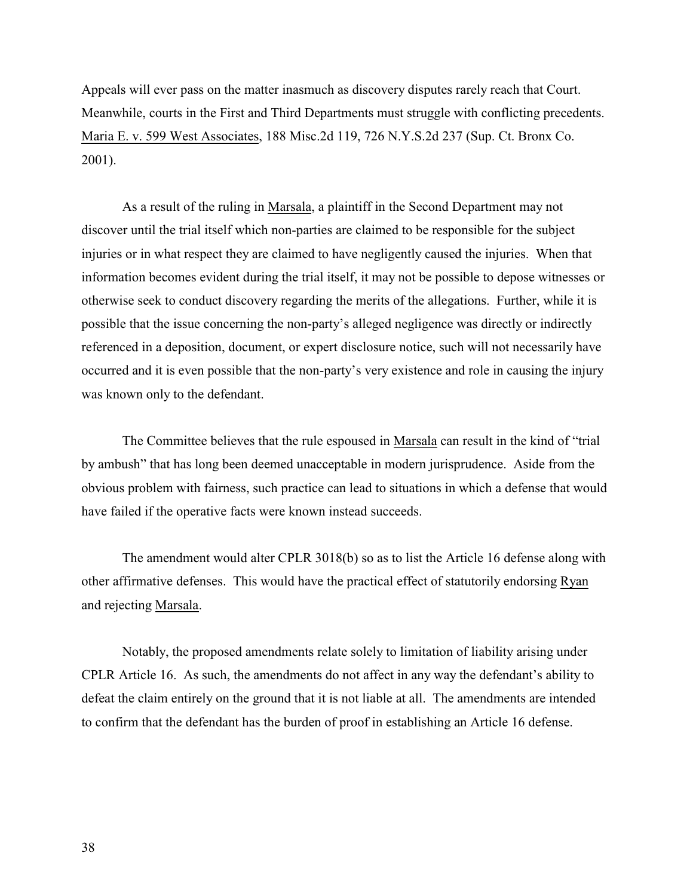Appeals will ever pass on the matter inasmuch as discovery disputes rarely reach that Court. Meanwhile, courts in the First and Third Departments must struggle with conflicting precedents. Maria E. v. 599 West Associates, 188 Misc.2d 119, 726 N.Y.S.2d 237 (Sup. Ct. Bronx Co. 2001).

As a result of the ruling in Marsala, a plaintiff in the Second Department may not discover until the trial itself which non-parties are claimed to be responsible for the subject injuries or in what respect they are claimed to have negligently caused the injuries. When that information becomes evident during the trial itself, it may not be possible to depose witnesses or otherwise seek to conduct discovery regarding the merits of the allegations. Further, while it is possible that the issue concerning the non-party's alleged negligence was directly or indirectly referenced in a deposition, document, or expert disclosure notice, such will not necessarily have occurred and it is even possible that the non-party's very existence and role in causing the injury was known only to the defendant.

The Committee believes that the rule espoused in Marsala can result in the kind of "trial by ambush" that has long been deemed unacceptable in modern jurisprudence. Aside from the obvious problem with fairness, such practice can lead to situations in which a defense that would have failed if the operative facts were known instead succeeds.

The amendment would alter CPLR 3018(b) so as to list the Article 16 defense along with other affirmative defenses. This would have the practical effect of statutorily endorsing Ryan and rejecting Marsala.

Notably, the proposed amendments relate solely to limitation of liability arising under CPLR Article 16. As such, the amendments do not affect in any way the defendant's ability to defeat the claim entirely on the ground that it is not liable at all. The amendments are intended to confirm that the defendant has the burden of proof in establishing an Article 16 defense.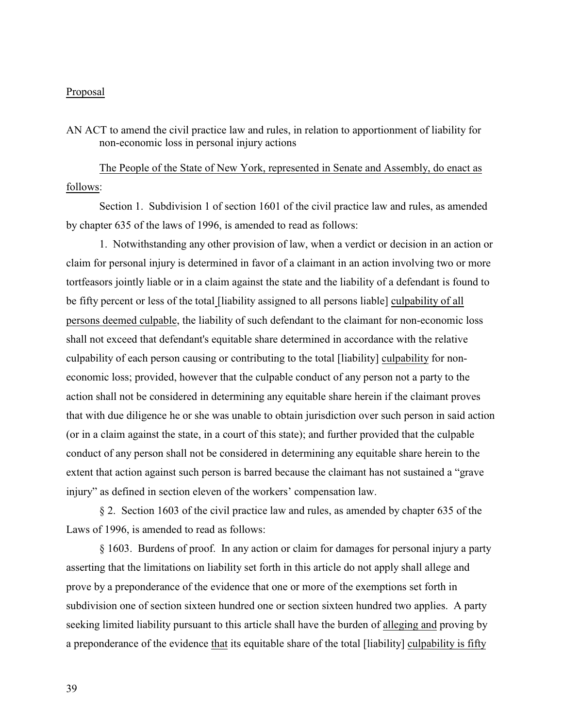Proposal

AN ACT to amend the civil practice law and rules, in relation to apportionment of liability for non-economic loss in personal injury actions

The People of the State of New York, represented in Senate and Assembly, do enact as follows:

Section 1. Subdivision 1 of section 1601 of the civil practice law and rules, as amended by chapter 635 of the laws of 1996, is amended to read as follows:

1. Notwithstanding any other provision of law, when a verdict or decision in an action or claim for personal injury is determined in favor of a claimant in an action involving two or more tortfeasors jointly liable or in a claim against the state and the liability of a defendant is found to be fifty percent or less of the total [liability assigned to all persons liable] culpability of all persons deemed culpable, the liability of such defendant to the claimant for non-economic loss shall not exceed that defendant's equitable share determined in accordance with the relative culpability of each person causing or contributing to the total [liability] culpability for non-economic loss; provided, however that the culpable conduct of any person not a party to the action shall not be considered in determining any equitable share herein if the claimant proves that with due diligence he or she was unable to obtain jurisdiction over such person in said action (or in a claim against the state, in a court of this state); and further provided that the culpable conduct of any person shall not be considered in determining any equitable share herein to the extent that action against such person is barred because the claimant has not sustained a "grave injury" as defined in section eleven of the workers' compensation law.

§ 2. Section 1603 of the civil practice law and rules, as amended by chapter 635 of the Laws of 1996, is amended to read as follows:

§ 1603. Burdens of proof. In any action or claim for damages for personal injury a party asserting that the limitations on liability set forth in this article do not apply shall allege and prove by a preponderance of the evidence that one or more of the exemptions set forth in subdivision one of section sixteen hundred one or section sixteen hundred two applies. A party seeking limited liability pursuant to this article shall have the burden of alleging and proving by a preponderance of the evidence that its equitable share of the total [liability] culpability is fifty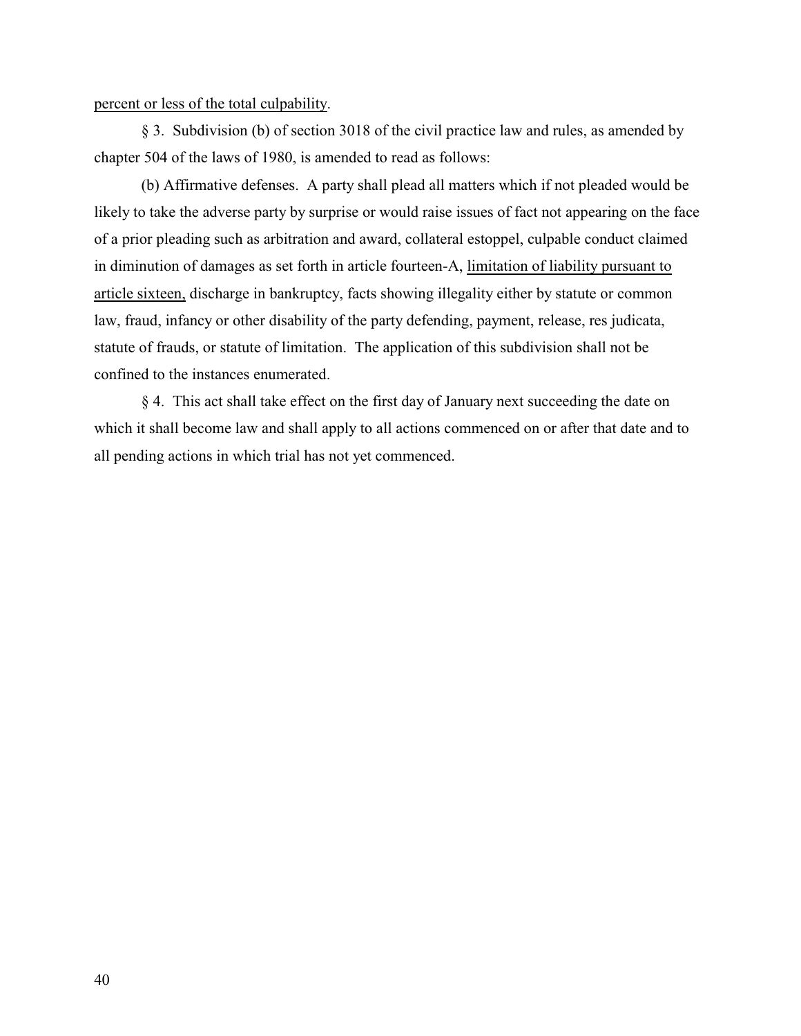<u>percent or less of the total culpability</u>.

§ 3. Subdivision (b) of section 3018 of the civil practice law and rules, as amended by chapter 504 of the laws of 1980, is amended to read as follows:

(b) Affirmative defenses. A party shall plead all matters which if not pleaded would be likely to take the adverse party by surprise or would raise issues of fact not appearing on the face of a prior pleading such as arbitration and award, collateral estoppel, culpable conduct claimed in diminution of damages as set forth in article fourteen-A, <u>limitation of liability pursuant to article sixteen,</u> discharge in bankruptcy, facts showing illegality either by statute or common law, fraud, infancy or other disability of the party defending, payment, release, res judicata, statute of frauds, or statute of limitation. The application of this subdivision shall not be confined to the instances enumerated.

§ 4. This act shall take effect on the first day of January next succeeding the date on which it shall become law and shall apply to all actions commenced on or after that date and to all pending actions in which trial has not yet commenced.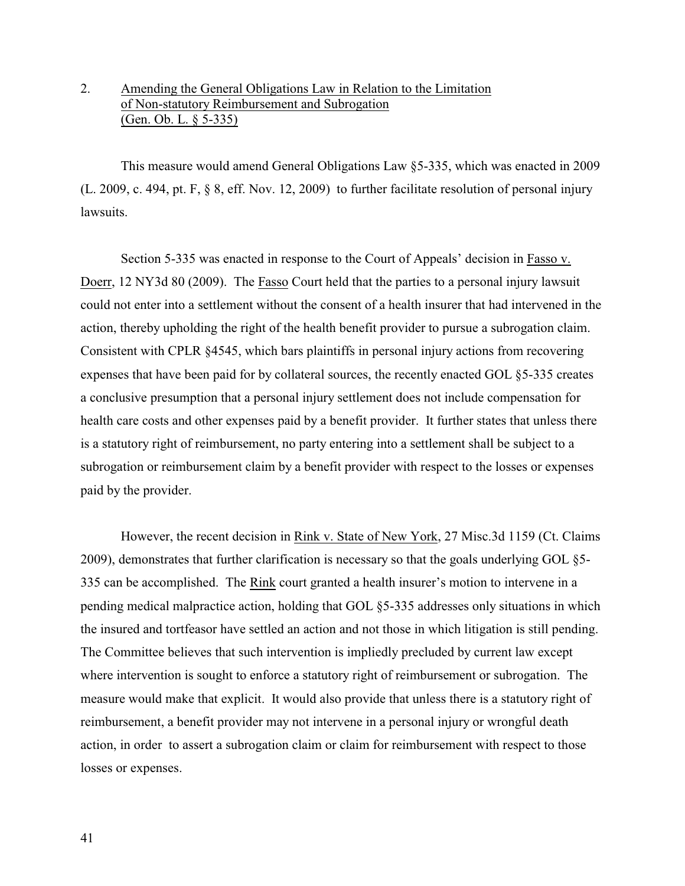## 2. Amending the General Obligations Law in Relation to the Limitation of Non-statutory Reimbursement and Subrogation (Gen. Ob. L. § 5-335)

This measure would amend General Obligations Law §5-335, which was enacted in 2009 (L. 2009, c. 494, pt. F, § 8, eff. Nov. 12, 2009) to further facilitate resolution of personal injury lawsuits.

Section 5-335 was enacted in response to the Court of Appeals' decision in Fasso v. Doerr, 12 NY3d 80 (2009). The Fasso Court held that the parties to a personal injury lawsuit could not enter into a settlement without the consent of a health insurer that had intervened in the action, thereby upholding the right of the health benefit provider to pursue a subrogation claim. Consistent with CPLR §4545, which bars plaintiffs in personal injury actions from recovering expenses that have been paid for by collateral sources, the recently enacted GOL §5-335 creates a conclusive presumption that a personal injury settlement does not include compensation for health care costs and other expenses paid by a benefit provider. It further states that unless there is a statutory right of reimbursement, no party entering into a settlement shall be subject to a subrogation or reimbursement claim by a benefit provider with respect to the losses or expenses paid by the provider.

However, the recent decision in Rink v. State of New York, 27 Misc.3d 1159 (Ct. Claims 2009), demonstrates that further clarification is necessary so that the goals underlying GOL §5-335 can be accomplished. The Rink court granted a health insurer's motion to intervene in a pending medical malpractice action, holding that GOL §5-335 addresses only situations in which the insured and tortfeasor have settled an action and not those in which litigation is still pending. The Committee believes that such intervention is impliedly precluded by current law except where intervention is sought to enforce a statutory right of reimbursement or subrogation. The measure would make that explicit. It would also provide that unless there is a statutory right of reimbursement, a benefit provider may not intervene in a personal injury or wrongful death action, in order to assert a subrogation claim or claim for reimbursement with respect to those losses or expenses.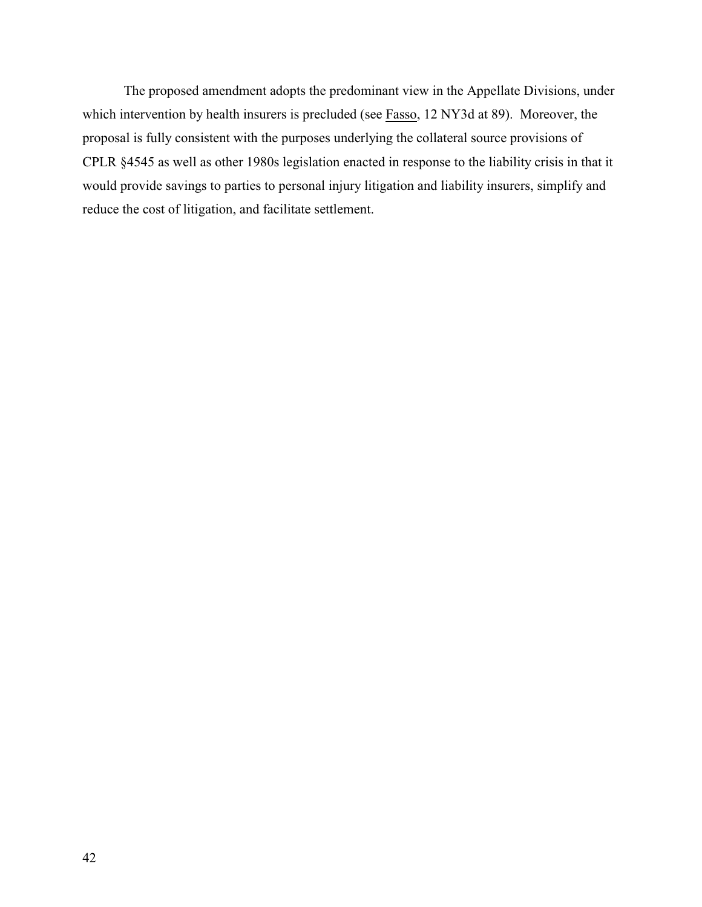The proposed amendment adopts the predominant view in the Appellate Divisions, under which intervention by health insurers is precluded (see Fasso, 12 NY3d at 89). Moreover, the proposal is fully consistent with the purposes underlying the collateral source provisions of CPLR §4545 as well as other 1980s legislation enacted in response to the liability crisis in that it would provide savings to parties to personal injury litigation and liability insurers, simplify and reduce the cost of litigation, and facilitate settlement.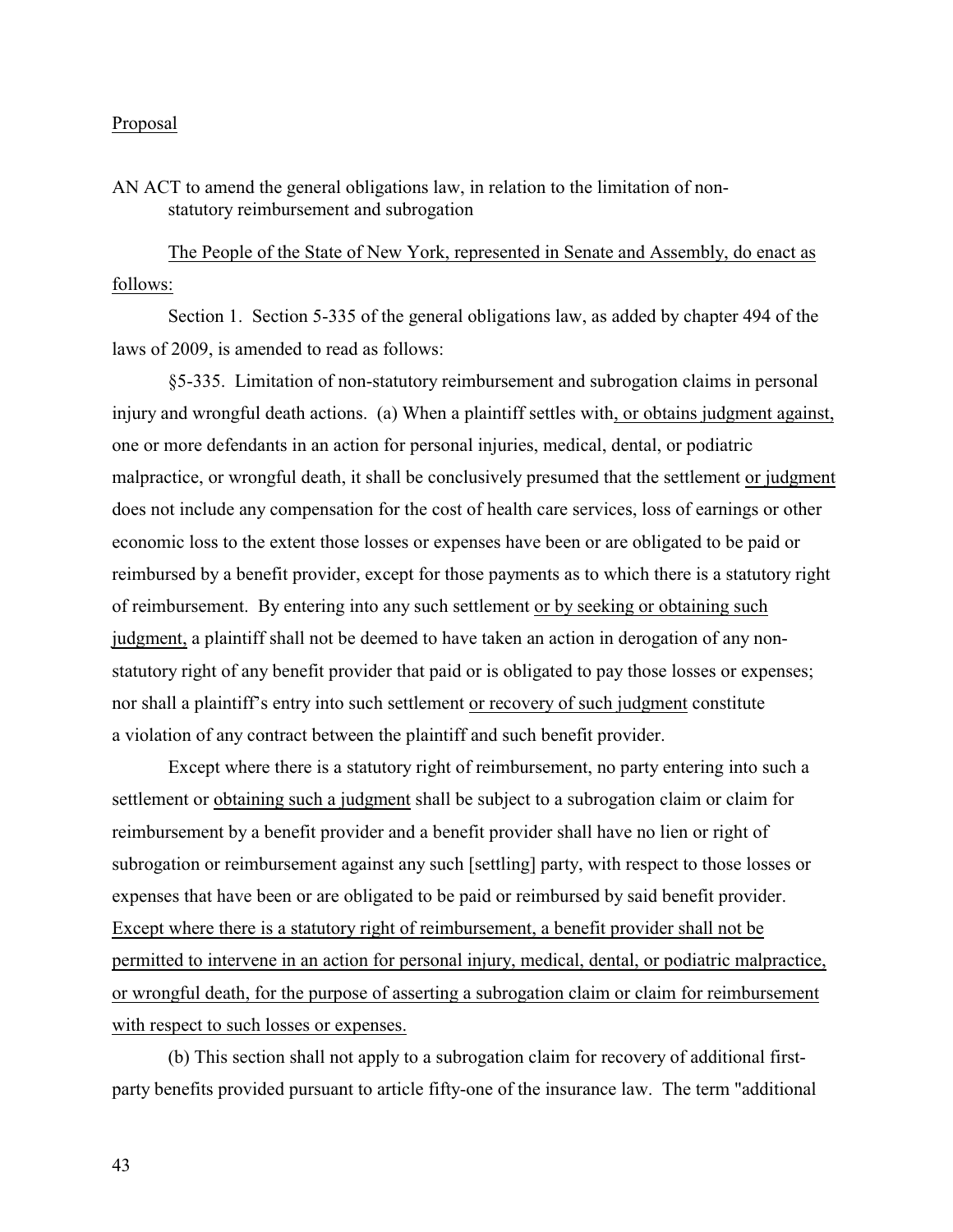Proposal

AN ACT to amend the general obligations law, in relation to the limitation of non-statutory reimbursement and subrogation

The People of the State of New York, represented in Senate and Assembly, do enact as follows:

Section 1. Section 5-335 of the general obligations law, as added by chapter 494 of the laws of 2009, is amended to read as follows:

§5-335. Limitation of non-statutory reimbursement and subrogation claims in personal injury and wrongful death actions. (a) When a plaintiff settles with, or obtains judgment against, one or more defendants in an action for personal injuries, medical, dental, or podiatric malpractice, or wrongful death, it shall be conclusively presumed that the settlement or judgment does not include any compensation for the cost of health care services, loss of earnings or other economic loss to the extent those losses or expenses have been or are obligated to be paid or reimbursed by a benefit provider, except for those payments as to which there is a statutory right of reimbursement. By entering into any such settlement or by seeking or obtaining such judgment, a plaintiff shall not be deemed to have taken an action in derogation of any non-statutory right of any benefit provider that paid or is obligated to pay those losses or expenses; nor shall a plaintiff's entry into such settlement or recovery of such judgment constitute a violation of any contract between the plaintiff and such benefit provider.

Except where there is a statutory right of reimbursement, no party entering into such a settlement or obtaining such a judgment shall be subject to a subrogation claim or claim for reimbursement by a benefit provider and a benefit provider shall have no lien or right of subrogation or reimbursement against any such [settling] party, with respect to those losses or expenses that have been or are obligated to be paid or reimbursed by said benefit provider. Except where there is a statutory right of reimbursement, a benefit provider shall not be permitted to intervene in an action for personal injury, medical, dental, or podiatric malpractice, or wrongful death, for the purpose of asserting a subrogation claim or claim for reimbursement with respect to such losses or expenses.

(b) This section shall not apply to a subrogation claim for recovery of additional first-party benefits provided pursuant to article fifty-one of the insurance law. The term "additional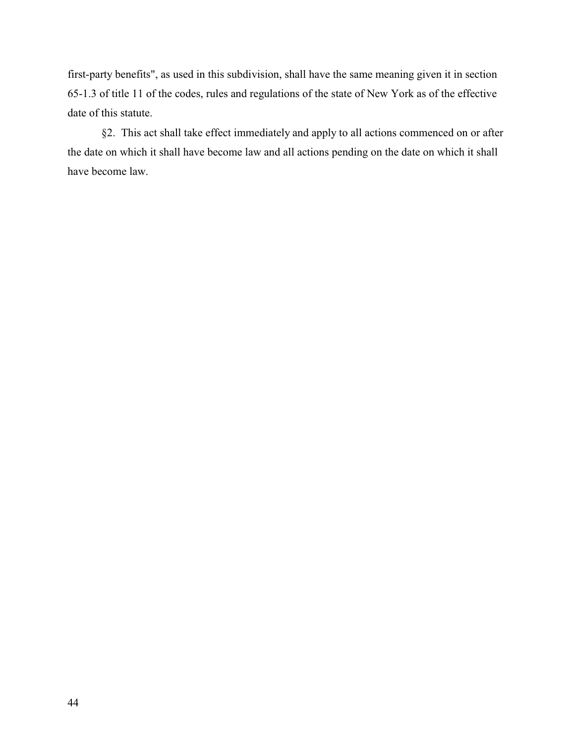first-party benefits", as used in this subdivision, shall have the same meaning given it in section 65-1.3 of title 11 of the codes, rules and regulations of the state of New York as of the effective date of this statute.

§2. This act shall take effect immediately and apply to all actions commenced on or after the date on which it shall have become law and all actions pending on the date on which it shall have become law.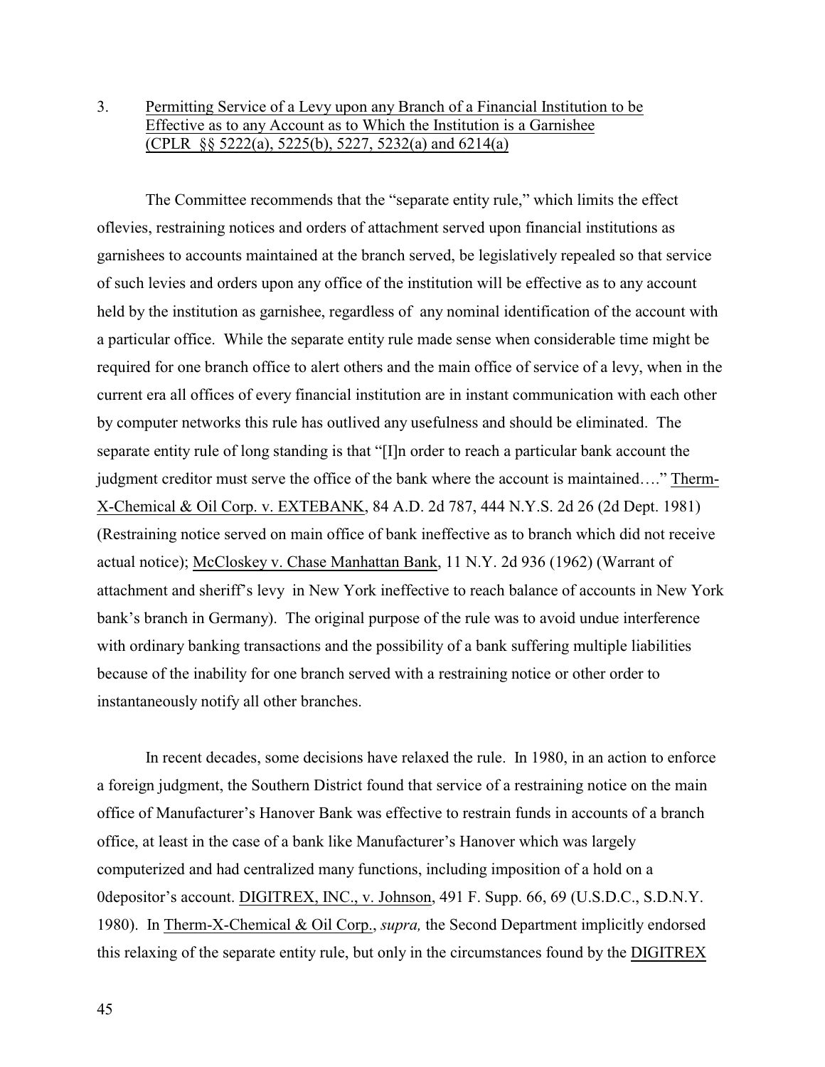3. Permitting Service of a Levy upon any Branch of a Financial Institution to be Effective as to any Account as to Which the Institution is a Garnishee (CPLR §§ 5222(a), 5225(b), 5227, 5232(a) and 6214(a)

The Committee recommends that the "separate entity rule," which limits the effect oflevies, restraining notices and orders of attachment served upon financial institutions as garnishees to accounts maintained at the branch served, be legislatively repealed so that service of such levies and orders upon any office of the institution will be effective as to any account held by the institution as garnishee, regardless of any nominal identification of the account with a particular office. While the separate entity rule made sense when considerable time might be required for one branch office to alert others and the main office of service of a levy, when in the current era all offices of every financial institution are in instant communication with each other by computer networks this rule has outlived any usefulness and should be eliminated. The separate entity rule of long standing is that "[I]n order to reach a particular bank account the judgment creditor must serve the office of the bank where the account is maintained…." Therm-X-Chemical & Oil Corp. v. EXTEBANK, 84 A.D. 2d 787, 444 N.Y.S. 2d 26 (2d Dept. 1981) (Restraining notice served on main office of bank ineffective as to branch which did not receive actual notice); McCloskey v. Chase Manhattan Bank, 11 N.Y. 2d 936 (1962) (Warrant of attachment and sheriff's levy in New York ineffective to reach balance of accounts in New York bank's branch in Germany). The original purpose of the rule was to avoid undue interference with ordinary banking transactions and the possibility of a bank suffering multiple liabilities because of the inability for one branch served with a restraining notice or other order to instantaneously notify all other branches.

In recent decades, some decisions have relaxed the rule. In 1980, in an action to enforce a foreign judgment, the Southern District found that service of a restraining notice on the main office of Manufacturer's Hanover Bank was effective to restrain funds in accounts of a branch office, at least in the case of a bank like Manufacturer's Hanover which was largely computerized and had centralized many functions, including imposition of a hold on a 0depositor's account. DIGITREX, INC., v. Johnson, 491 F. Supp. 66, 69 (U.S.D.C., S.D.N.Y. 1980). In Therm-X-Chemical & Oil Corp., *supra,* the Second Department implicitly endorsed this relaxing of the separate entity rule, but only in the circumstances found by the DIGITREX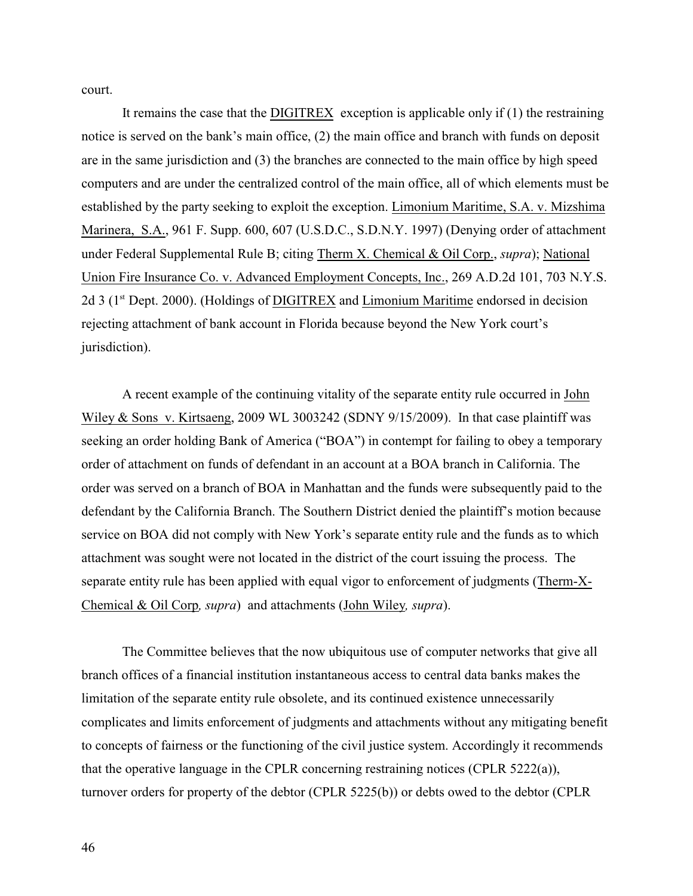court.

It remains the case that the DIGITREX exception is applicable only if (1) the restraining notice is served on the bank's main office, (2) the main office and branch with funds on deposit are in the same jurisdiction and (3) the branches are connected to the main office by high speed computers and are under the centralized control of the main office, all of which elements must be established by the party seeking to exploit the exception. Limonium Maritime, S.A. v. Mizshima Marinera, S.A., 961 F. Supp. 600, 607 (U.S.D.C., S.D.N.Y. 1997) (Denying order of attachment under Federal Supplemental Rule B; citing Therm X. Chemical & Oil Corp., *supra*); National Union Fire Insurance Co. v. Advanced Employment Concepts, Inc., 269 A.D.2d 101, 703 N.Y.S. 2d 3 (1st Dept. 2000). (Holdings of DIGITREX and Limonium Maritime endorsed in decision rejecting attachment of bank account in Florida because beyond the New York court's jurisdiction).

A recent example of the continuing vitality of the separate entity rule occurred in John Wiley & Sons v. Kirtsaeng, 2009 WL 3003242 (SDNY 9/15/2009). In that case plaintiff was seeking an order holding Bank of America ("BOA") in contempt for failing to obey a temporary order of attachment on funds of defendant in an account at a BOA branch in California. The order was served on a branch of BOA in Manhattan and the funds were subsequently paid to the defendant by the California Branch. The Southern District denied the plaintiff's motion because service on BOA did not comply with New York's separate entity rule and the funds as to which attachment was sought were not located in the district of the court issuing the process. The separate entity rule has been applied with equal vigor to enforcement of judgments (Therm-X-Chemical & Oil Corp*, supra*) and attachments (John Wiley*, supra*).

The Committee believes that the now ubiquitous use of computer networks that give all branch offices of a financial institution instantaneous access to central data banks makes the limitation of the separate entity rule obsolete, and its continued existence unnecessarily complicates and limits enforcement of judgments and attachments without any mitigating benefit to concepts of fairness or the functioning of the civil justice system. Accordingly it recommends that the operative language in the CPLR concerning restraining notices (CPLR 5222(a)), turnover orders for property of the debtor (CPLR 5225(b)) or debts owed to the debtor (CPLR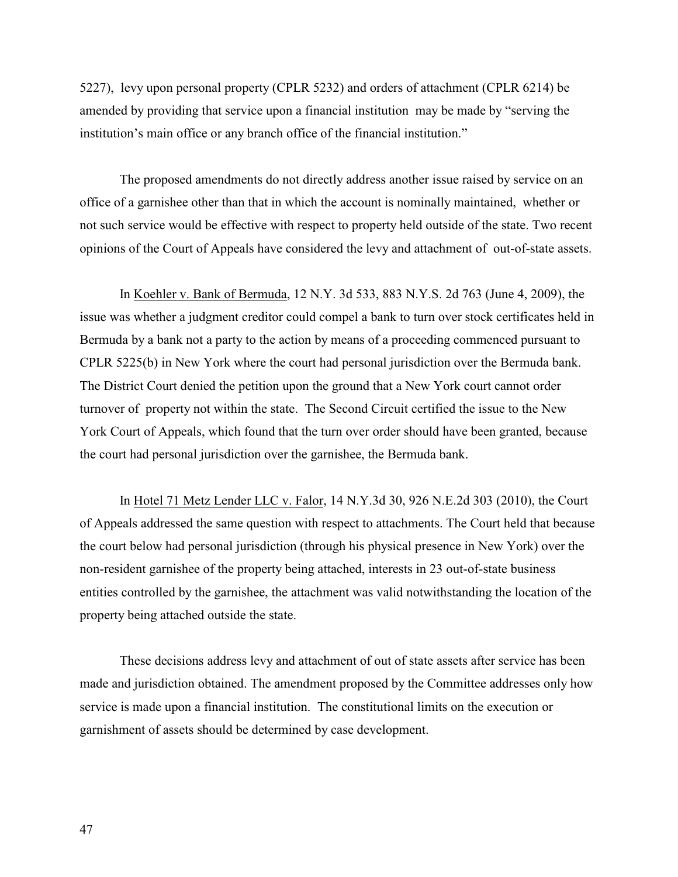5227), levy upon personal property (CPLR 5232) and orders of attachment (CPLR 6214) be amended by providing that service upon a financial institution may be made by "serving the institution's main office or any branch office of the financial institution."

The proposed amendments do not directly address another issue raised by service on an office of a garnishee other than that in which the account is nominally maintained, whether or not such service would be effective with respect to property held outside of the state. Two recent opinions of the Court of Appeals have considered the levy and attachment of out-of-state assets.

In Koehler v. Bank of Bermuda, 12 N.Y. 3d 533, 883 N.Y.S. 2d 763 (June 4, 2009), the issue was whether a judgment creditor could compel a bank to turn over stock certificates held in Bermuda by a bank not a party to the action by means of a proceeding commenced pursuant to CPLR 5225(b) in New York where the court had personal jurisdiction over the Bermuda bank. The District Court denied the petition upon the ground that a New York court cannot order turnover of property not within the state. The Second Circuit certified the issue to the New York Court of Appeals, which found that the turn over order should have been granted, because the court had personal jurisdiction over the garnishee, the Bermuda bank.

In Hotel 71 Metz Lender LLC v. Falor, 14 N.Y.3d 30, 926 N.E.2d 303 (2010), the Court of Appeals addressed the same question with respect to attachments. The Court held that because the court below had personal jurisdiction (through his physical presence in New York) over the non-resident garnishee of the property being attached, interests in 23 out-of-state business entities controlled by the garnishee, the attachment was valid notwithstanding the location of the property being attached outside the state.

These decisions address levy and attachment of out of state assets after service has been made and jurisdiction obtained. The amendment proposed by the Committee addresses only how service is made upon a financial institution. The constitutional limits on the execution or garnishment of assets should be determined by case development.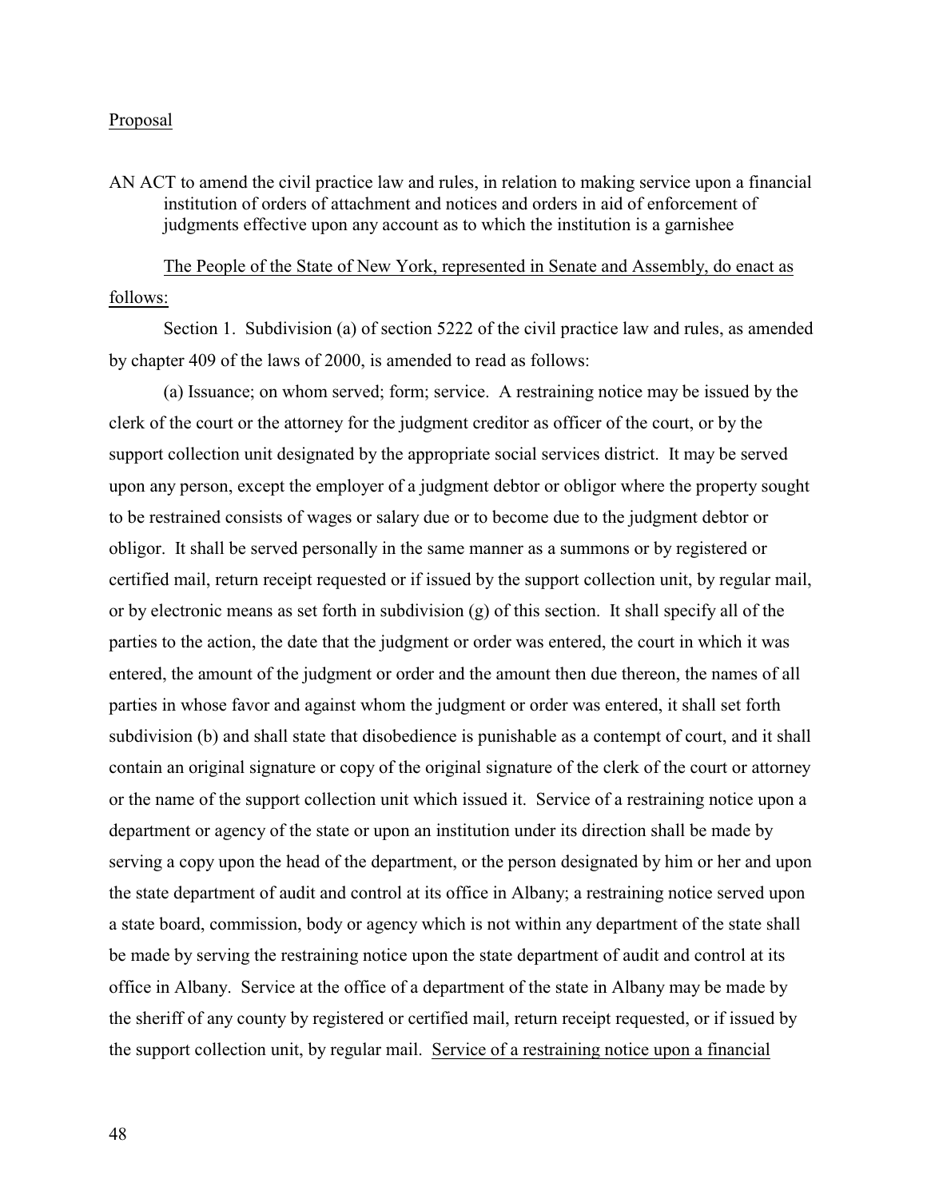<u>Proposal</u>

AN ACT to amend the civil practice law and rules, in relation to making service upon a financial institution of orders of attachment and notices and orders in aid of enforcement of judgments effective upon any account as to which the institution is a garnishee

<u>The People of the State of New York, represented in Senate and Assembly, do enact as follows:</u>

Section 1. Subdivision (a) of section 5222 of the civil practice law and rules, as amended by chapter 409 of the laws of 2000, is amended to read as follows:

(a) Issuance; on whom served; form; service. A restraining notice may be issued by the clerk of the court or the attorney for the judgment creditor as officer of the court, or by the support collection unit designated by the appropriate social services district. It may be served upon any person, except the employer of a judgment debtor or obligor where the property sought to be restrained consists of wages or salary due or to become due to the judgment debtor or obligor. It shall be served personally in the same manner as a summons or by registered or certified mail, return receipt requested or if issued by the support collection unit, by regular mail, or by electronic means as set forth in subdivision (g) of this section. It shall specify all of the parties to the action, the date that the judgment or order was entered, the court in which it was entered, the amount of the judgment or order and the amount then due thereon, the names of all parties in whose favor and against whom the judgment or order was entered, it shall set forth subdivision (b) and shall state that disobedience is punishable as a contempt of court, and it shall contain an original signature or copy of the original signature of the clerk of the court or attorney or the name of the support collection unit which issued it. Service of a restraining notice upon a department or agency of the state or upon an institution under its direction shall be made by serving a copy upon the head of the department, or the person designated by him or her and upon the state department of audit and control at its office in Albany; a restraining notice served upon a state board, commission, body or agency which is not within any department of the state shall be made by serving the restraining notice upon the state department of audit and control at its office in Albany. Service at the office of a department of the state in Albany may be made by the sheriff of any county by registered or certified mail, return receipt requested, or if issued by the support collection unit, by regular mail. <u>Service of a restraining notice upon a financial</u>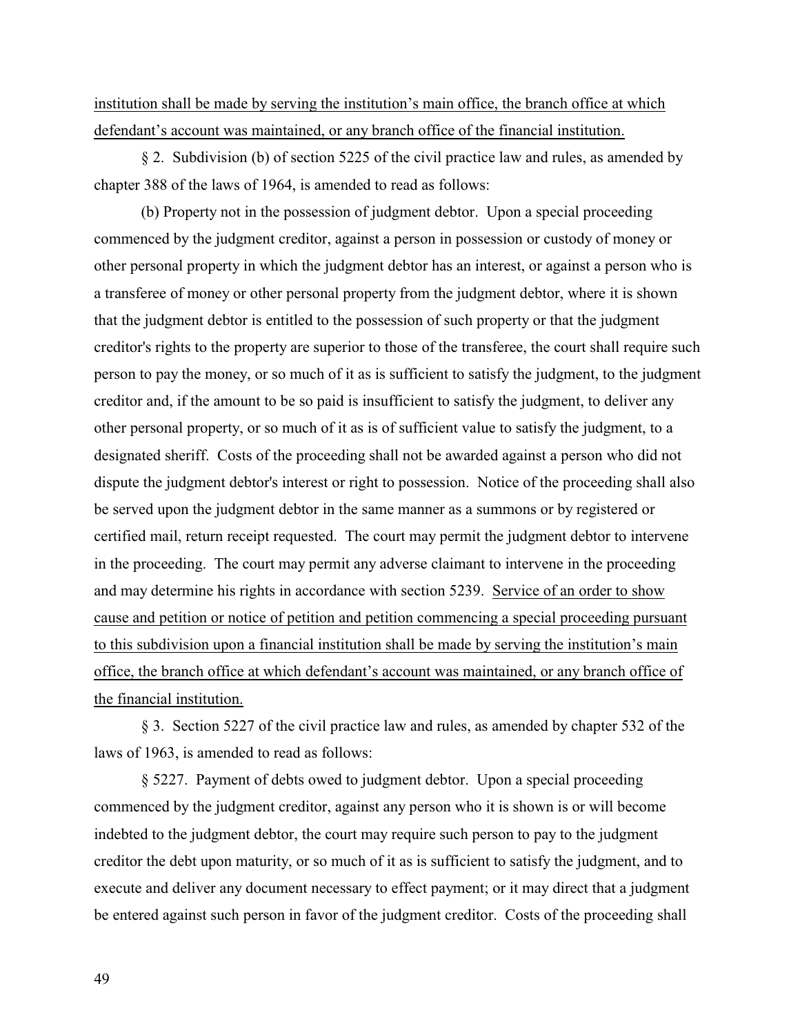institution shall be made by serving the institution's main office, the branch office at which defendant's account was maintained, or any branch office of the financial institution.

§ 2. Subdivision (b) of section 5225 of the civil practice law and rules, as amended by chapter 388 of the laws of 1964, is amended to read as follows:

(b) Property not in the possession of judgment debtor. Upon a special proceeding commenced by the judgment creditor, against a person in possession or custody of money or other personal property in which the judgment debtor has an interest, or against a person who is a transferee of money or other personal property from the judgment debtor, where it is shown that the judgment debtor is entitled to the possession of such property or that the judgment creditor's rights to the property are superior to those of the transferee, the court shall require such person to pay the money, or so much of it as is sufficient to satisfy the judgment, to the judgment creditor and, if the amount to be so paid is insufficient to satisfy the judgment, to deliver any other personal property, or so much of it as is of sufficient value to satisfy the judgment, to a designated sheriff. Costs of the proceeding shall not be awarded against a person who did not dispute the judgment debtor's interest or right to possession. Notice of the proceeding shall also be served upon the judgment debtor in the same manner as a summons or by registered or certified mail, return receipt requested. The court may permit the judgment debtor to intervene in the proceeding. The court may permit any adverse claimant to intervene in the proceeding and may determine his rights in accordance with section 5239. Service of an order to show cause and petition or notice of petition and petition commencing a special proceeding pursuant to this subdivision upon a financial institution shall be made by serving the institution's main office, the branch office at which defendant's account was maintained, or any branch office of the financial institution.

§ 3. Section 5227 of the civil practice law and rules, as amended by chapter 532 of the laws of 1963, is amended to read as follows:

§ 5227. Payment of debts owed to judgment debtor. Upon a special proceeding commenced by the judgment creditor, against any person who it is shown is or will become indebted to the judgment debtor, the court may require such person to pay to the judgment creditor the debt upon maturity, or so much of it as is sufficient to satisfy the judgment, and to execute and deliver any document necessary to effect payment; or it may direct that a judgment be entered against such person in favor of the judgment creditor. Costs of the proceeding shall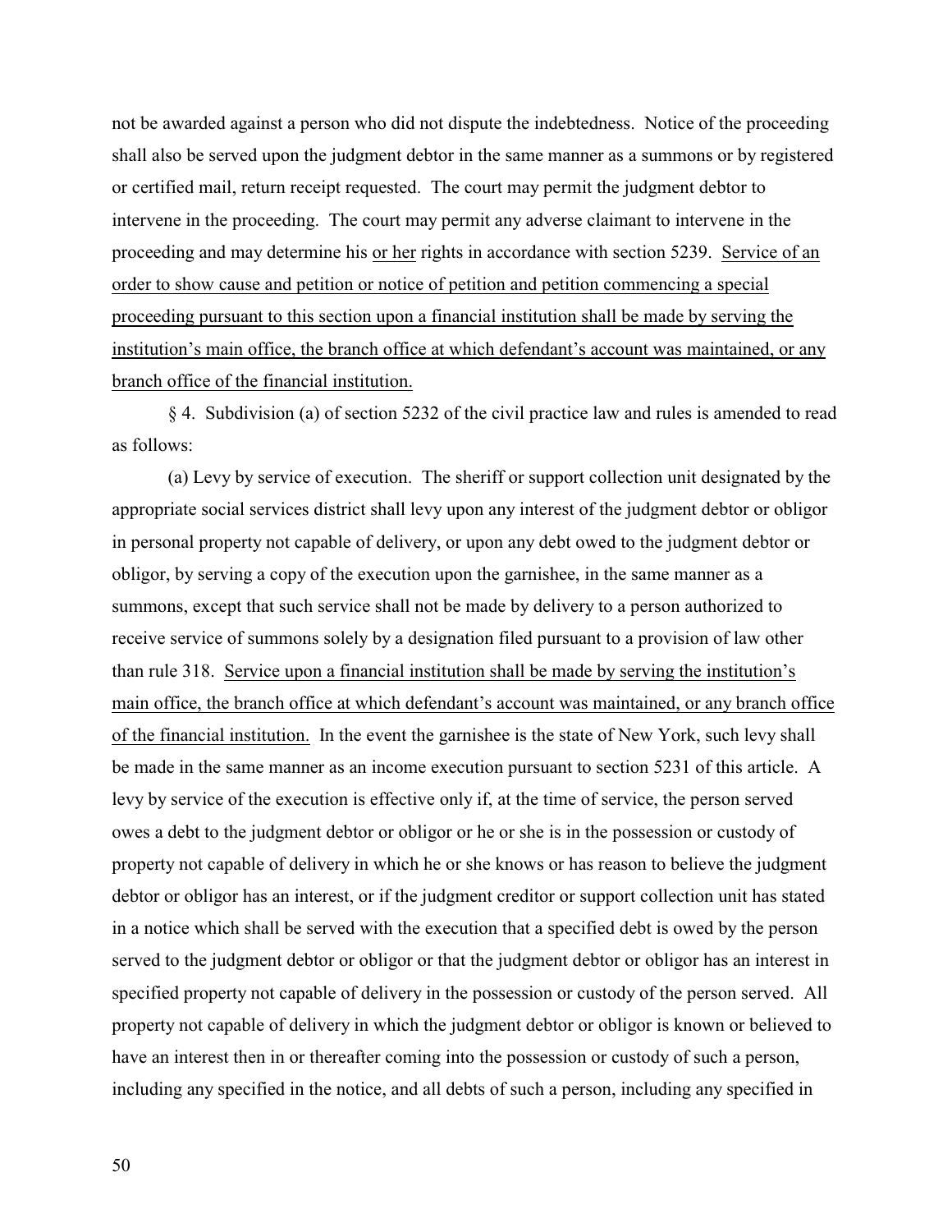not be awarded against a person who did not dispute the indebtedness. Notice of the proceeding shall also be served upon the judgment debtor in the same manner as a summons or by registered or certified mail, return receipt requested. The court may permit the judgment debtor to intervene in the proceeding. The court may permit any adverse claimant to intervene in the proceeding and may determine his <u>or her</u> rights in accordance with section 5239. <u>Service of an order to show cause and petition or notice of petition and petition commencing a special proceeding pursuant to this section upon a financial institution shall be made by serving the institution's main office, the branch office at which defendant's account was maintained, or any branch office of the financial institution.</u>

§ 4. Subdivision (a) of section 5232 of the civil practice law and rules is amended to read as follows:

(a) Levy by service of execution. The sheriff or support collection unit designated by the appropriate social services district shall levy upon any interest of the judgment debtor or obligor in personal property not capable of delivery, or upon any debt owed to the judgment debtor or obligor, by serving a copy of the execution upon the garnishee, in the same manner as a summons, except that such service shall not be made by delivery to a person authorized to receive service of summons solely by a designation filed pursuant to a provision of law other than rule 318. <u>Service upon a financial institution shall be made by serving the institution's main office, the branch office at which defendant's account was maintained, or any branch office of the financial institution.</u> In the event the garnishee is the state of New York, such levy shall be made in the same manner as an income execution pursuant to section 5231 of this article. A levy by service of the execution is effective only if, at the time of service, the person served owes a debt to the judgment debtor or obligor or he or she is in the possession or custody of property not capable of delivery in which he or she knows or has reason to believe the judgment debtor or obligor has an interest, or if the judgment creditor or support collection unit has stated in a notice which shall be served with the execution that a specified debt is owed by the person served to the judgment debtor or obligor or that the judgment debtor or obligor has an interest in specified property not capable of delivery in the possession or custody of the person served. All property not capable of delivery in which the judgment debtor or obligor is known or believed to have an interest then in or thereafter coming into the possession or custody of such a person, including any specified in the notice, and all debts of such a person, including any specified in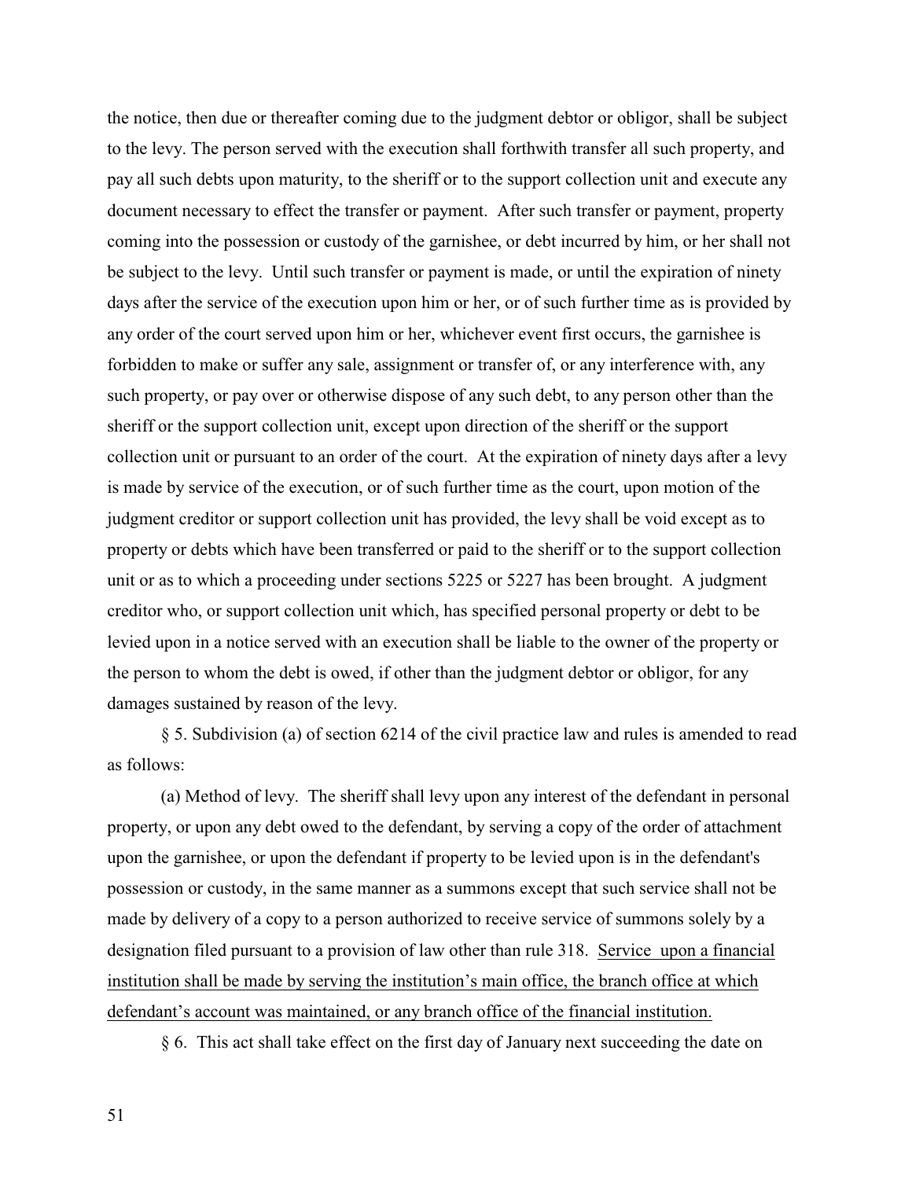the notice, then due or thereafter coming due to the judgment debtor or obligor, shall be subject to the levy. The person served with the execution shall forthwith transfer all such property, and pay all such debts upon maturity, to the sheriff or to the support collection unit and execute any document necessary to effect the transfer or payment. After such transfer or payment, property coming into the possession or custody of the garnishee, or debt incurred by him, or her shall not be subject to the levy. Until such transfer or payment is made, or until the expiration of ninety days after the service of the execution upon him or her, or of such further time as is provided by any order of the court served upon him or her, whichever event first occurs, the garnishee is forbidden to make or suffer any sale, assignment or transfer of, or any interference with, any such property, or pay over or otherwise dispose of any such debt, to any person other than the sheriff or the support collection unit, except upon direction of the sheriff or the support collection unit or pursuant to an order of the court. At the expiration of ninety days after a levy is made by service of the execution, or of such further time as the court, upon motion of the judgment creditor or support collection unit has provided, the levy shall be void except as to property or debts which have been transferred or paid to the sheriff or to the support collection unit or as to which a proceeding under sections 5225 or 5227 has been brought. A judgment creditor who, or support collection unit which, has specified personal property or debt to be levied upon in a notice served with an execution shall be liable to the owner of the property or the person to whom the debt is owed, if other than the judgment debtor or obligor, for any damages sustained by reason of the levy.

§ 5. Subdivision (a) of section 6214 of the civil practice law and rules is amended to read as follows:

(a) Method of levy. The sheriff shall levy upon any interest of the defendant in personal property, or upon any debt owed to the defendant, by serving a copy of the order of attachment upon the garnishee, or upon the defendant if property to be levied upon is in the defendant's possession or custody, in the same manner as a summons except that such service shall not be made by delivery of a copy to a person authorized to receive service of summons solely by a designation filed pursuant to a provision of law other than rule 318. <u>Service upon a financial institution shall be made by serving the institution's main office, the branch office at which defendant's account was maintained, or any branch office of the financial institution.</u>

§ 6. This act shall take effect on the first day of January next succeeding the date on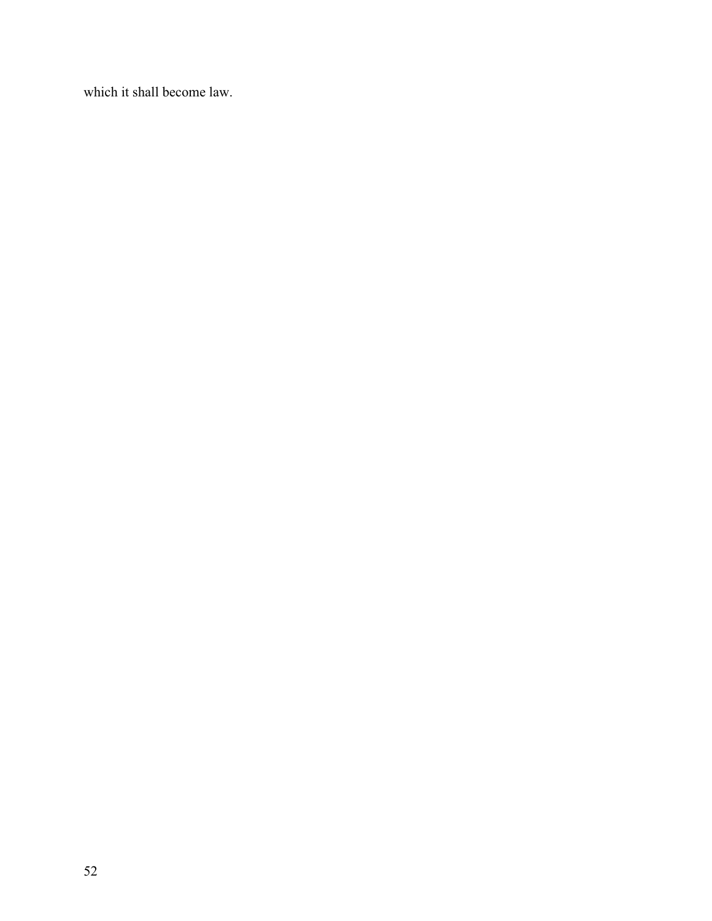which it shall become law.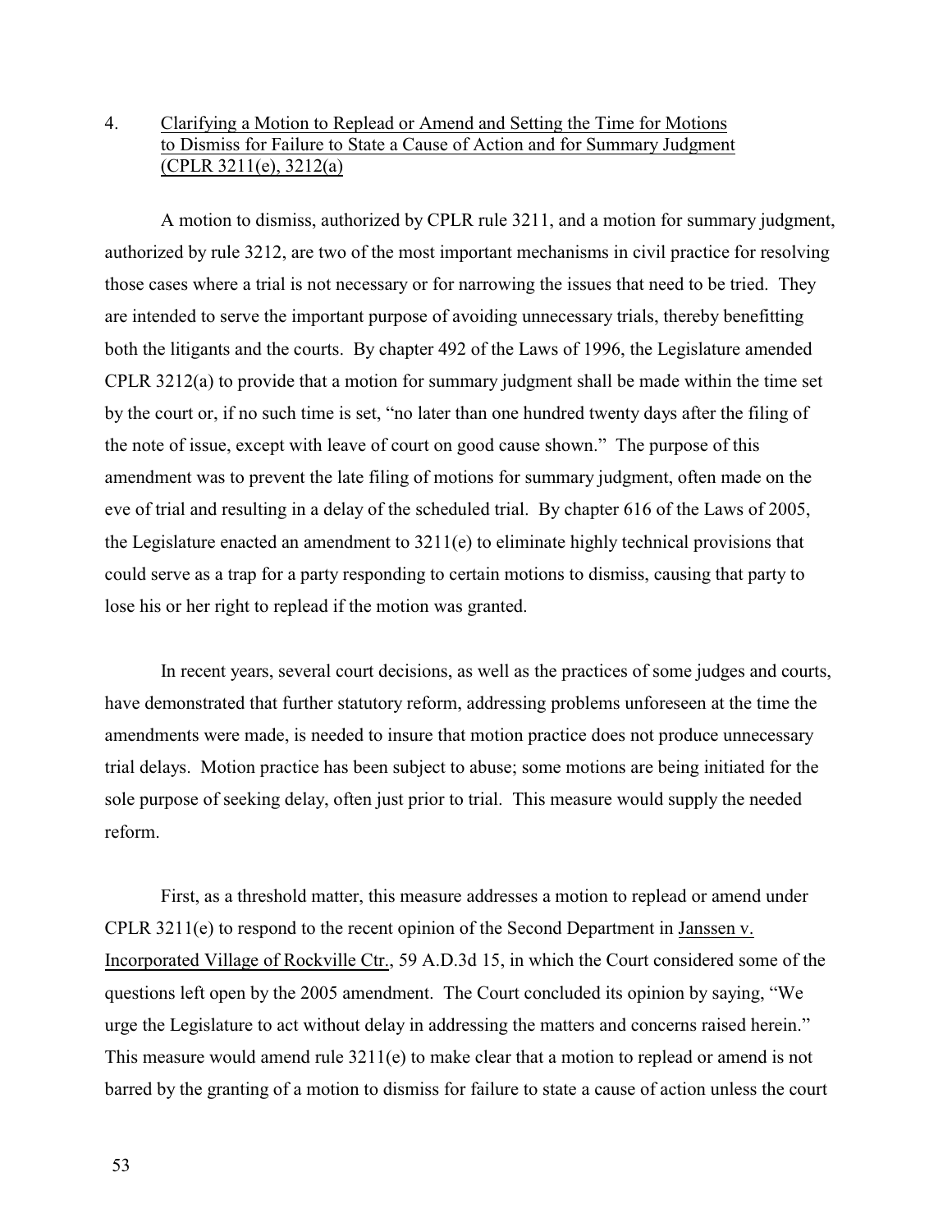4. <u>Clarifying a Motion to Replead or Amend and Setting the Time for Motions to Dismiss for Failure to State a Cause of Action and for Summary Judgment (CPLR 3211(e), 3212(a)</u>

A motion to dismiss, authorized by CPLR rule 3211, and a motion for summary judgment, authorized by rule 3212, are two of the most important mechanisms in civil practice for resolving those cases where a trial is not necessary or for narrowing the issues that need to be tried. They are intended to serve the important purpose of avoiding unnecessary trials, thereby benefitting both the litigants and the courts. By chapter 492 of the Laws of 1996, the Legislature amended CPLR 3212(a) to provide that a motion for summary judgment shall be made within the time set by the court or, if no such time is set, "no later than one hundred twenty days after the filing of the note of issue, except with leave of court on good cause shown." The purpose of this amendment was to prevent the late filing of motions for summary judgment, often made on the eve of trial and resulting in a delay of the scheduled trial. By chapter 616 of the Laws of 2005, the Legislature enacted an amendment to 3211(e) to eliminate highly technical provisions that could serve as a trap for a party responding to certain motions to dismiss, causing that party to lose his or her right to replead if the motion was granted.

In recent years, several court decisions, as well as the practices of some judges and courts, have demonstrated that further statutory reform, addressing problems unforeseen at the time the amendments were made, is needed to insure that motion practice does not produce unnecessary trial delays. Motion practice has been subject to abuse; some motions are being initiated for the sole purpose of seeking delay, often just prior to trial. This measure would supply the needed reform.

First, as a threshold matter, this measure addresses a motion to replead or amend under CPLR 3211(e) to respond to the recent opinion of the Second Department in <u>Janssen v. Incorporated Village of Rockville Ctr.</u>, 59 A.D.3d 15, in which the Court considered some of the questions left open by the 2005 amendment. The Court concluded its opinion by saying, "We urge the Legislature to act without delay in addressing the matters and concerns raised herein." This measure would amend rule 3211(e) to make clear that a motion to replead or amend is not barred by the granting of a motion to dismiss for failure to state a cause of action unless the court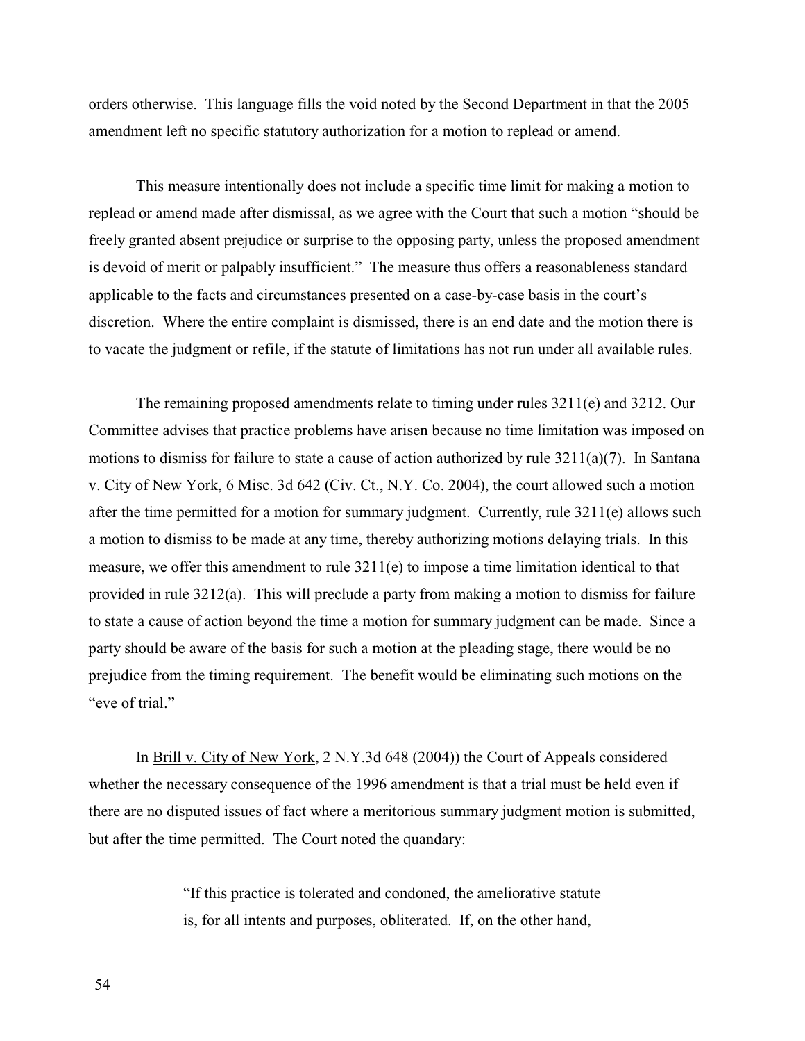orders otherwise. This language fills the void noted by the Second Department in that the 2005 amendment left no specific statutory authorization for a motion to replead or amend.

This measure intentionally does not include a specific time limit for making a motion to replead or amend made after dismissal, as we agree with the Court that such a motion "should be freely granted absent prejudice or surprise to the opposing party, unless the proposed amendment is devoid of merit or palpably insufficient." The measure thus offers a reasonableness standard applicable to the facts and circumstances presented on a case-by-case basis in the court's discretion. Where the entire complaint is dismissed, there is an end date and the motion there is to vacate the judgment or refile, if the statute of limitations has not run under all available rules.

The remaining proposed amendments relate to timing under rules 3211(e) and 3212. Our Committee advises that practice problems have arisen because no time limitation was imposed on motions to dismiss for failure to state a cause of action authorized by rule 3211(a)(7). In Santana v. City of New York, 6 Misc. 3d 642 (Civ. Ct., N.Y. Co. 2004), the court allowed such a motion after the time permitted for a motion for summary judgment. Currently, rule 3211(e) allows such a motion to dismiss to be made at any time, thereby authorizing motions delaying trials. In this measure, we offer this amendment to rule 3211(e) to impose a time limitation identical to that provided in rule 3212(a). This will preclude a party from making a motion to dismiss for failure to state a cause of action beyond the time a motion for summary judgment can be made. Since a party should be aware of the basis for such a motion at the pleading stage, there would be no prejudice from the timing requirement. The benefit would be eliminating such motions on the "eve of trial."

In Brill v. City of New York, 2 N.Y.3d 648 (2004)) the Court of Appeals considered whether the necessary consequence of the 1996 amendment is that a trial must be held even if there are no disputed issues of fact where a meritorious summary judgment motion is submitted, but after the time permitted. The Court noted the quandary:

> "If this practice is tolerated and condoned, the ameliorative statute is, for all intents and purposes, obliterated. If, on the other hand,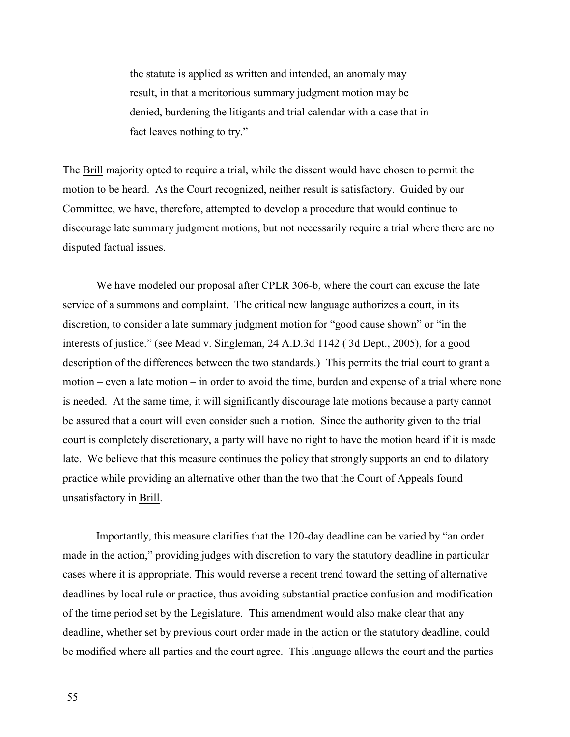> the statute is applied as written and intended, an anomaly may result, in that a meritorious summary judgment motion may be denied, burdening the litigants and trial calendar with a case that in fact leaves nothing to try."

The Brill majority opted to require a trial, while the dissent would have chosen to permit the motion to be heard. As the Court recognized, neither result is satisfactory. Guided by our Committee, we have, therefore, attempted to develop a procedure that would continue to discourage late summary judgment motions, but not necessarily require a trial where there are no disputed factual issues.

We have modeled our proposal after CPLR 306-b, where the court can excuse the late service of a summons and complaint. The critical new language authorizes a court, in its discretion, to consider a late summary judgment motion for "good cause shown" or "in the interests of justice." (see Mead v. Singleman, 24 A.D.3d 1142 ( 3d Dept., 2005), for a good description of the differences between the two standards.) This permits the trial court to grant a motion – even a late motion – in order to avoid the time, burden and expense of a trial where none is needed. At the same time, it will significantly discourage late motions because a party cannot be assured that a court will even consider such a motion. Since the authority given to the trial court is completely discretionary, a party will have no right to have the motion heard if it is made late. We believe that this measure continues the policy that strongly supports an end to dilatory practice while providing an alternative other than the two that the Court of Appeals found unsatisfactory in Brill.

Importantly, this measure clarifies that the 120-day deadline can be varied by "an order made in the action," providing judges with discretion to vary the statutory deadline in particular cases where it is appropriate. This would reverse a recent trend toward the setting of alternative deadlines by local rule or practice, thus avoiding substantial practice confusion and modification of the time period set by the Legislature. This amendment would also make clear that any deadline, whether set by previous court order made in the action or the statutory deadline, could be modified where all parties and the court agree. This language allows the court and the parties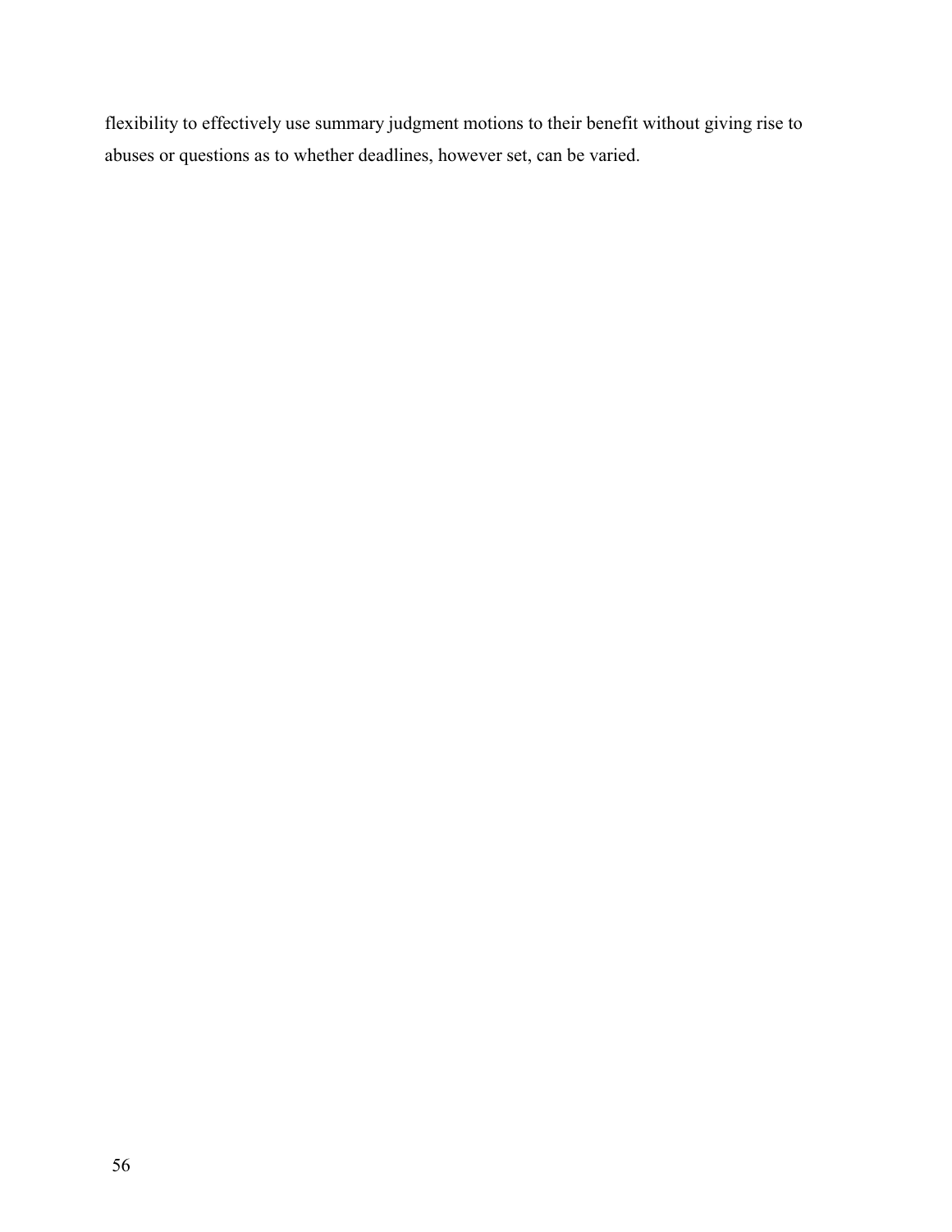flexibility to effectively use summary judgment motions to their benefit without giving rise to abuses or questions as to whether deadlines, however set, can be varied.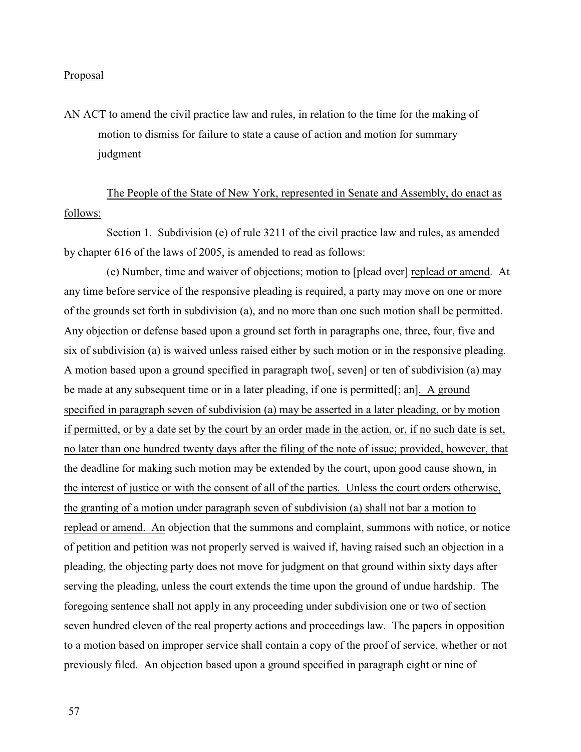Proposal

AN ACT to amend the civil practice law and rules, in relation to the time for the making of motion to dismiss for failure to state a cause of action and motion for summary judgment

The People of the State of New York, represented in Senate and Assembly, do enact as follows:

Section 1. Subdivision (e) of rule 3211 of the civil practice law and rules, as amended by chapter 616 of the laws of 2005, is amended to read as follows:

(e) Number, time and waiver of objections; motion to [plead over] replead or amend. At any time before service of the responsive pleading is required, a party may move on one or more of the grounds set forth in subdivision (a), and no more than one such motion shall be permitted. Any objection or defense based upon a ground set forth in paragraphs one, three, four, five and six of subdivision (a) is waived unless raised either by such motion or in the responsive pleading. A motion based upon a ground specified in paragraph two[, seven] or ten of subdivision (a) may be made at any subsequent time or in a later pleading, if one is permitted[; an]. A ground specified in paragraph seven of subdivision (a) may be asserted in a later pleading, or by motion if permitted, or by a date set by the court by an order made in the action, or, if no such date is set, no later than one hundred twenty days after the filing of the note of issue; provided, however, that the deadline for making such motion may be extended by the court, upon good cause shown, in the interest of justice or with the consent of all of the parties. Unless the court orders otherwise, the granting of a motion under paragraph seven of subdivision (a) shall not bar a motion to replead or amend. An objection that the summons and complaint, summons with notice, or notice of petition and petition was not properly served is waived if, having raised such an objection in a pleading, the objecting party does not move for judgment on that ground within sixty days after serving the pleading, unless the court extends the time upon the ground of undue hardship. The foregoing sentence shall not apply in any proceeding under subdivision one or two of section seven hundred eleven of the real property actions and proceedings law. The papers in opposition to a motion based on improper service shall contain a copy of the proof of service, whether or not previously filed. An objection based upon a ground specified in paragraph eight or nine of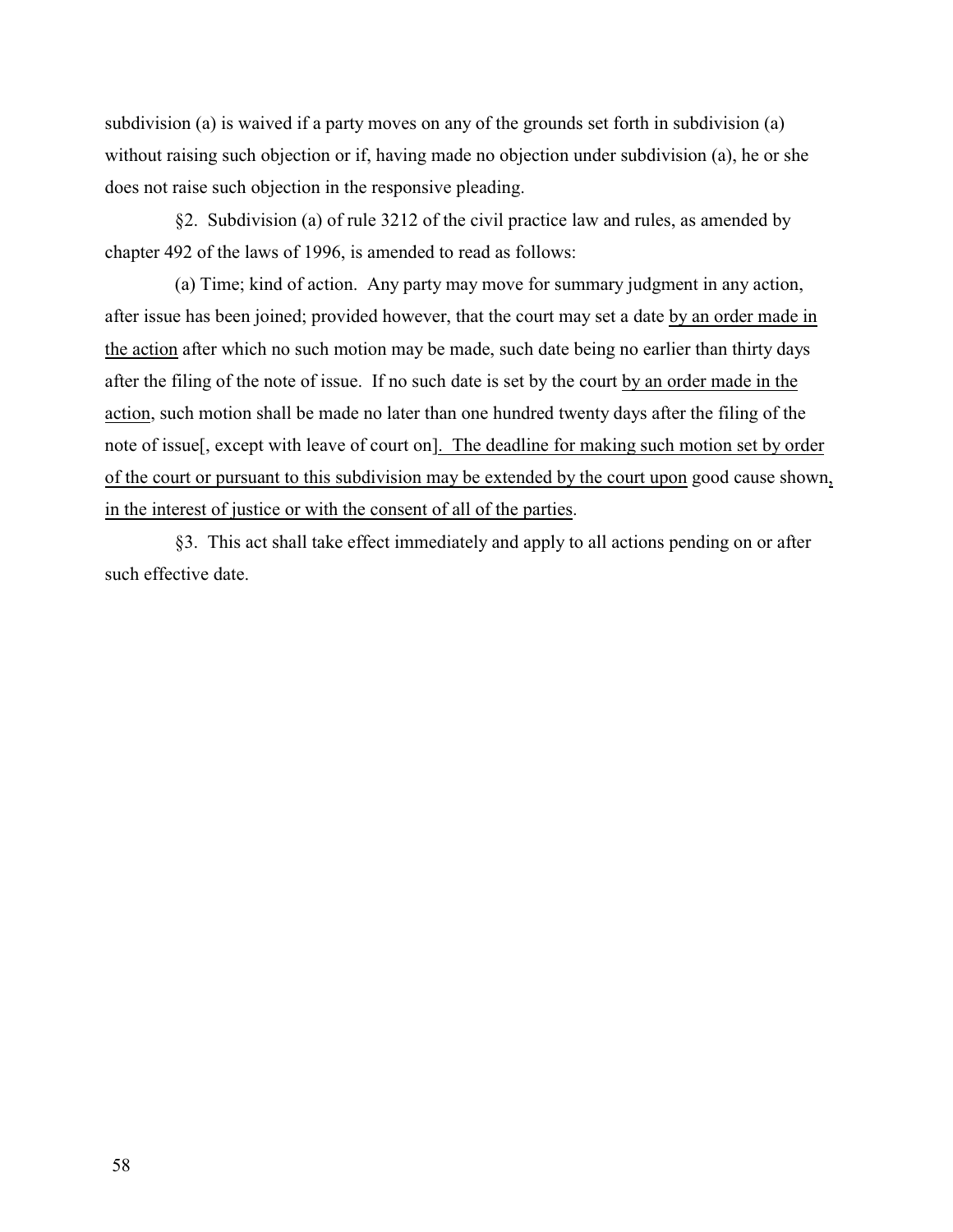subdivision (a) is waived if a party moves on any of the grounds set forth in subdivision (a) without raising such objection or if, having made no objection under subdivision (a), he or she does not raise such objection in the responsive pleading.

§2. Subdivision (a) of rule 3212 of the civil practice law and rules, as amended by chapter 492 of the laws of 1996, is amended to read as follows:

(a) Time; kind of action. Any party may move for summary judgment in any action, after issue has been joined; provided however, that the court may set a date <u>by an order made in the action</u> after which no such motion may be made, such date being no earlier than thirty days after the filing of the note of issue. If no such date is set by the court <u>by an order made in the action</u>, such motion shall be made no later than one hundred twenty days after the filing of the note of issue[, except with leave of court on]<u>. The deadline for making such motion set by order of the court or pursuant to this subdivision may be extended by the court upon</u> good cause shown<u>, in the interest of justice or with the consent of all of the parties</u>.

§3. This act shall take effect immediately and apply to all actions pending on or after such effective date.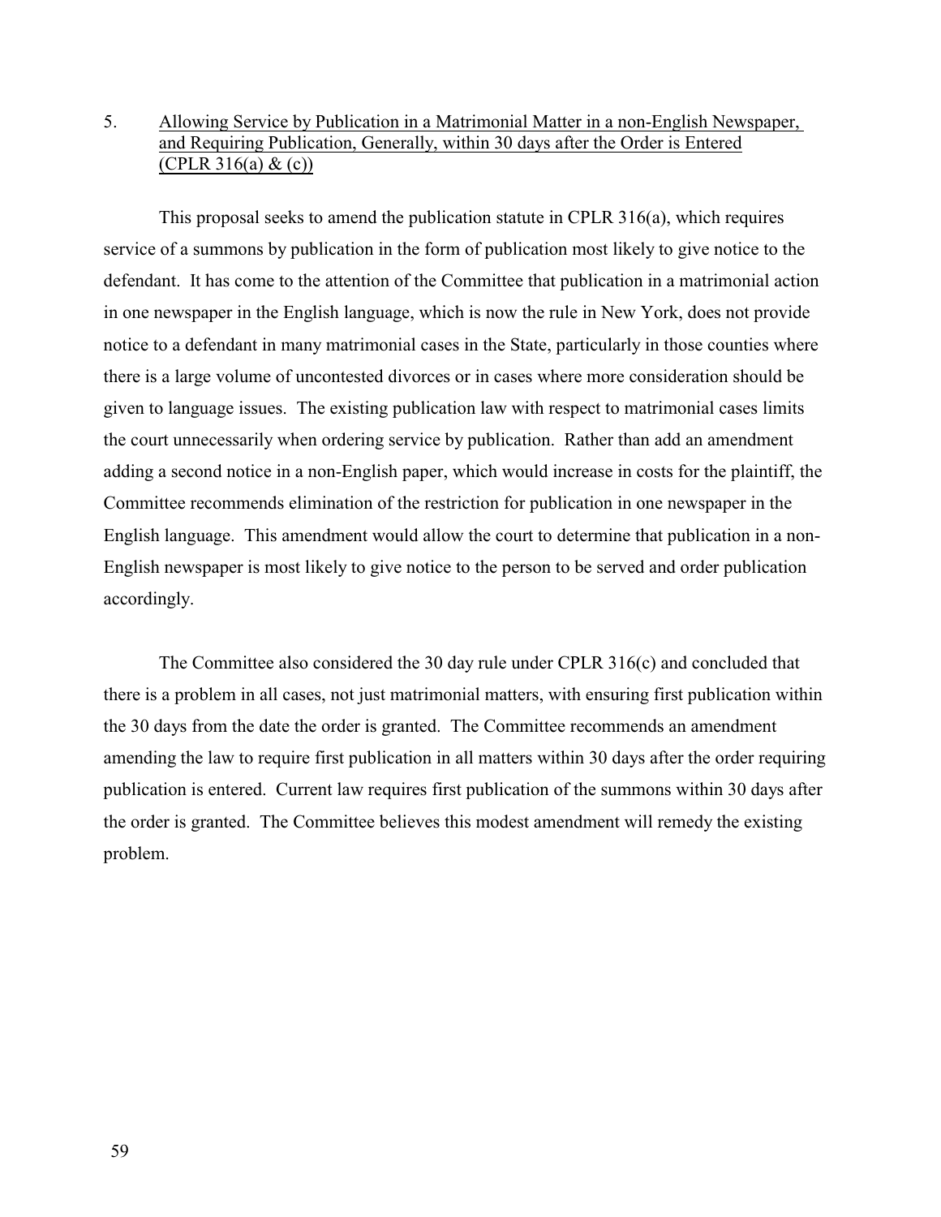5. Allowing Service by Publication in a Matrimonial Matter in a non-English Newspaper, and Requiring Publication, Generally, within 30 days after the Order is Entered (CPLR 316(a) & (c))

This proposal seeks to amend the publication statute in CPLR 316(a), which requires service of a summons by publication in the form of publication most likely to give notice to the defendant. It has come to the attention of the Committee that publication in a matrimonial action in one newspaper in the English language, which is now the rule in New York, does not provide notice to a defendant in many matrimonial cases in the State, particularly in those counties where there is a large volume of uncontested divorces or in cases where more consideration should be given to language issues. The existing publication law with respect to matrimonial cases limits the court unnecessarily when ordering service by publication. Rather than add an amendment adding a second notice in a non-English paper, which would increase in costs for the plaintiff, the Committee recommends elimination of the restriction for publication in one newspaper in the English language. This amendment would allow the court to determine that publication in a non-English newspaper is most likely to give notice to the person to be served and order publication accordingly.

The Committee also considered the 30 day rule under CPLR 316(c) and concluded that there is a problem in all cases, not just matrimonial matters, with ensuring first publication within the 30 days from the date the order is granted. The Committee recommends an amendment amending the law to require first publication in all matters within 30 days after the order requiring publication is entered. Current law requires first publication of the summons within 30 days after the order is granted. The Committee believes this modest amendment will remedy the existing problem.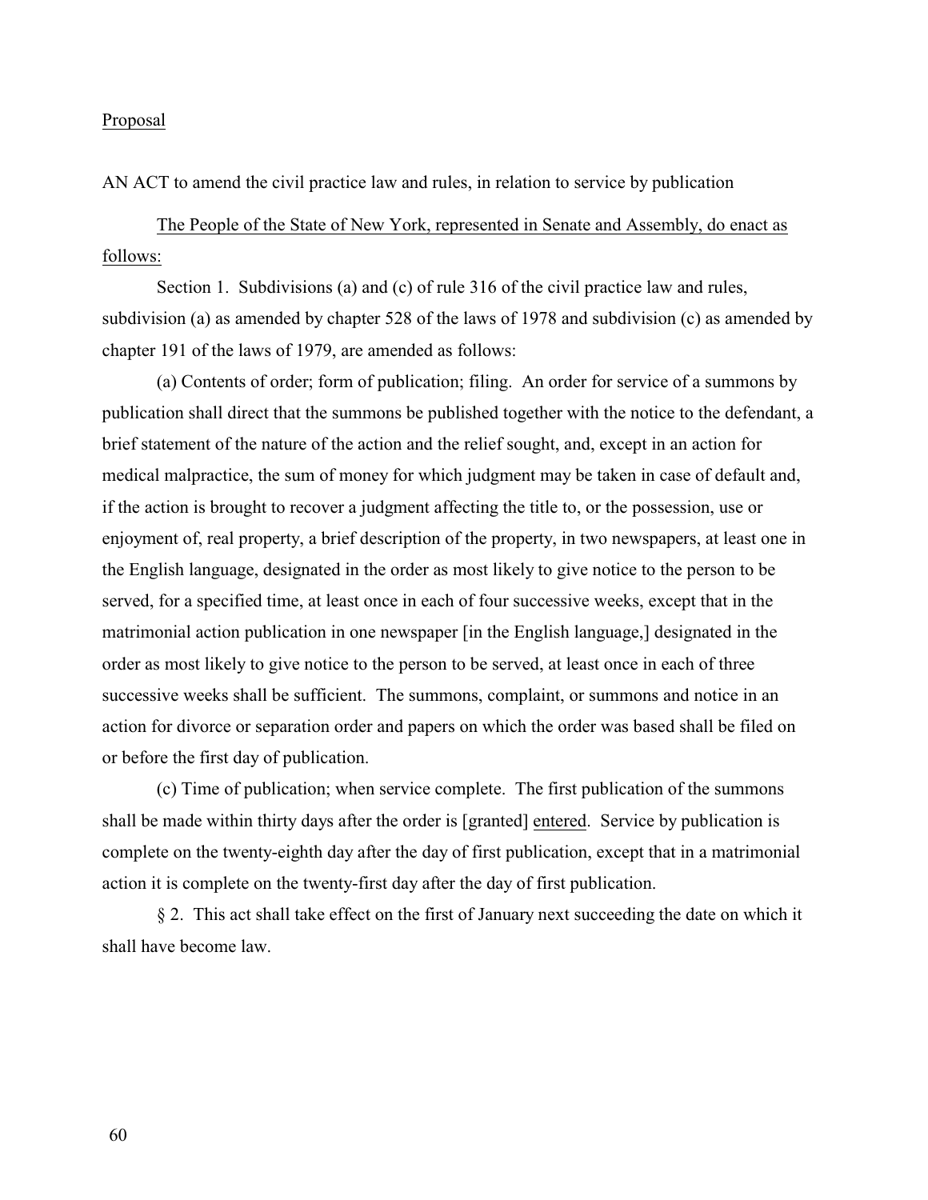Proposal

AN ACT to amend the civil practice law and rules, in relation to service by publication

The People of the State of New York, represented in Senate and Assembly, do enact as follows:

Section 1. Subdivisions (a) and (c) of rule 316 of the civil practice law and rules, subdivision (a) as amended by chapter 528 of the laws of 1978 and subdivision (c) as amended by chapter 191 of the laws of 1979, are amended as follows:

(a) Contents of order; form of publication; filing. An order for service of a summons by publication shall direct that the summons be published together with the notice to the defendant, a brief statement of the nature of the action and the relief sought, and, except in an action for medical malpractice, the sum of money for which judgment may be taken in case of default and, if the action is brought to recover a judgment affecting the title to, or the possession, use or enjoyment of, real property, a brief description of the property, in two newspapers, at least one in the English language, designated in the order as most likely to give notice to the person to be served, for a specified time, at least once in each of four successive weeks, except that in the matrimonial action publication in one newspaper [in the English language,] designated in the order as most likely to give notice to the person to be served, at least once in each of three successive weeks shall be sufficient. The summons, complaint, or summons and notice in an action for divorce or separation order and papers on which the order was based shall be filed on or before the first day of publication.

(c) Time of publication; when service complete. The first publication of the summons shall be made within thirty days after the order is [granted] entered. Service by publication is complete on the twenty-eighth day after the day of first publication, except that in a matrimonial action it is complete on the twenty-first day after the day of first publication.

§ 2. This act shall take effect on the first of January next succeeding the date on which it shall have become law.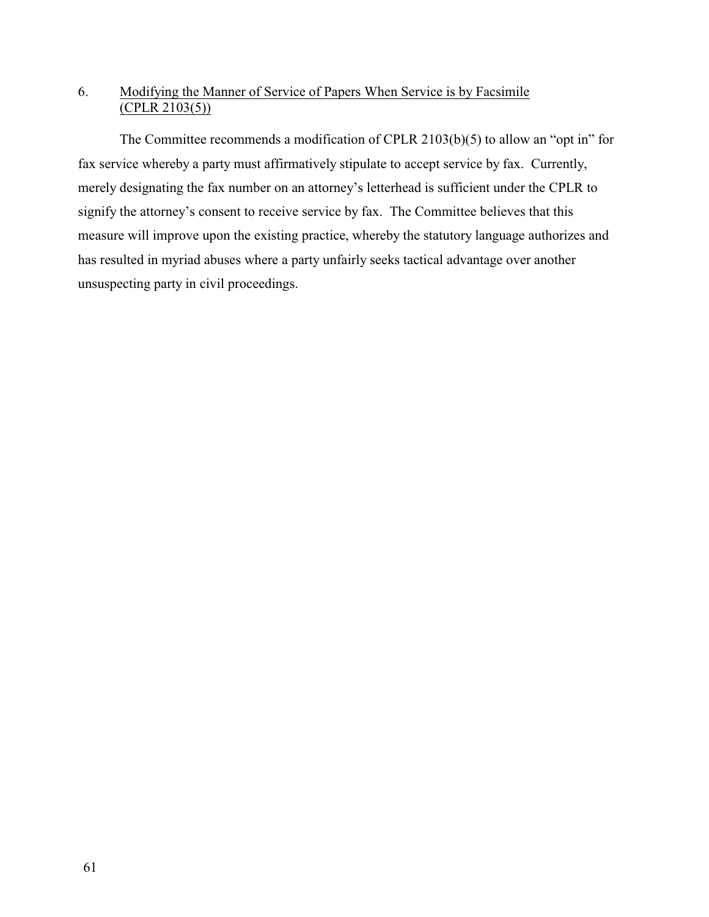6. <u>Modifying the Manner of Service of Papers When Service is by Facsimile (CPLR 2103(5))</u>

The Committee recommends a modification of CPLR 2103(b)(5) to allow an "opt in" for fax service whereby a party must affirmatively stipulate to accept service by fax. Currently, merely designating the fax number on an attorney's letterhead is sufficient under the CPLR to signify the attorney's consent to receive service by fax. The Committee believes that this measure will improve upon the existing practice, whereby the statutory language authorizes and has resulted in myriad abuses where a party unfairly seeks tactical advantage over another unsuspecting party in civil proceedings.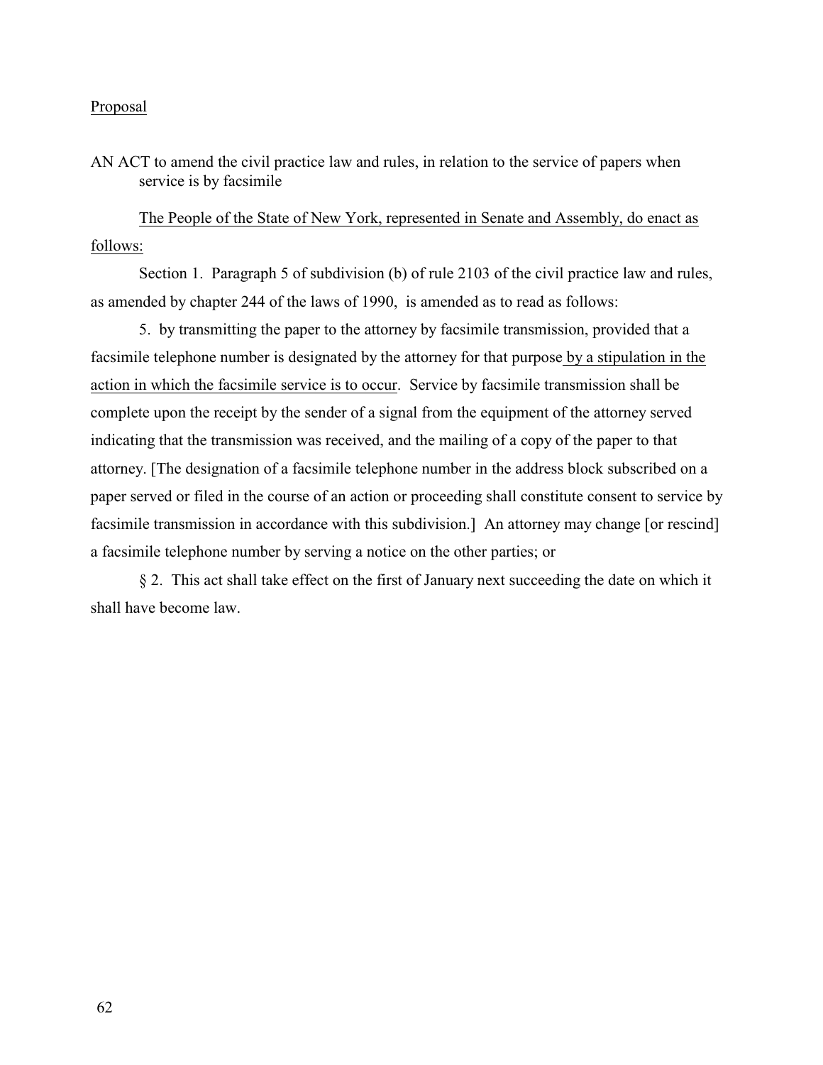Proposal

AN ACT to amend the civil practice law and rules, in relation to the service of papers when service is by facsimile

The People of the State of New York, represented in Senate and Assembly, do enact as follows:

Section 1. Paragraph 5 of subdivision (b) of rule 2103 of the civil practice law and rules, as amended by chapter 244 of the laws of 1990, is amended as to read as follows:

5. by transmitting the paper to the attorney by facsimile transmission, provided that a facsimile telephone number is designated by the attorney for that purpose by a stipulation in the action in which the facsimile service is to occur. Service by facsimile transmission shall be complete upon the receipt by the sender of a signal from the equipment of the attorney served indicating that the transmission was received, and the mailing of a copy of the paper to that attorney. [The designation of a facsimile telephone number in the address block subscribed on a paper served or filed in the course of an action or proceeding shall constitute consent to service by facsimile transmission in accordance with this subdivision.] An attorney may change [or rescind] a facsimile telephone number by serving a notice on the other parties; or

§ 2. This act shall take effect on the first of January next succeeding the date on which it shall have become law.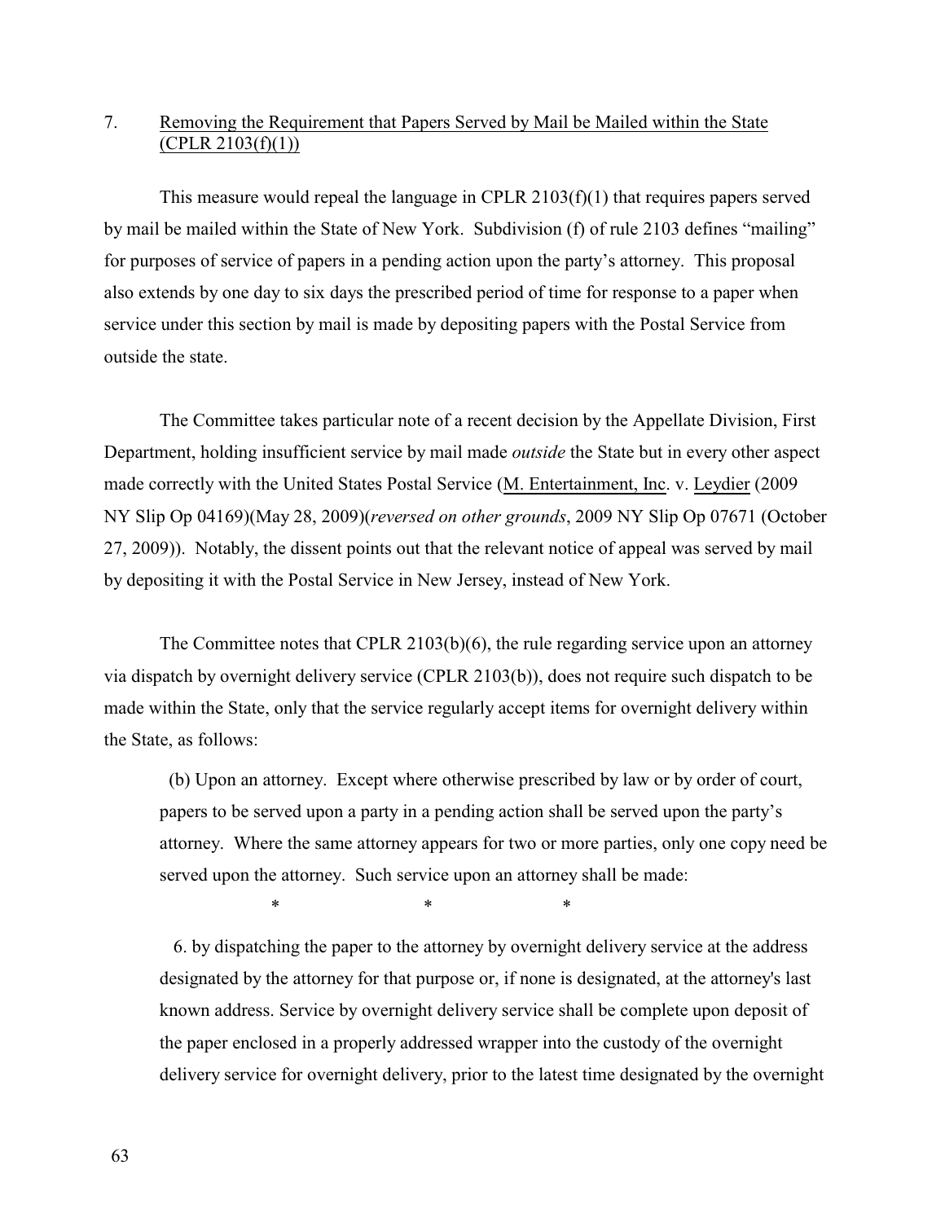7. Removing the Requirement that Papers Served by Mail be Mailed within the State (CPLR 2103(f)(1))

This measure would repeal the language in CPLR 2103(f)(1) that requires papers served by mail be mailed within the State of New York. Subdivision (f) of rule 2103 defines "mailing" for purposes of service of papers in a pending action upon the party's attorney. This proposal also extends by one day to six days the prescribed period of time for response to a paper when service under this section by mail is made by depositing papers with the Postal Service from outside the state.

The Committee takes particular note of a recent decision by the Appellate Division, First Department, holding insufficient service by mail made *outside* the State but in every other aspect made correctly with the United States Postal Service (M. Entertainment, Inc. v. Leydier (2009 NY Slip Op 04169)(May 28, 2009)(*reversed on other grounds*, 2009 NY Slip Op 07671 (October 27, 2009)). Notably, the dissent points out that the relevant notice of appeal was served by mail by depositing it with the Postal Service in New Jersey, instead of New York.

The Committee notes that CPLR 2103(b)(6), the rule regarding service upon an attorney via dispatch by overnight delivery service (CPLR 2103(b)), does not require such dispatch to be made within the State, only that the service regularly accept items for overnight delivery within the State, as follows:

> (b) Upon an attorney. Except where otherwise prescribed by law or by order of court, papers to be served upon a party in a pending action shall be served upon the party's attorney. Where the same attorney appears for two or more parties, only one copy need be served upon the attorney. Such service upon an attorney shall be made:
>
> \* \* \*
>
> 6. by dispatching the paper to the attorney by overnight delivery service at the address designated by the attorney for that purpose or, if none is designated, at the attorney's last known address. Service by overnight delivery service shall be complete upon deposit of the paper enclosed in a properly addressed wrapper into the custody of the overnight delivery service for overnight delivery, prior to the latest time designated by the overnight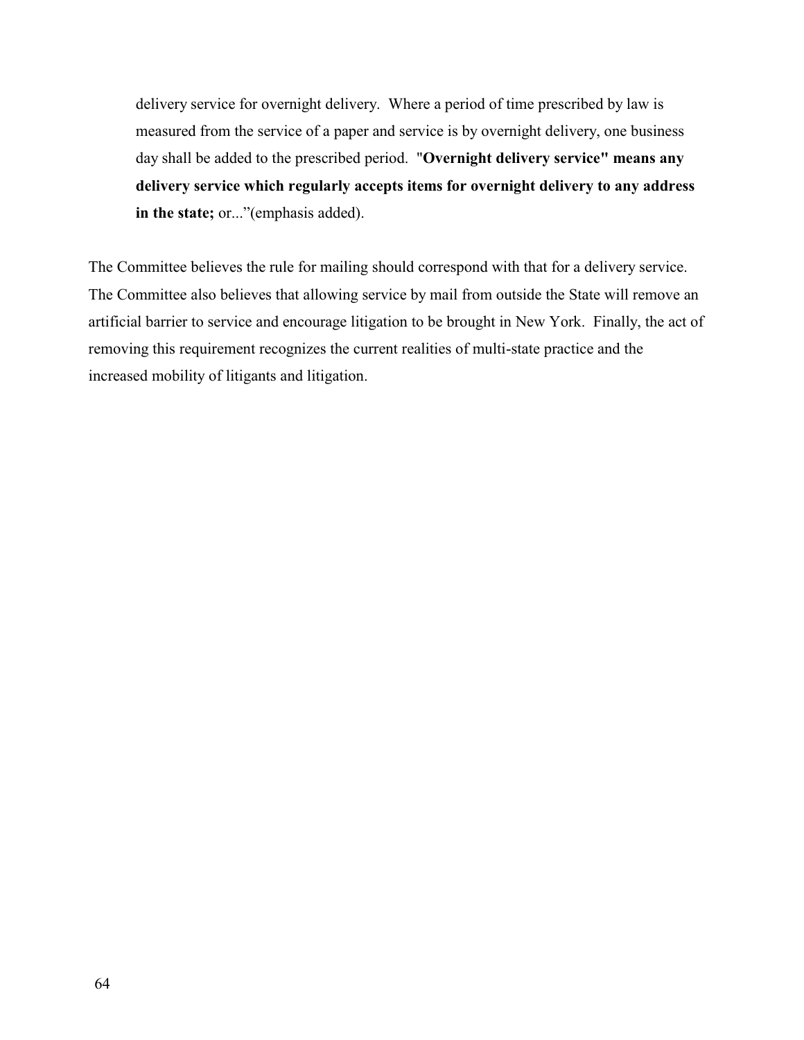> delivery service for overnight delivery. Where a period of time prescribed by law is measured from the service of a paper and service is by overnight delivery, one business day shall be added to the prescribed period. "**Overnight delivery service" means any delivery service which regularly accepts items for overnight delivery to any address in the state;** or..."(emphasis added).

The Committee believes the rule for mailing should correspond with that for a delivery service. The Committee also believes that allowing service by mail from outside the State will remove an artificial barrier to service and encourage litigation to be brought in New York. Finally, the act of removing this requirement recognizes the current realities of multi-state practice and the increased mobility of litigants and litigation.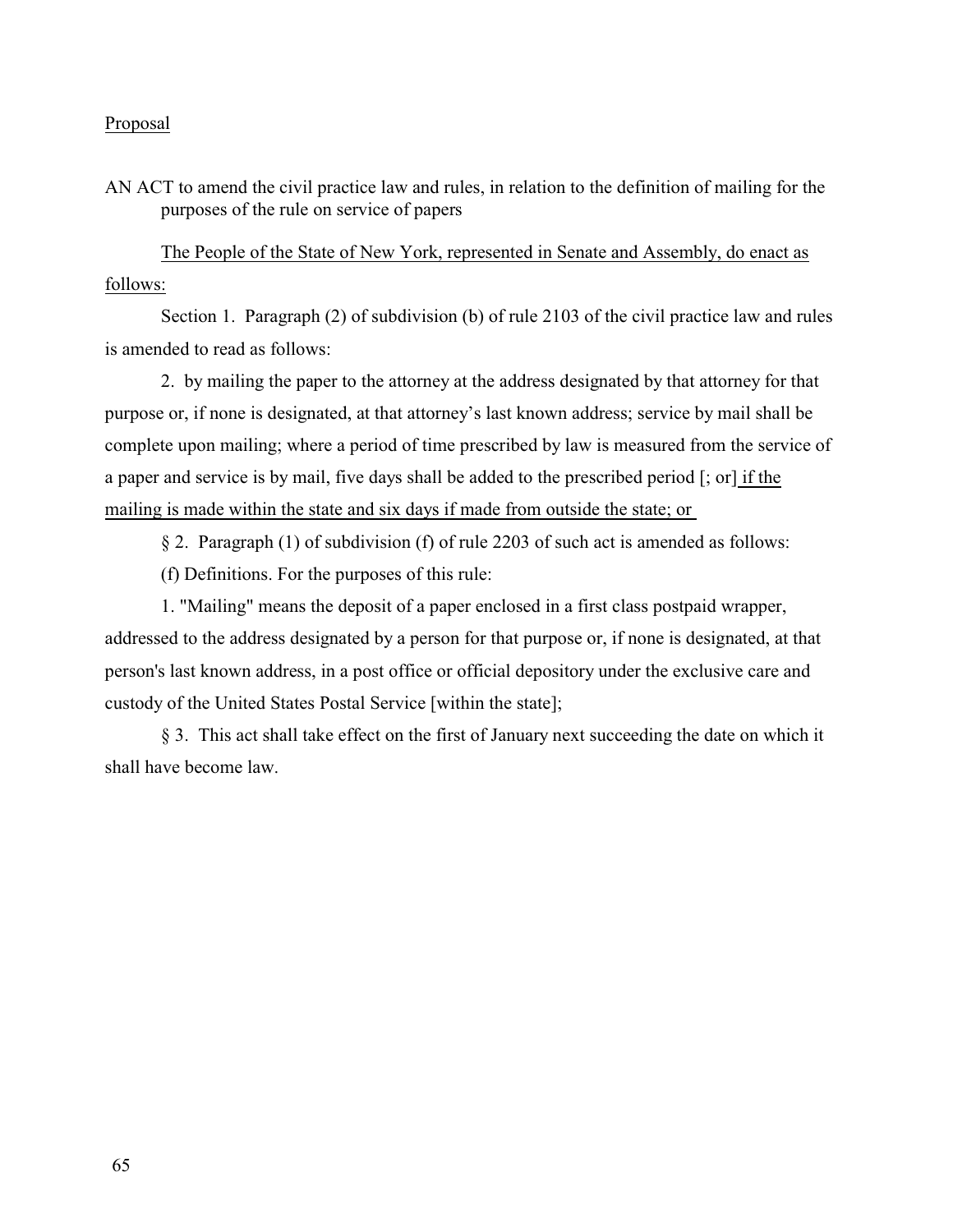Proposal

AN ACT to amend the civil practice law and rules, in relation to the definition of mailing for the purposes of the rule on service of papers

The People of the State of New York, represented in Senate and Assembly, do enact as follows:

Section 1. Paragraph (2) of subdivision (b) of rule 2103 of the civil practice law and rules is amended to read as follows:

2. by mailing the paper to the attorney at the address designated by that attorney for that purpose or, if none is designated, at that attorney's last known address; service by mail shall be complete upon mailing; where a period of time prescribed by law is measured from the service of a paper and service is by mail, five days shall be added to the prescribed period [; or] if the mailing is made within the state and six days if made from outside the state; or

§ 2. Paragraph (1) of subdivision (f) of rule 2203 of such act is amended as follows:

(f) Definitions. For the purposes of this rule:

1. "Mailing" means the deposit of a paper enclosed in a first class postpaid wrapper, addressed to the address designated by a person for that purpose or, if none is designated, at that person's last known address, in a post office or official depository under the exclusive care and custody of the United States Postal Service [within the state];

§ 3. This act shall take effect on the first of January next succeeding the date on which it shall have become law.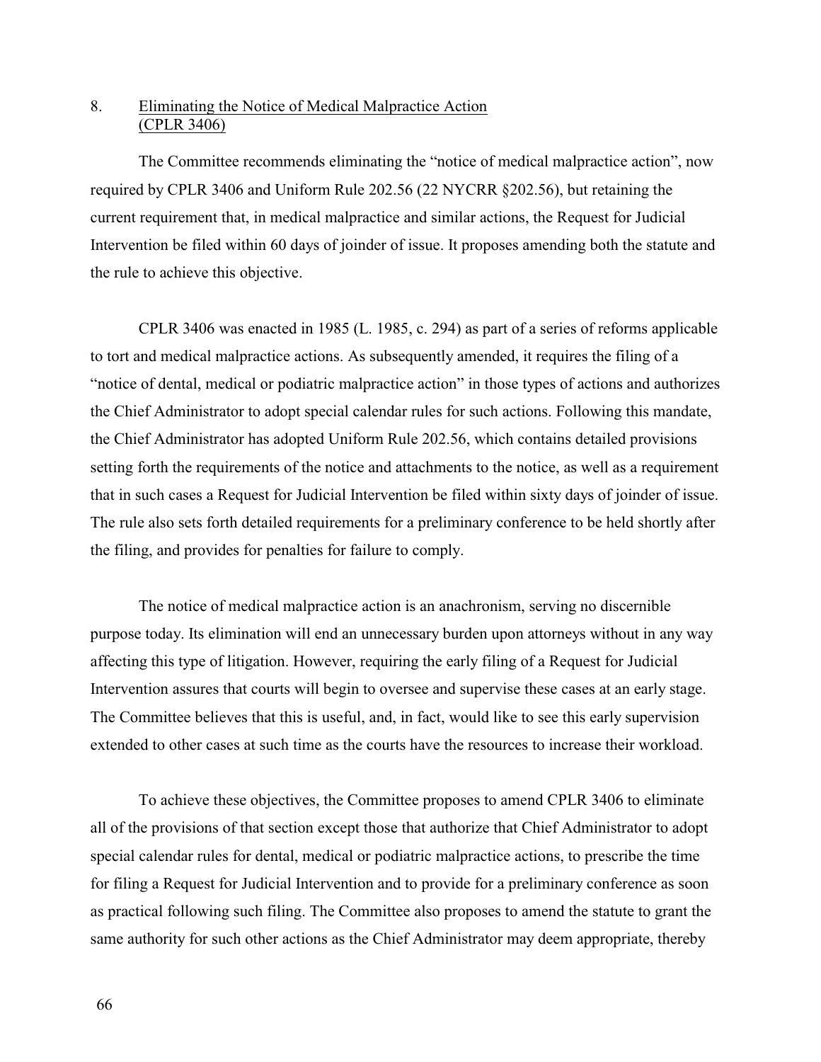## 8. Eliminating the Notice of Medical Malpractice Action (CPLR 3406)

The Committee recommends eliminating the "notice of medical malpractice action", now required by CPLR 3406 and Uniform Rule 202.56 (22 NYCRR §202.56), but retaining the current requirement that, in medical malpractice and similar actions, the Request for Judicial Intervention be filed within 60 days of joinder of issue. It proposes amending both the statute and the rule to achieve this objective.

CPLR 3406 was enacted in 1985 (L. 1985, c. 294) as part of a series of reforms applicable to tort and medical malpractice actions. As subsequently amended, it requires the filing of a "notice of dental, medical or podiatric malpractice action" in those types of actions and authorizes the Chief Administrator to adopt special calendar rules for such actions. Following this mandate, the Chief Administrator has adopted Uniform Rule 202.56, which contains detailed provisions setting forth the requirements of the notice and attachments to the notice, as well as a requirement that in such cases a Request for Judicial Intervention be filed within sixty days of joinder of issue. The rule also sets forth detailed requirements for a preliminary conference to be held shortly after the filing, and provides for penalties for failure to comply.

The notice of medical malpractice action is an anachronism, serving no discernible purpose today. Its elimination will end an unnecessary burden upon attorneys without in any way affecting this type of litigation. However, requiring the early filing of a Request for Judicial Intervention assures that courts will begin to oversee and supervise these cases at an early stage. The Committee believes that this is useful, and, in fact, would like to see this early supervision extended to other cases at such time as the courts have the resources to increase their workload.

To achieve these objectives, the Committee proposes to amend CPLR 3406 to eliminate all of the provisions of that section except those that authorize that Chief Administrator to adopt special calendar rules for dental, medical or podiatric malpractice actions, to prescribe the time for filing a Request for Judicial Intervention and to provide for a preliminary conference as soon as practical following such filing. The Committee also proposes to amend the statute to grant the same authority for such other actions as the Chief Administrator may deem appropriate, thereby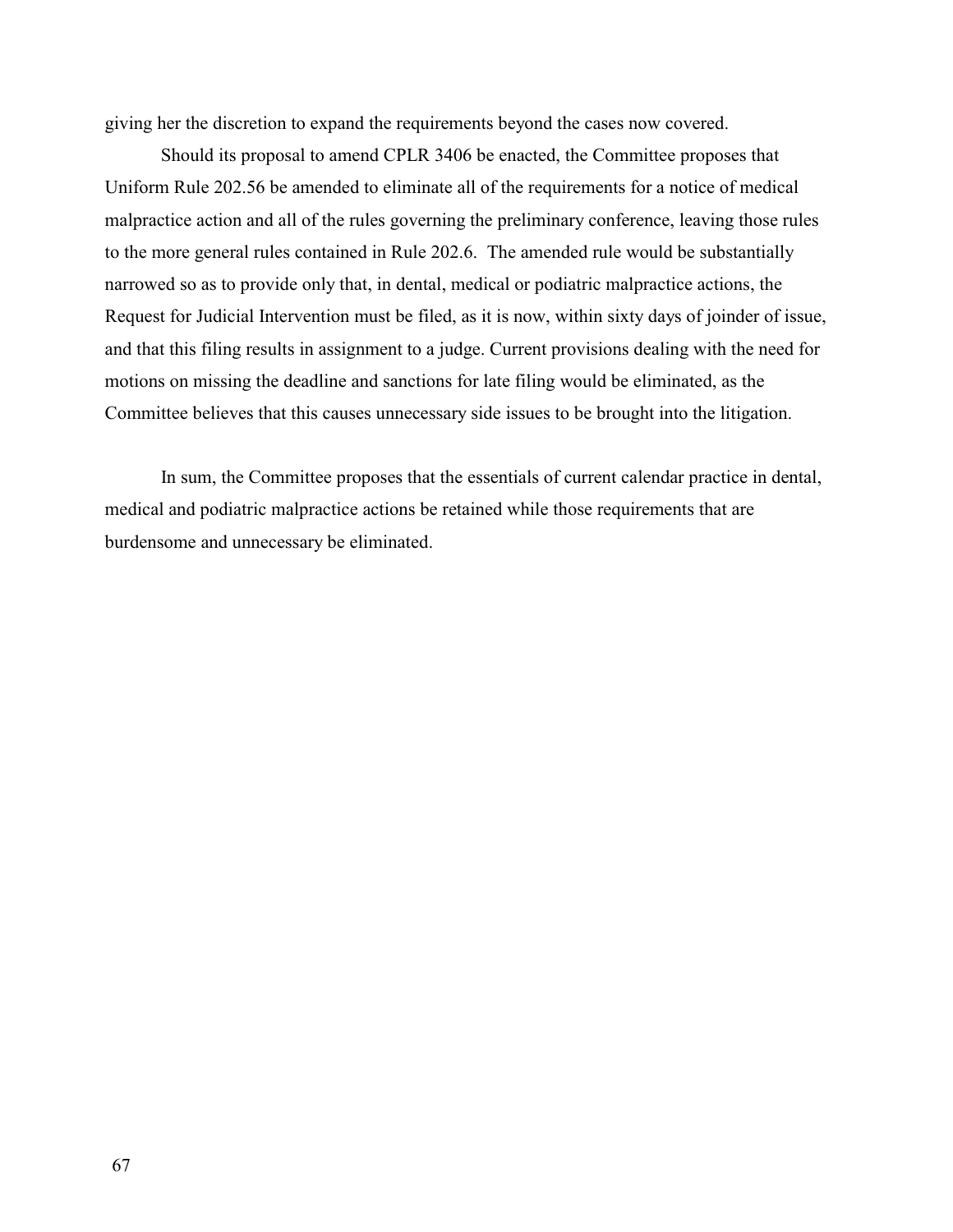giving her the discretion to expand the requirements beyond the cases now covered.

Should its proposal to amend CPLR 3406 be enacted, the Committee proposes that Uniform Rule 202.56 be amended to eliminate all of the requirements for a notice of medical malpractice action and all of the rules governing the preliminary conference, leaving those rules to the more general rules contained in Rule 202.6. The amended rule would be substantially narrowed so as to provide only that, in dental, medical or podiatric malpractice actions, the Request for Judicial Intervention must be filed, as it is now, within sixty days of joinder of issue, and that this filing results in assignment to a judge. Current provisions dealing with the need for motions on missing the deadline and sanctions for late filing would be eliminated, as the Committee believes that this causes unnecessary side issues to be brought into the litigation.

In sum, the Committee proposes that the essentials of current calendar practice in dental, medical and podiatric malpractice actions be retained while those requirements that are burdensome and unnecessary be eliminated.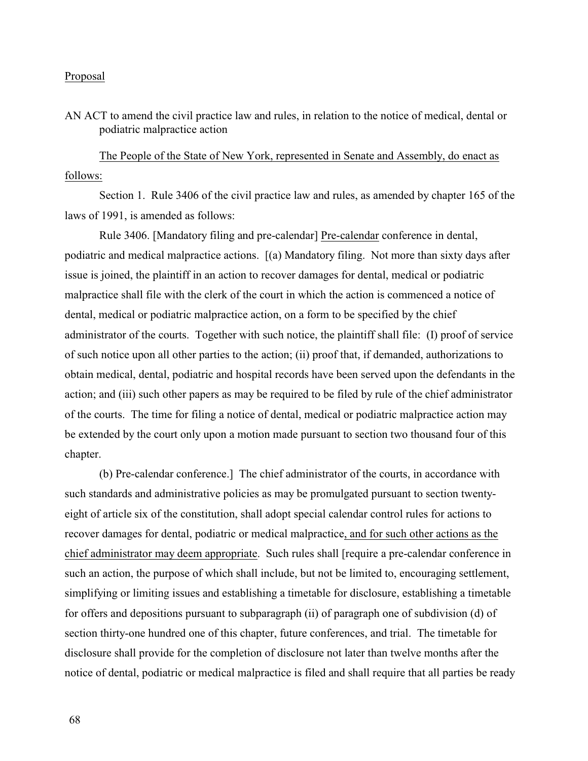Proposal

AN ACT to amend the civil practice law and rules, in relation to the notice of medical, dental or podiatric malpractice action

The People of the State of New York, represented in Senate and Assembly, do enact as follows:

Section 1. Rule 3406 of the civil practice law and rules, as amended by chapter 165 of the laws of 1991, is amended as follows:

Rule 3406. [Mandatory filing and pre-calendar] Pre-calendar conference in dental, podiatric and medical malpractice actions. [(a) Mandatory filing. Not more than sixty days after issue is joined, the plaintiff in an action to recover damages for dental, medical or podiatric malpractice shall file with the clerk of the court in which the action is commenced a notice of dental, medical or podiatric malpractice action, on a form to be specified by the chief administrator of the courts. Together with such notice, the plaintiff shall file: (I) proof of service of such notice upon all other parties to the action; (ii) proof that, if demanded, authorizations to obtain medical, dental, podiatric and hospital records have been served upon the defendants in the action; and (iii) such other papers as may be required to be filed by rule of the chief administrator of the courts. The time for filing a notice of dental, medical or podiatric malpractice action may be extended by the court only upon a motion made pursuant to section two thousand four of this chapter.

(b) Pre-calendar conference.] The chief administrator of the courts, in accordance with such standards and administrative policies as may be promulgated pursuant to section twenty-eight of article six of the constitution, shall adopt special calendar control rules for actions to recover damages for dental, podiatric or medical malpractice, and for such other actions as the chief administrator may deem appropriate. Such rules shall [require a pre-calendar conference in such an action, the purpose of which shall include, but not be limited to, encouraging settlement, simplifying or limiting issues and establishing a timetable for disclosure, establishing a timetable for offers and depositions pursuant to subparagraph (ii) of paragraph one of subdivision (d) of section thirty-one hundred one of this chapter, future conferences, and trial. The timetable for disclosure shall provide for the completion of disclosure not later than twelve months after the notice of dental, podiatric or medical malpractice is filed and shall require that all parties be ready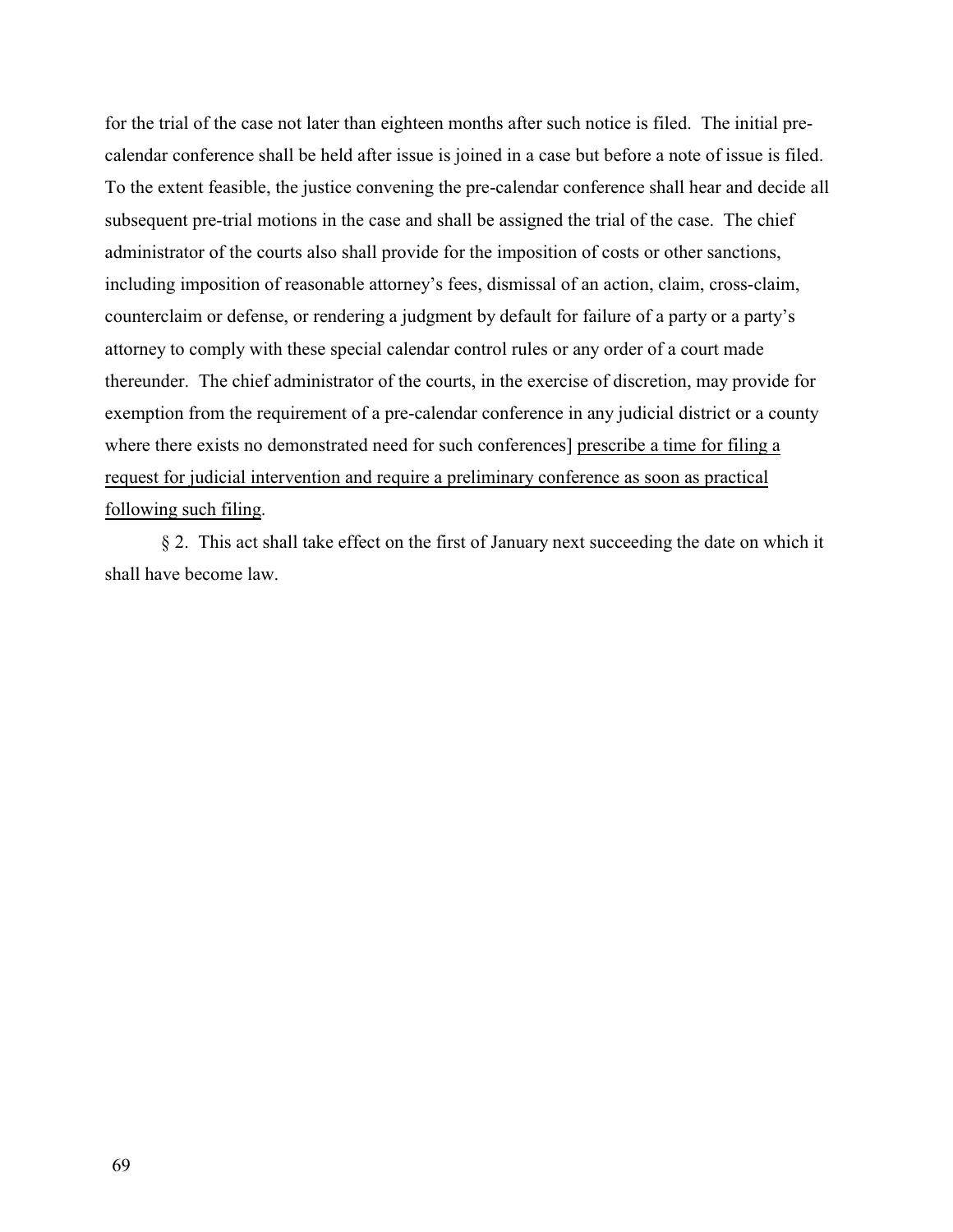for the trial of the case not later than eighteen months after such notice is filed. The initial pre-calendar conference shall be held after issue is joined in a case but before a note of issue is filed. To the extent feasible, the justice convening the pre-calendar conference shall hear and decide all subsequent pre-trial motions in the case and shall be assigned the trial of the case. The chief administrator of the courts also shall provide for the imposition of costs or other sanctions, including imposition of reasonable attorney's fees, dismissal of an action, claim, cross-claim, counterclaim or defense, or rendering a judgment by default for failure of a party or a party's attorney to comply with these special calendar control rules or any order of a court made thereunder. The chief administrator of the courts, in the exercise of discretion, may provide for exemption from the requirement of a pre-calendar conference in any judicial district or a county where there exists no demonstrated need for such conferences] <u>prescribe a time for filing a request for judicial intervention and require a preliminary conference as soon as practical following such filing</u>.

§ 2. This act shall take effect on the first of January next succeeding the date on which it shall have become law.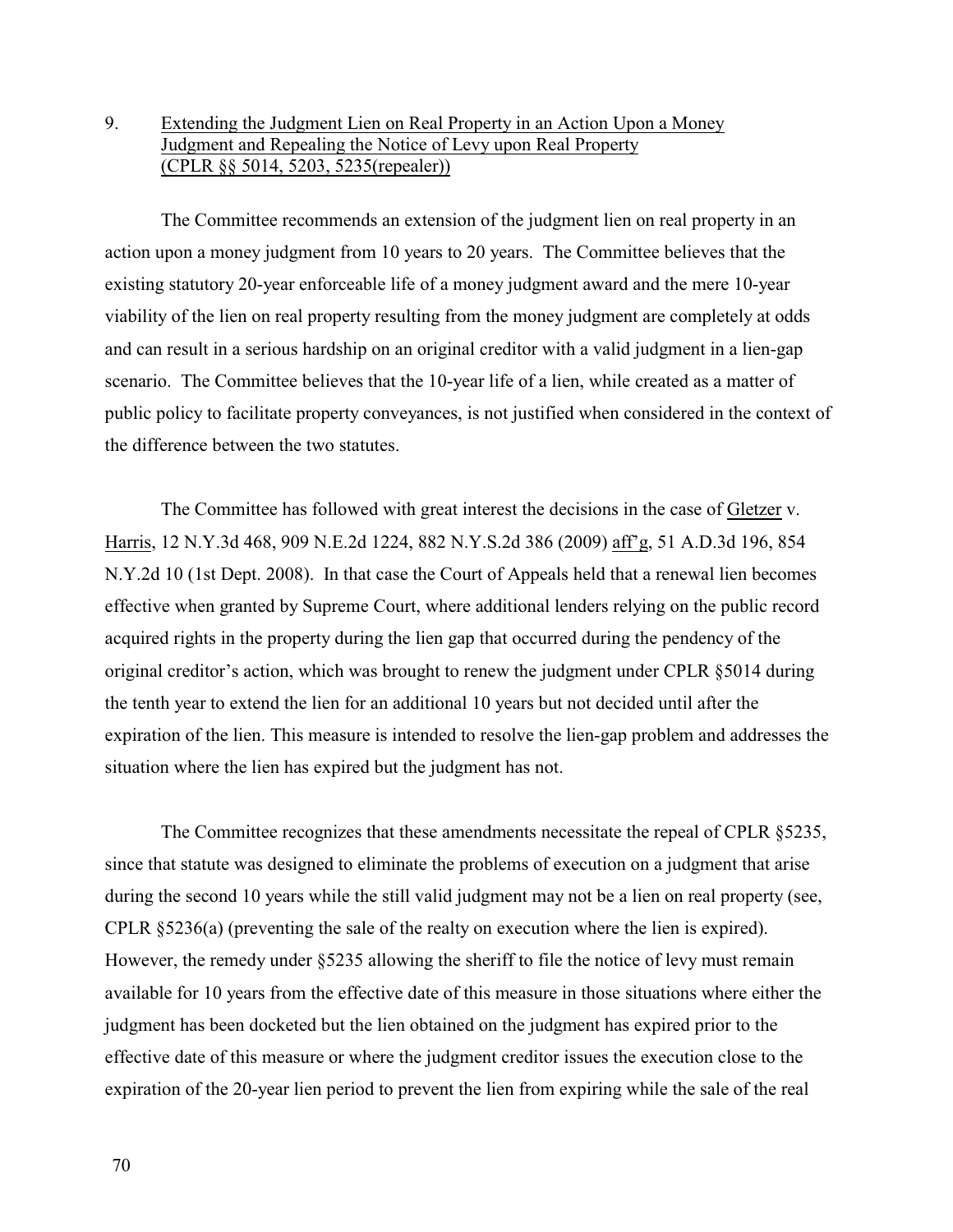9. Extending the Judgment Lien on Real Property in an Action Upon a Money Judgment and Repealing the Notice of Levy upon Real Property (CPLR §§ 5014, 5203, 5235(repealer))

The Committee recommends an extension of the judgment lien on real property in an action upon a money judgment from 10 years to 20 years. The Committee believes that the existing statutory 20-year enforceable life of a money judgment award and the mere 10-year viability of the lien on real property resulting from the money judgment are completely at odds and can result in a serious hardship on an original creditor with a valid judgment in a lien-gap scenario. The Committee believes that the 10-year life of a lien, while created as a matter of public policy to facilitate property conveyances, is not justified when considered in the context of the difference between the two statutes.

The Committee has followed with great interest the decisions in the case of Gletzer v. Harris, 12 N.Y.3d 468, 909 N.E.2d 1224, 882 N.Y.S.2d 386 (2009) aff'g, 51 A.D.3d 196, 854 N.Y.2d 10 (1st Dept. 2008). In that case the Court of Appeals held that a renewal lien becomes effective when granted by Supreme Court, where additional lenders relying on the public record acquired rights in the property during the lien gap that occurred during the pendency of the original creditor's action, which was brought to renew the judgment under CPLR §5014 during the tenth year to extend the lien for an additional 10 years but not decided until after the expiration of the lien. This measure is intended to resolve the lien-gap problem and addresses the situation where the lien has expired but the judgment has not.

The Committee recognizes that these amendments necessitate the repeal of CPLR §5235, since that statute was designed to eliminate the problems of execution on a judgment that arise during the second 10 years while the still valid judgment may not be a lien on real property (see, CPLR §5236(a) (preventing the sale of the realty on execution where the lien is expired). However, the remedy under §5235 allowing the sheriff to file the notice of levy must remain available for 10 years from the effective date of this measure in those situations where either the judgment has been docketed but the lien obtained on the judgment has expired prior to the effective date of this measure or where the judgment creditor issues the execution close to the expiration of the 20-year lien period to prevent the lien from expiring while the sale of the real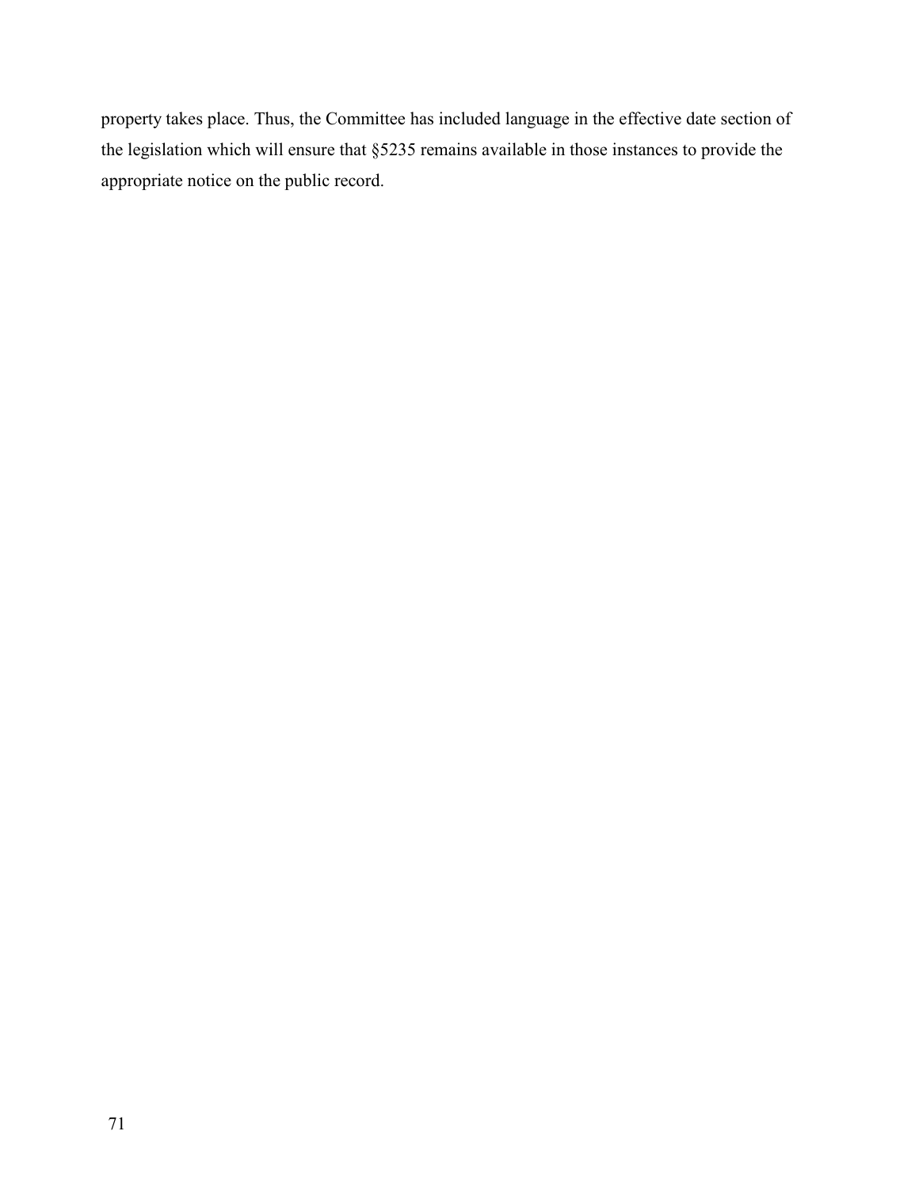property takes place. Thus, the Committee has included language in the effective date section of the legislation which will ensure that §5235 remains available in those instances to provide the appropriate notice on the public record.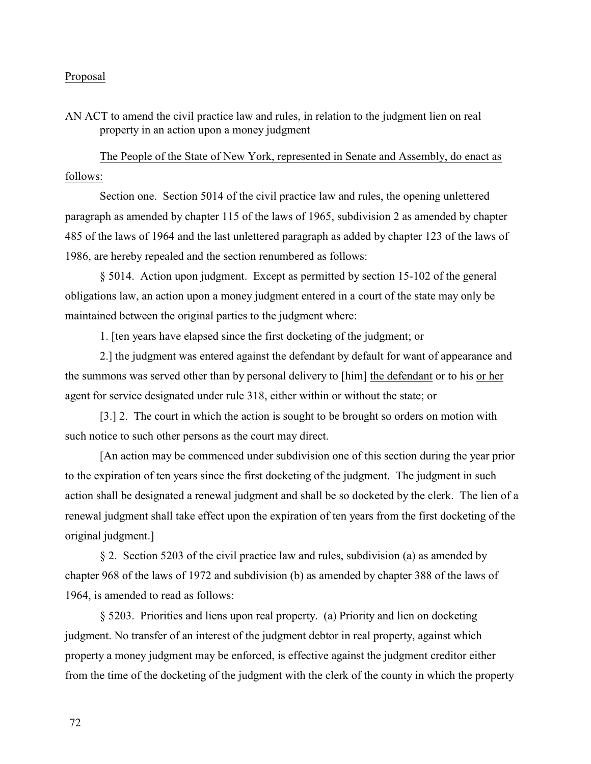Proposal

AN ACT to amend the civil practice law and rules, in relation to the judgment lien on real property in an action upon a money judgment

The People of the State of New York, represented in Senate and Assembly, do enact as follows:

Section one. Section 5014 of the civil practice law and rules, the opening unlettered paragraph as amended by chapter 115 of the laws of 1965, subdivision 2 as amended by chapter 485 of the laws of 1964 and the last unlettered paragraph as added by chapter 123 of the laws of 1986, are hereby repealed and the section renumbered as follows:

§ 5014. Action upon judgment. Except as permitted by section 15-102 of the general obligations law, an action upon a money judgment entered in a court of the state may only be maintained between the original parties to the judgment where:

1. [ten years have elapsed since the first docketing of the judgment; or

2.] the judgment was entered against the defendant by default for want of appearance and the summons was served other than by personal delivery to [him] the defendant or to his or her agent for service designated under rule 318, either within or without the state; or

[3.] 2. The court in which the action is sought to be brought so orders on motion with such notice to such other persons as the court may direct.

[An action may be commenced under subdivision one of this section during the year prior to the expiration of ten years since the first docketing of the judgment. The judgment in such action shall be designated a renewal judgment and shall be so docketed by the clerk. The lien of a renewal judgment shall take effect upon the expiration of ten years from the first docketing of the original judgment.]

§ 2. Section 5203 of the civil practice law and rules, subdivision (a) as amended by chapter 968 of the laws of 1972 and subdivision (b) as amended by chapter 388 of the laws of 1964, is amended to read as follows:

§ 5203. Priorities and liens upon real property. (a) Priority and lien on docketing judgment. No transfer of an interest of the judgment debtor in real property, against which property a money judgment may be enforced, is effective against the judgment creditor either from the time of the docketing of the judgment with the clerk of the county in which the property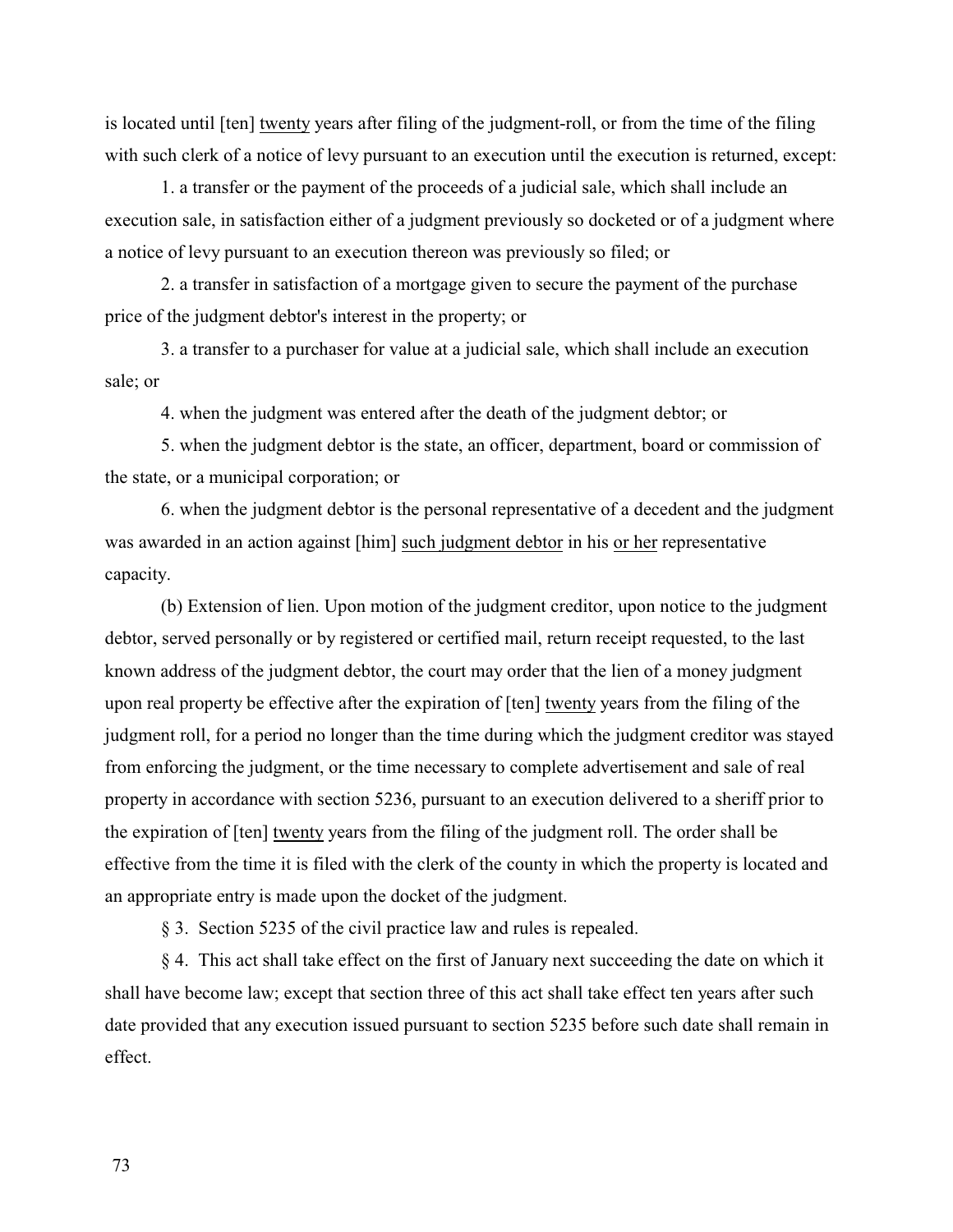is located until [ten] <u>twenty</u> years after filing of the judgment-roll, or from the time of the filing with such clerk of a notice of levy pursuant to an execution until the execution is returned, except:

1. a transfer or the payment of the proceeds of a judicial sale, which shall include an execution sale, in satisfaction either of a judgment previously so docketed or of a judgment where a notice of levy pursuant to an execution thereon was previously so filed; or

2. a transfer in satisfaction of a mortgage given to secure the payment of the purchase price of the judgment debtor's interest in the property; or

3. a transfer to a purchaser for value at a judicial sale, which shall include an execution sale; or

4. when the judgment was entered after the death of the judgment debtor; or

5. when the judgment debtor is the state, an officer, department, board or commission of the state, or a municipal corporation; or

6. when the judgment debtor is the personal representative of a decedent and the judgment was awarded in an action against [him] <u>such judgment debtor</u> in his <u>or her</u> representative capacity.

(b) Extension of lien. Upon motion of the judgment creditor, upon notice to the judgment debtor, served personally or by registered or certified mail, return receipt requested, to the last known address of the judgment debtor, the court may order that the lien of a money judgment upon real property be effective after the expiration of [ten] <u>twenty</u> years from the filing of the judgment roll, for a period no longer than the time during which the judgment creditor was stayed from enforcing the judgment, or the time necessary to complete advertisement and sale of real property in accordance with section 5236, pursuant to an execution delivered to a sheriff prior to the expiration of [ten] <u>twenty</u> years from the filing of the judgment roll. The order shall be effective from the time it is filed with the clerk of the county in which the property is located and an appropriate entry is made upon the docket of the judgment.

§ 3. Section 5235 of the civil practice law and rules is repealed.

§ 4. This act shall take effect on the first of January next succeeding the date on which it shall have become law; except that section three of this act shall take effect ten years after such date provided that any execution issued pursuant to section 5235 before such date shall remain in effect.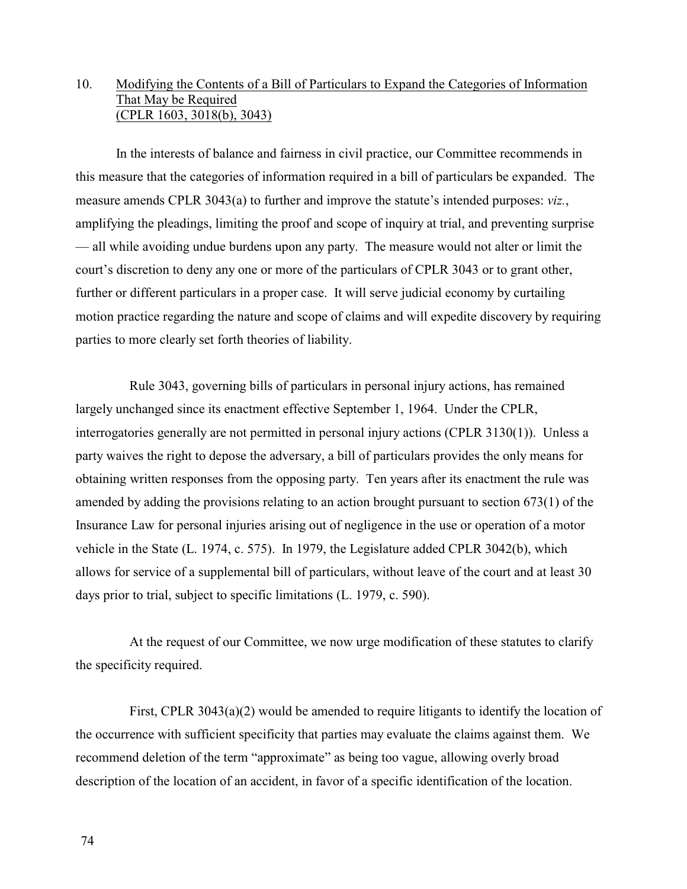10. Modifying the Contents of a Bill of Particulars to Expand the Categories of Information That May be Required (CPLR 1603, 3018(b), 3043)

In the interests of balance and fairness in civil practice, our Committee recommends in this measure that the categories of information required in a bill of particulars be expanded. The measure amends CPLR 3043(a) to further and improve the statute's intended purposes: *viz.*, amplifying the pleadings, limiting the proof and scope of inquiry at trial, and preventing surprise — all while avoiding undue burdens upon any party. The measure would not alter or limit the court's discretion to deny any one or more of the particulars of CPLR 3043 or to grant other, further or different particulars in a proper case. It will serve judicial economy by curtailing motion practice regarding the nature and scope of claims and will expedite discovery by requiring parties to more clearly set forth theories of liability.

Rule 3043, governing bills of particulars in personal injury actions, has remained largely unchanged since its enactment effective September 1, 1964. Under the CPLR, interrogatories generally are not permitted in personal injury actions (CPLR 3130(1)). Unless a party waives the right to depose the adversary, a bill of particulars provides the only means for obtaining written responses from the opposing party. Ten years after its enactment the rule was amended by adding the provisions relating to an action brought pursuant to section 673(1) of the Insurance Law for personal injuries arising out of negligence in the use or operation of a motor vehicle in the State (L. 1974, c. 575). In 1979, the Legislature added CPLR 3042(b), which allows for service of a supplemental bill of particulars, without leave of the court and at least 30 days prior to trial, subject to specific limitations (L. 1979, c. 590).

At the request of our Committee, we now urge modification of these statutes to clarify the specificity required.

First, CPLR 3043(a)(2) would be amended to require litigants to identify the location of the occurrence with sufficient specificity that parties may evaluate the claims against them. We recommend deletion of the term "approximate" as being too vague, allowing overly broad description of the location of an accident, in favor of a specific identification of the location.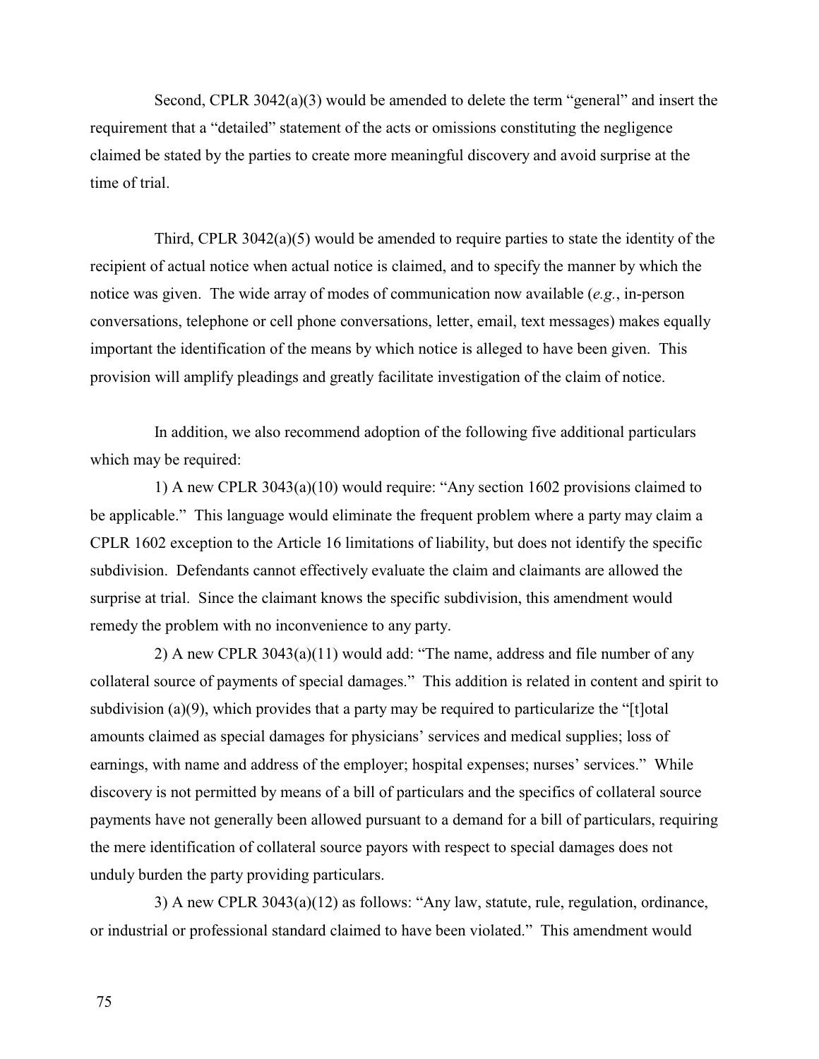Second, CPLR 3042(a)(3) would be amended to delete the term "general" and insert the requirement that a "detailed" statement of the acts or omissions constituting the negligence claimed be stated by the parties to create more meaningful discovery and avoid surprise at the time of trial.

Third, CPLR 3042(a)(5) would be amended to require parties to state the identity of the recipient of actual notice when actual notice is claimed, and to specify the manner by which the notice was given. The wide array of modes of communication now available (*e.g.*, in-person conversations, telephone or cell phone conversations, letter, email, text messages) makes equally important the identification of the means by which notice is alleged to have been given. This provision will amplify pleadings and greatly facilitate investigation of the claim of notice.

In addition, we also recommend adoption of the following five additional particulars which may be required:

1) A new CPLR 3043(a)(10) would require: "Any section 1602 provisions claimed to be applicable." This language would eliminate the frequent problem where a party may claim a CPLR 1602 exception to the Article 16 limitations of liability, but does not identify the specific subdivision. Defendants cannot effectively evaluate the claim and claimants are allowed the surprise at trial. Since the claimant knows the specific subdivision, this amendment would remedy the problem with no inconvenience to any party.

2) A new CPLR 3043(a)(11) would add: "The name, address and file number of any collateral source of payments of special damages." This addition is related in content and spirit to subdivision (a)(9), which provides that a party may be required to particularize the "[t]otal amounts claimed as special damages for physicians' services and medical supplies; loss of earnings, with name and address of the employer; hospital expenses; nurses' services." While discovery is not permitted by means of a bill of particulars and the specifics of collateral source payments have not generally been allowed pursuant to a demand for a bill of particulars, requiring the mere identification of collateral source payors with respect to special damages does not unduly burden the party providing particulars.

3) A new CPLR 3043(a)(12) as follows: "Any law, statute, rule, regulation, ordinance, or industrial or professional standard claimed to have been violated." This amendment would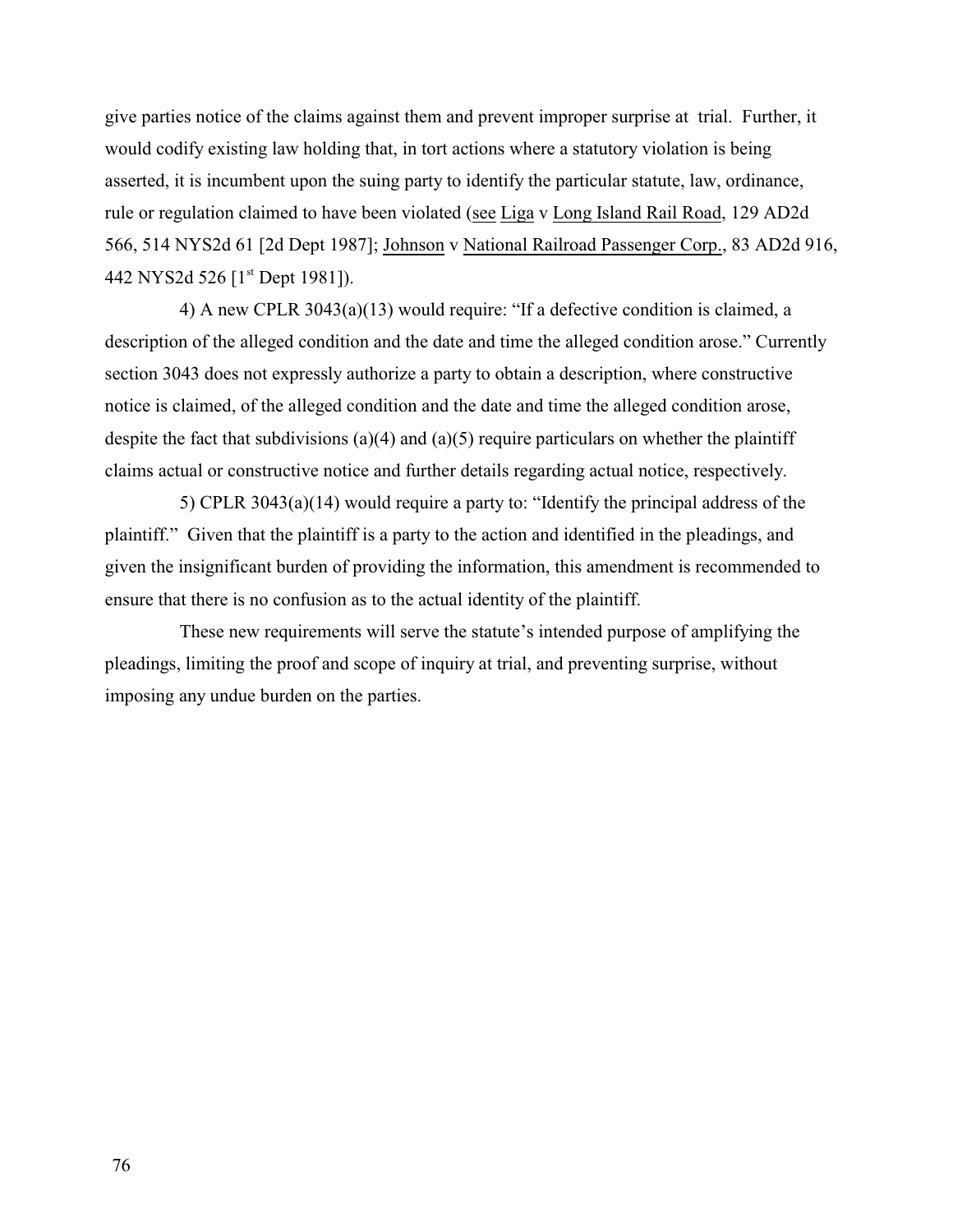give parties notice of the claims against them and prevent improper surprise at trial. Further, it would codify existing law holding that, in tort actions where a statutory violation is being asserted, it is incumbent upon the suing party to identify the particular statute, law, ordinance, rule or regulation claimed to have been violated (see Liga v Long Island Rail Road, 129 AD2d 566, 514 NYS2d 61 [2d Dept 1987]; Johnson v National Railroad Passenger Corp., 83 AD2d 916, 442 NYS2d 526 [1st Dept 1981]).

4) A new CPLR 3043(a)(13) would require: "If a defective condition is claimed, a description of the alleged condition and the date and time the alleged condition arose." Currently section 3043 does not expressly authorize a party to obtain a description, where constructive notice is claimed, of the alleged condition and the date and time the alleged condition arose, despite the fact that subdivisions (a)(4) and (a)(5) require particulars on whether the plaintiff claims actual or constructive notice and further details regarding actual notice, respectively.

5) CPLR 3043(a)(14) would require a party to: "Identify the principal address of the plaintiff." Given that the plaintiff is a party to the action and identified in the pleadings, and given the insignificant burden of providing the information, this amendment is recommended to ensure that there is no confusion as to the actual identity of the plaintiff.

These new requirements will serve the statute's intended purpose of amplifying the pleadings, limiting the proof and scope of inquiry at trial, and preventing surprise, without imposing any undue burden on the parties.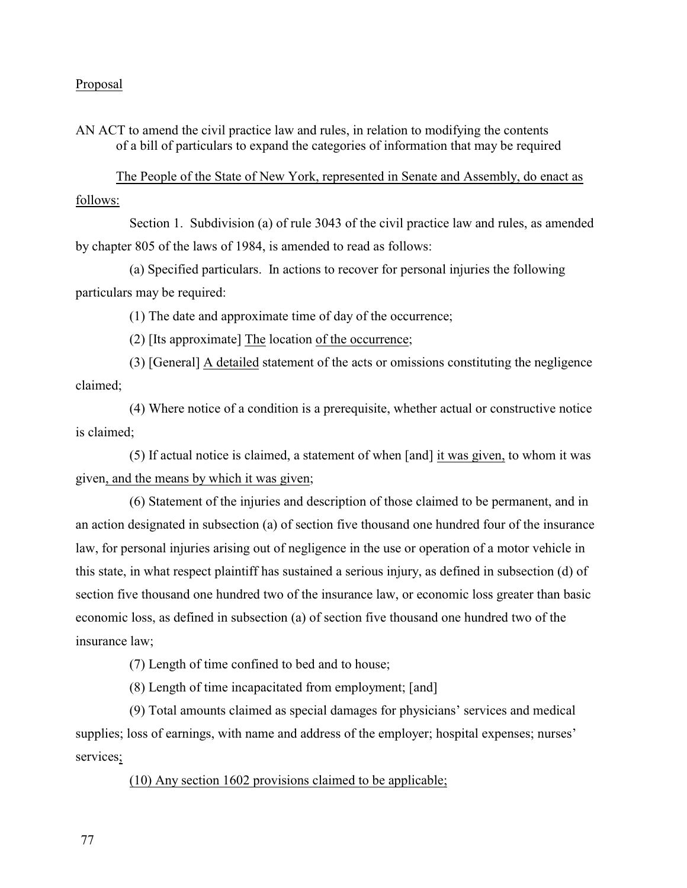<u>Proposal</u>

AN ACT to amend the civil practice law and rules, in relation to modifying the contents of a bill of particulars to expand the categories of information that may be required

<u>The People of the State of New York, represented in Senate and Assembly, do enact as follows:</u>

Section 1. Subdivision (a) of rule 3043 of the civil practice law and rules, as amended by chapter 805 of the laws of 1984, is amended to read as follows:

(a) Specified particulars. In actions to recover for personal injuries the following particulars may be required:

(1) The date and approximate time of day of the occurrence;

(2) [Its approximate] <u>The</u> location <u>of the occurrence</u>;

(3) [General] <u>A detailed</u> statement of the acts or omissions constituting the negligence claimed;

(4) Where notice of a condition is a prerequisite, whether actual or constructive notice is claimed;

(5) If actual notice is claimed, a statement of when [and] <u>it was given,</u> to whom it was given<u>, and the means by which it was given</u>;

(6) Statement of the injuries and description of those claimed to be permanent, and in an action designated in subsection (a) of section five thousand one hundred four of the insurance law, for personal injuries arising out of negligence in the use or operation of a motor vehicle in this state, in what respect plaintiff has sustained a serious injury, as defined in subsection (d) of section five thousand one hundred two of the insurance law, or economic loss greater than basic economic loss, as defined in subsection (a) of section five thousand one hundred two of the insurance law;

(7) Length of time confined to bed and to house;

(8) Length of time incapacitated from employment; [and]

(9) Total amounts claimed as special damages for physicians' services and medical supplies; loss of earnings, with name and address of the employer; hospital expenses; nurses' services<u>;</u>

<u>(10) Any section 1602 provisions claimed to be applicable;</u>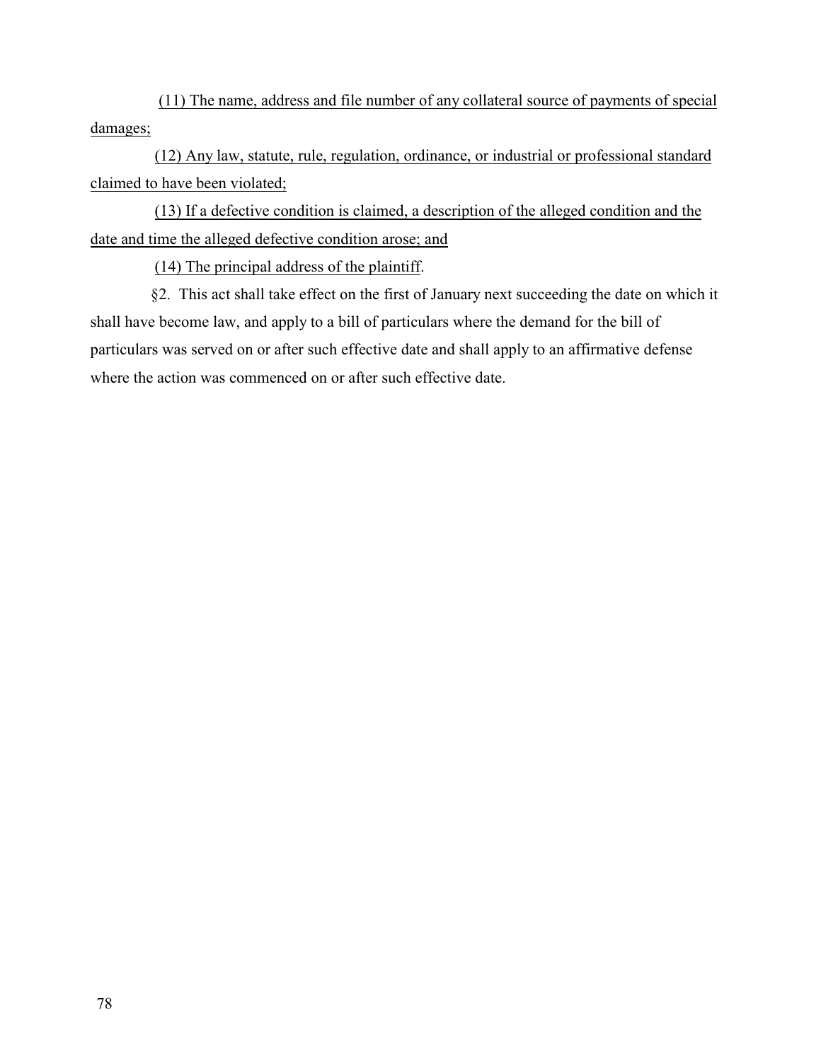(11) The name, address and file number of any collateral source of payments of special damages;

(12) Any law, statute, rule, regulation, ordinance, or industrial or professional standard claimed to have been violated;

(13) If a defective condition is claimed, a description of the alleged condition and the date and time the alleged defective condition arose; and

(14) The principal address of the plaintiff.

§2. This act shall take effect on the first of January next succeeding the date on which it shall have become law, and apply to a bill of particulars where the demand for the bill of particulars was served on or after such effective date and shall apply to an affirmative defense where the action was commenced on or after such effective date.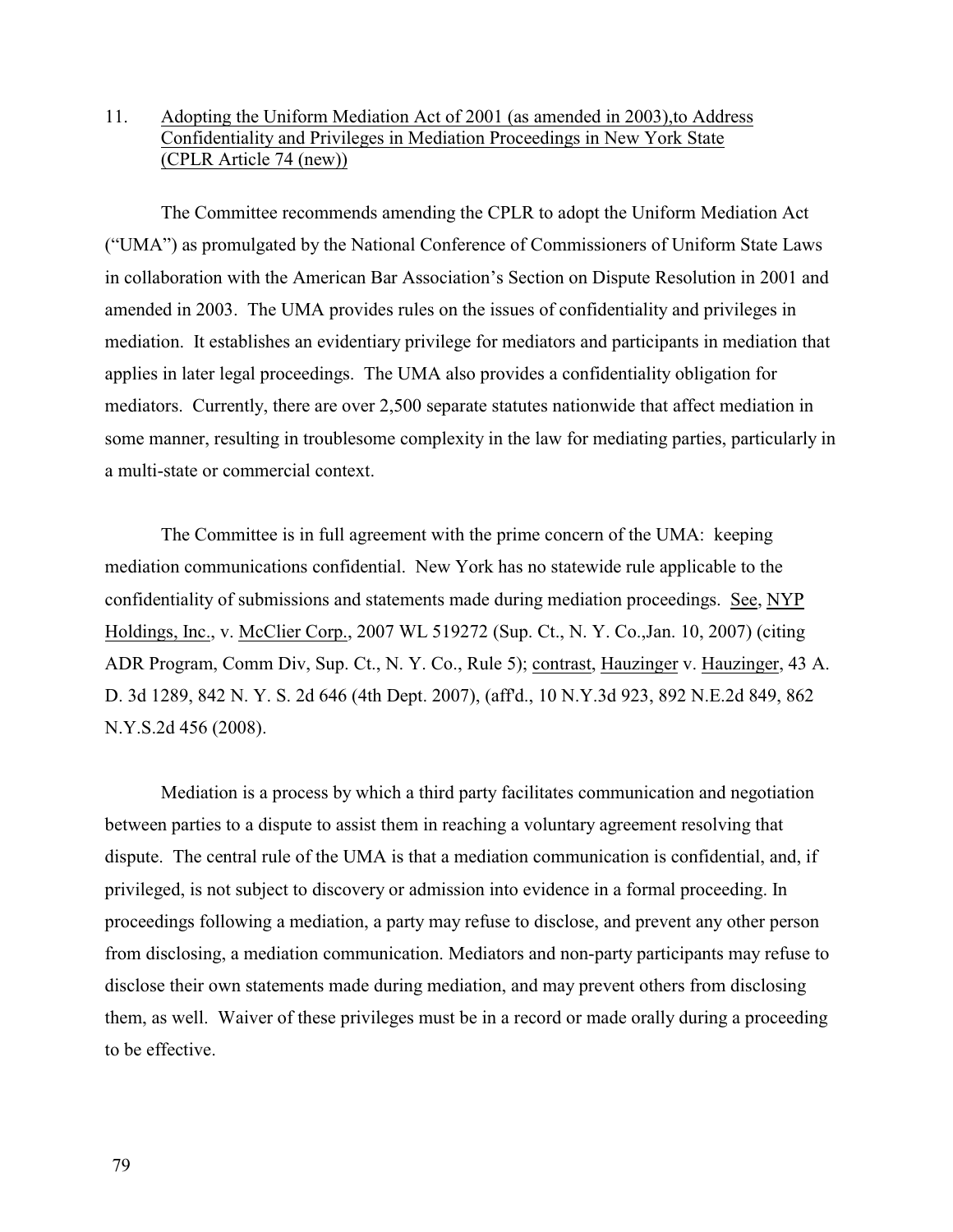11. Adopting the Uniform Mediation Act of 2001 (as amended in 2003),to Address Confidentiality and Privileges in Mediation Proceedings in New York State (CPLR Article 74 (new))

The Committee recommends amending the CPLR to adopt the Uniform Mediation Act ("UMA") as promulgated by the National Conference of Commissioners of Uniform State Laws in collaboration with the American Bar Association's Section on Dispute Resolution in 2001 and amended in 2003. The UMA provides rules on the issues of confidentiality and privileges in mediation. It establishes an evidentiary privilege for mediators and participants in mediation that applies in later legal proceedings. The UMA also provides a confidentiality obligation for mediators. Currently, there are over 2,500 separate statutes nationwide that affect mediation in some manner, resulting in troublesome complexity in the law for mediating parties, particularly in a multi-state or commercial context.

The Committee is in full agreement with the prime concern of the UMA: keeping mediation communications confidential. New York has no statewide rule applicable to the confidentiality of submissions and statements made during mediation proceedings. See, NYP Holdings, Inc., v. McClier Corp., 2007 WL 519272 (Sup. Ct., N. Y. Co.,Jan. 10, 2007) (citing ADR Program, Comm Div, Sup. Ct., N. Y. Co., Rule 5); contrast, Hauzinger v. Hauzinger, 43 A. D. 3d 1289, 842 N. Y. S. 2d 646 (4th Dept. 2007), (aff'd., 10 N.Y.3d 923, 892 N.E.2d 849, 862 N.Y.S.2d 456 (2008).

Mediation is a process by which a third party facilitates communication and negotiation between parties to a dispute to assist them in reaching a voluntary agreement resolving that dispute. The central rule of the UMA is that a mediation communication is confidential, and, if privileged, is not subject to discovery or admission into evidence in a formal proceeding. In proceedings following a mediation, a party may refuse to disclose, and prevent any other person from disclosing, a mediation communication. Mediators and non-party participants may refuse to disclose their own statements made during mediation, and may prevent others from disclosing them, as well. Waiver of these privileges must be in a record or made orally during a proceeding to be effective.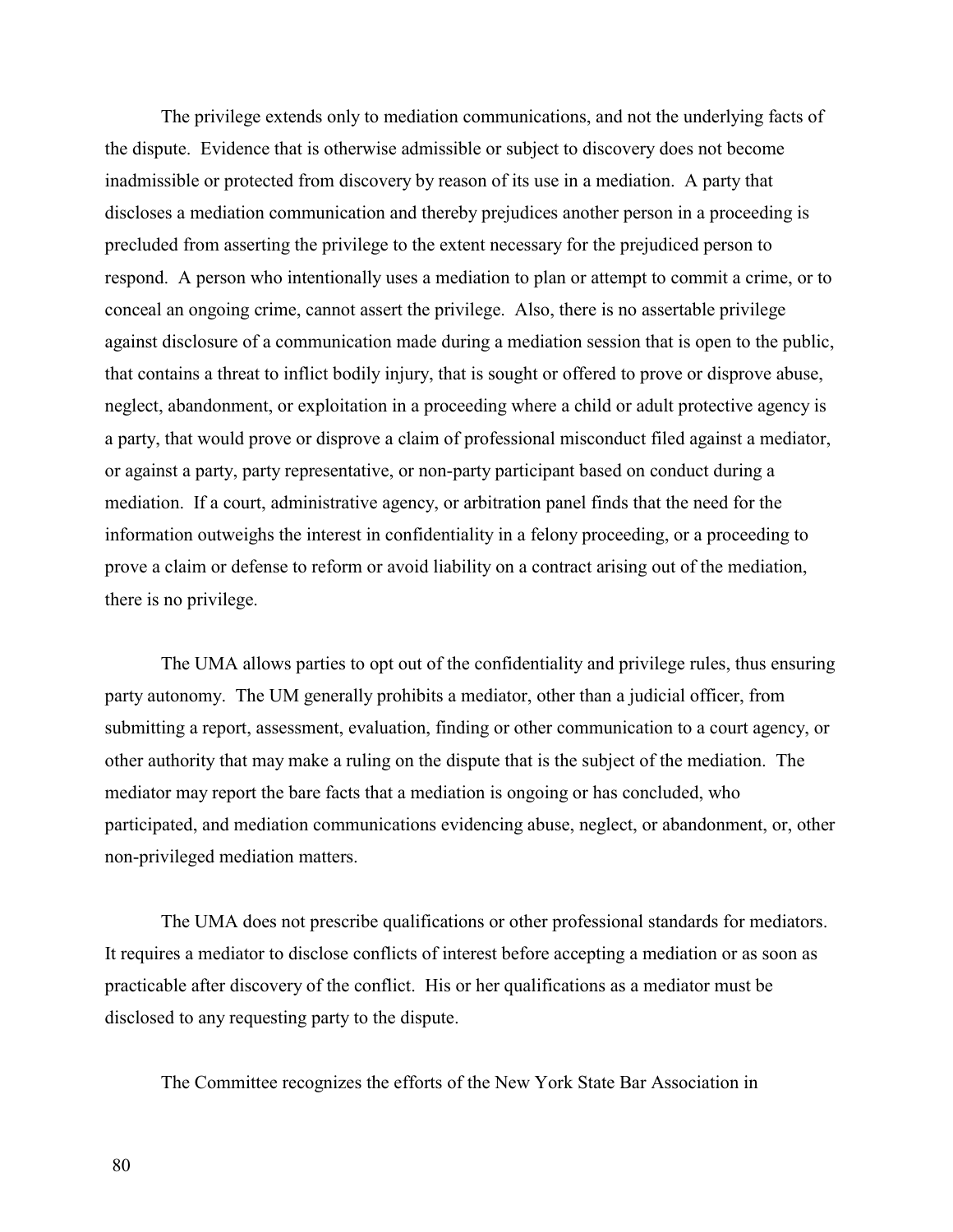The privilege extends only to mediation communications, and not the underlying facts of the dispute. Evidence that is otherwise admissible or subject to discovery does not become inadmissible or protected from discovery by reason of its use in a mediation. A party that discloses a mediation communication and thereby prejudices another person in a proceeding is precluded from asserting the privilege to the extent necessary for the prejudiced person to respond. A person who intentionally uses a mediation to plan or attempt to commit a crime, or to conceal an ongoing crime, cannot assert the privilege. Also, there is no assertable privilege against disclosure of a communication made during a mediation session that is open to the public, that contains a threat to inflict bodily injury, that is sought or offered to prove or disprove abuse, neglect, abandonment, or exploitation in a proceeding where a child or adult protective agency is a party, that would prove or disprove a claim of professional misconduct filed against a mediator, or against a party, party representative, or non-party participant based on conduct during a mediation. If a court, administrative agency, or arbitration panel finds that the need for the information outweighs the interest in confidentiality in a felony proceeding, or a proceeding to prove a claim or defense to reform or avoid liability on a contract arising out of the mediation, there is no privilege.

The UMA allows parties to opt out of the confidentiality and privilege rules, thus ensuring party autonomy. The UM generally prohibits a mediator, other than a judicial officer, from submitting a report, assessment, evaluation, finding or other communication to a court agency, or other authority that may make a ruling on the dispute that is the subject of the mediation. The mediator may report the bare facts that a mediation is ongoing or has concluded, who participated, and mediation communications evidencing abuse, neglect, or abandonment, or, other non-privileged mediation matters.

The UMA does not prescribe qualifications or other professional standards for mediators. It requires a mediator to disclose conflicts of interest before accepting a mediation or as soon as practicable after discovery of the conflict. His or her qualifications as a mediator must be disclosed to any requesting party to the dispute.

The Committee recognizes the efforts of the New York State Bar Association in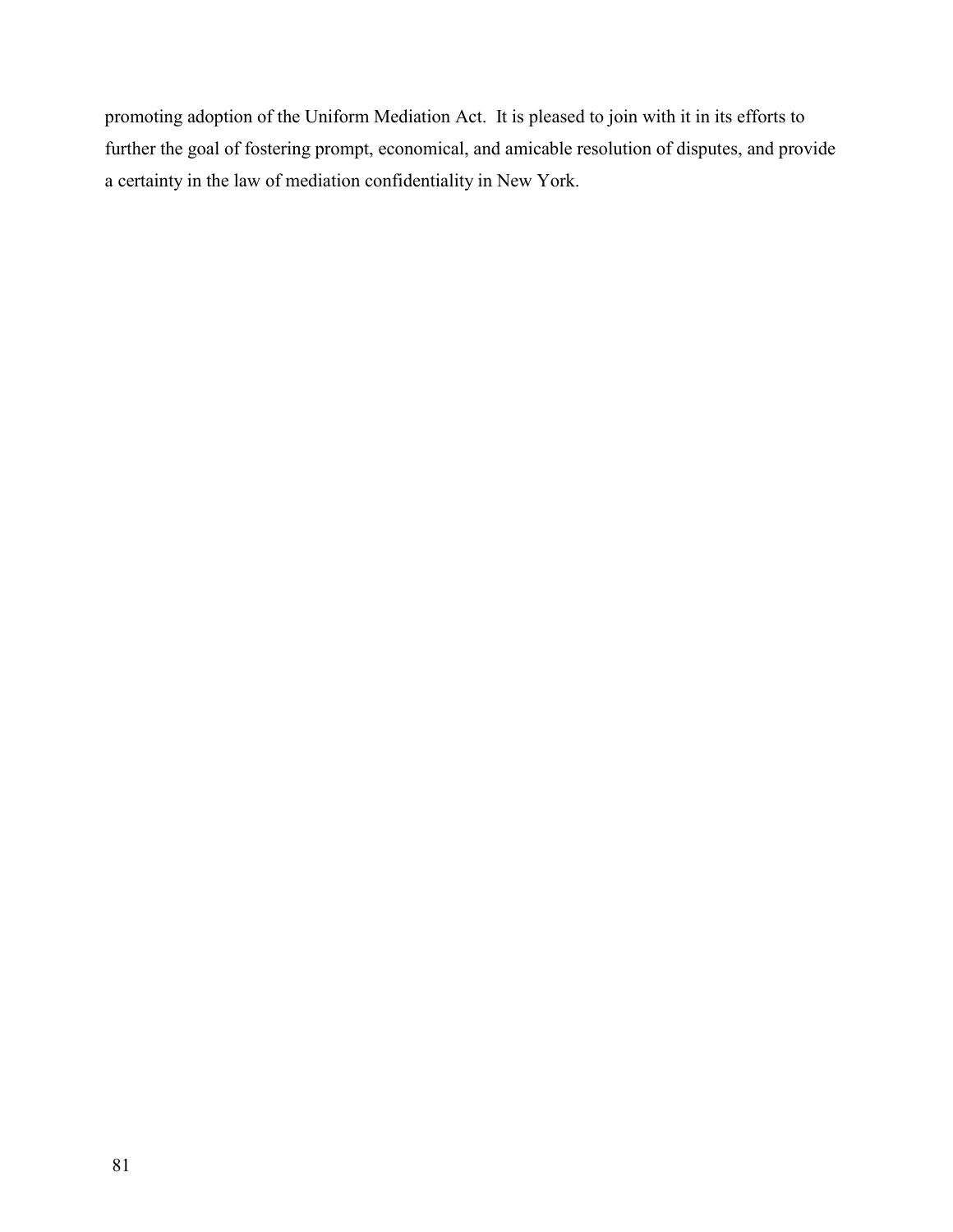promoting adoption of the Uniform Mediation Act. It is pleased to join with it in its efforts to further the goal of fostering prompt, economical, and amicable resolution of disputes, and provide a certainty in the law of mediation confidentiality in New York.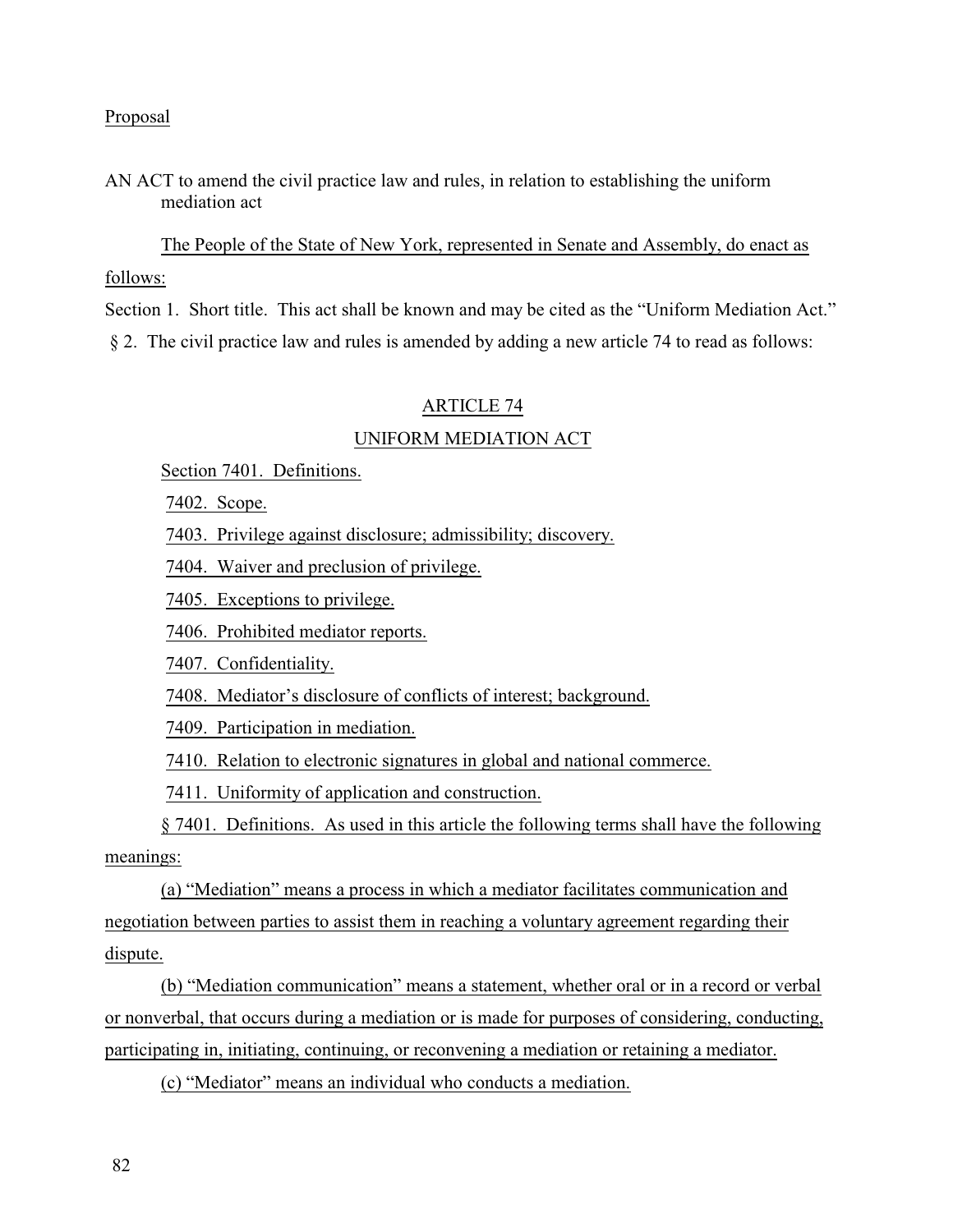Proposal

AN ACT to amend the civil practice law and rules, in relation to establishing the uniform mediation act

The People of the State of New York, represented in Senate and Assembly, do enact as follows:

Section 1. Short title. This act shall be known and may be cited as the "Uniform Mediation Act."

§ 2. The civil practice law and rules is amended by adding a new article 74 to read as follows:

ARTICLE 74

UNIFORM MEDIATION ACT

Section 7401. Definitions.

7402. Scope.

7403. Privilege against disclosure; admissibility; discovery.

7404. Waiver and preclusion of privilege.

7405. Exceptions to privilege.

7406. Prohibited mediator reports.

7407. Confidentiality.

7408. Mediator's disclosure of conflicts of interest; background.

7409. Participation in mediation.

7410. Relation to electronic signatures in global and national commerce.

7411. Uniformity of application and construction.

§ 7401. Definitions. As used in this article the following terms shall have the following meanings:

(a) "Mediation" means a process in which a mediator facilitates communication and negotiation between parties to assist them in reaching a voluntary agreement regarding their dispute.

(b) "Mediation communication" means a statement, whether oral or in a record or verbal or nonverbal, that occurs during a mediation or is made for purposes of considering, conducting, participating in, initiating, continuing, or reconvening a mediation or retaining a mediator.

(c) "Mediator" means an individual who conducts a mediation.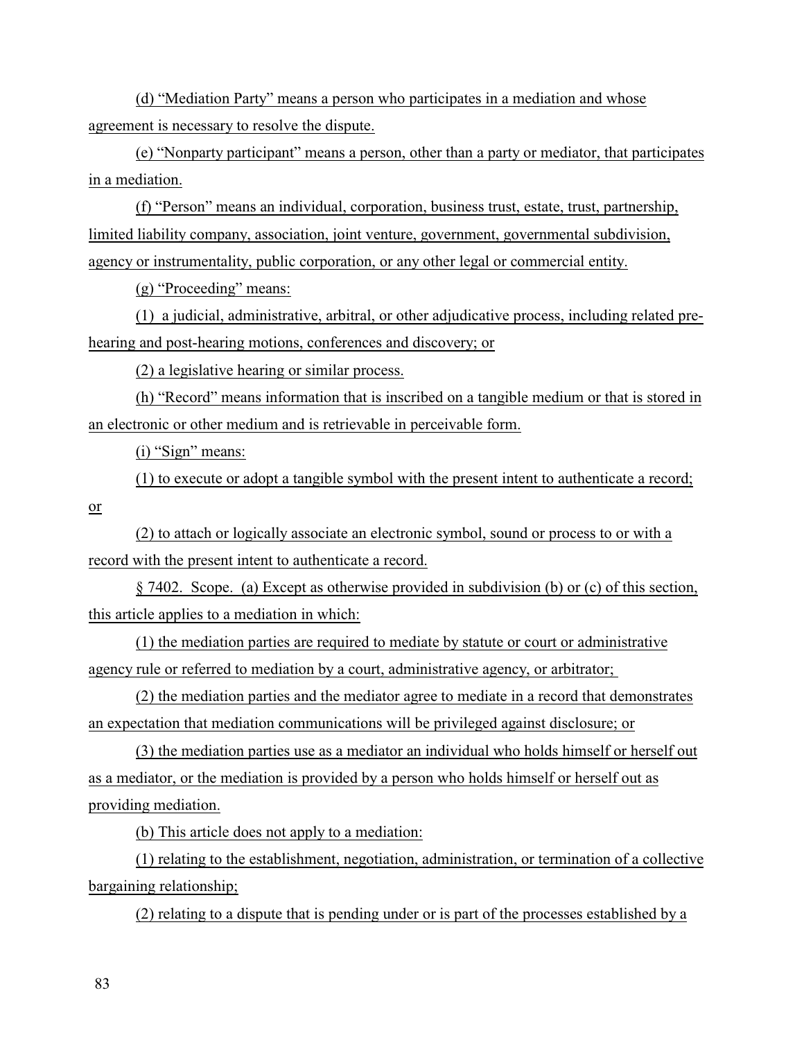(d) “Mediation Party” means a person who participates in a mediation and whose agreement is necessary to resolve the dispute.

(e) “Nonparty participant” means a person, other than a party or mediator, that participates in a mediation.

(f) “Person” means an individual, corporation, business trust, estate, trust, partnership, limited liability company, association, joint venture, government, governmental subdivision, agency or instrumentality, public corporation, or any other legal or commercial entity.

(g) “Proceeding” means:

(1) a judicial, administrative, arbitral, or other adjudicative process, including related pre-hearing and post-hearing motions, conferences and discovery; or

(2) a legislative hearing or similar process.

(h) “Record” means information that is inscribed on a tangible medium or that is stored in an electronic or other medium and is retrievable in perceivable form.

(i) “Sign” means:

(1) to execute or adopt a tangible symbol with the present intent to authenticate a record; or

(2) to attach or logically associate an electronic symbol, sound or process to or with a record with the present intent to authenticate a record.

§ 7402. Scope. (a) Except as otherwise provided in subdivision (b) or (c) of this section, this article applies to a mediation in which:

(1) the mediation parties are required to mediate by statute or court or administrative agency rule or referred to mediation by a court, administrative agency, or arbitrator;

(2) the mediation parties and the mediator agree to mediate in a record that demonstrates an expectation that mediation communications will be privileged against disclosure; or

(3) the mediation parties use as a mediator an individual who holds himself or herself out as a mediator, or the mediation is provided by a person who holds himself or herself out as providing mediation.

(b) This article does not apply to a mediation:

(1) relating to the establishment, negotiation, administration, or termination of a collective bargaining relationship;

(2) relating to a dispute that is pending under or is part of the processes established by a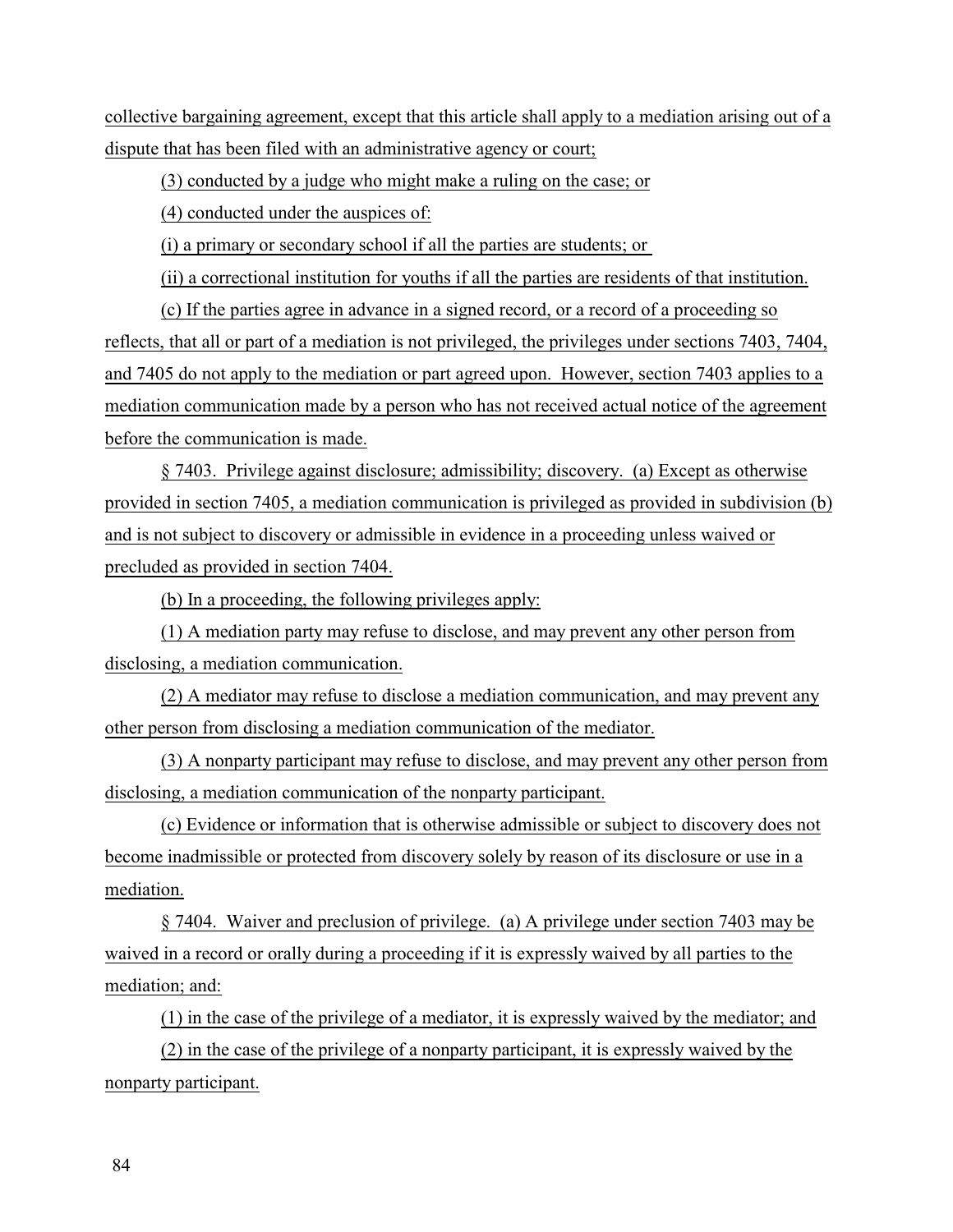collective bargaining agreement, except that this article shall apply to a mediation arising out of a dispute that has been filed with an administrative agency or court;

(3) conducted by a judge who might make a ruling on the case; or

(4) conducted under the auspices of:

(i) a primary or secondary school if all the parties are students; or

(ii) a correctional institution for youths if all the parties are residents of that institution.

(c) If the parties agree in advance in a signed record, or a record of a proceeding so reflects, that all or part of a mediation is not privileged, the privileges under sections 7403, 7404, and 7405 do not apply to the mediation or part agreed upon. However, section 7403 applies to a mediation communication made by a person who has not received actual notice of the agreement before the communication is made.

§ 7403. Privilege against disclosure; admissibility; discovery. (a) Except as otherwise provided in section 7405, a mediation communication is privileged as provided in subdivision (b) and is not subject to discovery or admissible in evidence in a proceeding unless waived or precluded as provided in section 7404.

(b) In a proceeding, the following privileges apply:

(1) A mediation party may refuse to disclose, and may prevent any other person from disclosing, a mediation communication.

(2) A mediator may refuse to disclose a mediation communication, and may prevent any other person from disclosing a mediation communication of the mediator.

(3) A nonparty participant may refuse to disclose, and may prevent any other person from disclosing, a mediation communication of the nonparty participant.

(c) Evidence or information that is otherwise admissible or subject to discovery does not become inadmissible or protected from discovery solely by reason of its disclosure or use in a mediation.

§ 7404. Waiver and preclusion of privilege. (a) A privilege under section 7403 may be waived in a record or orally during a proceeding if it is expressly waived by all parties to the mediation; and:

(1) in the case of the privilege of a mediator, it is expressly waived by the mediator; and

(2) in the case of the privilege of a nonparty participant, it is expressly waived by the nonparty participant.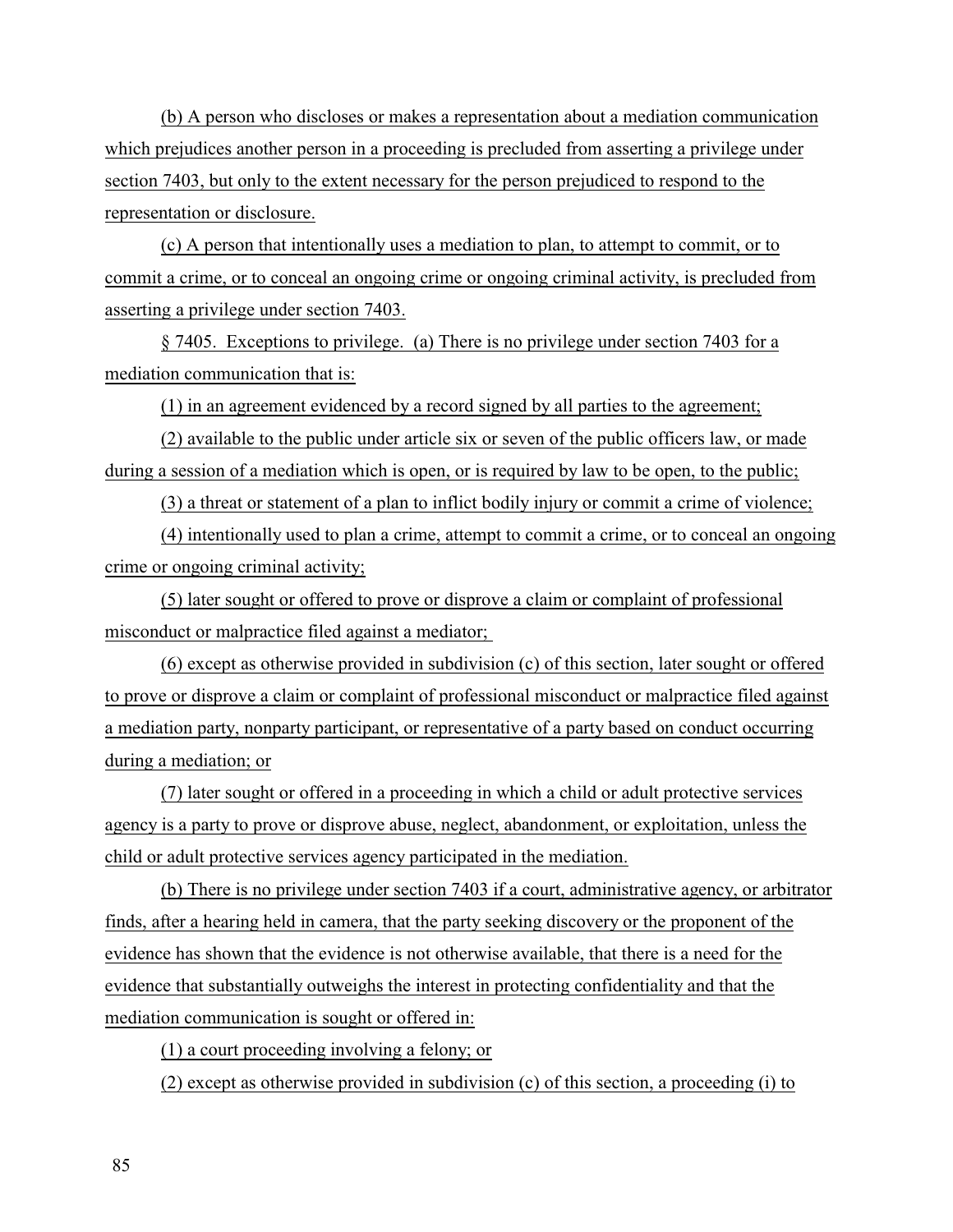(b) A person who discloses or makes a representation about a mediation communication which prejudices another person in a proceeding is precluded from asserting a privilege under section 7403, but only to the extent necessary for the person prejudiced to respond to the representation or disclosure.

(c) A person that intentionally uses a mediation to plan, to attempt to commit, or to commit a crime, or to conceal an ongoing crime or ongoing criminal activity, is precluded from asserting a privilege under section 7403.

§ 7405. Exceptions to privilege. (a) There is no privilege under section 7403 for a mediation communication that is:

(1) in an agreement evidenced by a record signed by all parties to the agreement;

(2) available to the public under article six or seven of the public officers law, or made during a session of a mediation which is open, or is required by law to be open, to the public;

(3) a threat or statement of a plan to inflict bodily injury or commit a crime of violence;

(4) intentionally used to plan a crime, attempt to commit a crime, or to conceal an ongoing crime or ongoing criminal activity;

(5) later sought or offered to prove or disprove a claim or complaint of professional misconduct or malpractice filed against a mediator;

(6) except as otherwise provided in subdivision (c) of this section, later sought or offered to prove or disprove a claim or complaint of professional misconduct or malpractice filed against a mediation party, nonparty participant, or representative of a party based on conduct occurring during a mediation; or

(7) later sought or offered in a proceeding in which a child or adult protective services agency is a party to prove or disprove abuse, neglect, abandonment, or exploitation, unless the child or adult protective services agency participated in the mediation.

(b) There is no privilege under section 7403 if a court, administrative agency, or arbitrator finds, after a hearing held in camera, that the party seeking discovery or the proponent of the evidence has shown that the evidence is not otherwise available, that there is a need for the evidence that substantially outweighs the interest in protecting confidentiality and that the mediation communication is sought or offered in:

(1) a court proceeding involving a felony; or

(2) except as otherwise provided in subdivision (c) of this section, a proceeding (i) to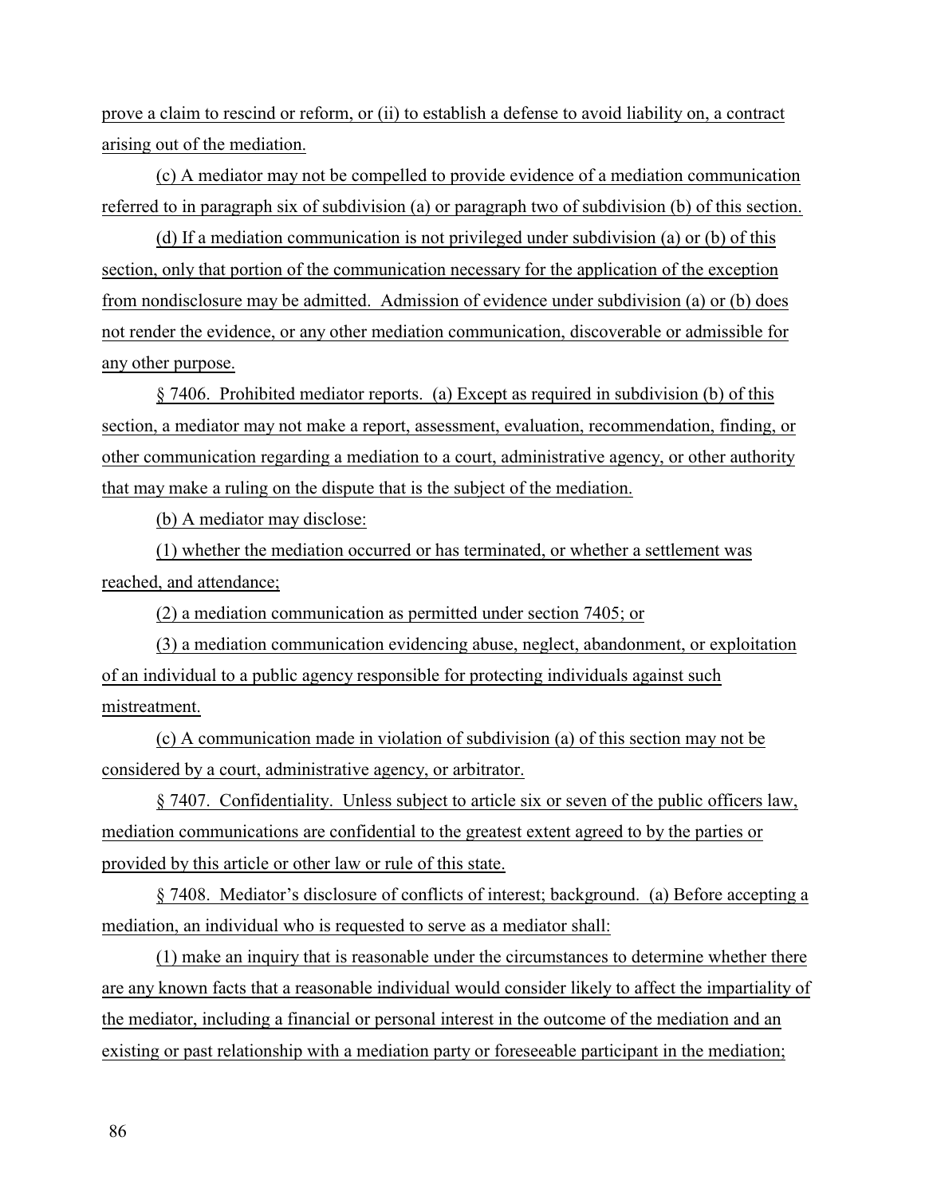prove a claim to rescind or reform, or (ii) to establish a defense to avoid liability on, a contract arising out of the mediation.

(c) A mediator may not be compelled to provide evidence of a mediation communication referred to in paragraph six of subdivision (a) or paragraph two of subdivision (b) of this section.

(d) If a mediation communication is not privileged under subdivision (a) or (b) of this section, only that portion of the communication necessary for the application of the exception from nondisclosure may be admitted. Admission of evidence under subdivision (a) or (b) does not render the evidence, or any other mediation communication, discoverable or admissible for any other purpose.

§ 7406. Prohibited mediator reports. (a) Except as required in subdivision (b) of this section, a mediator may not make a report, assessment, evaluation, recommendation, finding, or other communication regarding a mediation to a court, administrative agency, or other authority that may make a ruling on the dispute that is the subject of the mediation.

(b) A mediator may disclose:

(1) whether the mediation occurred or has terminated, or whether a settlement was reached, and attendance;

(2) a mediation communication as permitted under section 7405; or

(3) a mediation communication evidencing abuse, neglect, abandonment, or exploitation of an individual to a public agency responsible for protecting individuals against such mistreatment.

(c) A communication made in violation of subdivision (a) of this section may not be considered by a court, administrative agency, or arbitrator.

§ 7407. Confidentiality. Unless subject to article six or seven of the public officers law, mediation communications are confidential to the greatest extent agreed to by the parties or provided by this article or other law or rule of this state.

§ 7408. Mediator's disclosure of conflicts of interest; background. (a) Before accepting a mediation, an individual who is requested to serve as a mediator shall:

(1) make an inquiry that is reasonable under the circumstances to determine whether there are any known facts that a reasonable individual would consider likely to affect the impartiality of the mediator, including a financial or personal interest in the outcome of the mediation and an existing or past relationship with a mediation party or foreseeable participant in the mediation;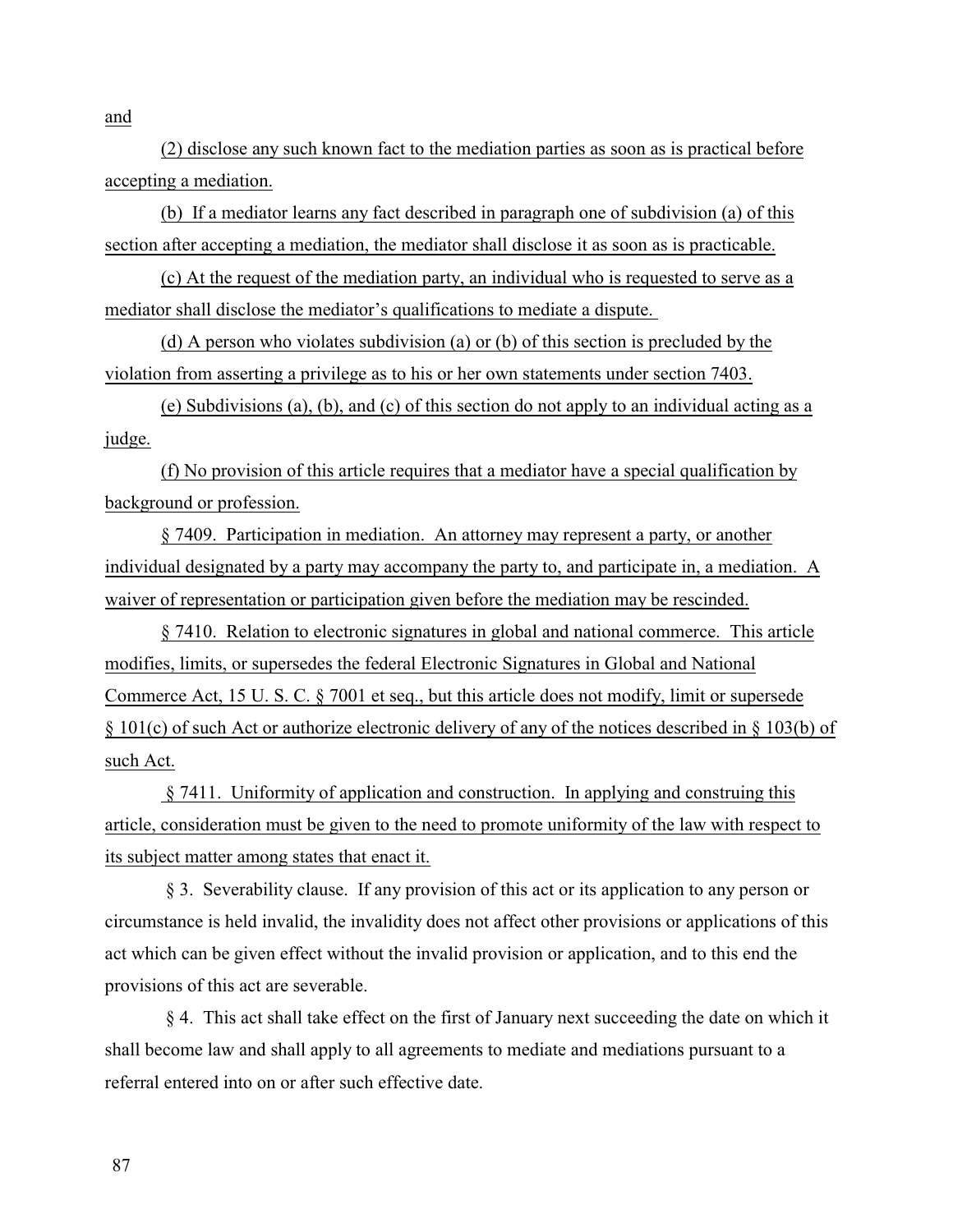and

(2) disclose any such known fact to the mediation parties as soon as is practical before accepting a mediation.

(b) If a mediator learns any fact described in paragraph one of subdivision (a) of this section after accepting a mediation, the mediator shall disclose it as soon as is practicable.

(c) At the request of the mediation party, an individual who is requested to serve as a mediator shall disclose the mediator's qualifications to mediate a dispute.

(d) A person who violates subdivision (a) or (b) of this section is precluded by the violation from asserting a privilege as to his or her own statements under section 7403.

(e) Subdivisions (a), (b), and (c) of this section do not apply to an individual acting as a judge.

(f) No provision of this article requires that a mediator have a special qualification by background or profession.

§ 7409. Participation in mediation. An attorney may represent a party, or another individual designated by a party may accompany the party to, and participate in, a mediation. A waiver of representation or participation given before the mediation may be rescinded.

§ 7410. Relation to electronic signatures in global and national commerce. This article modifies, limits, or supersedes the federal Electronic Signatures in Global and National Commerce Act, 15 U. S. C. § 7001 et seq., but this article does not modify, limit or supersede § 101(c) of such Act or authorize electronic delivery of any of the notices described in § 103(b) of such Act.

§ 7411. Uniformity of application and construction. In applying and construing this article, consideration must be given to the need to promote uniformity of the law with respect to its subject matter among states that enact it.

§ 3. Severability clause. If any provision of this act or its application to any person or circumstance is held invalid, the invalidity does not affect other provisions or applications of this act which can be given effect without the invalid provision or application, and to this end the provisions of this act are severable.

§ 4. This act shall take effect on the first of January next succeeding the date on which it shall become law and shall apply to all agreements to mediate and mediations pursuant to a referral entered into on or after such effective date.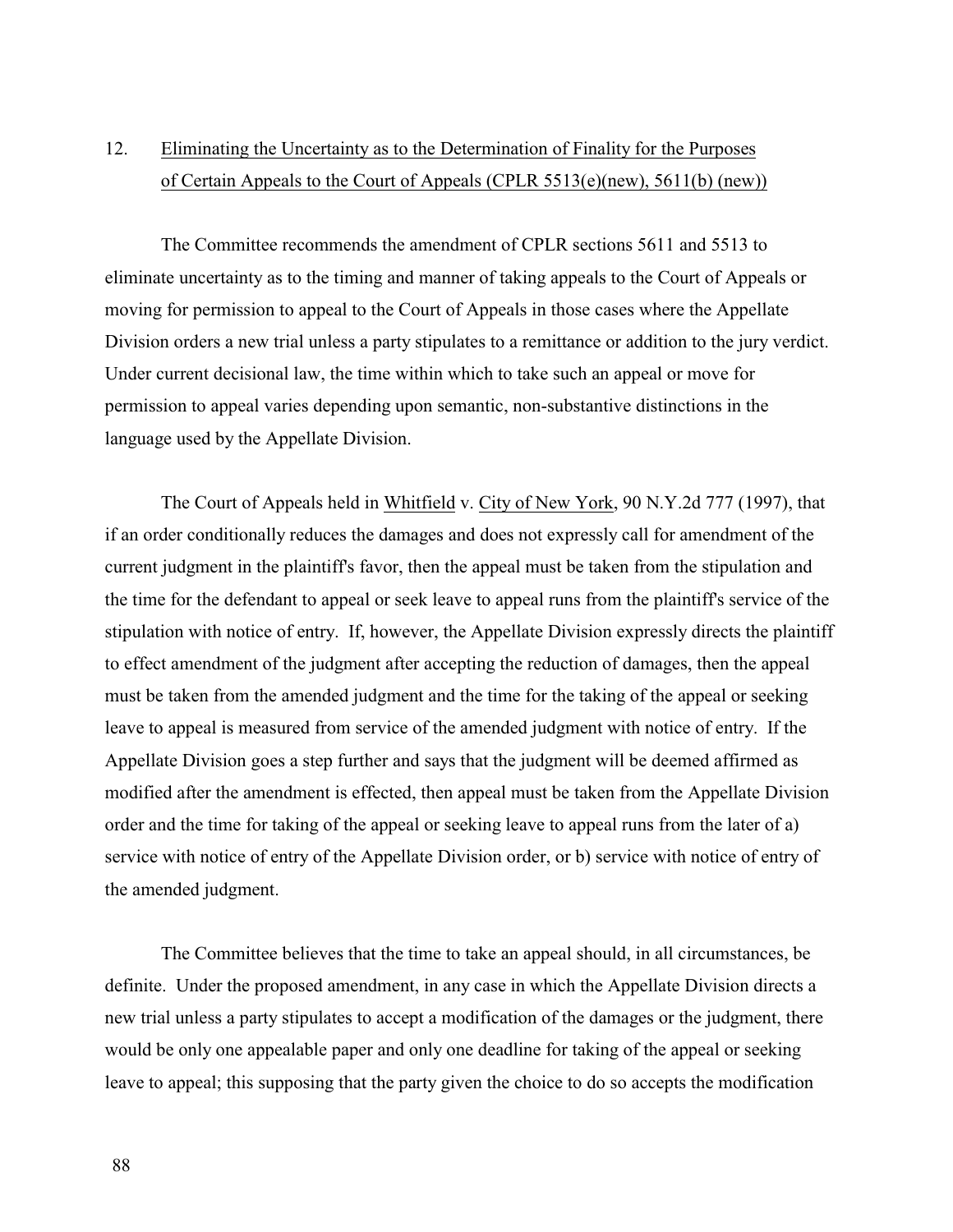## 12. Eliminating the Uncertainty as to the Determination of Finality for the Purposes of Certain Appeals to the Court of Appeals (CPLR 5513(e)(new), 5611(b) (new))

The Committee recommends the amendment of CPLR sections 5611 and 5513 to eliminate uncertainty as to the timing and manner of taking appeals to the Court of Appeals or moving for permission to appeal to the Court of Appeals in those cases where the Appellate Division orders a new trial unless a party stipulates to a remittance or addition to the jury verdict. Under current decisional law, the time within which to take such an appeal or move for permission to appeal varies depending upon semantic, non-substantive distinctions in the language used by the Appellate Division.

The Court of Appeals held in Whitfield v. City of New York, 90 N.Y.2d 777 (1997), that if an order conditionally reduces the damages and does not expressly call for amendment of the current judgment in the plaintiff's favor, then the appeal must be taken from the stipulation and the time for the defendant to appeal or seek leave to appeal runs from the plaintiff's service of the stipulation with notice of entry. If, however, the Appellate Division expressly directs the plaintiff to effect amendment of the judgment after accepting the reduction of damages, then the appeal must be taken from the amended judgment and the time for the taking of the appeal or seeking leave to appeal is measured from service of the amended judgment with notice of entry. If the Appellate Division goes a step further and says that the judgment will be deemed affirmed as modified after the amendment is effected, then appeal must be taken from the Appellate Division order and the time for taking of the appeal or seeking leave to appeal runs from the later of a) service with notice of entry of the Appellate Division order, or b) service with notice of entry of the amended judgment.

The Committee believes that the time to take an appeal should, in all circumstances, be definite. Under the proposed amendment, in any case in which the Appellate Division directs a new trial unless a party stipulates to accept a modification of the damages or the judgment, there would be only one appealable paper and only one deadline for taking of the appeal or seeking leave to appeal; this supposing that the party given the choice to do so accepts the modification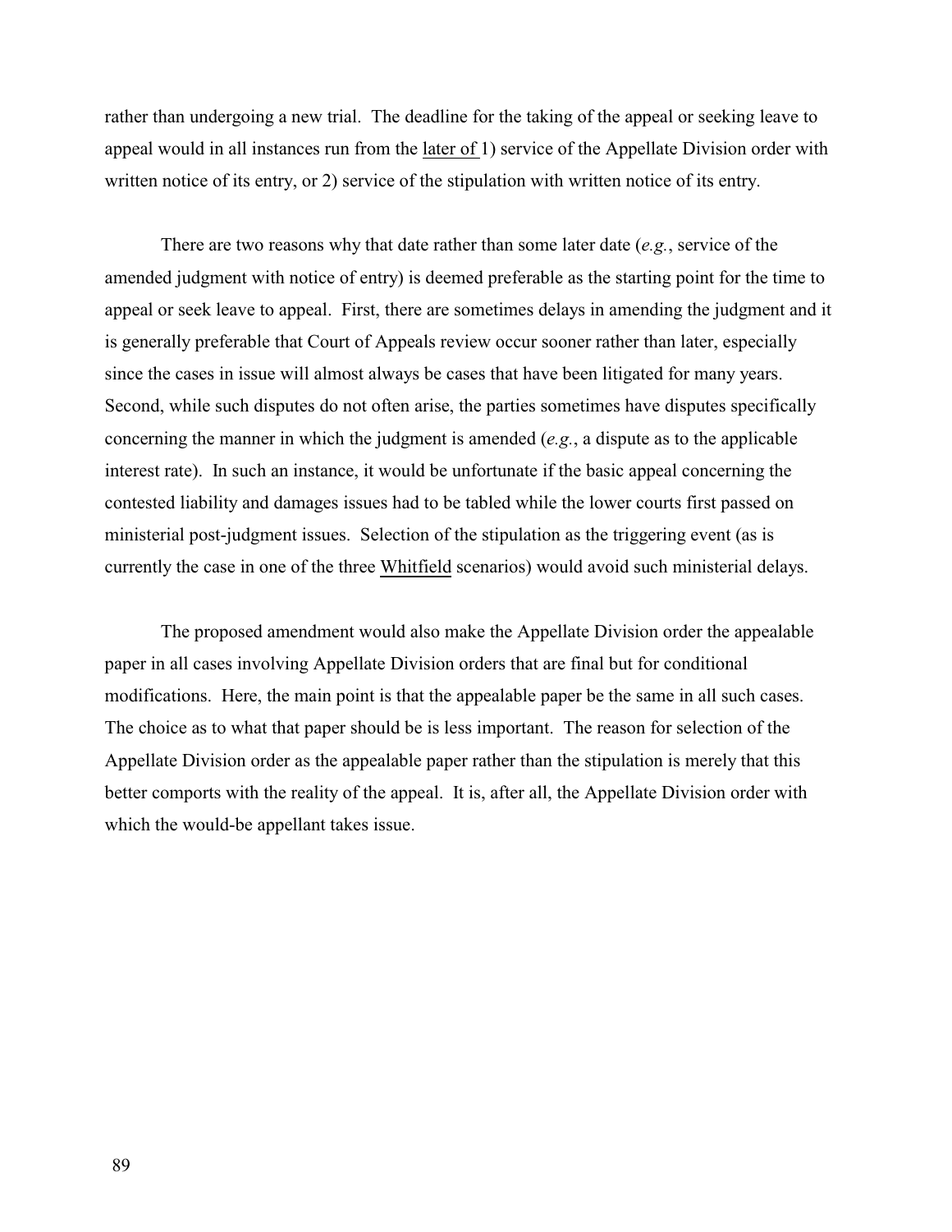rather than undergoing a new trial. The deadline for the taking of the appeal or seeking leave to appeal would in all instances run from the later of 1) service of the Appellate Division order with written notice of its entry, or 2) service of the stipulation with written notice of its entry.

There are two reasons why that date rather than some later date (*e.g.*, service of the amended judgment with notice of entry) is deemed preferable as the starting point for the time to appeal or seek leave to appeal. First, there are sometimes delays in amending the judgment and it is generally preferable that Court of Appeals review occur sooner rather than later, especially since the cases in issue will almost always be cases that have been litigated for many years. Second, while such disputes do not often arise, the parties sometimes have disputes specifically concerning the manner in which the judgment is amended (*e.g.*, a dispute as to the applicable interest rate). In such an instance, it would be unfortunate if the basic appeal concerning the contested liability and damages issues had to be tabled while the lower courts first passed on ministerial post-judgment issues. Selection of the stipulation as the triggering event (as is currently the case in one of the three Whitfield scenarios) would avoid such ministerial delays.

The proposed amendment would also make the Appellate Division order the appealable paper in all cases involving Appellate Division orders that are final but for conditional modifications. Here, the main point is that the appealable paper be the same in all such cases. The choice as to what that paper should be is less important. The reason for selection of the Appellate Division order as the appealable paper rather than the stipulation is merely that this better comports with the reality of the appeal. It is, after all, the Appellate Division order with which the would-be appellant takes issue.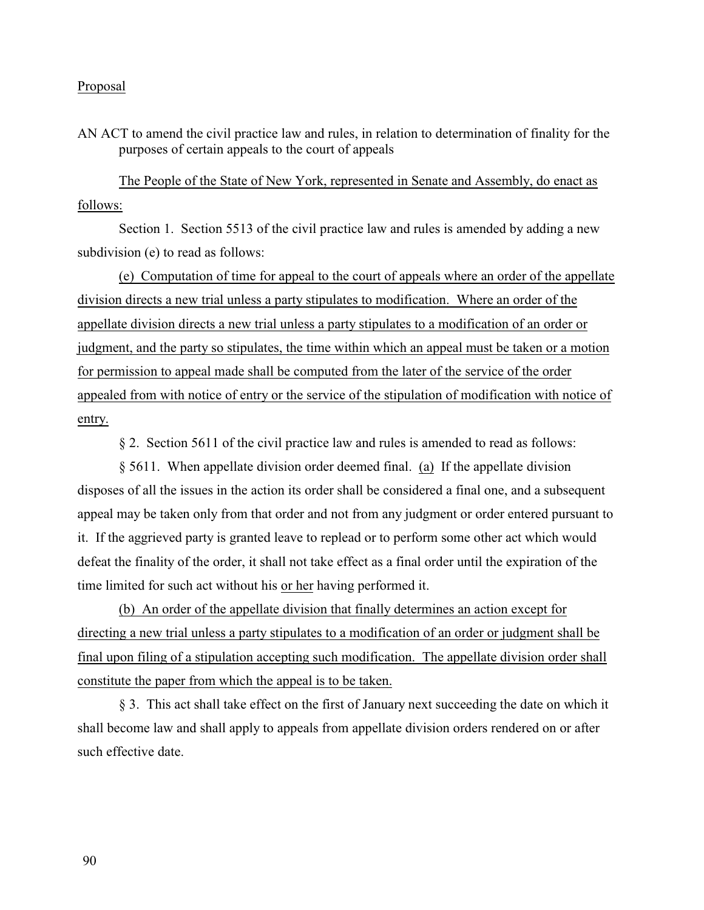Proposal

AN ACT to amend the civil practice law and rules, in relation to determination of finality for the purposes of certain appeals to the court of appeals

The People of the State of New York, represented in Senate and Assembly, do enact as follows:

Section 1. Section 5513 of the civil practice law and rules is amended by adding a new subdivision (e) to read as follows:

(e) Computation of time for appeal to the court of appeals where an order of the appellate division directs a new trial unless a party stipulates to modification. Where an order of the appellate division directs a new trial unless a party stipulates to a modification of an order or judgment, and the party so stipulates, the time within which an appeal must be taken or a motion for permission to appeal made shall be computed from the later of the service of the order appealed from with notice of entry or the service of the stipulation of modification with notice of entry.

§ 2. Section 5611 of the civil practice law and rules is amended to read as follows:

§ 5611. When appellate division order deemed final. (a) If the appellate division disposes of all the issues in the action its order shall be considered a final one, and a subsequent appeal may be taken only from that order and not from any judgment or order entered pursuant to it. If the aggrieved party is granted leave to replead or to perform some other act which would defeat the finality of the order, it shall not take effect as a final order until the expiration of the time limited for such act without his or her having performed it.

(b) An order of the appellate division that finally determines an action except for directing a new trial unless a party stipulates to a modification of an order or judgment shall be final upon filing of a stipulation accepting such modification. The appellate division order shall constitute the paper from which the appeal is to be taken.

§ 3. This act shall take effect on the first of January next succeeding the date on which it shall become law and shall apply to appeals from appellate division orders rendered on or after such effective date.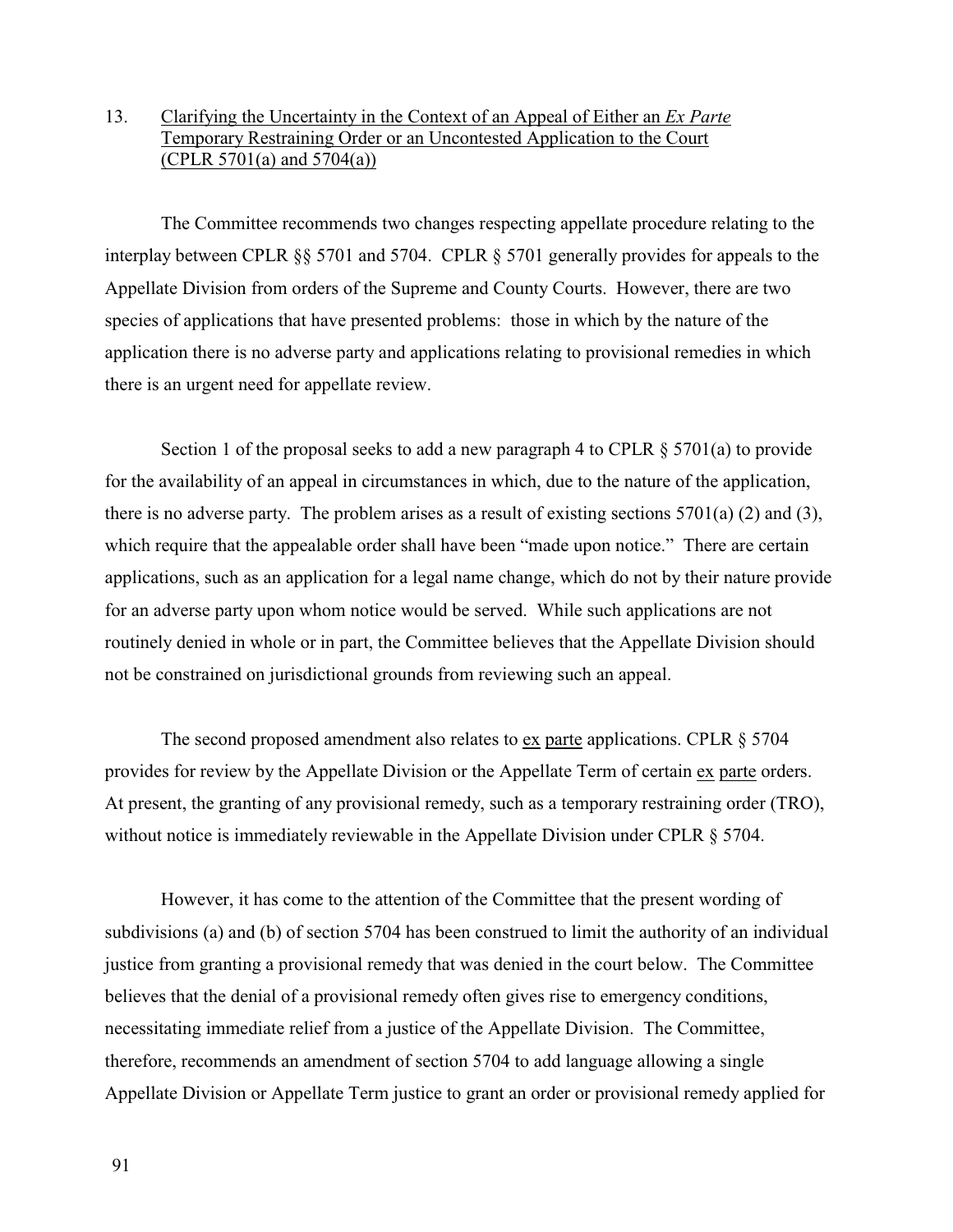13. Clarifying the Uncertainty in the Context of an Appeal of Either an *Ex Parte* Temporary Restraining Order or an Uncontested Application to the Court (CPLR 5701(a) and 5704(a))

The Committee recommends two changes respecting appellate procedure relating to the interplay between CPLR §§ 5701 and 5704. CPLR § 5701 generally provides for appeals to the Appellate Division from orders of the Supreme and County Courts. However, there are two species of applications that have presented problems: those in which by the nature of the application there is no adverse party and applications relating to provisional remedies in which there is an urgent need for appellate review.

Section 1 of the proposal seeks to add a new paragraph 4 to CPLR § 5701(a) to provide for the availability of an appeal in circumstances in which, due to the nature of the application, there is no adverse party. The problem arises as a result of existing sections 5701(a) (2) and (3), which require that the appealable order shall have been "made upon notice." There are certain applications, such as an application for a legal name change, which do not by their nature provide for an adverse party upon whom notice would be served. While such applications are not routinely denied in whole or in part, the Committee believes that the Appellate Division should not be constrained on jurisdictional grounds from reviewing such an appeal.

The second proposed amendment also relates to ex parte applications. CPLR § 5704 provides for review by the Appellate Division or the Appellate Term of certain ex parte orders. At present, the granting of any provisional remedy, such as a temporary restraining order (TRO), without notice is immediately reviewable in the Appellate Division under CPLR § 5704.

However, it has come to the attention of the Committee that the present wording of subdivisions (a) and (b) of section 5704 has been construed to limit the authority of an individual justice from granting a provisional remedy that was denied in the court below. The Committee believes that the denial of a provisional remedy often gives rise to emergency conditions, necessitating immediate relief from a justice of the Appellate Division. The Committee, therefore, recommends an amendment of section 5704 to add language allowing a single Appellate Division or Appellate Term justice to grant an order or provisional remedy applied for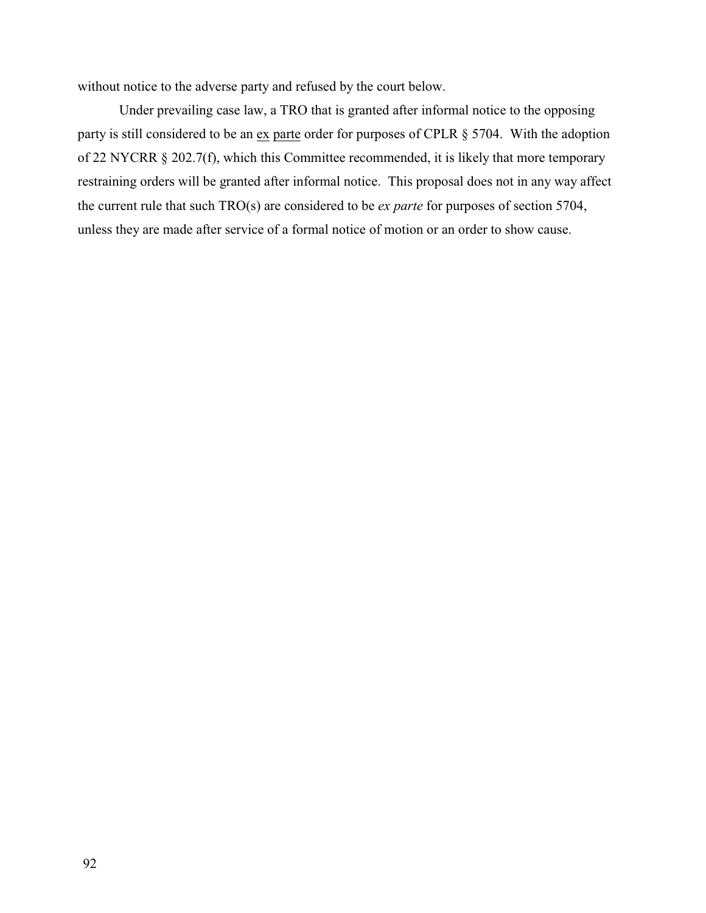without notice to the adverse party and refused by the court below.

Under prevailing case law, a TRO that is granted after informal notice to the opposing party is still considered to be an ex parte order for purposes of CPLR § 5704. With the adoption of 22 NYCRR § 202.7(f), which this Committee recommended, it is likely that more temporary restraining orders will be granted after informal notice. This proposal does not in any way affect the current rule that such TRO(s) are considered to be *ex parte* for purposes of section 5704, unless they are made after service of a formal notice of motion or an order to show cause.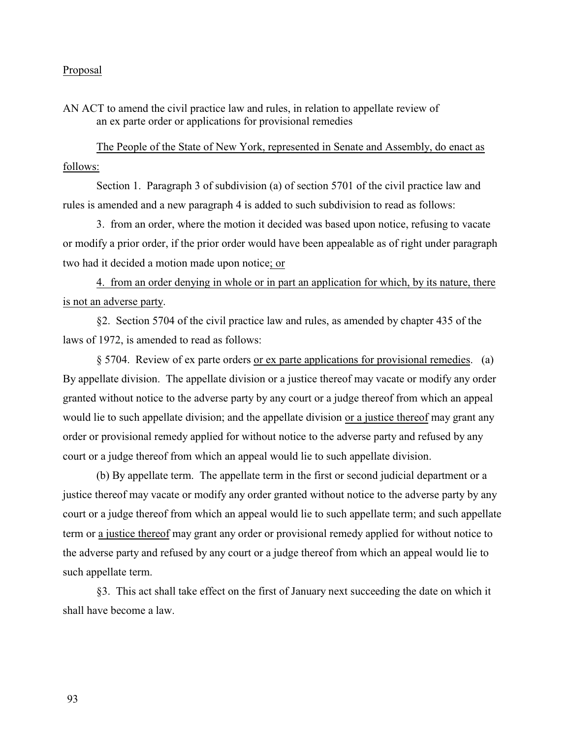Proposal

AN ACT to amend the civil practice law and rules, in relation to appellate review of an ex parte order or applications for provisional remedies

The People of the State of New York, represented in Senate and Assembly, do enact as follows:

Section 1. Paragraph 3 of subdivision (a) of section 5701 of the civil practice law and rules is amended and a new paragraph 4 is added to such subdivision to read as follows:

3. from an order, where the motion it decided was based upon notice, refusing to vacate or modify a prior order, if the prior order would have been appealable as of right under paragraph two had it decided a motion made upon notice; or

4. from an order denying in whole or in part an application for which, by its nature, there is not an adverse party.

§2. Section 5704 of the civil practice law and rules, as amended by chapter 435 of the laws of 1972, is amended to read as follows:

§ 5704. Review of ex parte orders or ex parte applications for provisional remedies. (a) By appellate division. The appellate division or a justice thereof may vacate or modify any order granted without notice to the adverse party by any court or a judge thereof from which an appeal would lie to such appellate division; and the appellate division or a justice thereof may grant any order or provisional remedy applied for without notice to the adverse party and refused by any court or a judge thereof from which an appeal would lie to such appellate division.

(b) By appellate term. The appellate term in the first or second judicial department or a justice thereof may vacate or modify any order granted without notice to the adverse party by any court or a judge thereof from which an appeal would lie to such appellate term; and such appellate term or a justice thereof may grant any order or provisional remedy applied for without notice to the adverse party and refused by any court or a judge thereof from which an appeal would lie to such appellate term.

§3. This act shall take effect on the first of January next succeeding the date on which it shall have become a law.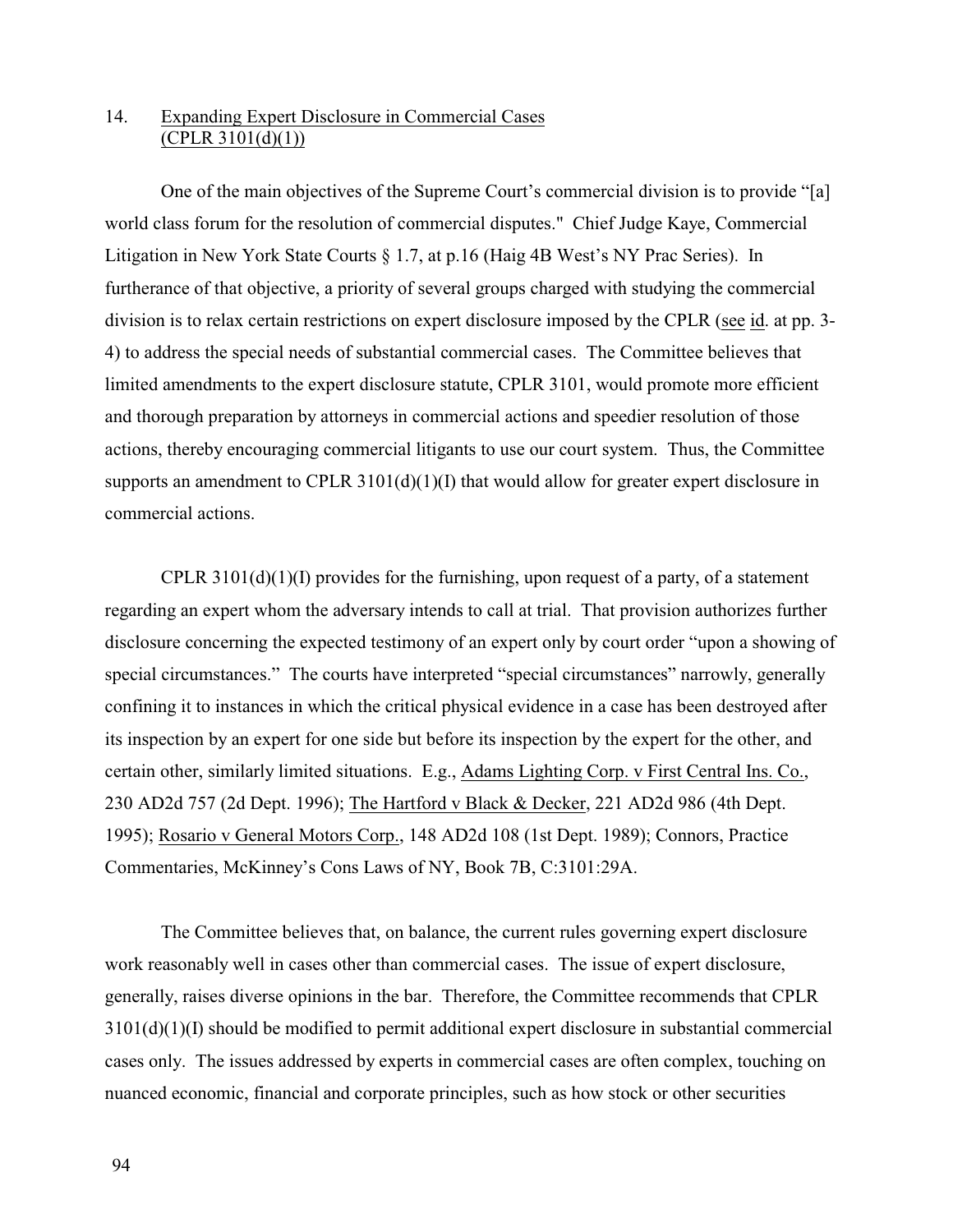## 14. <u>Expanding Expert Disclosure in Commercial Cases (CPLR 3101(d)(1))</u>

One of the main objectives of the Supreme Court's commercial division is to provide "[a] world class forum for the resolution of commercial disputes." Chief Judge Kaye, Commercial Litigation in New York State Courts § 1.7, at p.16 (Haig 4B West's NY Prac Series). In furtherance of that objective, a priority of several groups charged with studying the commercial division is to relax certain restrictions on expert disclosure imposed by the CPLR (<u>see</u> <u>id</u>. at pp. 3-4) to address the special needs of substantial commercial cases. The Committee believes that limited amendments to the expert disclosure statute, CPLR 3101, would promote more efficient and thorough preparation by attorneys in commercial actions and speedier resolution of those actions, thereby encouraging commercial litigants to use our court system. Thus, the Committee supports an amendment to CPLR 3101(d)(1)(I) that would allow for greater expert disclosure in commercial actions.

CPLR 3101(d)(1)(I) provides for the furnishing, upon request of a party, of a statement regarding an expert whom the adversary intends to call at trial. That provision authorizes further disclosure concerning the expected testimony of an expert only by court order "upon a showing of special circumstances." The courts have interpreted "special circumstances" narrowly, generally confining it to instances in which the critical physical evidence in a case has been destroyed after its inspection by an expert for one side but before its inspection by the expert for the other, and certain other, similarly limited situations. E.g., <u>Adams Lighting Corp. v First Central Ins. Co.</u>, 230 AD2d 757 (2d Dept. 1996); <u>The Hartford v Black & Decker</u>, 221 AD2d 986 (4th Dept. 1995); <u>Rosario v General Motors Corp.</u>, 148 AD2d 108 (1st Dept. 1989); Connors, Practice Commentaries, McKinney's Cons Laws of NY, Book 7B, C:3101:29A.

The Committee believes that, on balance, the current rules governing expert disclosure work reasonably well in cases other than commercial cases. The issue of expert disclosure, generally, raises diverse opinions in the bar. Therefore, the Committee recommends that CPLR 3101(d)(1)(I) should be modified to permit additional expert disclosure in substantial commercial cases only. The issues addressed by experts in commercial cases are often complex, touching on nuanced economic, financial and corporate principles, such as how stock or other securities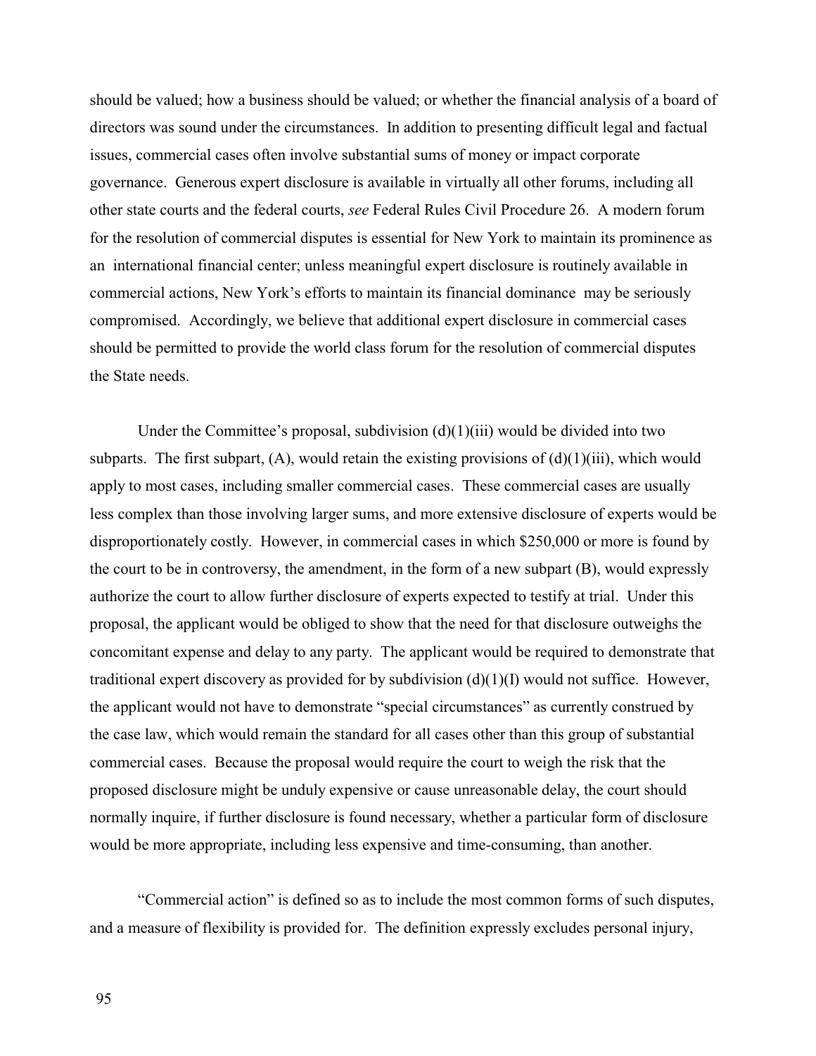should be valued; how a business should be valued; or whether the financial analysis of a board of directors was sound under the circumstances. In addition to presenting difficult legal and factual issues, commercial cases often involve substantial sums of money or impact corporate governance. Generous expert disclosure is available in virtually all other forums, including all other state courts and the federal courts, *see* Federal Rules Civil Procedure 26. A modern forum for the resolution of commercial disputes is essential for New York to maintain its prominence as an international financial center; unless meaningful expert disclosure is routinely available in commercial actions, New York's efforts to maintain its financial dominance may be seriously compromised. Accordingly, we believe that additional expert disclosure in commercial cases should be permitted to provide the world class forum for the resolution of commercial disputes the State needs.

Under the Committee's proposal, subdivision (d)(1)(iii) would be divided into two subparts. The first subpart, (A), would retain the existing provisions of (d)(1)(iii), which would apply to most cases, including smaller commercial cases. These commercial cases are usually less complex than those involving larger sums, and more extensive disclosure of experts would be disproportionately costly. However, in commercial cases in which $250,000 or more is found by the court to be in controversy, the amendment, in the form of a new subpart (B), would expressly authorize the court to allow further disclosure of experts expected to testify at trial. Under this proposal, the applicant would be obliged to show that the need for that disclosure outweighs the concomitant expense and delay to any party. The applicant would be required to demonstrate that traditional expert discovery as provided for by subdivision (d)(1)(I) would not suffice. However, the applicant would not have to demonstrate "special circumstances" as currently construed by the case law, which would remain the standard for all cases other than this group of substantial commercial cases. Because the proposal would require the court to weigh the risk that the proposed disclosure might be unduly expensive or cause unreasonable delay, the court should normally inquire, if further disclosure is found necessary, whether a particular form of disclosure would be more appropriate, including less expensive and time-consuming, than another.

"Commercial action" is defined so as to include the most common forms of such disputes, and a measure of flexibility is provided for. The definition expressly excludes personal injury,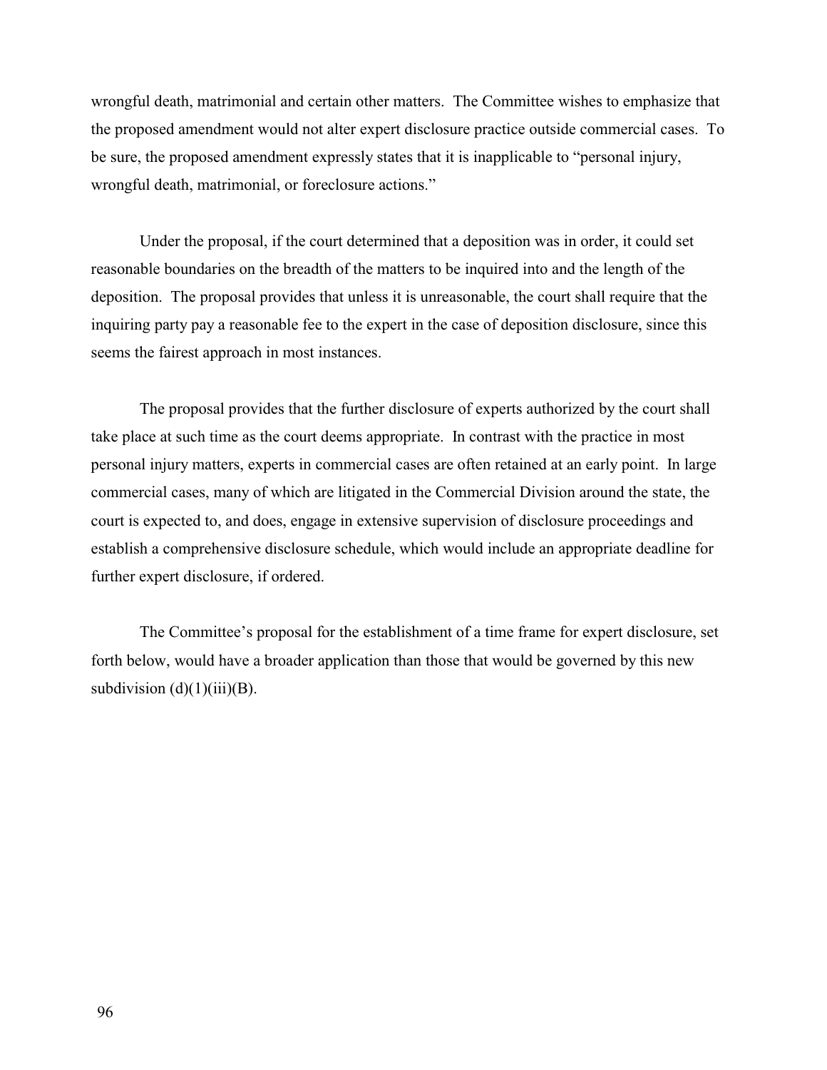wrongful death, matrimonial and certain other matters. The Committee wishes to emphasize that the proposed amendment would not alter expert disclosure practice outside commercial cases. To be sure, the proposed amendment expressly states that it is inapplicable to "personal injury, wrongful death, matrimonial, or foreclosure actions."

Under the proposal, if the court determined that a deposition was in order, it could set reasonable boundaries on the breadth of the matters to be inquired into and the length of the deposition. The proposal provides that unless it is unreasonable, the court shall require that the inquiring party pay a reasonable fee to the expert in the case of deposition disclosure, since this seems the fairest approach in most instances.

The proposal provides that the further disclosure of experts authorized by the court shall take place at such time as the court deems appropriate. In contrast with the practice in most personal injury matters, experts in commercial cases are often retained at an early point. In large commercial cases, many of which are litigated in the Commercial Division around the state, the court is expected to, and does, engage in extensive supervision of disclosure proceedings and establish a comprehensive disclosure schedule, which would include an appropriate deadline for further expert disclosure, if ordered.

The Committee's proposal for the establishment of a time frame for expert disclosure, set forth below, would have a broader application than those that would be governed by this new subdivision (d)(1)(iii)(B).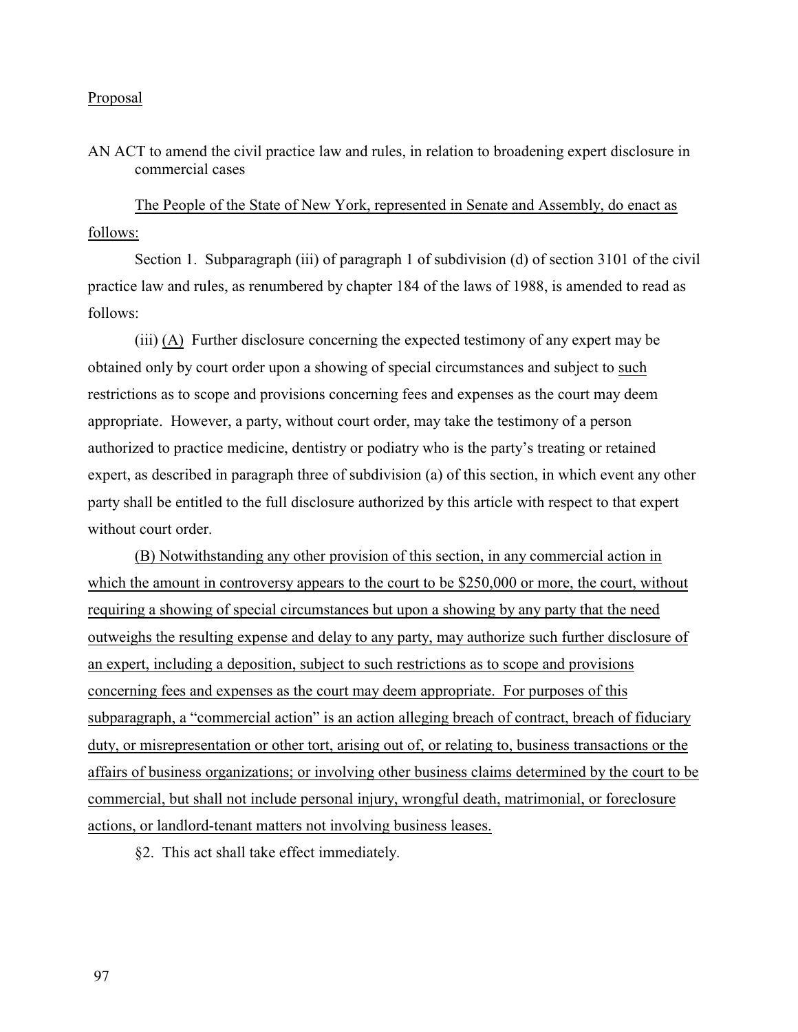Proposal

AN ACT to amend the civil practice law and rules, in relation to broadening expert disclosure in commercial cases

The People of the State of New York, represented in Senate and Assembly, do enact as follows:

Section 1. Subparagraph (iii) of paragraph 1 of subdivision (d) of section 3101 of the civil practice law and rules, as renumbered by chapter 184 of the laws of 1988, is amended to read as follows:

(iii) (A) Further disclosure concerning the expected testimony of any expert may be obtained only by court order upon a showing of special circumstances and subject to such restrictions as to scope and provisions concerning fees and expenses as the court may deem appropriate. However, a party, without court order, may take the testimony of a person authorized to practice medicine, dentistry or podiatry who is the party's treating or retained expert, as described in paragraph three of subdivision (a) of this section, in which event any other party shall be entitled to the full disclosure authorized by this article with respect to that expert without court order.

(B) Notwithstanding any other provision of this section, in any commercial action in which the amount in controversy appears to the court to be $250,000 or more, the court, without requiring a showing of special circumstances but upon a showing by any party that the need outweighs the resulting expense and delay to any party, may authorize such further disclosure of an expert, including a deposition, subject to such restrictions as to scope and provisions concerning fees and expenses as the court may deem appropriate. For purposes of this subparagraph, a "commercial action" is an action alleging breach of contract, breach of fiduciary duty, or misrepresentation or other tort, arising out of, or relating to, business transactions or the affairs of business organizations; or involving other business claims determined by the court to be commercial, but shall not include personal injury, wrongful death, matrimonial, or foreclosure actions, or landlord-tenant matters not involving business leases.

§2. This act shall take effect immediately.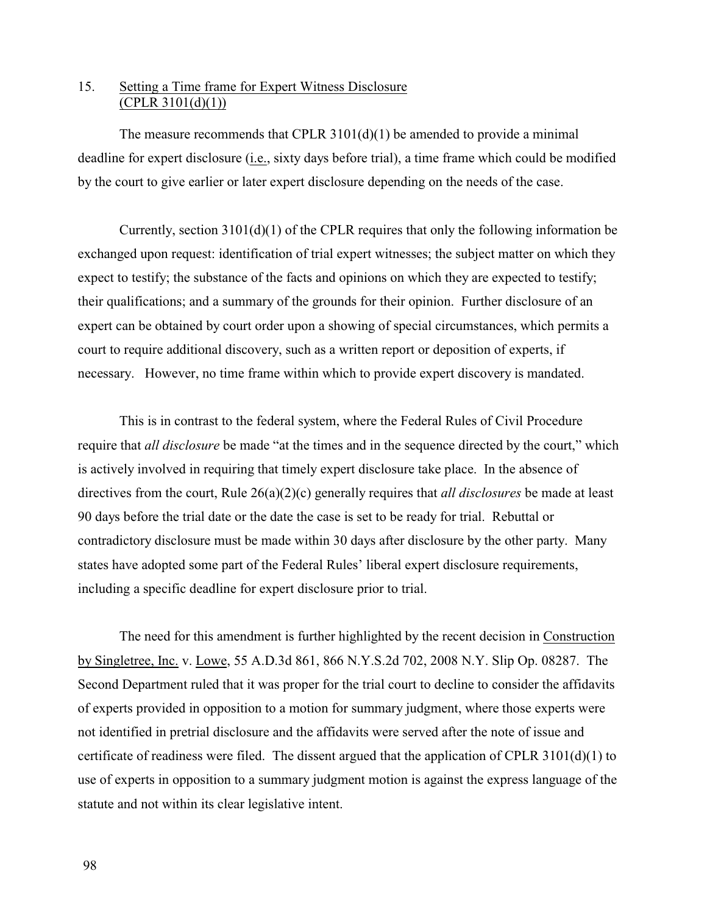## 15. Setting a Time frame for Expert Witness Disclosure (CPLR 3101(d)(1))

The measure recommends that CPLR 3101(d)(1) be amended to provide a minimal deadline for expert disclosure (i.e., sixty days before trial), a time frame which could be modified by the court to give earlier or later expert disclosure depending on the needs of the case.

Currently, section 3101(d)(1) of the CPLR requires that only the following information be exchanged upon request: identification of trial expert witnesses; the subject matter on which they expect to testify; the substance of the facts and opinions on which they are expected to testify; their qualifications; and a summary of the grounds for their opinion. Further disclosure of an expert can be obtained by court order upon a showing of special circumstances, which permits a court to require additional discovery, such as a written report or deposition of experts, if necessary. However, no time frame within which to provide expert discovery is mandated.

This is in contrast to the federal system, where the Federal Rules of Civil Procedure require that *all disclosure* be made "at the times and in the sequence directed by the court," which is actively involved in requiring that timely expert disclosure take place. In the absence of directives from the court, Rule 26(a)(2)(c) generally requires that *all disclosures* be made at least 90 days before the trial date or the date the case is set to be ready for trial. Rebuttal or contradictory disclosure must be made within 30 days after disclosure by the other party. Many states have adopted some part of the Federal Rules' liberal expert disclosure requirements, including a specific deadline for expert disclosure prior to trial.

The need for this amendment is further highlighted by the recent decision in Construction by Singletree, Inc. v. Lowe, 55 A.D.3d 861, 866 N.Y.S.2d 702, 2008 N.Y. Slip Op. 08287. The Second Department ruled that it was proper for the trial court to decline to consider the affidavits of experts provided in opposition to a motion for summary judgment, where those experts were not identified in pretrial disclosure and the affidavits were served after the note of issue and certificate of readiness were filed. The dissent argued that the application of CPLR 3101(d)(1) to use of experts in opposition to a summary judgment motion is against the express language of the statute and not within its clear legislative intent.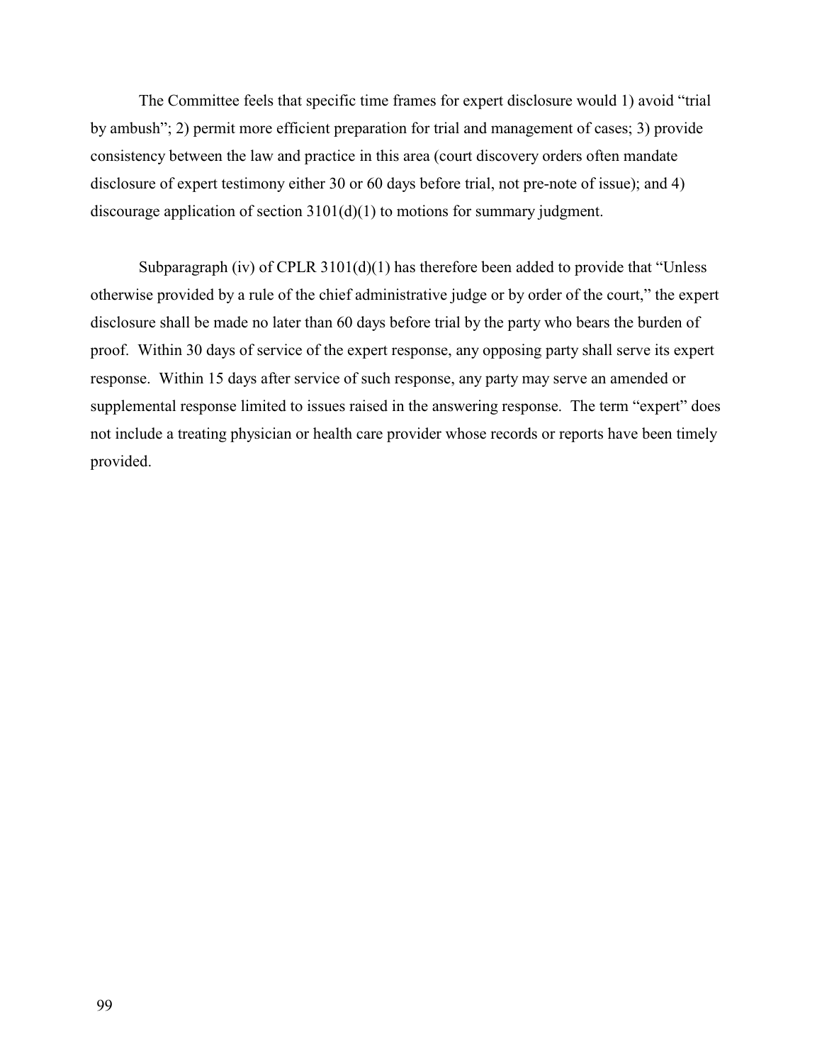The Committee feels that specific time frames for expert disclosure would 1) avoid "trial by ambush"; 2) permit more efficient preparation for trial and management of cases; 3) provide consistency between the law and practice in this area (court discovery orders often mandate disclosure of expert testimony either 30 or 60 days before trial, not pre-note of issue); and 4) discourage application of section 3101(d)(1) to motions for summary judgment.

Subparagraph (iv) of CPLR 3101(d)(1) has therefore been added to provide that "Unless otherwise provided by a rule of the chief administrative judge or by order of the court," the expert disclosure shall be made no later than 60 days before trial by the party who bears the burden of proof. Within 30 days of service of the expert response, any opposing party shall serve its expert response. Within 15 days after service of such response, any party may serve an amended or supplemental response limited to issues raised in the answering response. The term "expert" does not include a treating physician or health care provider whose records or reports have been timely provided.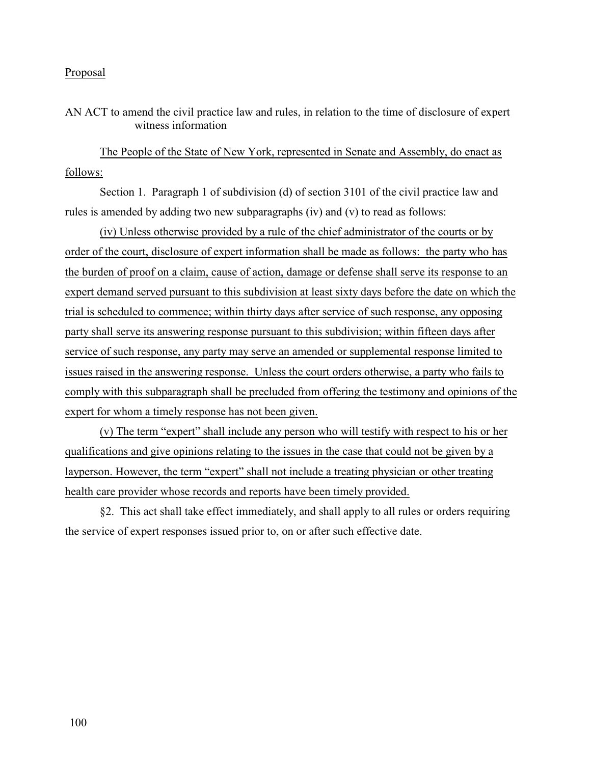Proposal

AN ACT to amend the civil practice law and rules, in relation to the time of disclosure of expert witness information

The People of the State of New York, represented in Senate and Assembly, do enact as follows:

Section 1. Paragraph 1 of subdivision (d) of section 3101 of the civil practice law and rules is amended by adding two new subparagraphs (iv) and (v) to read as follows:

(iv) Unless otherwise provided by a rule of the chief administrator of the courts or by order of the court, disclosure of expert information shall be made as follows: the party who has the burden of proof on a claim, cause of action, damage or defense shall serve its response to an expert demand served pursuant to this subdivision at least sixty days before the date on which the trial is scheduled to commence; within thirty days after service of such response, any opposing party shall serve its answering response pursuant to this subdivision; within fifteen days after service of such response, any party may serve an amended or supplemental response limited to issues raised in the answering response. Unless the court orders otherwise, a party who fails to comply with this subparagraph shall be precluded from offering the testimony and opinions of the expert for whom a timely response has not been given.

(v) The term "expert" shall include any person who will testify with respect to his or her qualifications and give opinions relating to the issues in the case that could not be given by a layperson. However, the term "expert" shall not include a treating physician or other treating health care provider whose records and reports have been timely provided.

§2. This act shall take effect immediately, and shall apply to all rules or orders requiring the service of expert responses issued prior to, on or after such effective date.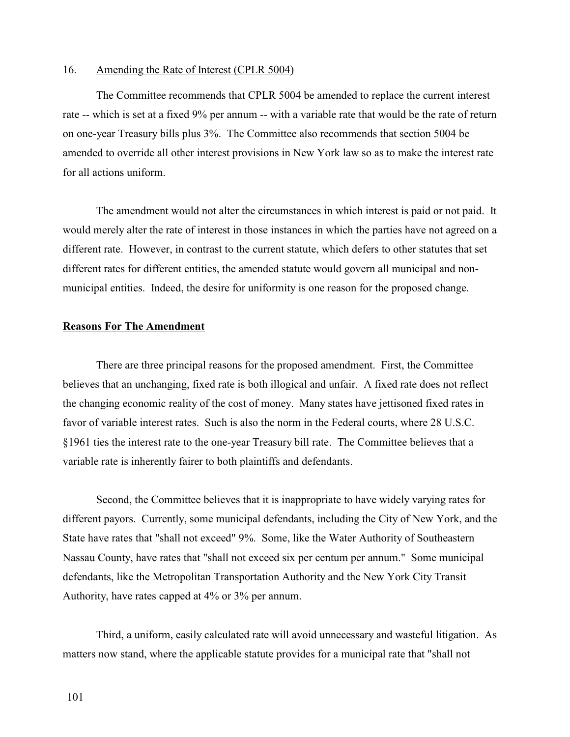16. Amending the Rate of Interest (CPLR 5004)

The Committee recommends that CPLR 5004 be amended to replace the current interest rate -- which is set at a fixed 9% per annum -- with a variable rate that would be the rate of return on one-year Treasury bills plus 3%. The Committee also recommends that section 5004 be amended to override all other interest provisions in New York law so as to make the interest rate for all actions uniform.

The amendment would not alter the circumstances in which interest is paid or not paid. It would merely alter the rate of interest in those instances in which the parties have not agreed on a different rate. However, in contrast to the current statute, which defers to other statutes that set different rates for different entities, the amended statute would govern all municipal and non-municipal entities. Indeed, the desire for uniformity is one reason for the proposed change.

**Reasons For The Amendment**

There are three principal reasons for the proposed amendment. First, the Committee believes that an unchanging, fixed rate is both illogical and unfair. A fixed rate does not reflect the changing economic reality of the cost of money. Many states have jettisoned fixed rates in favor of variable interest rates. Such is also the norm in the Federal courts, where 28 U.S.C. §1961 ties the interest rate to the one-year Treasury bill rate. The Committee believes that a variable rate is inherently fairer to both plaintiffs and defendants.

Second, the Committee believes that it is inappropriate to have widely varying rates for different payors. Currently, some municipal defendants, including the City of New York, and the State have rates that "shall not exceed" 9%. Some, like the Water Authority of Southeastern Nassau County, have rates that "shall not exceed six per centum per annum." Some municipal defendants, like the Metropolitan Transportation Authority and the New York City Transit Authority, have rates capped at 4% or 3% per annum.

Third, a uniform, easily calculated rate will avoid unnecessary and wasteful litigation. As matters now stand, where the applicable statute provides for a municipal rate that "shall not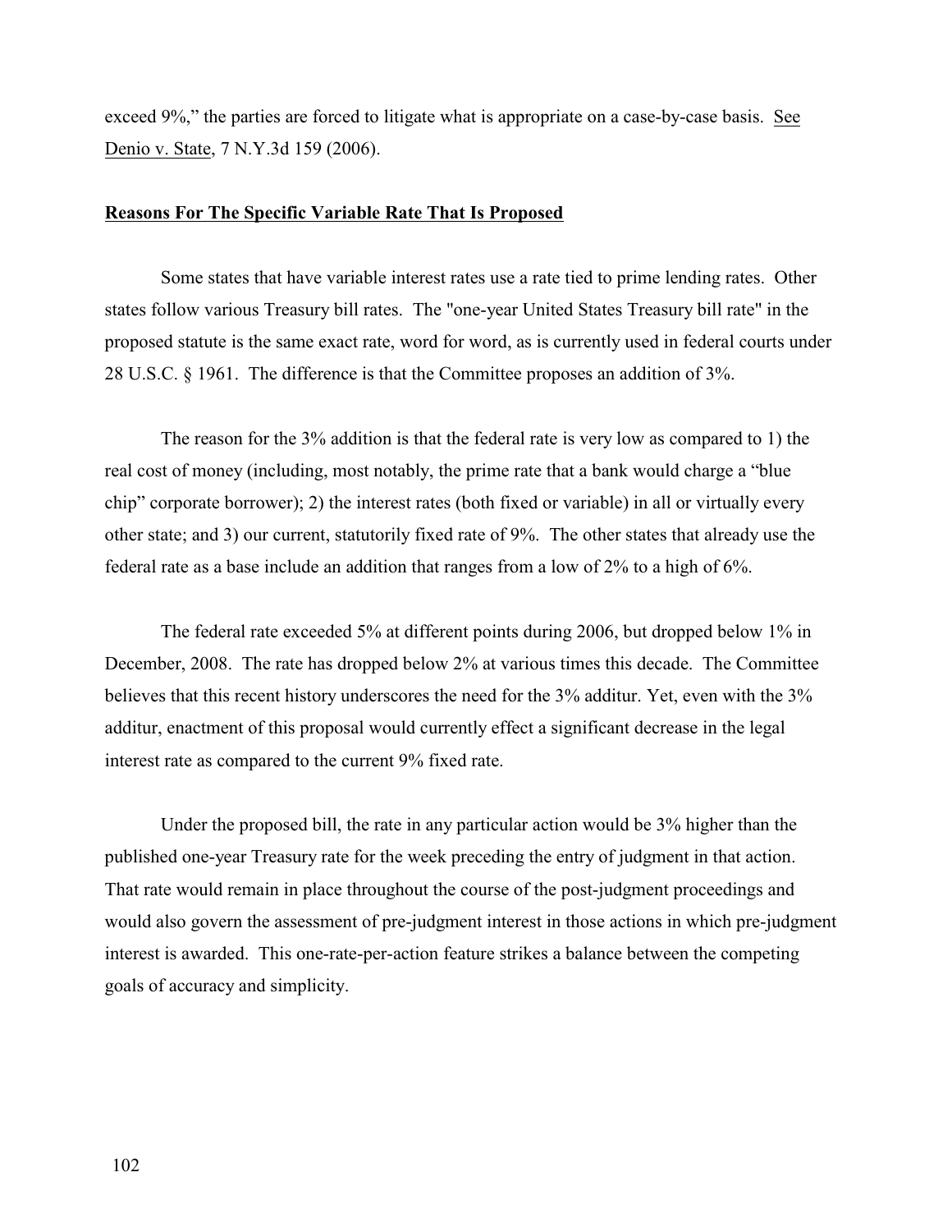exceed 9%," the parties are forced to litigate what is appropriate on a case-by-case basis. See Denio v. State, 7 N.Y.3d 159 (2006).

**Reasons For The Specific Variable Rate That Is Proposed**

Some states that have variable interest rates use a rate tied to prime lending rates. Other states follow various Treasury bill rates. The "one-year United States Treasury bill rate" in the proposed statute is the same exact rate, word for word, as is currently used in federal courts under 28 U.S.C. § 1961. The difference is that the Committee proposes an addition of 3%.

The reason for the 3% addition is that the federal rate is very low as compared to 1) the real cost of money (including, most notably, the prime rate that a bank would charge a "blue chip" corporate borrower); 2) the interest rates (both fixed or variable) in all or virtually every other state; and 3) our current, statutorily fixed rate of 9%. The other states that already use the federal rate as a base include an addition that ranges from a low of 2% to a high of 6%.

The federal rate exceeded 5% at different points during 2006, but dropped below 1% in December, 2008. The rate has dropped below 2% at various times this decade. The Committee believes that this recent history underscores the need for the 3% additur. Yet, even with the 3% additur, enactment of this proposal would currently effect a significant decrease in the legal interest rate as compared to the current 9% fixed rate.

Under the proposed bill, the rate in any particular action would be 3% higher than the published one-year Treasury rate for the week preceding the entry of judgment in that action. That rate would remain in place throughout the course of the post-judgment proceedings and would also govern the assessment of pre-judgment interest in those actions in which pre-judgment interest is awarded. This one-rate-per-action feature strikes a balance between the competing goals of accuracy and simplicity.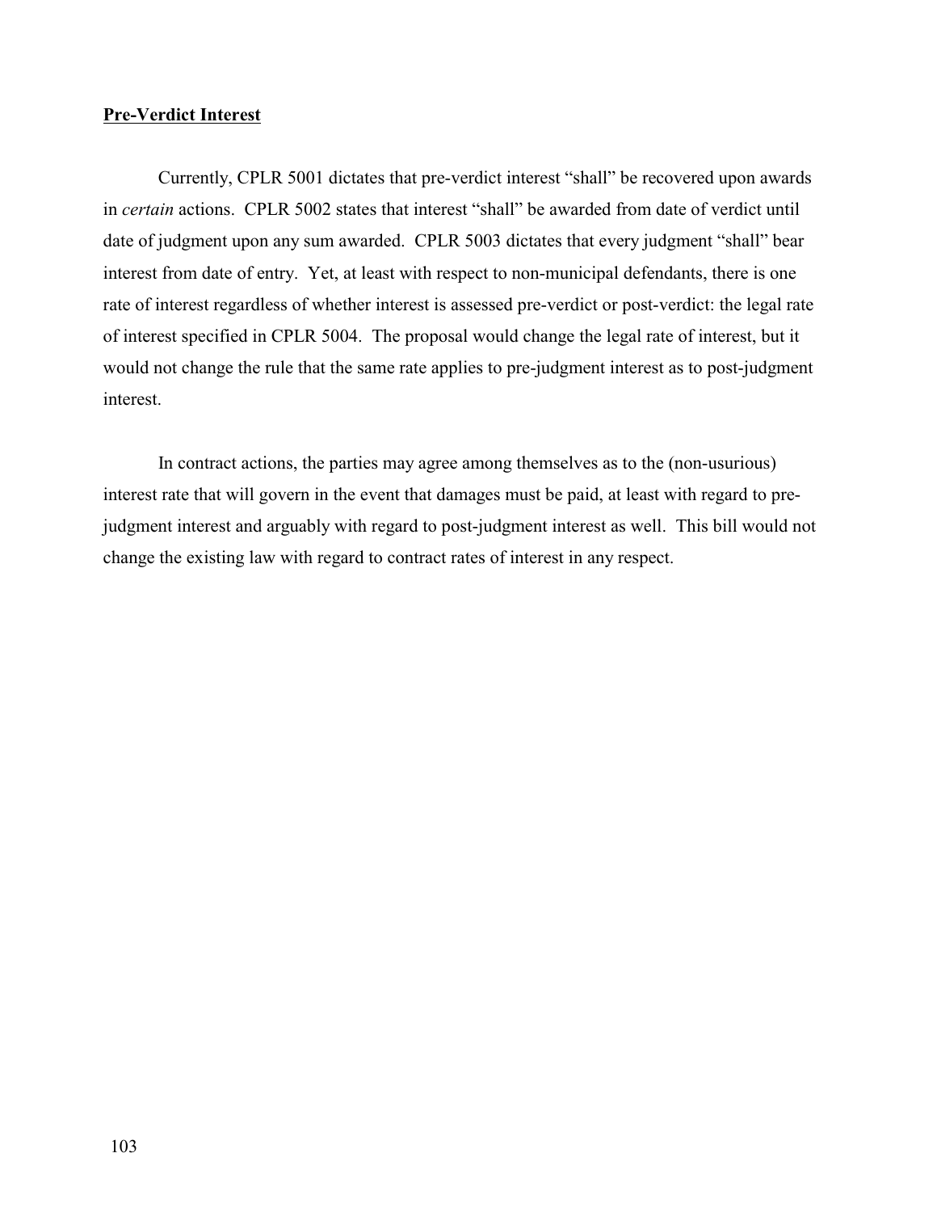## Pre-Verdict Interest

Currently, CPLR 5001 dictates that pre-verdict interest "shall" be recovered upon awards in *certain* actions. CPLR 5002 states that interest "shall" be awarded from date of verdict until date of judgment upon any sum awarded. CPLR 5003 dictates that every judgment "shall" bear interest from date of entry. Yet, at least with respect to non-municipal defendants, there is one rate of interest regardless of whether interest is assessed pre-verdict or post-verdict: the legal rate of interest specified in CPLR 5004. The proposal would change the legal rate of interest, but it would not change the rule that the same rate applies to pre-judgment interest as to post-judgment interest.

In contract actions, the parties may agree among themselves as to the (non-usurious) interest rate that will govern in the event that damages must be paid, at least with regard to pre-judgment interest and arguably with regard to post-judgment interest as well. This bill would not change the existing law with regard to contract rates of interest in any respect.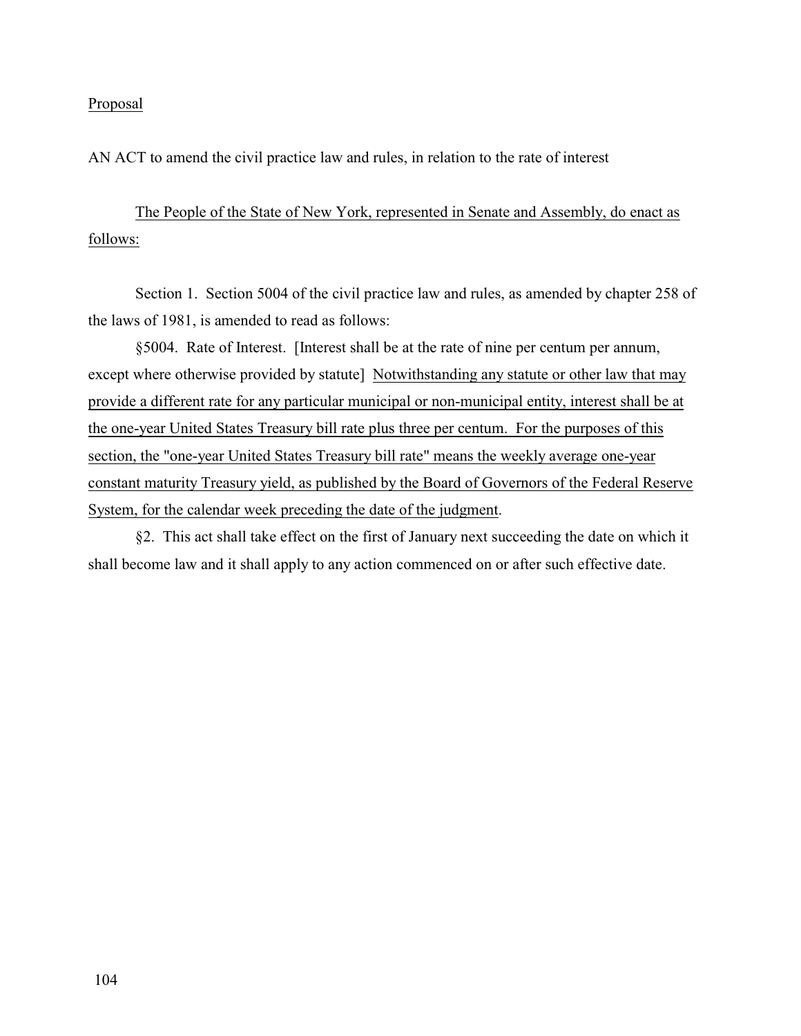Proposal

AN ACT to amend the civil practice law and rules, in relation to the rate of interest

The People of the State of New York, represented in Senate and Assembly, do enact as follows:

Section 1. Section 5004 of the civil practice law and rules, as amended by chapter 258 of the laws of 1981, is amended to read as follows:

§5004. Rate of Interest. [Interest shall be at the rate of nine per centum per annum, except where otherwise provided by statute] Notwithstanding any statute or other law that may provide a different rate for any particular municipal or non-municipal entity, interest shall be at the one-year United States Treasury bill rate plus three per centum. For the purposes of this section, the "one-year United States Treasury bill rate" means the weekly average one-year constant maturity Treasury yield, as published by the Board of Governors of the Federal Reserve System, for the calendar week preceding the date of the judgment.

§2. This act shall take effect on the first of January next succeeding the date on which it shall become law and it shall apply to any action commenced on or after such effective date.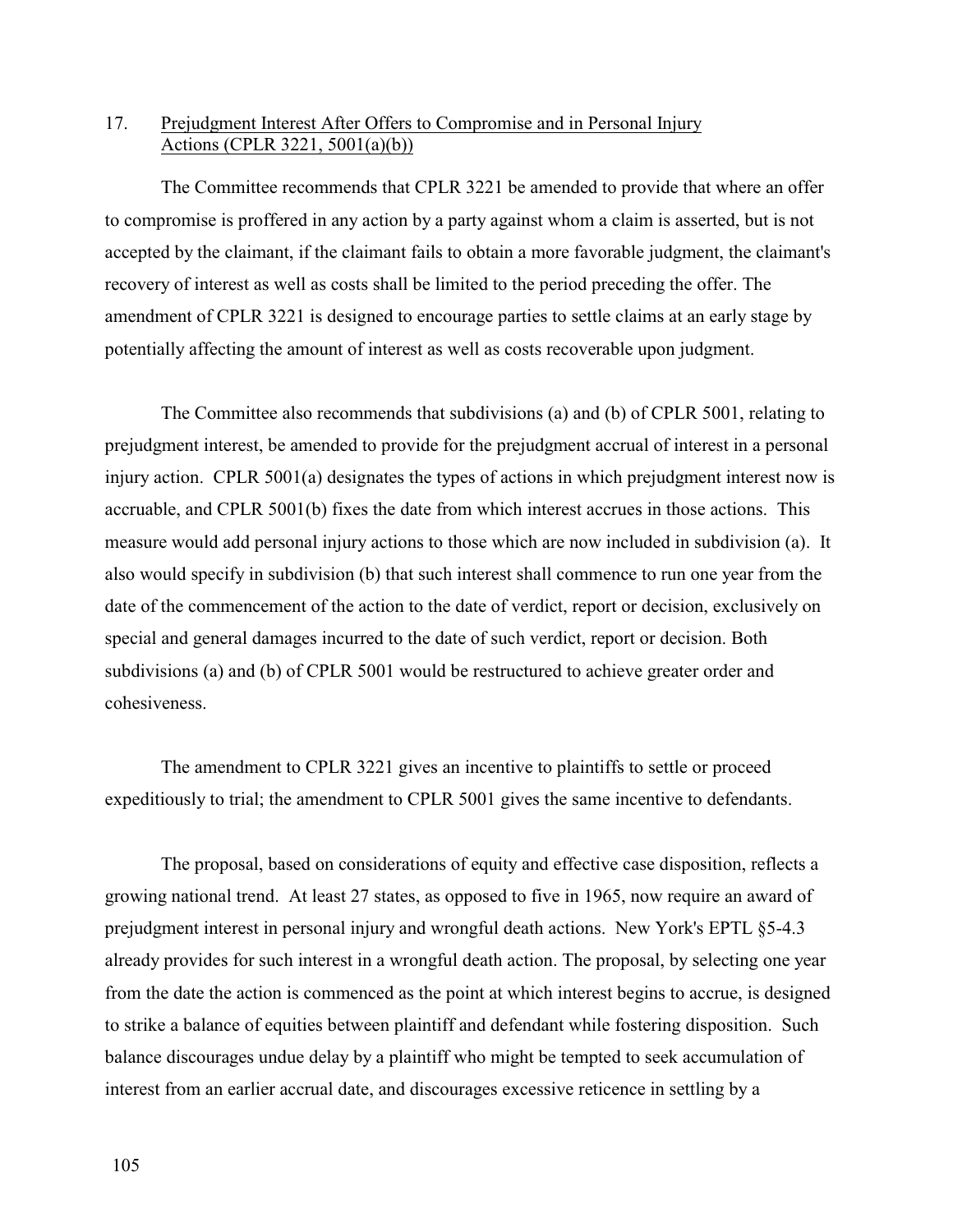17. Prejudgment Interest After Offers to Compromise and in Personal Injury Actions (CPLR 3221, 5001(a)(b))

The Committee recommends that CPLR 3221 be amended to provide that where an offer to compromise is proffered in any action by a party against whom a claim is asserted, but is not accepted by the claimant, if the claimant fails to obtain a more favorable judgment, the claimant's recovery of interest as well as costs shall be limited to the period preceding the offer. The amendment of CPLR 3221 is designed to encourage parties to settle claims at an early stage by potentially affecting the amount of interest as well as costs recoverable upon judgment.

The Committee also recommends that subdivisions (a) and (b) of CPLR 5001, relating to prejudgment interest, be amended to provide for the prejudgment accrual of interest in a personal injury action. CPLR 5001(a) designates the types of actions in which prejudgment interest now is accruable, and CPLR 5001(b) fixes the date from which interest accrues in those actions. This measure would add personal injury actions to those which are now included in subdivision (a). It also would specify in subdivision (b) that such interest shall commence to run one year from the date of the commencement of the action to the date of verdict, report or decision, exclusively on special and general damages incurred to the date of such verdict, report or decision. Both subdivisions (a) and (b) of CPLR 5001 would be restructured to achieve greater order and cohesiveness.

The amendment to CPLR 3221 gives an incentive to plaintiffs to settle or proceed expeditiously to trial; the amendment to CPLR 5001 gives the same incentive to defendants.

The proposal, based on considerations of equity and effective case disposition, reflects a growing national trend. At least 27 states, as opposed to five in 1965, now require an award of prejudgment interest in personal injury and wrongful death actions. New York's EPTL §5-4.3 already provides for such interest in a wrongful death action. The proposal, by selecting one year from the date the action is commenced as the point at which interest begins to accrue, is designed to strike a balance of equities between plaintiff and defendant while fostering disposition. Such balance discourages undue delay by a plaintiff who might be tempted to seek accumulation of interest from an earlier accrual date, and discourages excessive reticence in settling by a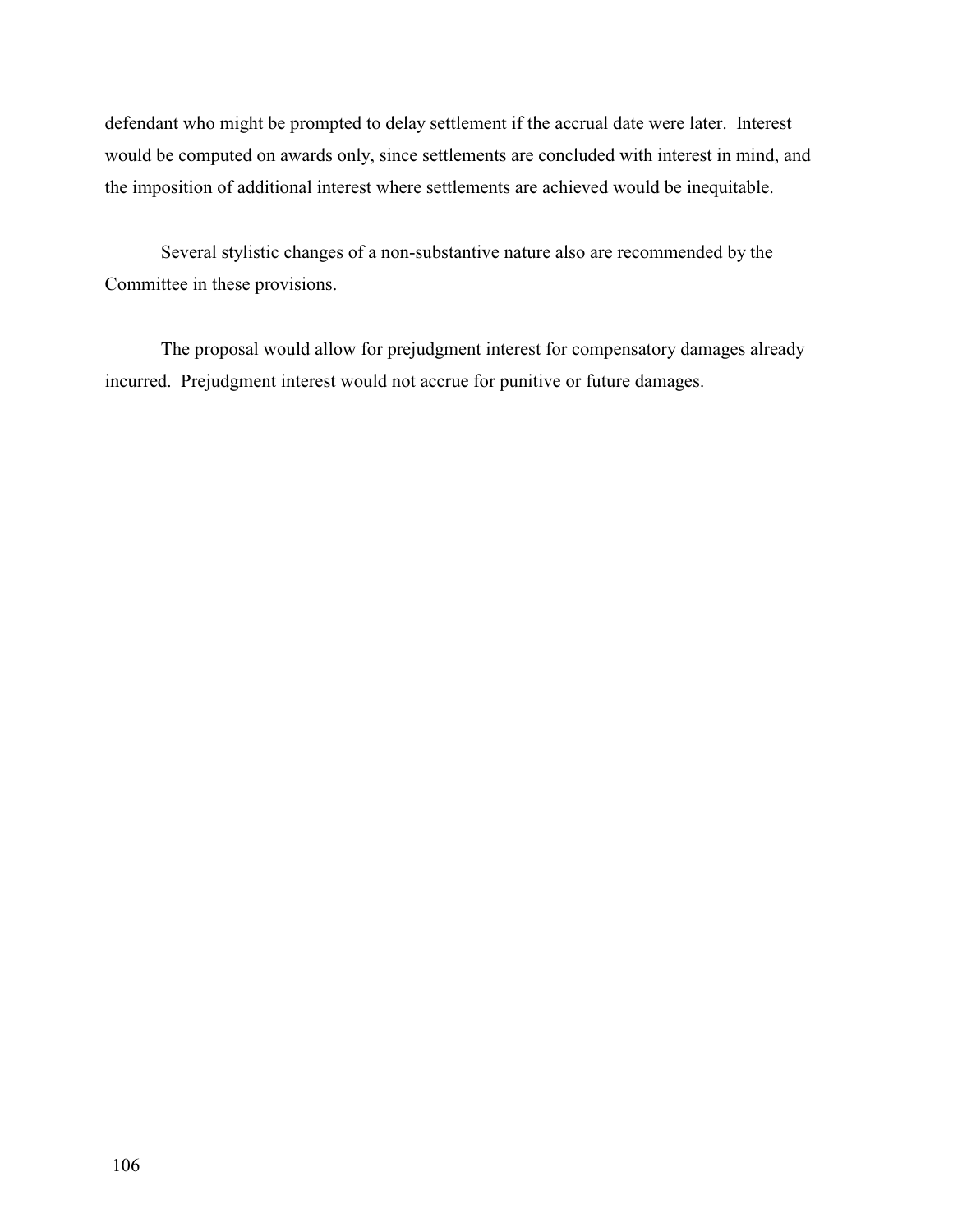defendant who might be prompted to delay settlement if the accrual date were later. Interest would be computed on awards only, since settlements are concluded with interest in mind, and the imposition of additional interest where settlements are achieved would be inequitable.

Several stylistic changes of a non-substantive nature also are recommended by the Committee in these provisions.

The proposal would allow for prejudgment interest for compensatory damages already incurred. Prejudgment interest would not accrue for punitive or future damages.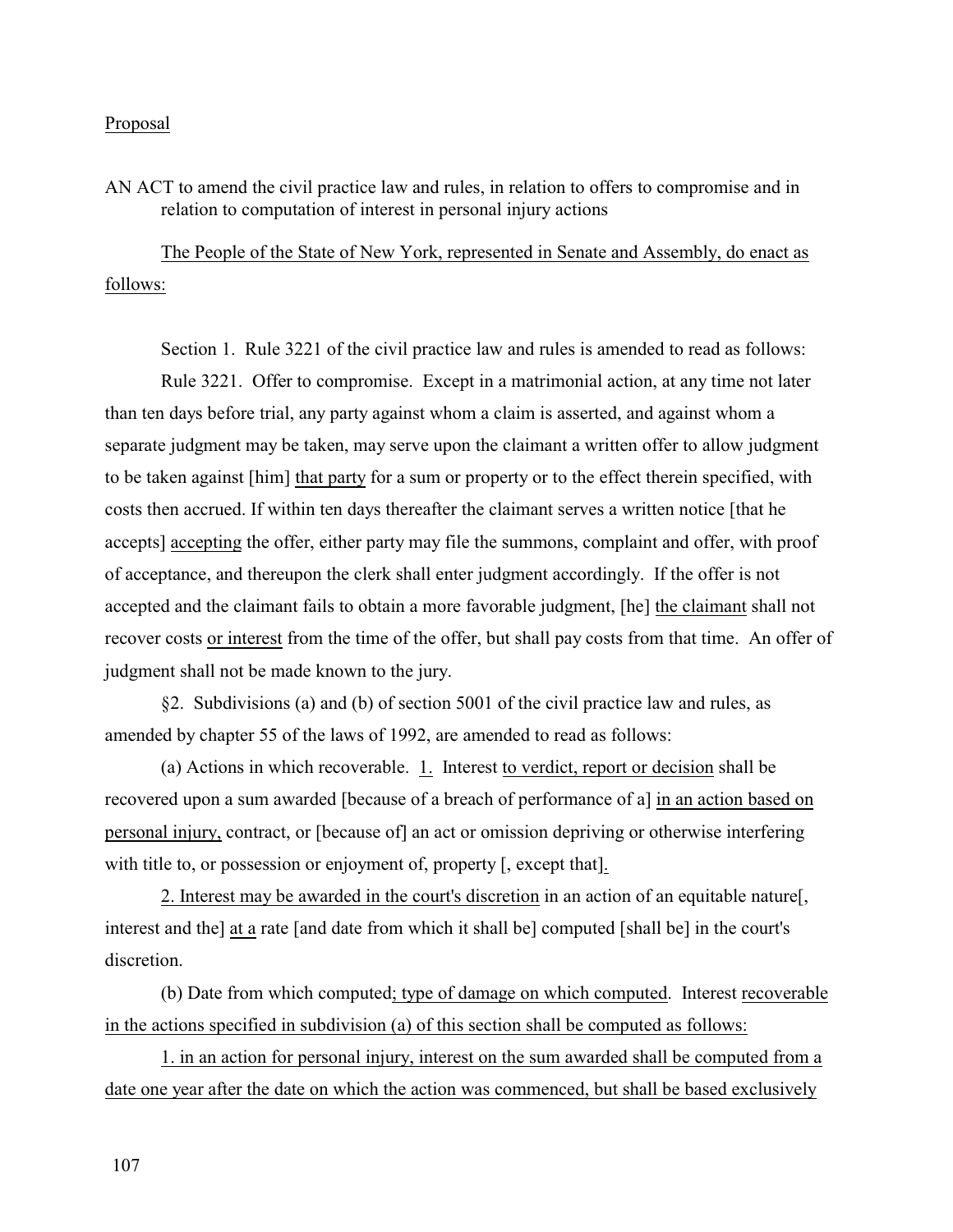<u>Proposal</u>

AN ACT to amend the civil practice law and rules, in relation to offers to compromise and in relation to computation of interest in personal injury actions

<u>The People of the State of New York, represented in Senate and Assembly, do enact as follows:</u>

Section 1. Rule 3221 of the civil practice law and rules is amended to read as follows:

Rule 3221. Offer to compromise. Except in a matrimonial action, at any time not later than ten days before trial, any party against whom a claim is asserted, and against whom a separate judgment may be taken, may serve upon the claimant a written offer to allow judgment to be taken against [him] <u>that party</u> for a sum or property or to the effect therein specified, with costs then accrued. If within ten days thereafter the claimant serves a written notice [that he accepts] <u>accepting</u> the offer, either party may file the summons, complaint and offer, with proof of acceptance, and thereupon the clerk shall enter judgment accordingly. If the offer is not accepted and the claimant fails to obtain a more favorable judgment, [he] <u>the claimant</u> shall not recover costs <u>or interest</u> from the time of the offer, but shall pay costs from that time. An offer of judgment shall not be made known to the jury.

§2. Subdivisions (a) and (b) of section 5001 of the civil practice law and rules, as amended by chapter 55 of the laws of 1992, are amended to read as follows:

(a) Actions in which recoverable. <u>1.</u> Interest <u>to verdict, report or decision</u> shall be recovered upon a sum awarded [because of a breach of performance of a] <u>in an action based on personal injury,</u> contract, or [because of] an act or omission depriving or otherwise interfering with title to, or possession or enjoyment of, property [, except that]<u>.</u>

<u>2. Interest may be awarded in the court's discretion</u> in an action of an equitable nature[, interest and the] <u>at a</u> rate [and date from which it shall be] computed [shall be] in the court's discretion.

(b) Date from which computed<u>; type of damage on which computed</u>. Interest <u>recoverable in the actions specified in subdivision (a) of this section shall be computed as follows:</u>

<u>1. in an action for personal injury, interest on the sum awarded shall be computed from a date one year after the date on which the action was commenced, but shall be based exclusively</u>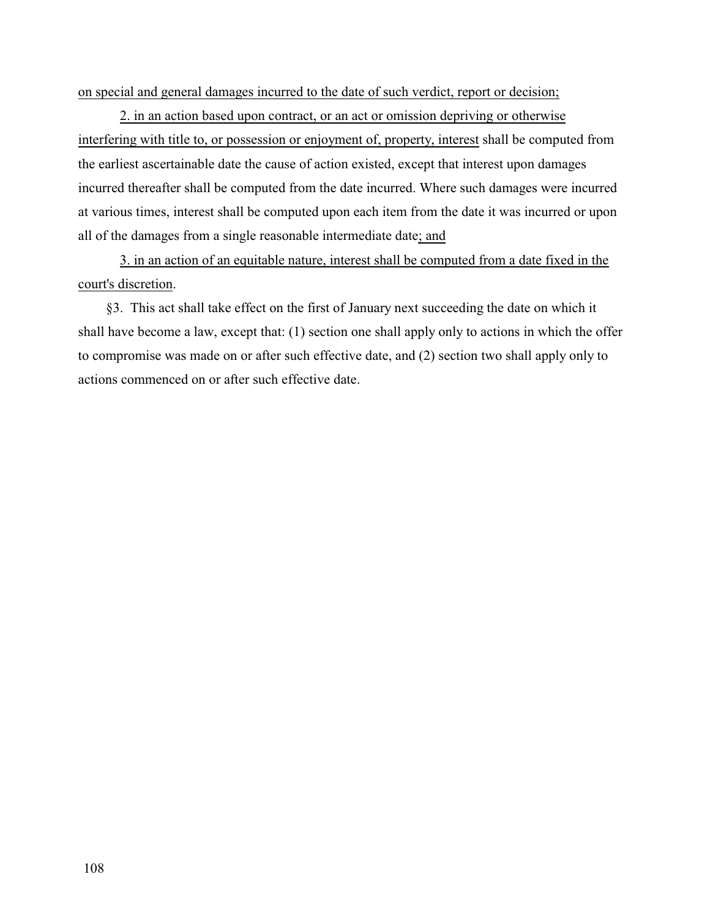on special and general damages incurred to the date of such verdict, report or decision;

2. in an action based upon contract, or an act or omission depriving or otherwise interfering with title to, or possession or enjoyment of, property, interest shall be computed from the earliest ascertainable date the cause of action existed, except that interest upon damages incurred thereafter shall be computed from the date incurred. Where such damages were incurred at various times, interest shall be computed upon each item from the date it was incurred or upon all of the damages from a single reasonable intermediate date; and

3. in an action of an equitable nature, interest shall be computed from a date fixed in the court's discretion.

§3. This act shall take effect on the first of January next succeeding the date on which it shall have become a law, except that: (1) section one shall apply only to actions in which the offer to compromise was made on or after such effective date, and (2) section two shall apply only to actions commenced on or after such effective date.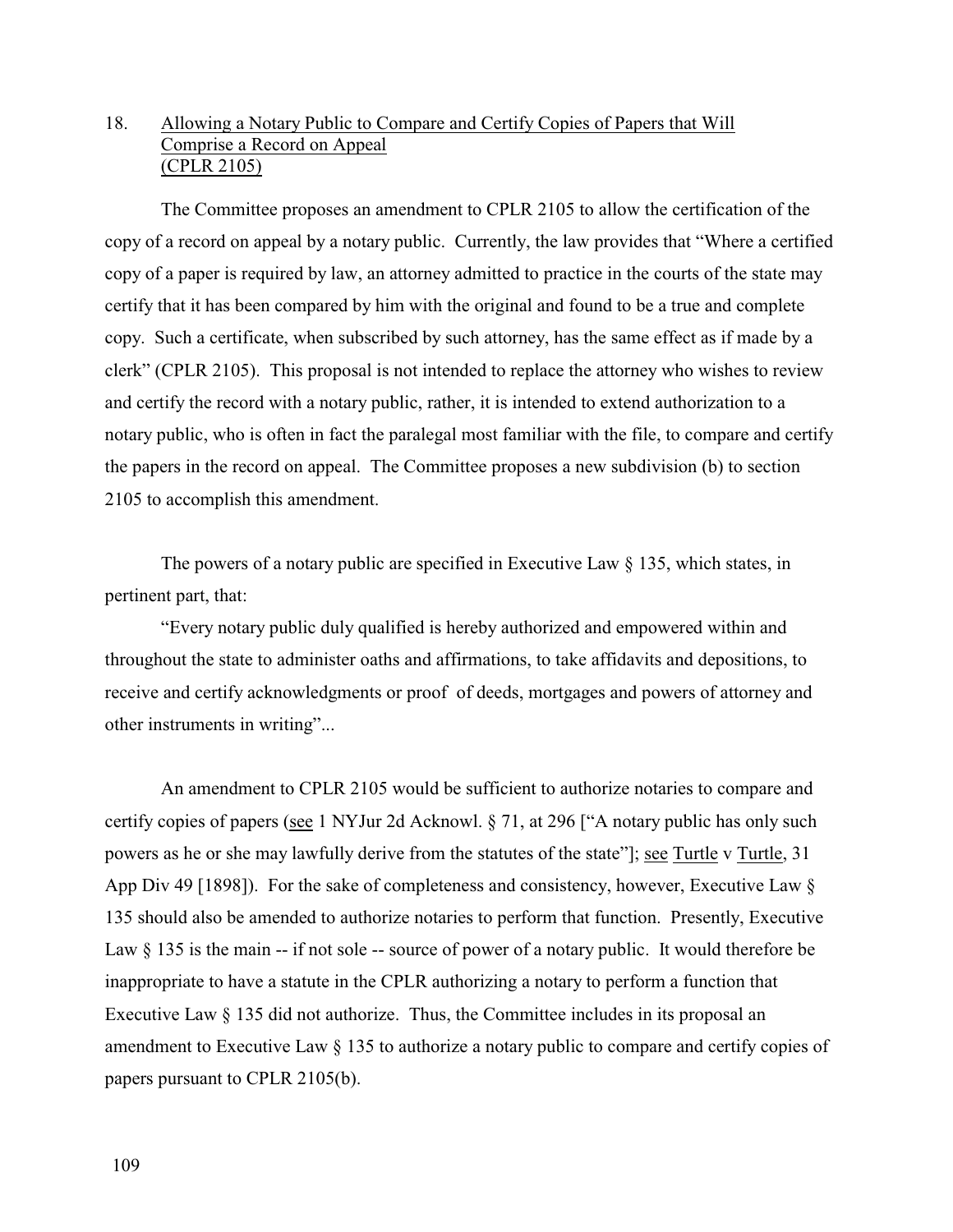## 18. Allowing a Notary Public to Compare and Certify Copies of Papers that Will Comprise a Record on Appeal (CPLR 2105)

The Committee proposes an amendment to CPLR 2105 to allow the certification of the copy of a record on appeal by a notary public. Currently, the law provides that "Where a certified copy of a paper is required by law, an attorney admitted to practice in the courts of the state may certify that it has been compared by him with the original and found to be a true and complete copy. Such a certificate, when subscribed by such attorney, has the same effect as if made by a clerk" (CPLR 2105). This proposal is not intended to replace the attorney who wishes to review and certify the record with a notary public, rather, it is intended to extend authorization to a notary public, who is often in fact the paralegal most familiar with the file, to compare and certify the papers in the record on appeal. The Committee proposes a new subdivision (b) to section 2105 to accomplish this amendment.

The powers of a notary public are specified in Executive Law § 135, which states, in pertinent part, that:

"Every notary public duly qualified is hereby authorized and empowered within and throughout the state to administer oaths and affirmations, to take affidavits and depositions, to receive and certify acknowledgments or proof of deeds, mortgages and powers of attorney and other instruments in writing"...

An amendment to CPLR 2105 would be sufficient to authorize notaries to compare and certify copies of papers (see 1 NYJur 2d Acknowl. § 71, at 296 ["A notary public has only such powers as he or she may lawfully derive from the statutes of the state"]; see Turtle v Turtle, 31 App Div 49 [1898]). For the sake of completeness and consistency, however, Executive Law § 135 should also be amended to authorize notaries to perform that function. Presently, Executive Law § 135 is the main -- if not sole -- source of power of a notary public. It would therefore be inappropriate to have a statute in the CPLR authorizing a notary to perform a function that Executive Law § 135 did not authorize. Thus, the Committee includes in its proposal an amendment to Executive Law § 135 to authorize a notary public to compare and certify copies of papers pursuant to CPLR 2105(b).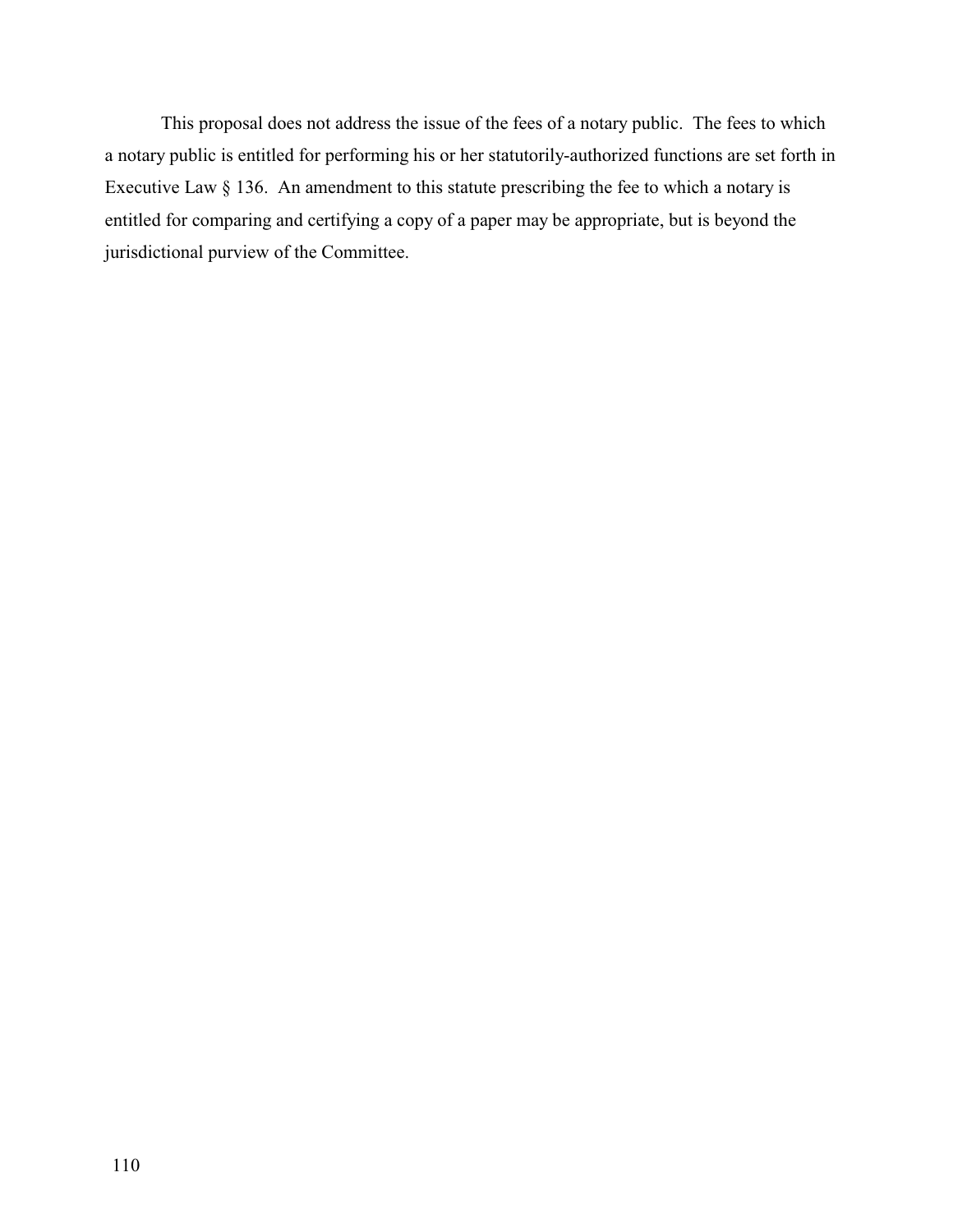This proposal does not address the issue of the fees of a notary public. The fees to which a notary public is entitled for performing his or her statutorily-authorized functions are set forth in Executive Law § 136. An amendment to this statute prescribing the fee to which a notary is entitled for comparing and certifying a copy of a paper may be appropriate, but is beyond the jurisdictional purview of the Committee.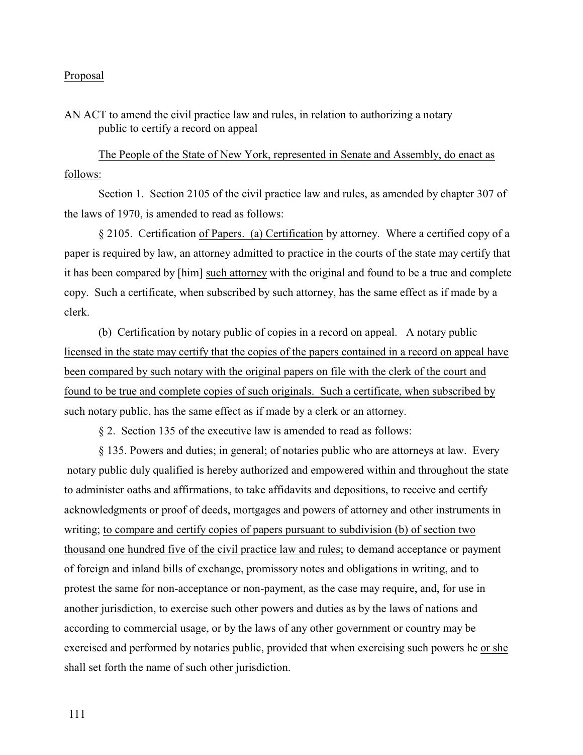Proposal

AN ACT to amend the civil practice law and rules, in relation to authorizing a notary public to certify a record on appeal

The People of the State of New York, represented in Senate and Assembly, do enact as follows:

Section 1. Section 2105 of the civil practice law and rules, as amended by chapter 307 of the laws of 1970, is amended to read as follows:

§ 2105. Certification of Papers. (a) Certification by attorney. Where a certified copy of a paper is required by law, an attorney admitted to practice in the courts of the state may certify that it has been compared by [him] such attorney with the original and found to be a true and complete copy. Such a certificate, when subscribed by such attorney, has the same effect as if made by a clerk.

(b) Certification by notary public of copies in a record on appeal. A notary public licensed in the state may certify that the copies of the papers contained in a record on appeal have been compared by such notary with the original papers on file with the clerk of the court and found to be true and complete copies of such originals. Such a certificate, when subscribed by such notary public, has the same effect as if made by a clerk or an attorney.

§ 2. Section 135 of the executive law is amended to read as follows:

§ 135. Powers and duties; in general; of notaries public who are attorneys at law. Every notary public duly qualified is hereby authorized and empowered within and throughout the state to administer oaths and affirmations, to take affidavits and depositions, to receive and certify acknowledgments or proof of deeds, mortgages and powers of attorney and other instruments in writing; to compare and certify copies of papers pursuant to subdivision (b) of section two thousand one hundred five of the civil practice law and rules; to demand acceptance or payment of foreign and inland bills of exchange, promissory notes and obligations in writing, and to protest the same for non-acceptance or non-payment, as the case may require, and, for use in another jurisdiction, to exercise such other powers and duties as by the laws of nations and according to commercial usage, or by the laws of any other government or country may be exercised and performed by notaries public, provided that when exercising such powers he or she shall set forth the name of such other jurisdiction.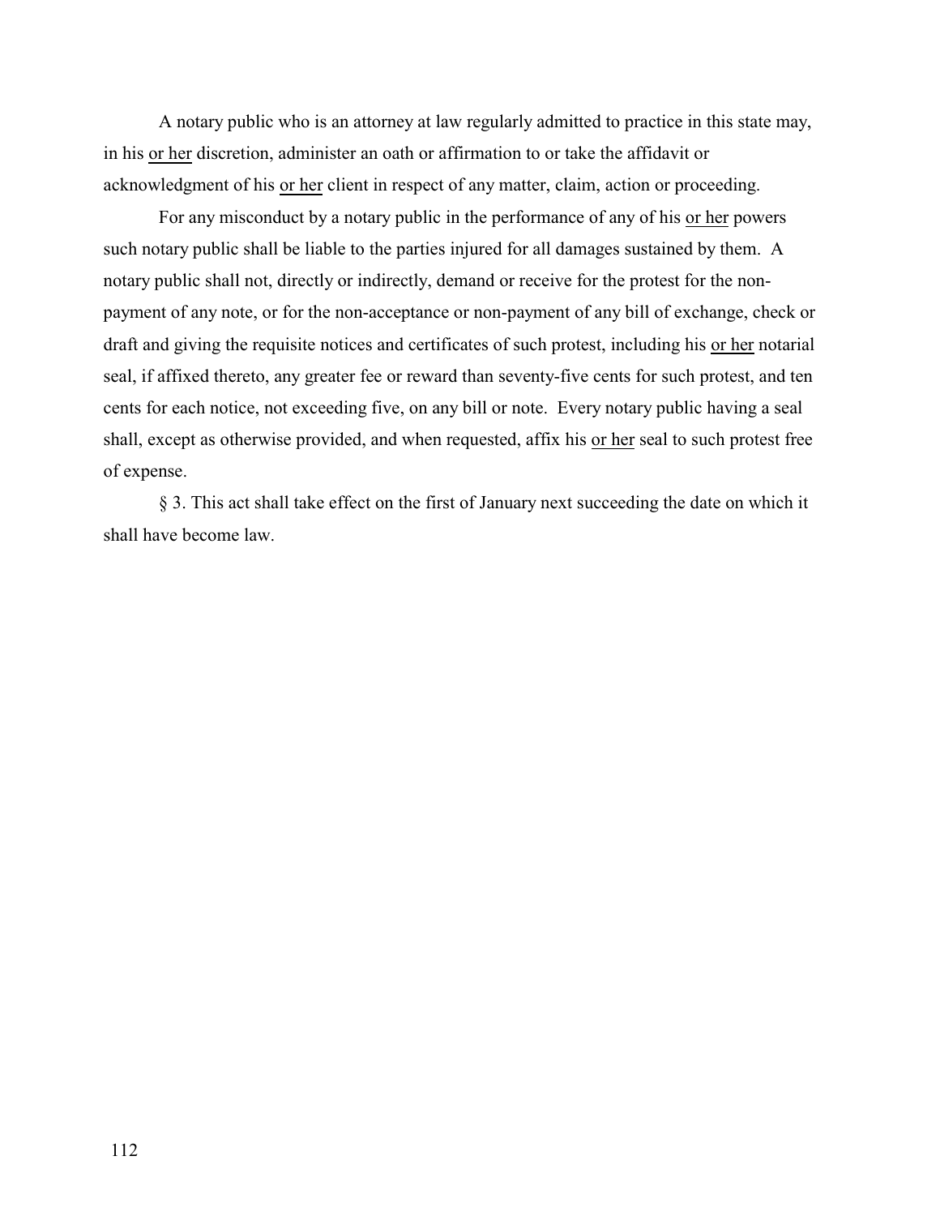A notary public who is an attorney at law regularly admitted to practice in this state may, in his <u>or her</u> discretion, administer an oath or affirmation to or take the affidavit or acknowledgment of his <u>or her</u> client in respect of any matter, claim, action or proceeding.

For any misconduct by a notary public in the performance of any of his <u>or her</u> powers such notary public shall be liable to the parties injured for all damages sustained by them. A notary public shall not, directly or indirectly, demand or receive for the protest for the non-payment of any note, or for the non-acceptance or non-payment of any bill of exchange, check or draft and giving the requisite notices and certificates of such protest, including his <u>or her</u> notarial seal, if affixed thereto, any greater fee or reward than seventy-five cents for such protest, and ten cents for each notice, not exceeding five, on any bill or note. Every notary public having a seal shall, except as otherwise provided, and when requested, affix his <u>or her</u> seal to such protest free of expense.

§ 3. This act shall take effect on the first of January next succeeding the date on which it shall have become law.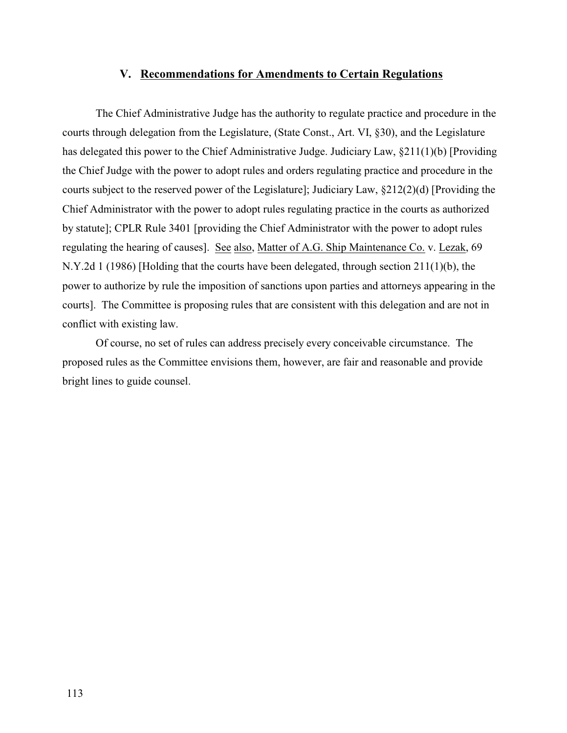## V. Recommendations for Amendments to Certain Regulations

The Chief Administrative Judge has the authority to regulate practice and procedure in the courts through delegation from the Legislature, (State Const., Art. VI, §30), and the Legislature has delegated this power to the Chief Administrative Judge. Judiciary Law, §211(1)(b) [Providing the Chief Judge with the power to adopt rules and orders regulating practice and procedure in the courts subject to the reserved power of the Legislature]; Judiciary Law, §212(2)(d) [Providing the Chief Administrator with the power to adopt rules regulating practice in the courts as authorized by statute]; CPLR Rule 3401 [providing the Chief Administrator with the power to adopt rules regulating the hearing of causes]. See also, Matter of A.G. Ship Maintenance Co. v. Lezak, 69 N.Y.2d 1 (1986) [Holding that the courts have been delegated, through section 211(1)(b), the power to authorize by rule the imposition of sanctions upon parties and attorneys appearing in the courts]. The Committee is proposing rules that are consistent with this delegation and are not in conflict with existing law.

Of course, no set of rules can address precisely every conceivable circumstance. The proposed rules as the Committee envisions them, however, are fair and reasonable and provide bright lines to guide counsel.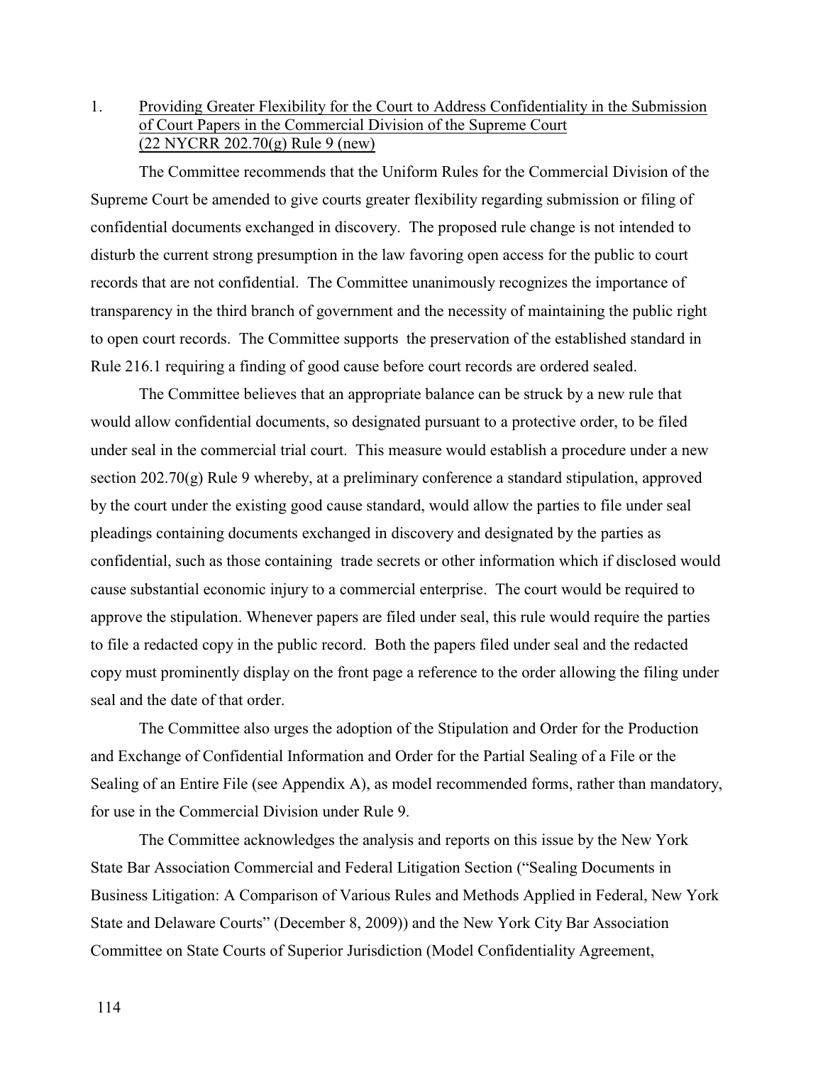1. Providing Greater Flexibility for the Court to Address Confidentiality in the Submission of Court Papers in the Commercial Division of the Supreme Court (22 NYCRR 202.70(g) Rule 9 (new))

The Committee recommends that the Uniform Rules for the Commercial Division of the Supreme Court be amended to give courts greater flexibility regarding submission or filing of confidential documents exchanged in discovery. The proposed rule change is not intended to disturb the current strong presumption in the law favoring open access for the public to court records that are not confidential. The Committee unanimously recognizes the importance of transparency in the third branch of government and the necessity of maintaining the public right to open court records. The Committee supports the preservation of the established standard in Rule 216.1 requiring a finding of good cause before court records are ordered sealed.

The Committee believes that an appropriate balance can be struck by a new rule that would allow confidential documents, so designated pursuant to a protective order, to be filed under seal in the commercial trial court. This measure would establish a procedure under a new section 202.70(g) Rule 9 whereby, at a preliminary conference a standard stipulation, approved by the court under the existing good cause standard, would allow the parties to file under seal pleadings containing documents exchanged in discovery and designated by the parties as confidential, such as those containing trade secrets or other information which if disclosed would cause substantial economic injury to a commercial enterprise. The court would be required to approve the stipulation. Whenever papers are filed under seal, this rule would require the parties to file a redacted copy in the public record. Both the papers filed under seal and the redacted copy must prominently display on the front page a reference to the order allowing the filing under seal and the date of that order.

The Committee also urges the adoption of the Stipulation and Order for the Production and Exchange of Confidential Information and Order for the Partial Sealing of a File or the Sealing of an Entire File (see Appendix A), as model recommended forms, rather than mandatory, for use in the Commercial Division under Rule 9.

The Committee acknowledges the analysis and reports on this issue by the New York State Bar Association Commercial and Federal Litigation Section ("Sealing Documents in Business Litigation: A Comparison of Various Rules and Methods Applied in Federal, New York State and Delaware Courts" (December 8, 2009)) and the New York City Bar Association Committee on State Courts of Superior Jurisdiction (Model Confidentiality Agreement,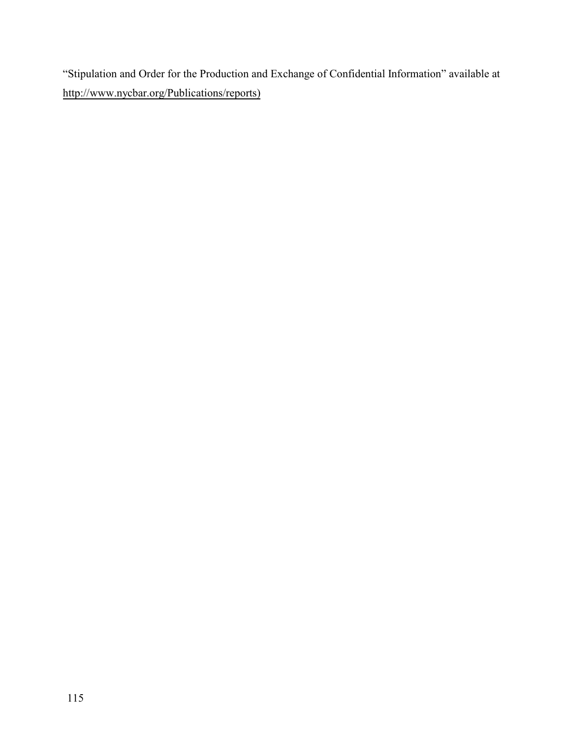"Stipulation and Order for the Production and Exchange of Confidential Information" available at http://www.nycbar.org/Publications/reports)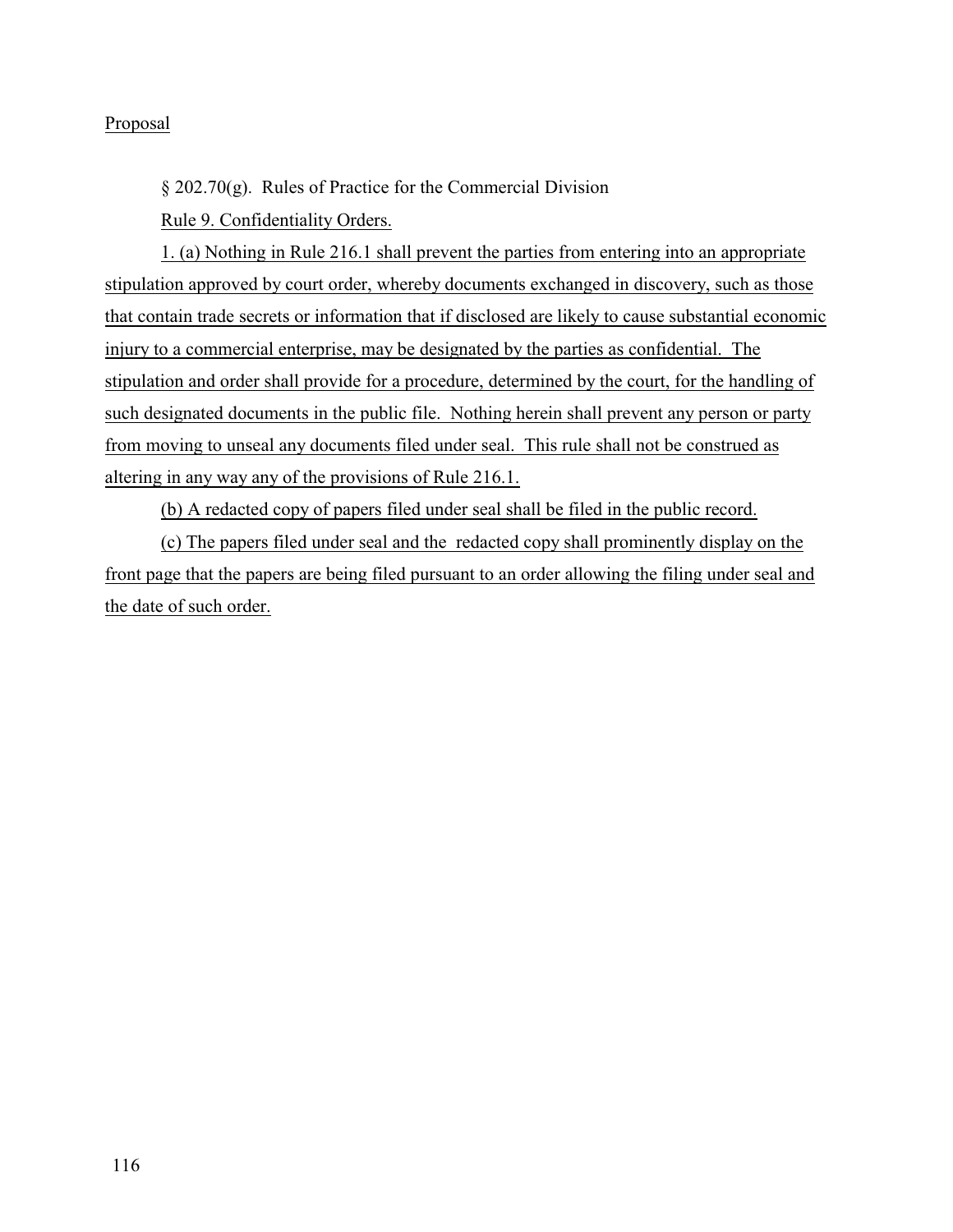Proposal

§ 202.70(g). Rules of Practice for the Commercial Division

Rule 9. Confidentiality Orders.

1. (a) Nothing in Rule 216.1 shall prevent the parties from entering into an appropriate stipulation approved by court order, whereby documents exchanged in discovery, such as those that contain trade secrets or information that if disclosed are likely to cause substantial economic injury to a commercial enterprise, may be designated by the parties as confidential. The stipulation and order shall provide for a procedure, determined by the court, for the handling of such designated documents in the public file. Nothing herein shall prevent any person or party from moving to unseal any documents filed under seal. This rule shall not be construed as altering in any way any of the provisions of Rule 216.1.

(b) A redacted copy of papers filed under seal shall be filed in the public record.

(c) The papers filed under seal and the redacted copy shall prominently display on the front page that the papers are being filed pursuant to an order allowing the filing under seal and the date of such order.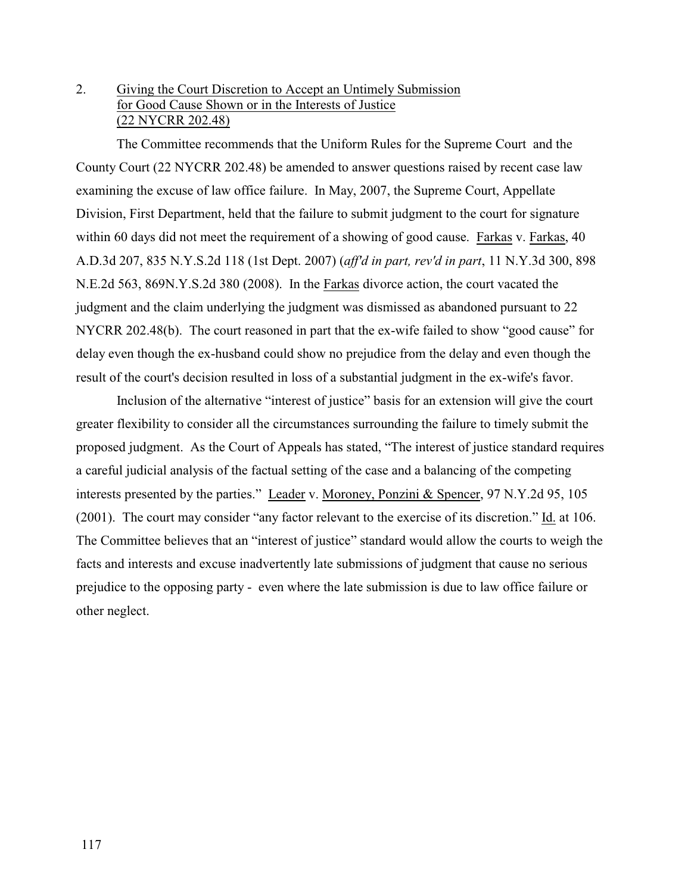2. <u>Giving the Court Discretion to Accept an Untimely Submission for Good Cause Shown or in the Interests of Justice (22 NYCRR 202.48)</u>

The Committee recommends that the Uniform Rules for the Supreme Court and the County Court (22 NYCRR 202.48) be amended to answer questions raised by recent case law examining the excuse of law office failure. In May, 2007, the Supreme Court, Appellate Division, First Department, held that the failure to submit judgment to the court for signature within 60 days did not meet the requirement of a showing of good cause. <u>Farkas</u> v. <u>Farkas</u>, 40 A.D.3d 207, 835 N.Y.S.2d 118 (1st Dept. 2007) (*aff'd in part, rev'd in part*, 11 N.Y.3d 300, 898 N.E.2d 563, 869N.Y.S.2d 380 (2008). In the <u>Farkas</u> divorce action, the court vacated the judgment and the claim underlying the judgment was dismissed as abandoned pursuant to 22 NYCRR 202.48(b). The court reasoned in part that the ex-wife failed to show "good cause" for delay even though the ex-husband could show no prejudice from the delay and even though the result of the court's decision resulted in loss of a substantial judgment in the ex-wife's favor.

Inclusion of the alternative "interest of justice" basis for an extension will give the court greater flexibility to consider all the circumstances surrounding the failure to timely submit the proposed judgment. As the Court of Appeals has stated, "The interest of justice standard requires a careful judicial analysis of the factual setting of the case and a balancing of the competing interests presented by the parties." <u>Leader</u> v. <u>Moroney, Ponzini & Spencer</u>, 97 N.Y.2d 95, 105 (2001). The court may consider "any factor relevant to the exercise of its discretion." <u>Id.</u> at 106. The Committee believes that an "interest of justice" standard would allow the courts to weigh the facts and interests and excuse inadvertently late submissions of judgment that cause no serious prejudice to the opposing party - even where the late submission is due to law office failure or other neglect.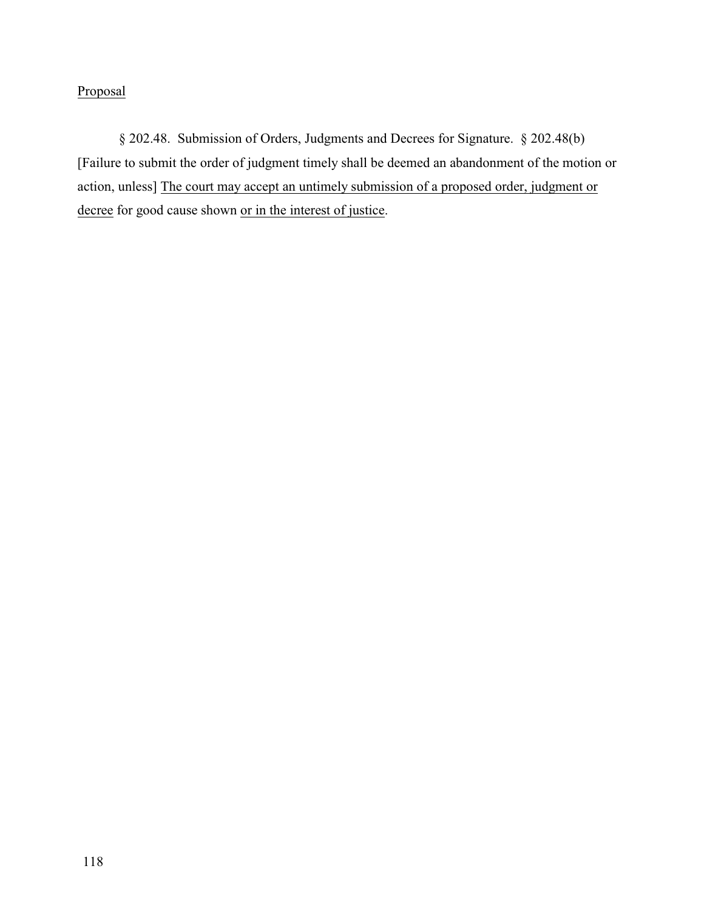<u>Proposal</u>

§ 202.48. Submission of Orders, Judgments and Decrees for Signature. § 202.48(b) [Failure to submit the order of judgment timely shall be deemed an abandonment of the motion or action, unless] <u>The court may accept an untimely submission of a proposed order, judgment or decree</u> for good cause shown <u>or in the interest of justice</u>.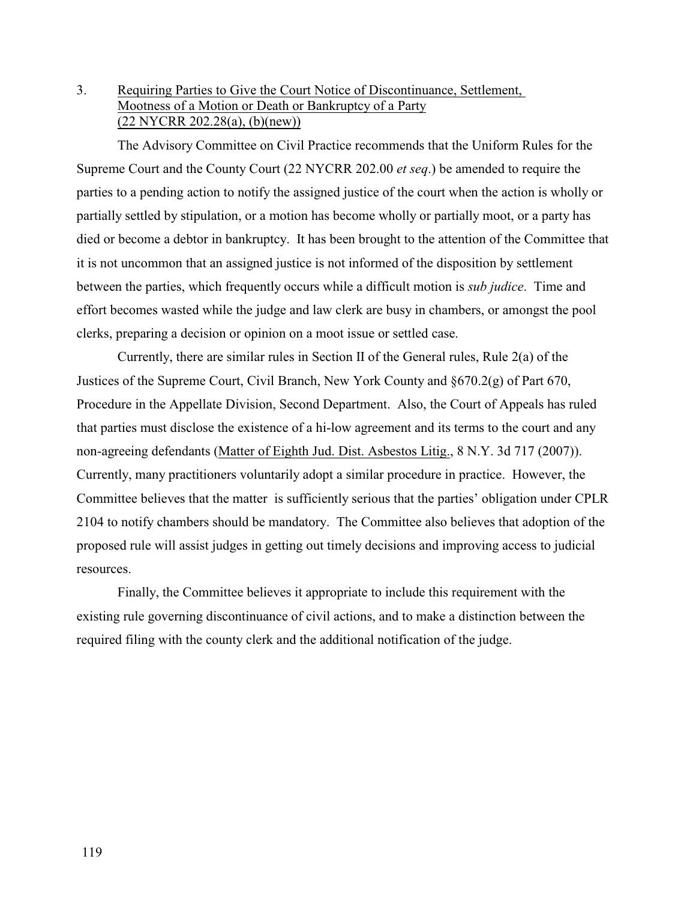3. <u>Requiring Parties to Give the Court Notice of Discontinuance, Settlement, Mootness of a Motion or Death or Bankruptcy of a Party (22 NYCRR 202.28(a), (b)(new))</u>

The Advisory Committee on Civil Practice recommends that the Uniform Rules for the Supreme Court and the County Court (22 NYCRR 202.00 *et seq*.) be amended to require the parties to a pending action to notify the assigned justice of the court when the action is wholly or partially settled by stipulation, or a motion has become wholly or partially moot, or a party has died or become a debtor in bankruptcy. It has been brought to the attention of the Committee that it is not uncommon that an assigned justice is not informed of the disposition by settlement between the parties, which frequently occurs while a difficult motion is *sub judice*. Time and effort becomes wasted while the judge and law clerk are busy in chambers, or amongst the pool clerks, preparing a decision or opinion on a moot issue or settled case.

Currently, there are similar rules in Section II of the General rules, Rule 2(a) of the Justices of the Supreme Court, Civil Branch, New York County and §670.2(g) of Part 670, Procedure in the Appellate Division, Second Department. Also, the Court of Appeals has ruled that parties must disclose the existence of a hi-low agreement and its terms to the court and any non-agreeing defendants (<u>Matter of Eighth Jud. Dist. Asbestos Litig.</u>, 8 N.Y. 3d 717 (2007)). Currently, many practitioners voluntarily adopt a similar procedure in practice. However, the Committee believes that the matter is sufficiently serious that the parties' obligation under CPLR 2104 to notify chambers should be mandatory. The Committee also believes that adoption of the proposed rule will assist judges in getting out timely decisions and improving access to judicial resources.

Finally, the Committee believes it appropriate to include this requirement with the existing rule governing discontinuance of civil actions, and to make a distinction between the required filing with the county clerk and the additional notification of the judge.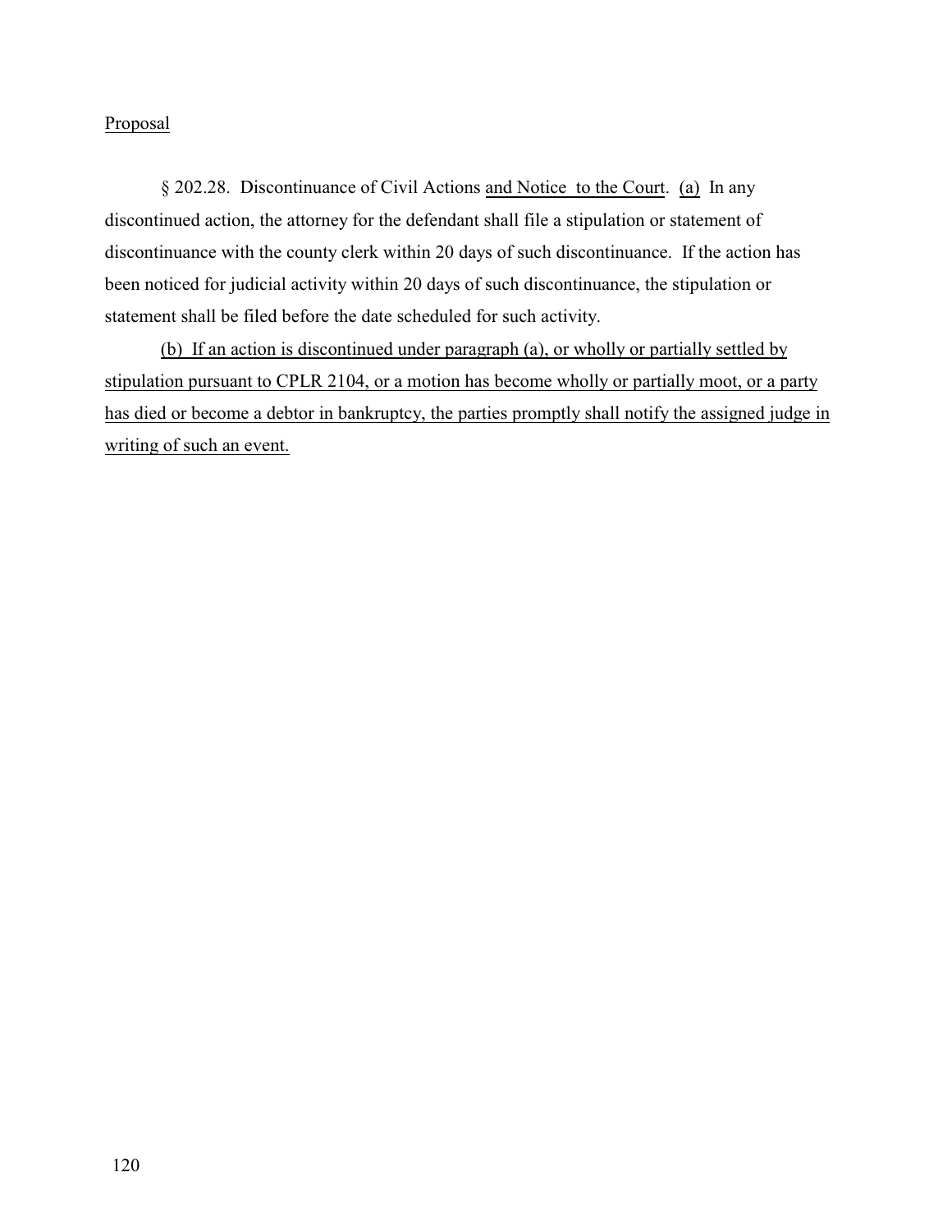Proposal

§ 202.28. Discontinuance of Civil Actions and Notice to the Court. (a) In any discontinued action, the attorney for the defendant shall file a stipulation or statement of discontinuance with the county clerk within 20 days of such discontinuance. If the action has been noticed for judicial activity within 20 days of such discontinuance, the stipulation or statement shall be filed before the date scheduled for such activity.

(b) If an action is discontinued under paragraph (a), or wholly or partially settled by stipulation pursuant to CPLR 2104, or a motion has become wholly or partially moot, or a party has died or become a debtor in bankruptcy, the parties promptly shall notify the assigned judge in writing of such an event.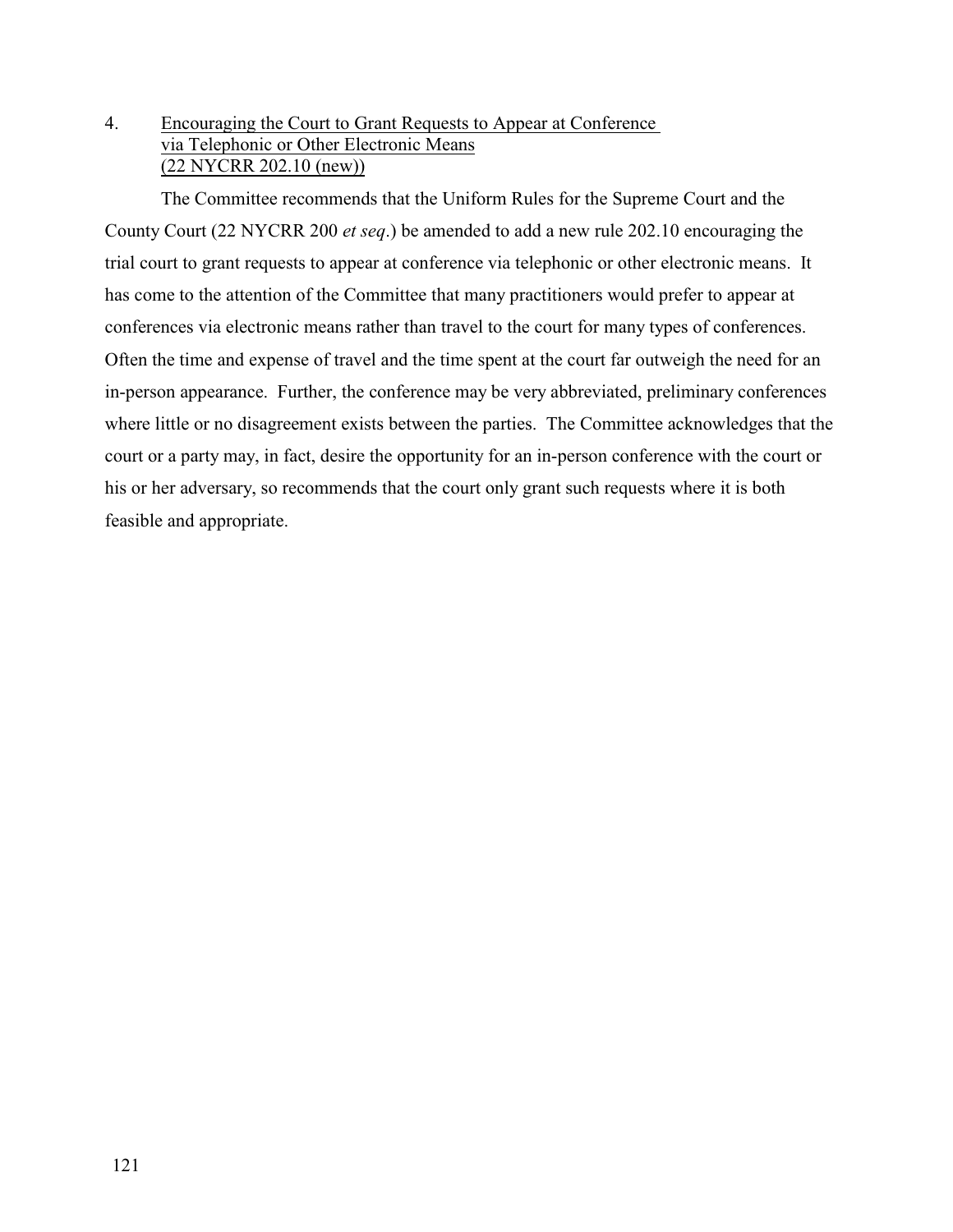4. Encouraging the Court to Grant Requests to Appear at Conference via Telephonic or Other Electronic Means (22 NYCRR 202.10 (new))

The Committee recommends that the Uniform Rules for the Supreme Court and the County Court (22 NYCRR 200 *et seq*.) be amended to add a new rule 202.10 encouraging the trial court to grant requests to appear at conference via telephonic or other electronic means. It has come to the attention of the Committee that many practitioners would prefer to appear at conferences via electronic means rather than travel to the court for many types of conferences. Often the time and expense of travel and the time spent at the court far outweigh the need for an in-person appearance. Further, the conference may be very abbreviated, preliminary conferences where little or no disagreement exists between the parties. The Committee acknowledges that the court or a party may, in fact, desire the opportunity for an in-person conference with the court or his or her adversary, so recommends that the court only grant such requests where it is both feasible and appropriate.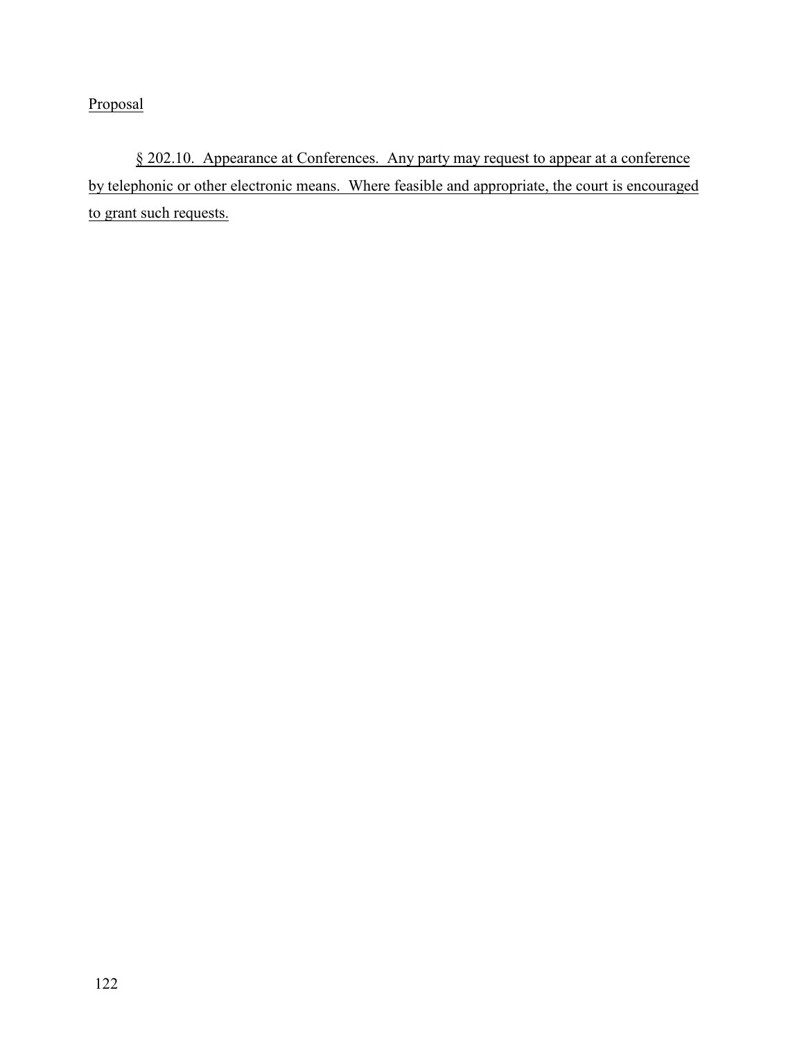Proposal

§ 202.10. Appearance at Conferences. Any party may request to appear at a conference by telephonic or other electronic means. Where feasible and appropriate, the court is encouraged to grant such requests.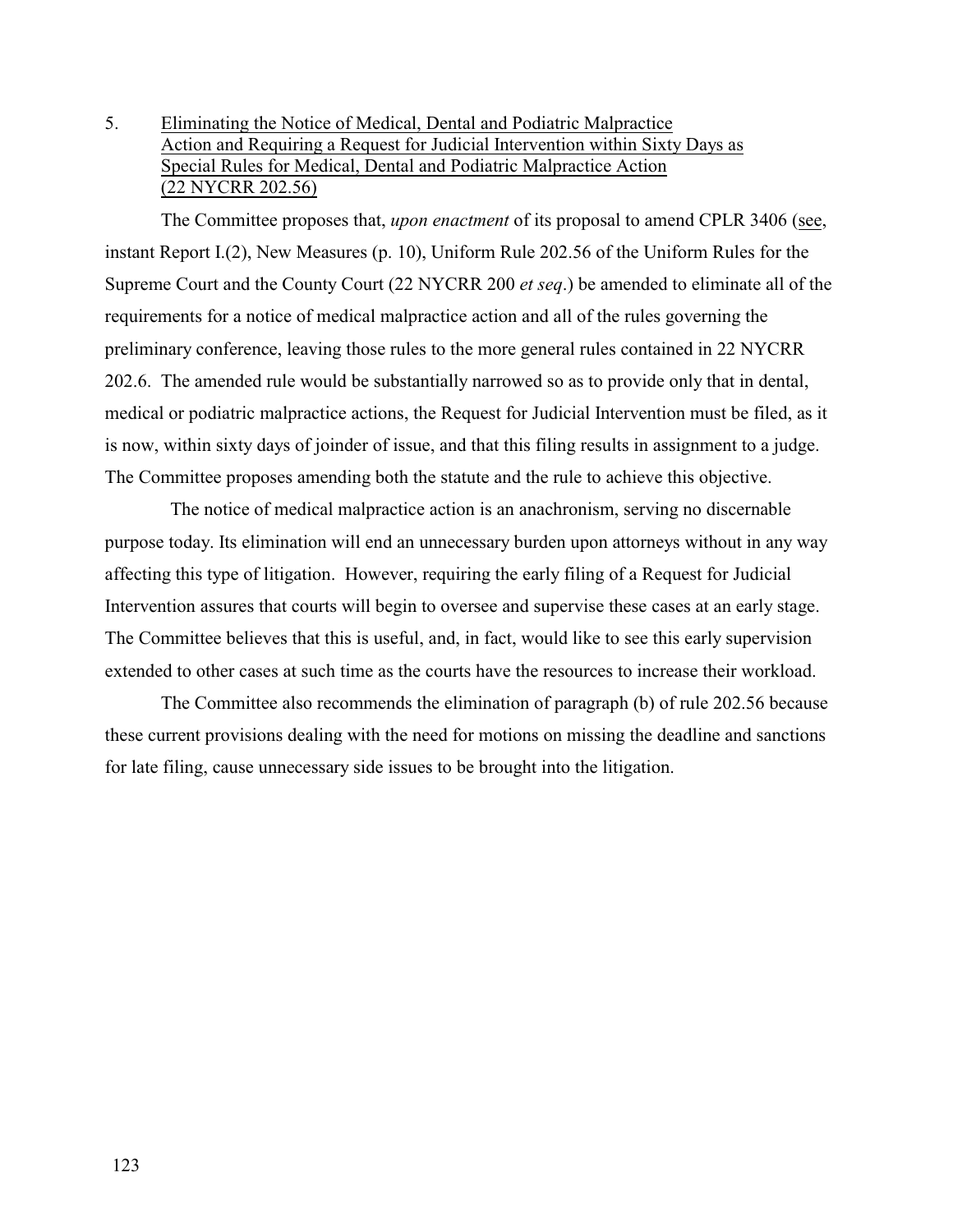5. Eliminating the Notice of Medical, Dental and Podiatric Malpractice Action and Requiring a Request for Judicial Intervention within Sixty Days as Special Rules for Medical, Dental and Podiatric Malpractice Action (22 NYCRR 202.56)

The Committee proposes that, *upon enactment* of its proposal to amend CPLR 3406 (see, instant Report I.(2), New Measures (p. 10), Uniform Rule 202.56 of the Uniform Rules for the Supreme Court and the County Court (22 NYCRR 200 *et seq*.) be amended to eliminate all of the requirements for a notice of medical malpractice action and all of the rules governing the preliminary conference, leaving those rules to the more general rules contained in 22 NYCRR 202.6. The amended rule would be substantially narrowed so as to provide only that in dental, medical or podiatric malpractice actions, the Request for Judicial Intervention must be filed, as it is now, within sixty days of joinder of issue, and that this filing results in assignment to a judge. The Committee proposes amending both the statute and the rule to achieve this objective.

The notice of medical malpractice action is an anachronism, serving no discernable purpose today. Its elimination will end an unnecessary burden upon attorneys without in any way affecting this type of litigation. However, requiring the early filing of a Request for Judicial Intervention assures that courts will begin to oversee and supervise these cases at an early stage. The Committee believes that this is useful, and, in fact, would like to see this early supervision extended to other cases at such time as the courts have the resources to increase their workload.

The Committee also recommends the elimination of paragraph (b) of rule 202.56 because these current provisions dealing with the need for motions on missing the deadline and sanctions for late filing, cause unnecessary side issues to be brought into the litigation.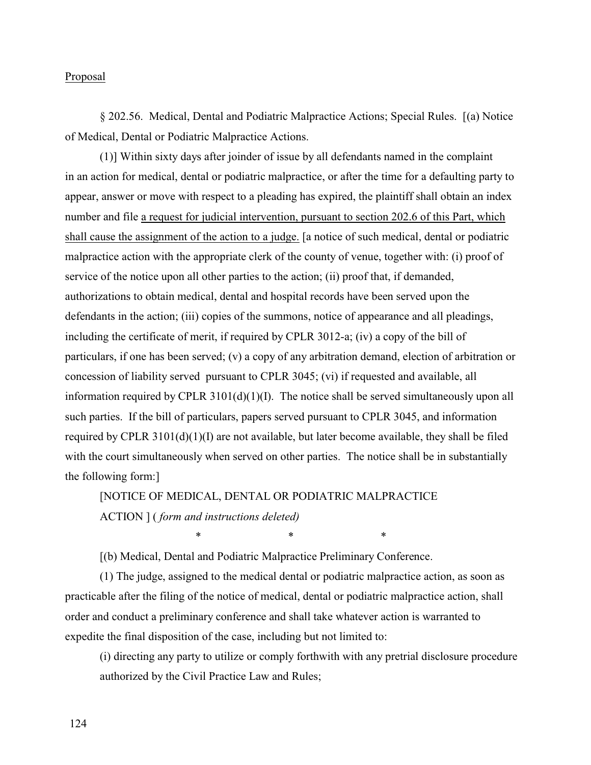<u>Proposal</u>

§ 202.56. Medical, Dental and Podiatric Malpractice Actions; Special Rules. [(a) Notice of Medical, Dental or Podiatric Malpractice Actions.

(1)] Within sixty days after joinder of issue by all defendants named in the complaint in an action for medical, dental or podiatric malpractice, or after the time for a defaulting party to appear, answer or move with respect to a pleading has expired, the plaintiff shall obtain an index number and file <u>a request for judicial intervention, pursuant to section 202.6 of this Part, which shall cause the assignment of the action to a judge.</u> [a notice of such medical, dental or podiatric malpractice action with the appropriate clerk of the county of venue, together with: (i) proof of service of the notice upon all other parties to the action; (ii) proof that, if demanded, authorizations to obtain medical, dental and hospital records have been served upon the defendants in the action; (iii) copies of the summons, notice of appearance and all pleadings, including the certificate of merit, if required by CPLR 3012-a; (iv) a copy of the bill of particulars, if one has been served; (v) a copy of any arbitration demand, election of arbitration or concession of liability served pursuant to CPLR 3045; (vi) if requested and available, all information required by CPLR 3101(d)(1)(I). The notice shall be served simultaneously upon all such parties. If the bill of particulars, papers served pursuant to CPLR 3045, and information required by CPLR 3101(d)(1)(I) are not available, but later become available, they shall be filed with the court simultaneously when served on other parties. The notice shall be in substantially the following form:]

[NOTICE OF MEDICAL, DENTAL OR PODIATRIC MALPRACTICE ACTION ] ( *form and instructions deleted)*

\* \* \*

[(b) Medical, Dental and Podiatric Malpractice Preliminary Conference.

(1) The judge, assigned to the medical dental or podiatric malpractice action, as soon as practicable after the filing of the notice of medical, dental or podiatric malpractice action, shall order and conduct a preliminary conference and shall take whatever action is warranted to expedite the final disposition of the case, including but not limited to:

(i) directing any party to utilize or comply forthwith with any pretrial disclosure procedure authorized by the Civil Practice Law and Rules;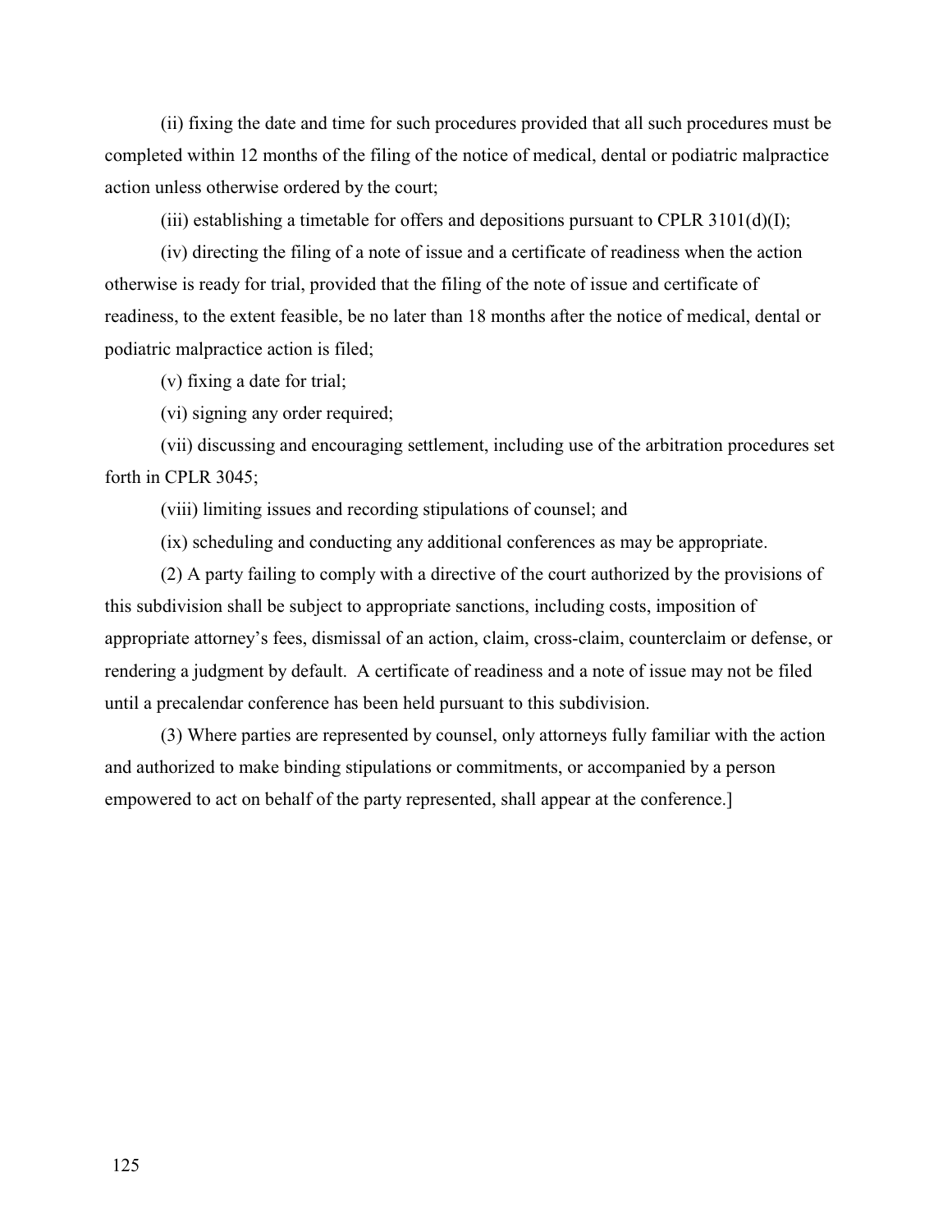(ii) fixing the date and time for such procedures provided that all such procedures must be completed within 12 months of the filing of the notice of medical, dental or podiatric malpractice action unless otherwise ordered by the court;

(iii) establishing a timetable for offers and depositions pursuant to CPLR 3101(d)(I);

(iv) directing the filing of a note of issue and a certificate of readiness when the action otherwise is ready for trial, provided that the filing of the note of issue and certificate of readiness, to the extent feasible, be no later than 18 months after the notice of medical, dental or podiatric malpractice action is filed;

(v) fixing a date for trial;

(vi) signing any order required;

(vii) discussing and encouraging settlement, including use of the arbitration procedures set forth in CPLR 3045;

(viii) limiting issues and recording stipulations of counsel; and

(ix) scheduling and conducting any additional conferences as may be appropriate.

(2) A party failing to comply with a directive of the court authorized by the provisions of this subdivision shall be subject to appropriate sanctions, including costs, imposition of appropriate attorney's fees, dismissal of an action, claim, cross-claim, counterclaim or defense, or rendering a judgment by default. A certificate of readiness and a note of issue may not be filed until a precalendar conference has been held pursuant to this subdivision.

(3) Where parties are represented by counsel, only attorneys fully familiar with the action and authorized to make binding stipulations or commitments, or accompanied by a person empowered to act on behalf of the party represented, shall appear at the conference.]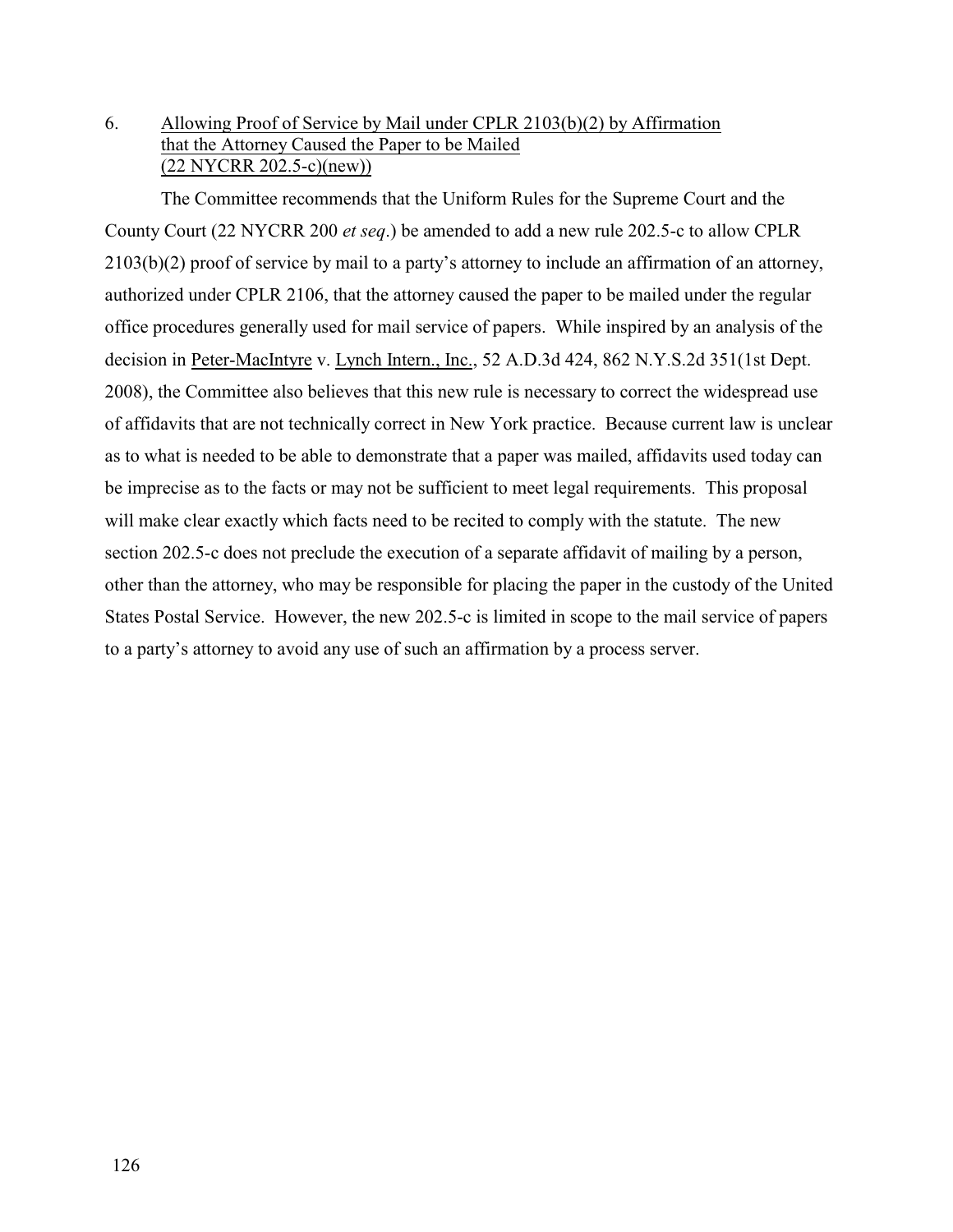6. Allowing Proof of Service by Mail under CPLR 2103(b)(2) by Affirmation that the Attorney Caused the Paper to be Mailed (22 NYCRR 202.5-c)(new))

The Committee recommends that the Uniform Rules for the Supreme Court and the County Court (22 NYCRR 200 *et seq*.) be amended to add a new rule 202.5-c to allow CPLR 2103(b)(2) proof of service by mail to a party's attorney to include an affirmation of an attorney, authorized under CPLR 2106, that the attorney caused the paper to be mailed under the regular office procedures generally used for mail service of papers. While inspired by an analysis of the decision in Peter-MacIntyre v. Lynch Intern., Inc., 52 A.D.3d 424, 862 N.Y.S.2d 351(1st Dept. 2008), the Committee also believes that this new rule is necessary to correct the widespread use of affidavits that are not technically correct in New York practice. Because current law is unclear as to what is needed to be able to demonstrate that a paper was mailed, affidavits used today can be imprecise as to the facts or may not be sufficient to meet legal requirements. This proposal will make clear exactly which facts need to be recited to comply with the statute. The new section 202.5-c does not preclude the execution of a separate affidavit of mailing by a person, other than the attorney, who may be responsible for placing the paper in the custody of the United States Postal Service. However, the new 202.5-c is limited in scope to the mail service of papers to a party's attorney to avoid any use of such an affirmation by a process server.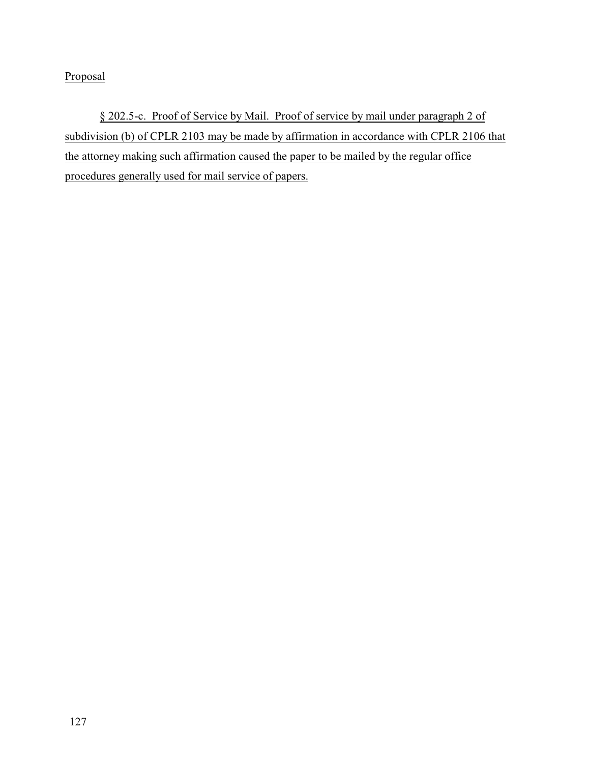Proposal

§ 202.5-c. Proof of Service by Mail. Proof of service by mail under paragraph 2 of subdivision (b) of CPLR 2103 may be made by affirmation in accordance with CPLR 2106 that the attorney making such affirmation caused the paper to be mailed by the regular office procedures generally used for mail service of papers.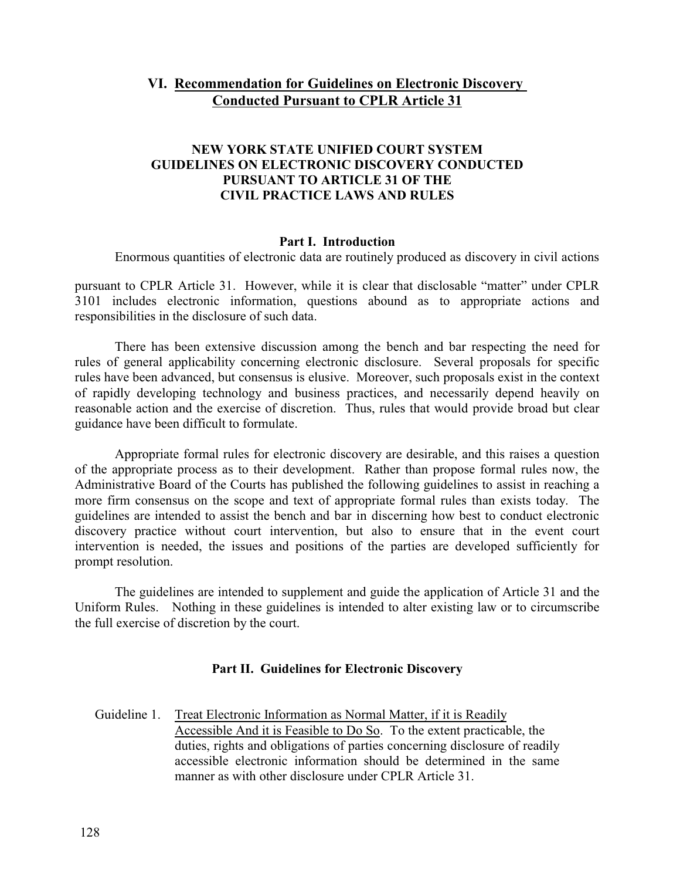## VI. Recommendation for Guidelines on Electronic Discovery Conducted Pursuant to CPLR Article 31

### NEW YORK STATE UNIFIED COURT SYSTEM GUIDELINES ON ELECTRONIC DISCOVERY CONDUCTED PURSUANT TO ARTICLE 31 OF THE CIVIL PRACTICE LAWS AND RULES

#### Part I. Introduction

Enormous quantities of electronic data are routinely produced as discovery in civil actions pursuant to CPLR Article 31. However, while it is clear that disclosable "matter" under CPLR 3101 includes electronic information, questions abound as to appropriate actions and responsibilities in the disclosure of such data.

There has been extensive discussion among the bench and bar respecting the need for rules of general applicability concerning electronic disclosure. Several proposals for specific rules have been advanced, but consensus is elusive. Moreover, such proposals exist in the context of rapidly developing technology and business practices, and necessarily depend heavily on reasonable action and the exercise of discretion. Thus, rules that would provide broad but clear guidance have been difficult to formulate.

Appropriate formal rules for electronic discovery are desirable, and this raises a question of the appropriate process as to their development. Rather than propose formal rules now, the Administrative Board of the Courts has published the following guidelines to assist in reaching a more firm consensus on the scope and text of appropriate formal rules than exists today. The guidelines are intended to assist the bench and bar in discerning how best to conduct electronic discovery practice without court intervention, but also to ensure that in the event court intervention is needed, the issues and positions of the parties are developed sufficiently for prompt resolution.

The guidelines are intended to supplement and guide the application of Article 31 and the Uniform Rules. Nothing in these guidelines is intended to alter existing law or to circumscribe the full exercise of discretion by the court.

#### Part II. Guidelines for Electronic Discovery

Guideline 1. Treat Electronic Information as Normal Matter, if it is Readily Accessible And it is Feasible to Do So. To the extent practicable, the duties, rights and obligations of parties concerning disclosure of readily accessible electronic information should be determined in the same manner as with other disclosure under CPLR Article 31.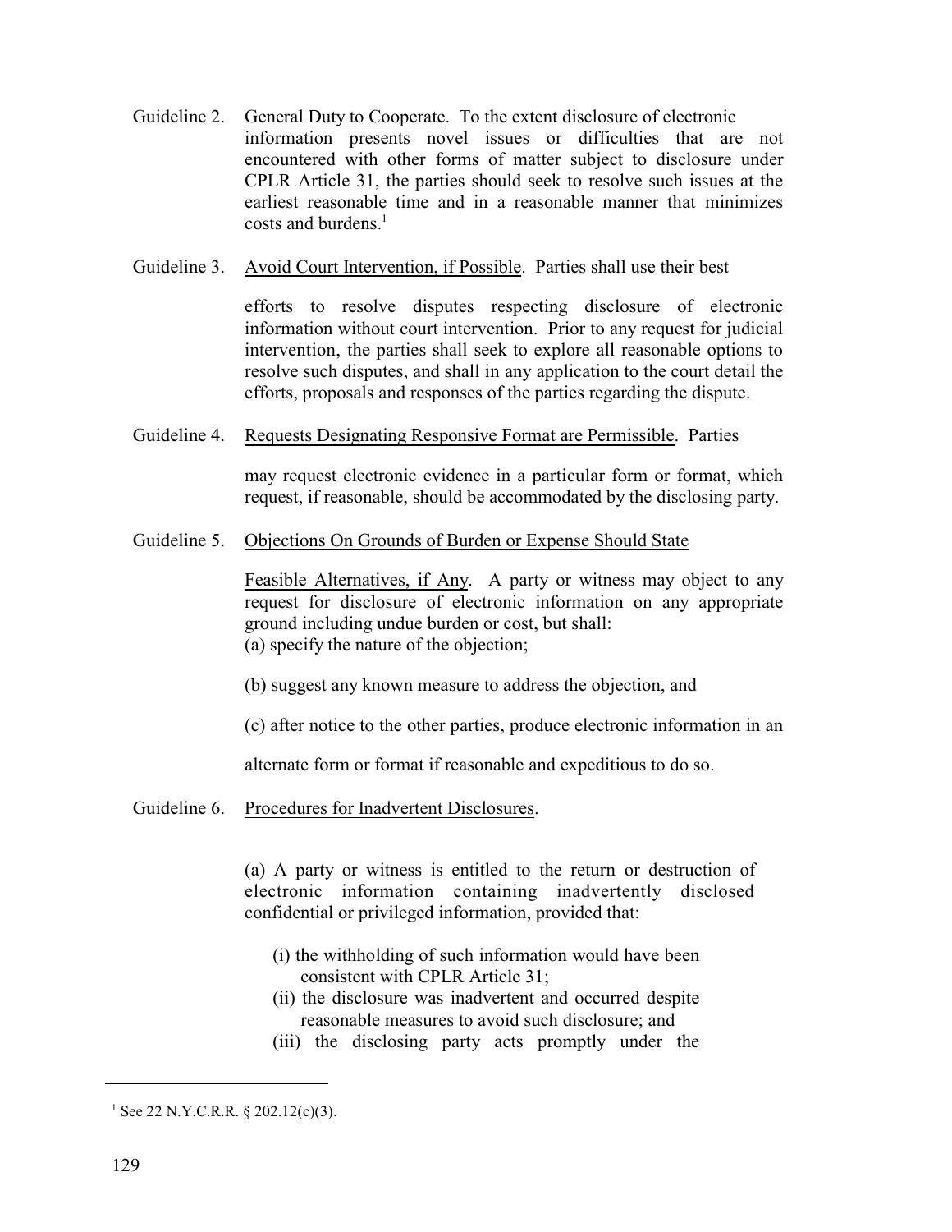Guideline 2. General Duty to Cooperate. To the extent disclosure of electronic information presents novel issues or difficulties that are not encountered with other forms of matter subject to disclosure under CPLR Article 31, the parties should seek to resolve such issues at the earliest reasonable time and in a reasonable manner that minimizes costs and burdens.[1]

Guideline 3. Avoid Court Intervention, if Possible. Parties shall use their best efforts to resolve disputes respecting disclosure of electronic information without court intervention. Prior to any request for judicial intervention, the parties shall seek to explore all reasonable options to resolve such disputes, and shall in any application to the court detail the efforts, proposals and responses of the parties regarding the dispute.

Guideline 4. Requests Designating Responsive Format are Permissible. Parties may request electronic evidence in a particular form or format, which request, if reasonable, should be accommodated by the disclosing party.

Guideline 5. Objections On Grounds of Burden or Expense Should State Feasible Alternatives, if Any. A party or witness may object to any request for disclosure of electronic information on any appropriate ground including undue burden or cost, but shall:

(a) specify the nature of the objection;

(b) suggest any known measure to address the objection, and

(c) after notice to the other parties, produce electronic information in an alternate form or format if reasonable and expeditious to do so.

Guideline 6. Procedures for Inadvertent Disclosures.

(a) A party or witness is entitled to the return or destruction of electronic information containing inadvertently disclosed confidential or privileged information, provided that:

(i) the withholding of such information would have been consistent with CPLR Article 31;
(ii) the disclosure was inadvertent and occurred despite reasonable measures to avoid such disclosure; and
(iii) the disclosing party acts promptly under the

---

[1] See 22 N.Y.C.R.R. § 202.12(c)(3).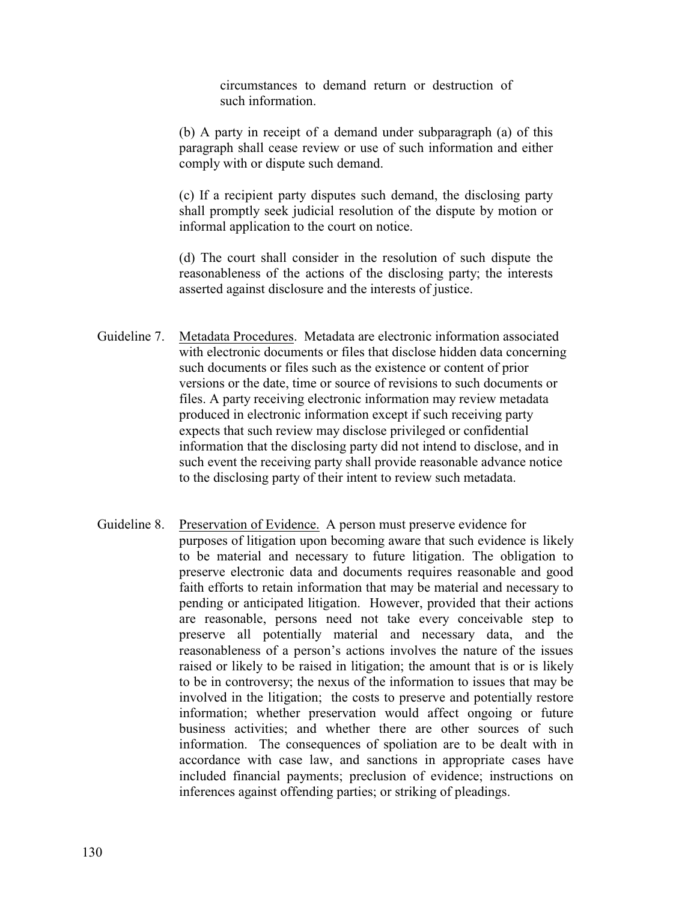circumstances to demand return or destruction of such information.

(b) A party in receipt of a demand under subparagraph (a) of this paragraph shall cease review or use of such information and either comply with or dispute such demand.

(c) If a recipient party disputes such demand, the disclosing party shall promptly seek judicial resolution of the dispute by motion or informal application to the court on notice.

(d) The court shall consider in the resolution of such dispute the reasonableness of the actions of the disclosing party; the interests asserted against disclosure and the interests of justice.

Guideline 7. Metadata Procedures. Metadata are electronic information associated with electronic documents or files that disclose hidden data concerning such documents or files such as the existence or content of prior versions or the date, time or source of revisions to such documents or files. A party receiving electronic information may review metadata produced in electronic information except if such receiving party expects that such review may disclose privileged or confidential information that the disclosing party did not intend to disclose, and in such event the receiving party shall provide reasonable advance notice to the disclosing party of their intent to review such metadata.

Guideline 8. Preservation of Evidence. A person must preserve evidence for purposes of litigation upon becoming aware that such evidence is likely to be material and necessary to future litigation. The obligation to preserve electronic data and documents requires reasonable and good faith efforts to retain information that may be material and necessary to pending or anticipated litigation. However, provided that their actions are reasonable, persons need not take every conceivable step to preserve all potentially material and necessary data, and the reasonableness of a person's actions involves the nature of the issues raised or likely to be raised in litigation; the amount that is or is likely to be in controversy; the nexus of the information to issues that may be involved in the litigation; the costs to preserve and potentially restore information; whether preservation would affect ongoing or future business activities; and whether there are other sources of such information. The consequences of spoliation are to be dealt with in accordance with case law, and sanctions in appropriate cases have included financial payments; preclusion of evidence; instructions on inferences against offending parties; or striking of pleadings.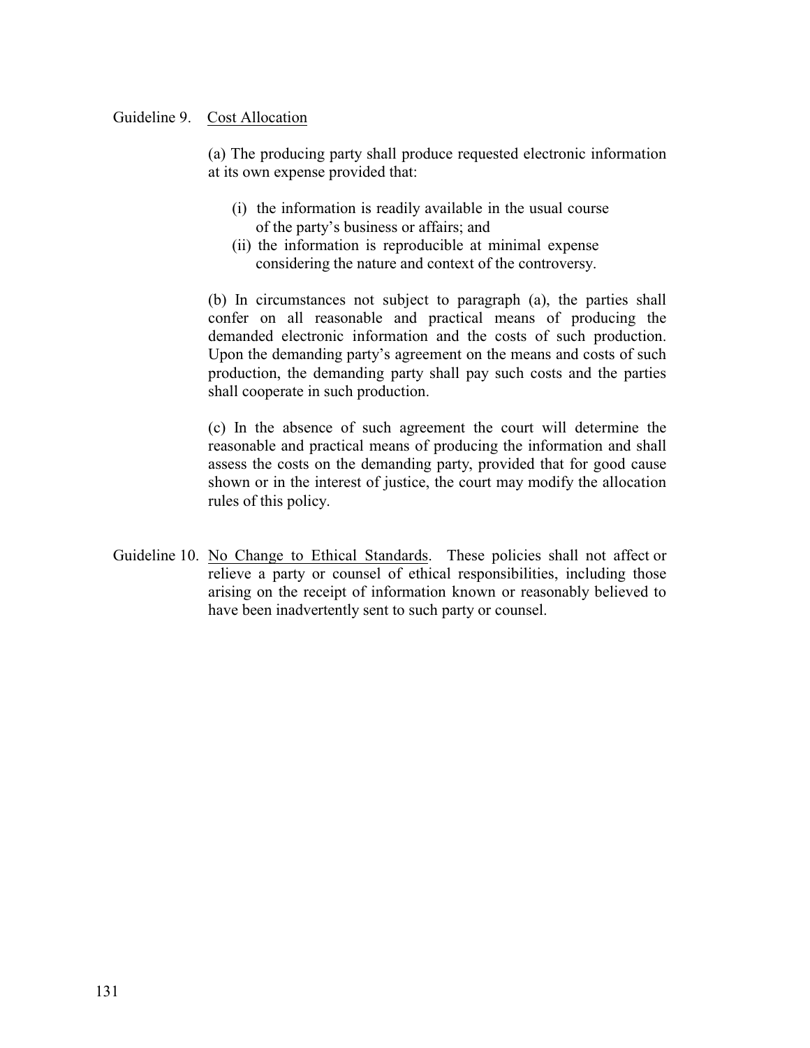Guideline 9. <u>Cost Allocation</u>

(a) The producing party shall produce requested electronic information at its own expense provided that:

- (i) the information is readily available in the usual course of the party's business or affairs; and
- (ii) the information is reproducible at minimal expense considering the nature and context of the controversy.

(b) In circumstances not subject to paragraph (a), the parties shall confer on all reasonable and practical means of producing the demanded electronic information and the costs of such production. Upon the demanding party's agreement on the means and costs of such production, the demanding party shall pay such costs and the parties shall cooperate in such production.

(c) In the absence of such agreement the court will determine the reasonable and practical means of producing the information and shall assess the costs on the demanding party, provided that for good cause shown or in the interest of justice, the court may modify the allocation rules of this policy.

Guideline 10. <u>No Change to Ethical Standards</u>. These policies shall not affect or relieve a party or counsel of ethical responsibilities, including those arising on the receipt of information known or reasonably believed to have been inadvertently sent to such party or counsel.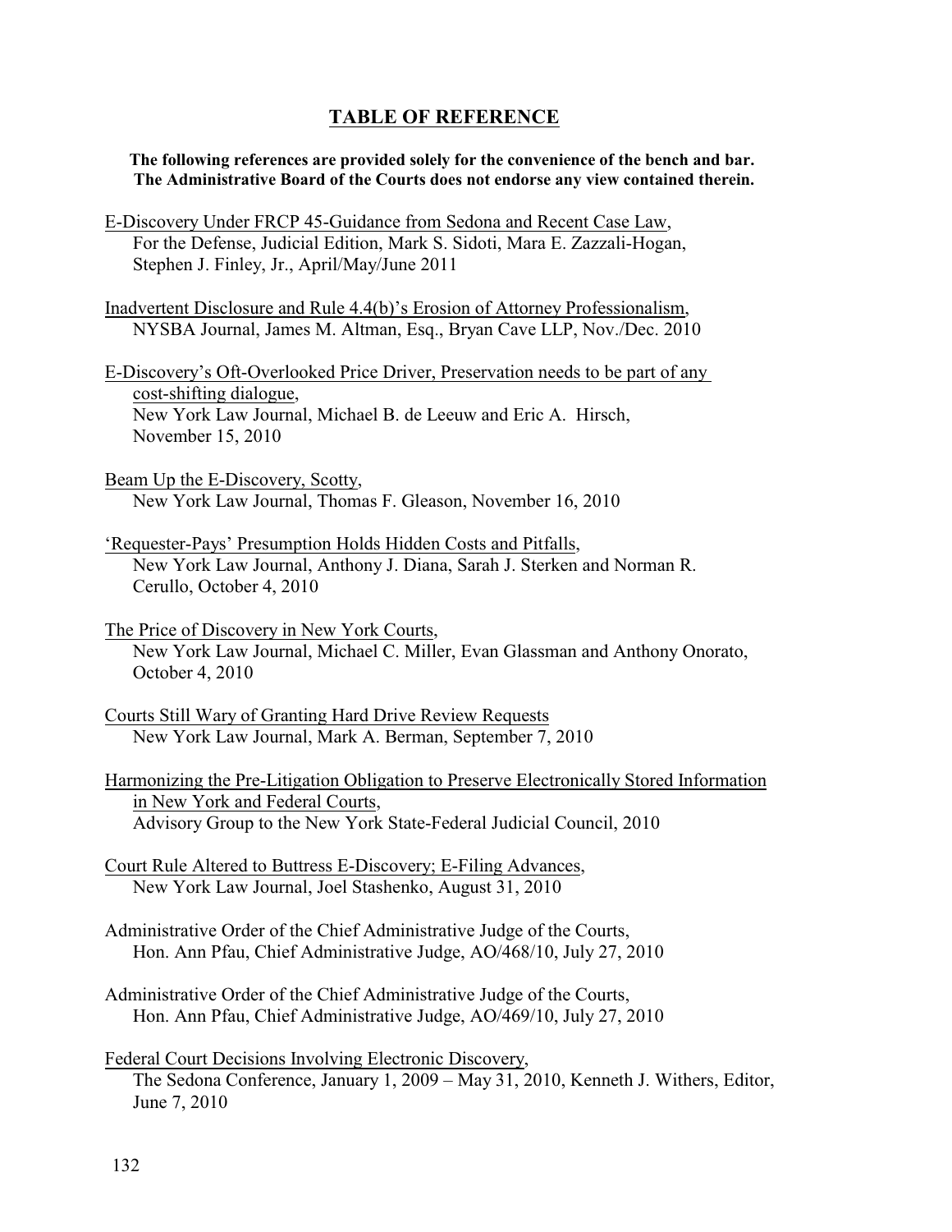## TABLE OF REFERENCE

**The following references are provided solely for the convenience of the bench and bar. The Administrative Board of the Courts does not endorse any view contained therein.**

E-Discovery Under FRCP 45-Guidance from Sedona and Recent Case Law,
For the Defense, Judicial Edition, Mark S. Sidoti, Mara E. Zazzali-Hogan, Stephen J. Finley, Jr., April/May/June 2011

Inadvertent Disclosure and Rule 4.4(b)'s Erosion of Attorney Professionalism,
NYSBA Journal, James M. Altman, Esq., Bryan Cave LLP, Nov./Dec. 2010

E-Discovery's Oft-Overlooked Price Driver, Preservation needs to be part of any cost-shifting dialogue,
New York Law Journal, Michael B. de Leeuw and Eric A. Hirsch, November 15, 2010

Beam Up the E-Discovery, Scotty,
New York Law Journal, Thomas F. Gleason, November 16, 2010

'Requester-Pays' Presumption Holds Hidden Costs and Pitfalls,
New York Law Journal, Anthony J. Diana, Sarah J. Sterken and Norman R. Cerullo, October 4, 2010

The Price of Discovery in New York Courts,
New York Law Journal, Michael C. Miller, Evan Glassman and Anthony Onorato, October 4, 2010

Courts Still Wary of Granting Hard Drive Review Requests
New York Law Journal, Mark A. Berman, September 7, 2010

Harmonizing the Pre-Litigation Obligation to Preserve Electronically Stored Information in New York and Federal Courts,
Advisory Group to the New York State-Federal Judicial Council, 2010

Court Rule Altered to Buttress E-Discovery; E-Filing Advances,
New York Law Journal, Joel Stashenko, August 31, 2010

Administrative Order of the Chief Administrative Judge of the Courts,
Hon. Ann Pfau, Chief Administrative Judge, AO/468/10, July 27, 2010

Administrative Order of the Chief Administrative Judge of the Courts,
Hon. Ann Pfau, Chief Administrative Judge, AO/469/10, July 27, 2010

Federal Court Decisions Involving Electronic Discovery,
The Sedona Conference, January 1, 2009 – May 31, 2010, Kenneth J. Withers, Editor, June 7, 2010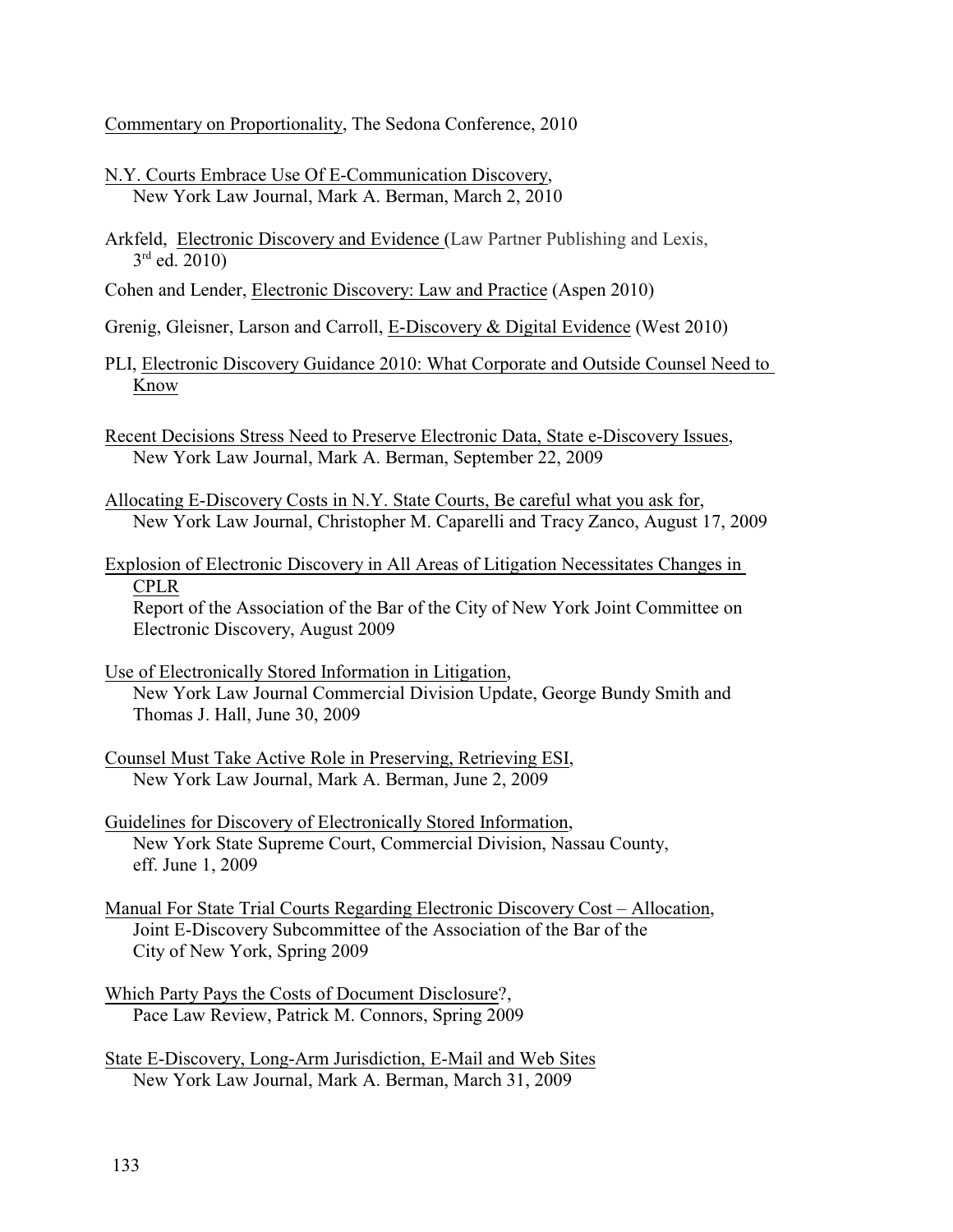Commentary on Proportionality, The Sedona Conference, 2010

N.Y. Courts Embrace Use Of E-Communication Discovery,
New York Law Journal, Mark A. Berman, March 2, 2010

Arkfeld, Electronic Discovery and Evidence (Law Partner Publishing and Lexis, 3rd ed. 2010)

Cohen and Lender, Electronic Discovery: Law and Practice (Aspen 2010)

Grenig, Gleisner, Larson and Carroll, E-Discovery & Digital Evidence (West 2010)

PLI, Electronic Discovery Guidance 2010: What Corporate and Outside Counsel Need to Know

Recent Decisions Stress Need to Preserve Electronic Data, State e-Discovery Issues,
New York Law Journal, Mark A. Berman, September 22, 2009

Allocating E-Discovery Costs in N.Y. State Courts, Be careful what you ask for,
New York Law Journal, Christopher M. Caparelli and Tracy Zanco, August 17, 2009

Explosion of Electronic Discovery in All Areas of Litigation Necessitates Changes in CPLR
Report of the Association of the Bar of the City of New York Joint Committee on Electronic Discovery, August 2009

Use of Electronically Stored Information in Litigation,
New York Law Journal Commercial Division Update, George Bundy Smith and Thomas J. Hall, June 30, 2009

Counsel Must Take Active Role in Preserving, Retrieving ESI,
New York Law Journal, Mark A. Berman, June 2, 2009

Guidelines for Discovery of Electronically Stored Information,
New York State Supreme Court, Commercial Division, Nassau County, eff. June 1, 2009

Manual For State Trial Courts Regarding Electronic Discovery Cost – Allocation,
Joint E-Discovery Subcommittee of the Association of the Bar of the City of New York, Spring 2009

Which Party Pays the Costs of Document Disclosure?,
Pace Law Review, Patrick M. Connors, Spring 2009

State E-Discovery, Long-Arm Jurisdiction, E-Mail and Web Sites
New York Law Journal, Mark A. Berman, March 31, 2009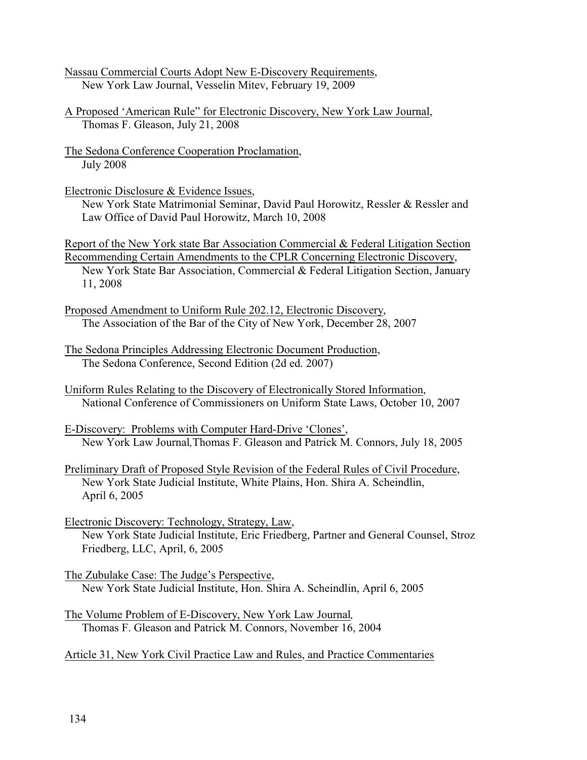<u>Nassau Commercial Courts Adopt New E-Discovery Requirements</u>,
New York Law Journal, Vesselin Mitev, February 19, 2009

<u>A Proposed 'American Rule" for Electronic Discovery, New York Law Journal</u>,
Thomas F. Gleason, July 21, 2008

<u>The Sedona Conference Cooperation Proclamation</u>,
July 2008

<u>Electronic Disclosure & Evidence Issues</u>,
New York State Matrimonial Seminar, David Paul Horowitz, Ressler & Ressler and Law Office of David Paul Horowitz, March 10, 2008

<u>Report of the New York state Bar Association Commercial & Federal Litigation Section Recommending Certain Amendments to the CPLR Concerning Electronic Discovery</u>,
New York State Bar Association, Commercial & Federal Litigation Section, January 11, 2008

<u>Proposed Amendment to Uniform Rule 202.12, Electronic Discovery</u>,
The Association of the Bar of the City of New York, December 28, 2007

<u>The Sedona Principles Addressing Electronic Document Production</u>,
The Sedona Conference, Second Edition (2d ed. 2007)

<u>Uniform Rules Relating to the Discovery of Electronically Stored Information</u>,
National Conference of Commissioners on Uniform State Laws, October 10, 2007

<u>E-Discovery: Problems with Computer Hard-Drive 'Clones'</u>,
New York Law Journal, Thomas F. Gleason and Patrick M. Connors, July 18, 2005

<u>Preliminary Draft of Proposed Style Revision of the Federal Rules of Civil Procedure</u>,
New York State Judicial Institute, White Plains, Hon. Shira A. Scheindlin, April 6, 2005

<u>Electronic Discovery: Technology, Strategy, Law</u>,
New York State Judicial Institute, Eric Friedberg, Partner and General Counsel, Stroz Friedberg, LLC, April, 6, 2005

<u>The Zubulake Case: The Judge's Perspective</u>,
New York State Judicial Institute, Hon. Shira A. Scheindlin, April 6, 2005

<u>The Volume Problem of E-Discovery, New York Law Journal</u>,
Thomas F. Gleason and Patrick M. Connors, November 16, 2004

<u>Article 31, New York Civil Practice Law and Rules, and Practice Commentaries</u>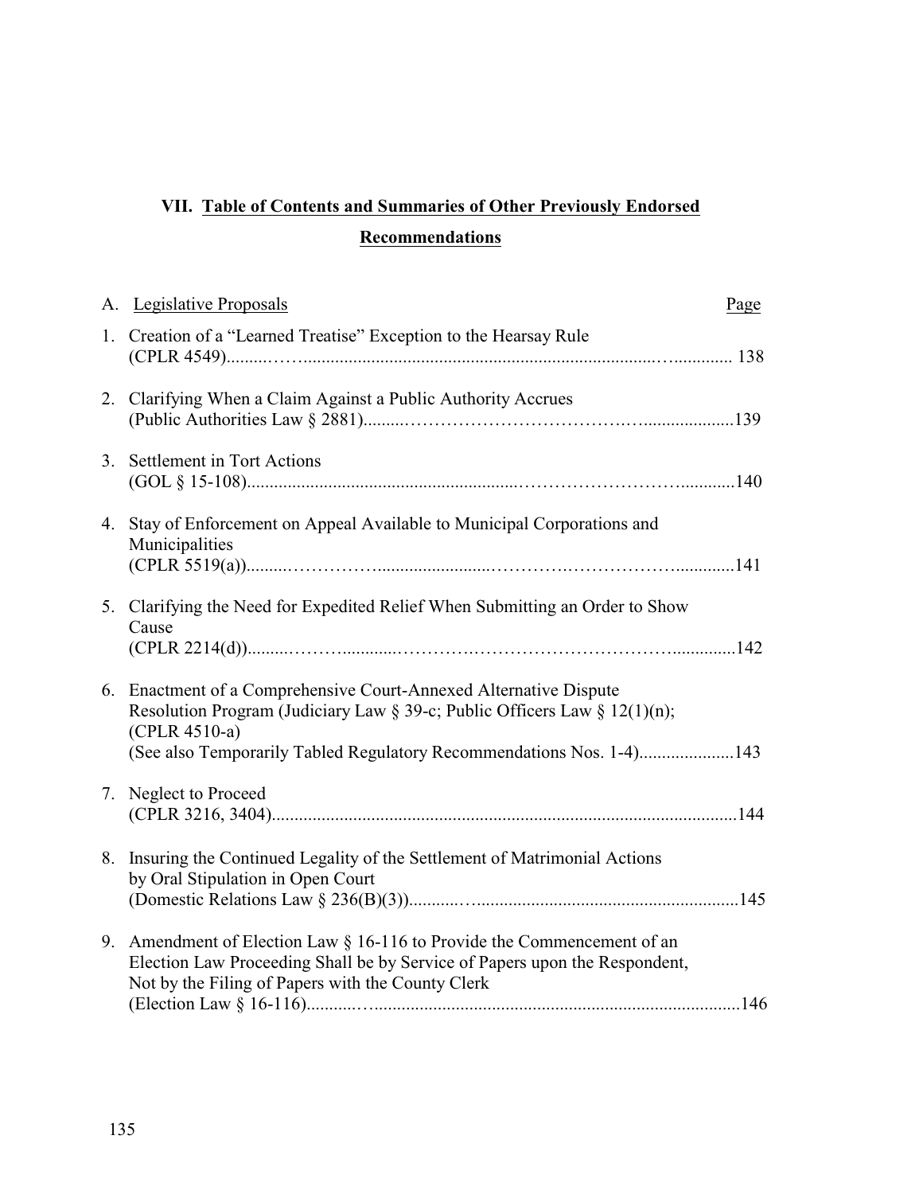## VII. Table of Contents and Summaries of Other Previously Endorsed Recommendations

A. Legislative Proposals — Page

1. Creation of a "Learned Treatise" Exception to the Hearsay Rule (CPLR 4549) ........ 138

2. Clarifying When a Claim Against a Public Authority Accrues (Public Authorities Law § 2881) ........ 139

3. Settlement in Tort Actions (GOL § 15-108) ........ 140

4. Stay of Enforcement on Appeal Available to Municipal Corporations and Municipalities (CPLR 5519(a)) ........ 141

5. Clarifying the Need for Expedited Relief When Submitting an Order to Show Cause (CPLR 2214(d)) ........ 142

6. Enactment of a Comprehensive Court-Annexed Alternative Dispute Resolution Program (Judiciary Law § 39-c; Public Officers Law § 12(1)(n); (CPLR 4510-a) (See also Temporarily Tabled Regulatory Recommendations Nos. 1-4) ........ 143

7. Neglect to Proceed (CPLR 3216, 3404) ........ 144

8. Insuring the Continued Legality of the Settlement of Matrimonial Actions by Oral Stipulation in Open Court (Domestic Relations Law § 236(B)(3)) ........ 145

9. Amendment of Election Law § 16-116 to Provide the Commencement of an Election Law Proceeding Shall be by Service of Papers upon the Respondent, Not by the Filing of Papers with the County Clerk (Election Law § 16-116) ........ 146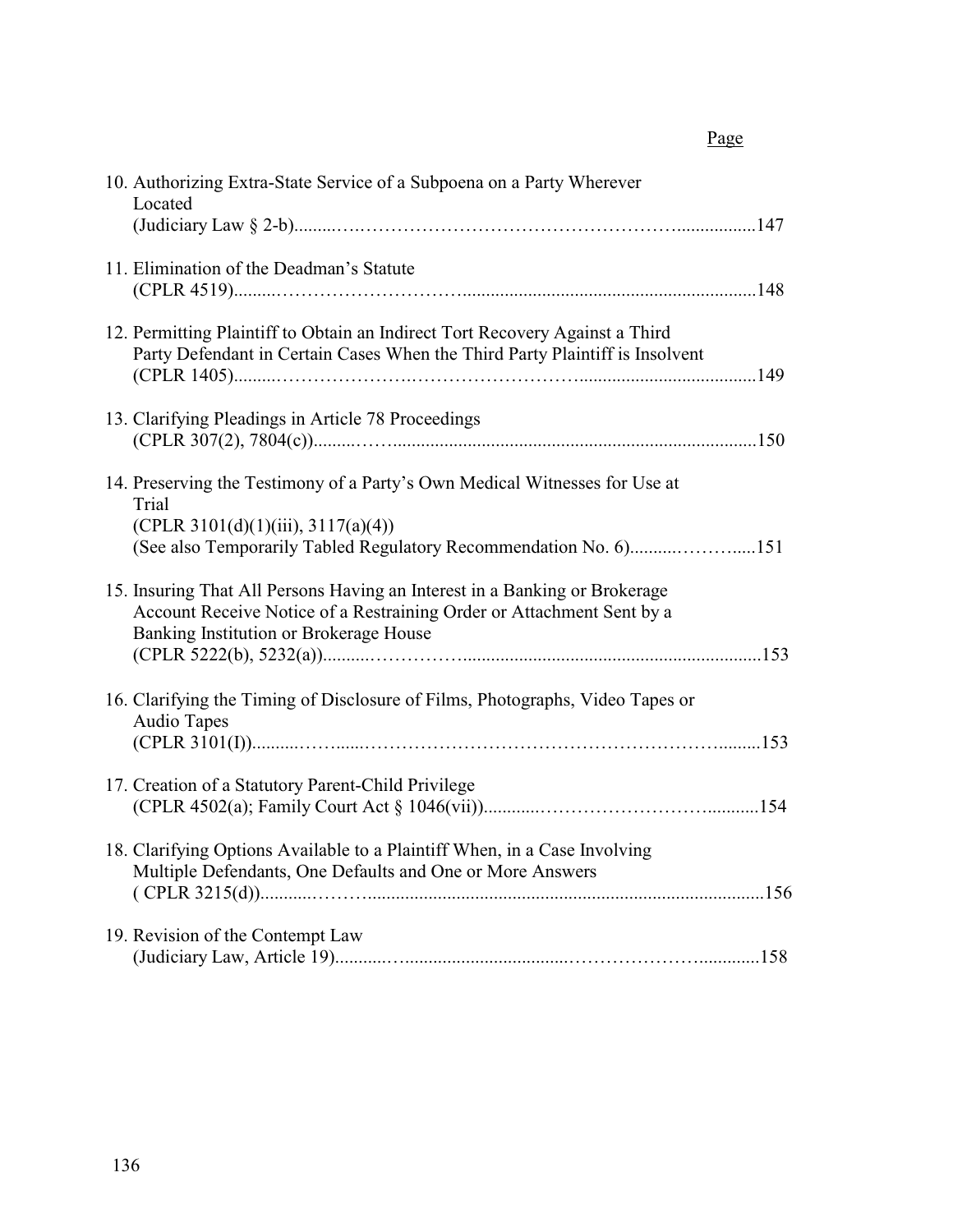Page

10. Authorizing Extra-State Service of a Subpoena on a Party Wherever Located
    (Judiciary Law § 2-b)....................................................................................147

11. Elimination of the Deadman's Statute
    (CPLR 4519)....................................................................................148

12. Permitting Plaintiff to Obtain an Indirect Tort Recovery Against a Third Party Defendant in Certain Cases When the Third Party Plaintiff is Insolvent
    (CPLR 1405)....................................................................................149

13. Clarifying Pleadings in Article 78 Proceedings
    (CPLR 307(2), 7804(c))....................................................................................150

14. Preserving the Testimony of a Party's Own Medical Witnesses for Use at Trial
    (CPLR 3101(d)(1)(iii), 3117(a)(4))
    (See also Temporarily Tabled Regulatory Recommendation No. 6)....................151

15. Insuring That All Persons Having an Interest in a Banking or Brokerage Account Receive Notice of a Restraining Order or Attachment Sent by a Banking Institution or Brokerage House
    (CPLR 5222(b), 5232(a))....................................................................................153

16. Clarifying the Timing of Disclosure of Films, Photographs, Video Tapes or Audio Tapes
    (CPLR 3101(I))....................................................................................153

17. Creation of a Statutory Parent-Child Privilege
    (CPLR 4502(a); Family Court Act § 1046(vii))....................................................154

18. Clarifying Options Available to a Plaintiff When, in a Case Involving Multiple Defendants, One Defaults and One or More Answers
    ( CPLR 3215(d))....................................................................................156

19. Revision of the Contempt Law
    (Judiciary Law, Article 19)....................................................................................158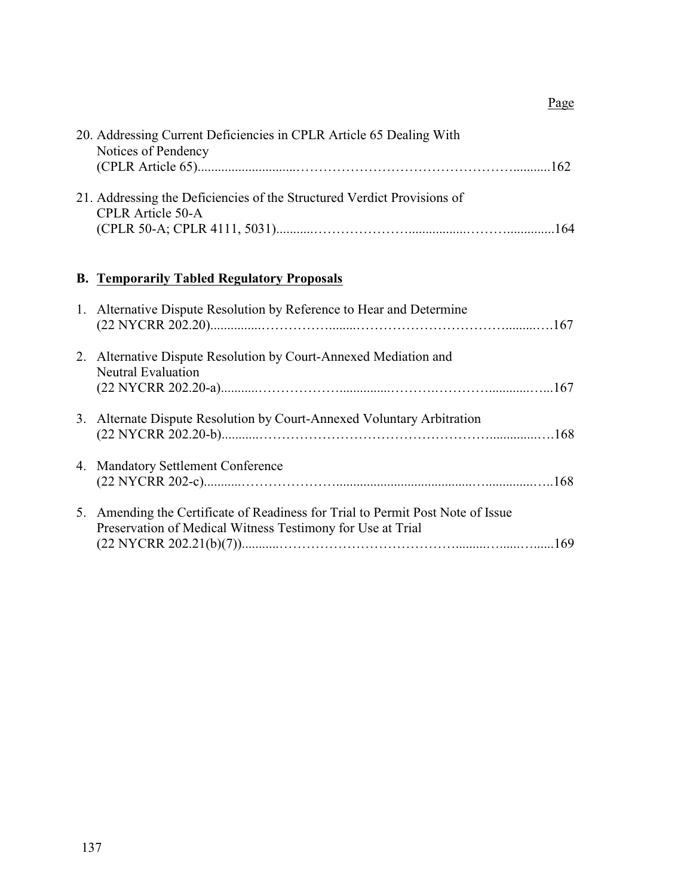Page

20. Addressing Current Deficiencies in CPLR Article 65 Dealing With Notices of Pendency (CPLR Article 65)....................162

21. Addressing the Deficiencies of the Structured Verdict Provisions of CPLR Article 50-A (CPLR 50-A; CPLR 4111, 5031)....................164

**B. <u>Temporarily Tabled Regulatory Proposals</u>**

1. Alternative Dispute Resolution by Reference to Hear and Determine (22 NYCRR 202.20)....................167

2. Alternative Dispute Resolution by Court-Annexed Mediation and Neutral Evaluation (22 NYCRR 202.20-a)....................167

3. Alternate Dispute Resolution by Court-Annexed Voluntary Arbitration (22 NYCRR 202.20-b)....................168

4. Mandatory Settlement Conference (22 NYCRR 202-c)....................168

5. Amending the Certificate of Readiness for Trial to Permit Post Note of Issue Preservation of Medical Witness Testimony for Use at Trial (22 NYCRR 202.21(b)(7))....................169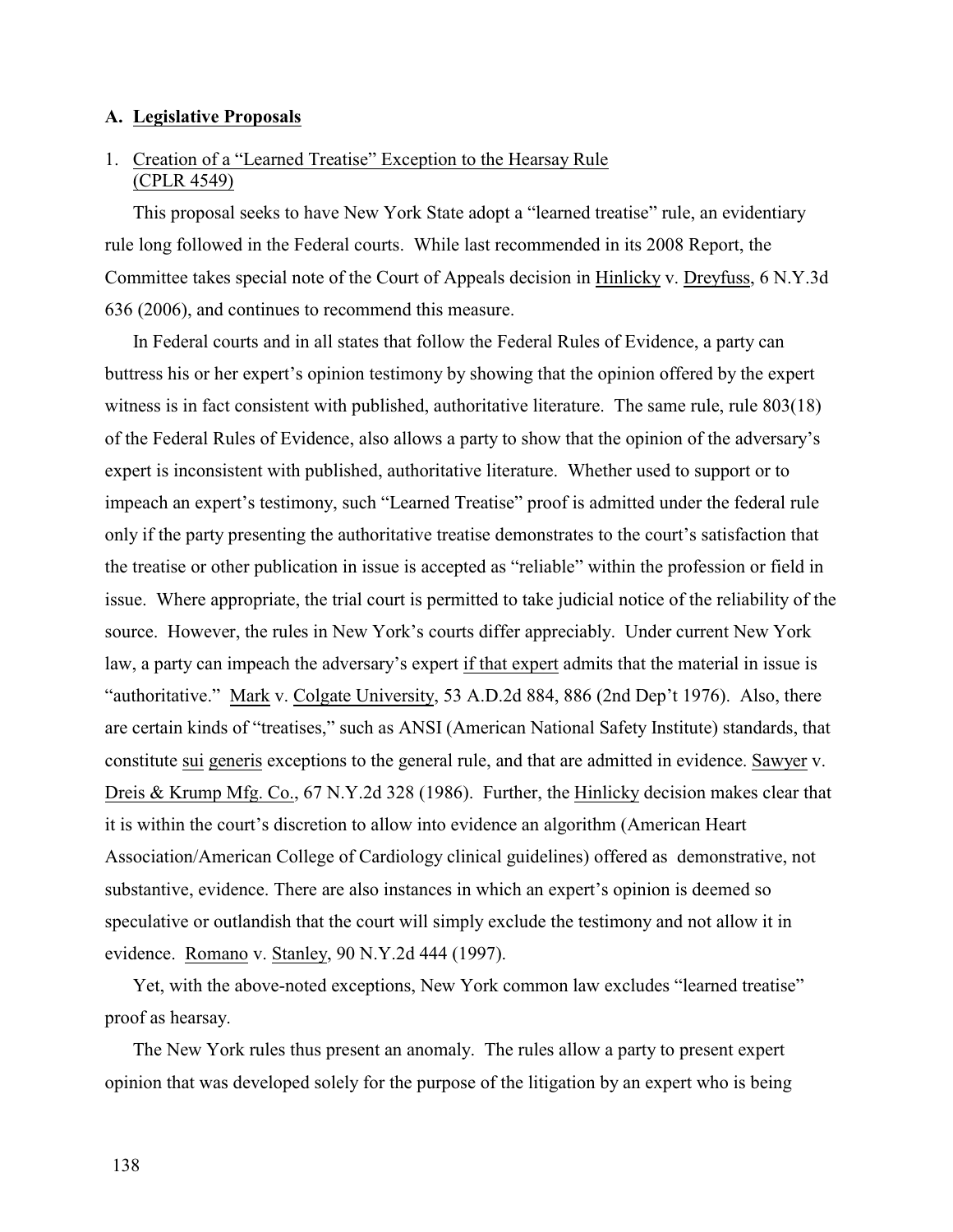## A. Legislative Proposals

### 1. Creation of a "Learned Treatise" Exception to the Hearsay Rule (CPLR 4549)

This proposal seeks to have New York State adopt a "learned treatise" rule, an evidentiary rule long followed in the Federal courts. While last recommended in its 2008 Report, the Committee takes special note of the Court of Appeals decision in Hinlicky v. Dreyfuss, 6 N.Y.3d 636 (2006), and continues to recommend this measure.

In Federal courts and in all states that follow the Federal Rules of Evidence, a party can buttress his or her expert's opinion testimony by showing that the opinion offered by the expert witness is in fact consistent with published, authoritative literature. The same rule, rule 803(18) of the Federal Rules of Evidence, also allows a party to show that the opinion of the adversary's expert is inconsistent with published, authoritative literature. Whether used to support or to impeach an expert's testimony, such "Learned Treatise" proof is admitted under the federal rule only if the party presenting the authoritative treatise demonstrates to the court's satisfaction that the treatise or other publication in issue is accepted as "reliable" within the profession or field in issue. Where appropriate, the trial court is permitted to take judicial notice of the reliability of the source. However, the rules in New York's courts differ appreciably. Under current New York law, a party can impeach the adversary's expert if that expert admits that the material in issue is "authoritative." Mark v. Colgate University, 53 A.D.2d 884, 886 (2nd Dep't 1976). Also, there are certain kinds of "treatises," such as ANSI (American National Safety Institute) standards, that constitute sui generis exceptions to the general rule, and that are admitted in evidence. Sawyer v. Dreis & Krump Mfg. Co., 67 N.Y.2d 328 (1986). Further, the Hinlicky decision makes clear that it is within the court's discretion to allow into evidence an algorithm (American Heart Association/American College of Cardiology clinical guidelines) offered as demonstrative, not substantive, evidence. There are also instances in which an expert's opinion is deemed so speculative or outlandish that the court will simply exclude the testimony and not allow it in evidence. Romano v. Stanley, 90 N.Y.2d 444 (1997).

Yet, with the above-noted exceptions, New York common law excludes "learned treatise" proof as hearsay.

The New York rules thus present an anomaly. The rules allow a party to present expert opinion that was developed solely for the purpose of the litigation by an expert who is being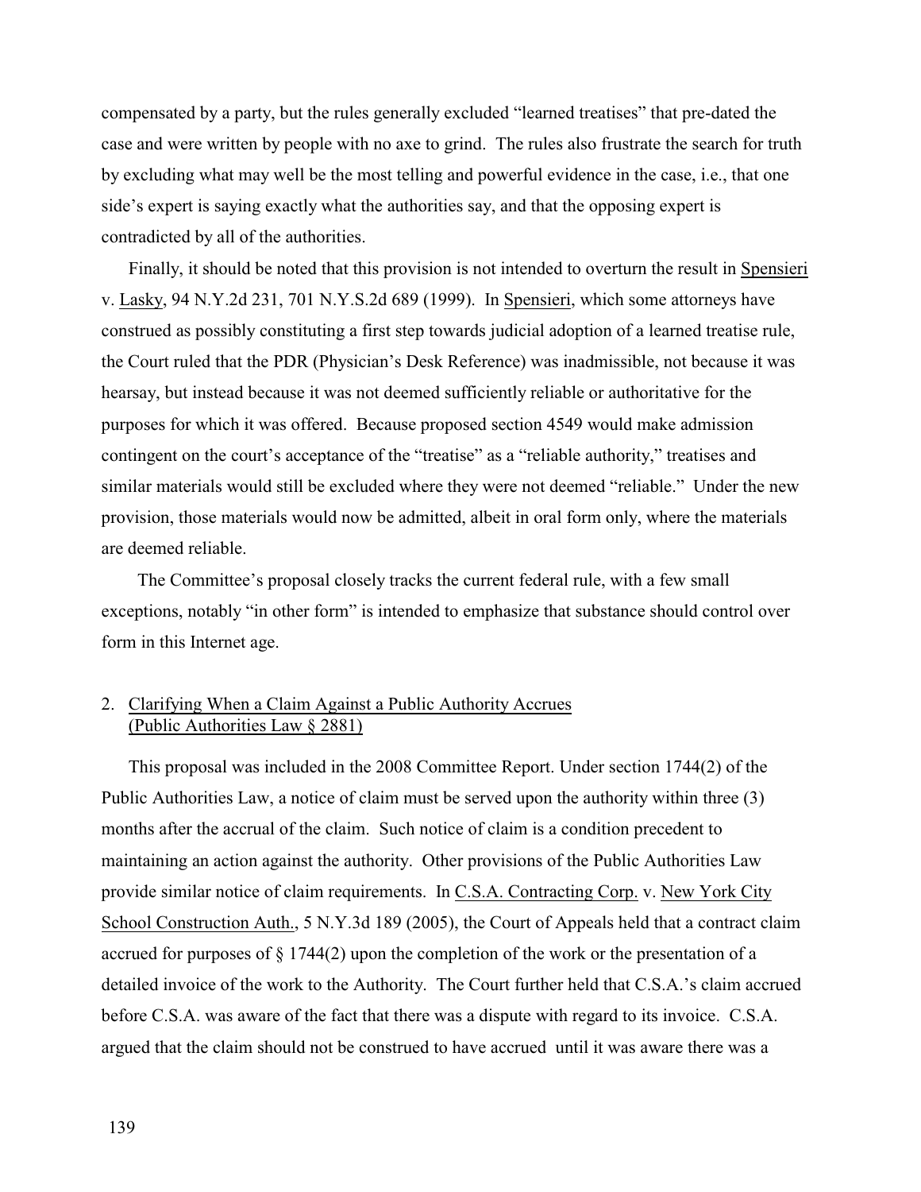compensated by a party, but the rules generally excluded "learned treatises" that pre-dated the case and were written by people with no axe to grind. The rules also frustrate the search for truth by excluding what may well be the most telling and powerful evidence in the case, i.e., that one side's expert is saying exactly what the authorities say, and that the opposing expert is contradicted by all of the authorities.

Finally, it should be noted that this provision is not intended to overturn the result in Spensieri v. Lasky, 94 N.Y.2d 231, 701 N.Y.S.2d 689 (1999). In Spensieri, which some attorneys have construed as possibly constituting a first step towards judicial adoption of a learned treatise rule, the Court ruled that the PDR (Physician's Desk Reference) was inadmissible, not because it was hearsay, but instead because it was not deemed sufficiently reliable or authoritative for the purposes for which it was offered. Because proposed section 4549 would make admission contingent on the court's acceptance of the "treatise" as a "reliable authority," treatises and similar materials would still be excluded where they were not deemed "reliable." Under the new provision, those materials would now be admitted, albeit in oral form only, where the materials are deemed reliable.

The Committee's proposal closely tracks the current federal rule, with a few small exceptions, notably "in other form" is intended to emphasize that substance should control over form in this Internet age.

## 2. Clarifying When a Claim Against a Public Authority Accrues (Public Authorities Law § 2881)

This proposal was included in the 2008 Committee Report. Under section 1744(2) of the Public Authorities Law, a notice of claim must be served upon the authority within three (3) months after the accrual of the claim. Such notice of claim is a condition precedent to maintaining an action against the authority. Other provisions of the Public Authorities Law provide similar notice of claim requirements. In C.S.A. Contracting Corp. v. New York City School Construction Auth., 5 N.Y.3d 189 (2005), the Court of Appeals held that a contract claim accrued for purposes of § 1744(2) upon the completion of the work or the presentation of a detailed invoice of the work to the Authority. The Court further held that C.S.A.'s claim accrued before C.S.A. was aware of the fact that there was a dispute with regard to its invoice. C.S.A. argued that the claim should not be construed to have accrued until it was aware there was a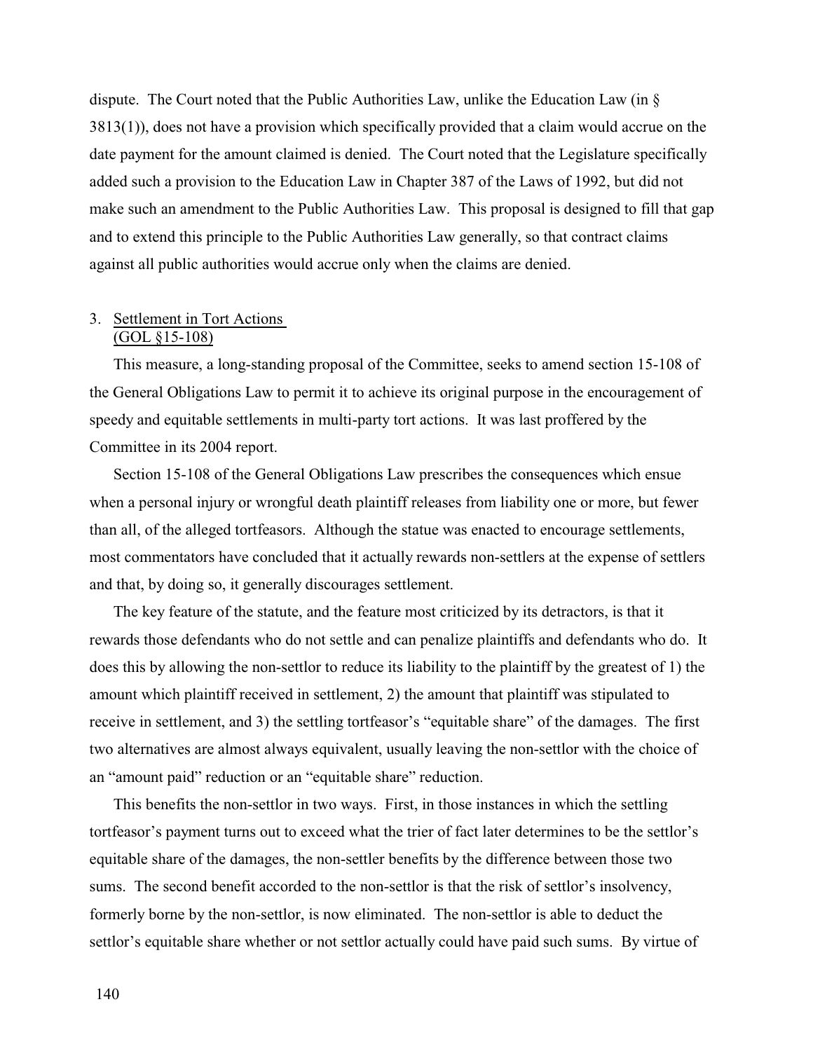dispute. The Court noted that the Public Authorities Law, unlike the Education Law (in § 3813(1)), does not have a provision which specifically provided that a claim would accrue on the date payment for the amount claimed is denied. The Court noted that the Legislature specifically added such a provision to the Education Law in Chapter 387 of the Laws of 1992, but did not make such an amendment to the Public Authorities Law. This proposal is designed to fill that gap and to extend this principle to the Public Authorities Law generally, so that contract claims against all public authorities would accrue only when the claims are denied.

3. Settlement in Tort Actions
(GOL §15-108)

This measure, a long-standing proposal of the Committee, seeks to amend section 15-108 of the General Obligations Law to permit it to achieve its original purpose in the encouragement of speedy and equitable settlements in multi-party tort actions. It was last proffered by the Committee in its 2004 report.

Section 15-108 of the General Obligations Law prescribes the consequences which ensue when a personal injury or wrongful death plaintiff releases from liability one or more, but fewer than all, of the alleged tortfeasors. Although the statue was enacted to encourage settlements, most commentators have concluded that it actually rewards non-settlers at the expense of settlers and that, by doing so, it generally discourages settlement.

The key feature of the statute, and the feature most criticized by its detractors, is that it rewards those defendants who do not settle and can penalize plaintiffs and defendants who do. It does this by allowing the non-settlor to reduce its liability to the plaintiff by the greatest of 1) the amount which plaintiff received in settlement, 2) the amount that plaintiff was stipulated to receive in settlement, and 3) the settling tortfeasor's "equitable share" of the damages. The first two alternatives are almost always equivalent, usually leaving the non-settlor with the choice of an "amount paid" reduction or an "equitable share" reduction.

This benefits the non-settlor in two ways. First, in those instances in which the settling tortfeasor's payment turns out to exceed what the trier of fact later determines to be the settlor's equitable share of the damages, the non-settler benefits by the difference between those two sums. The second benefit accorded to the non-settlor is that the risk of settlor's insolvency, formerly borne by the non-settlor, is now eliminated. The non-settlor is able to deduct the settlor's equitable share whether or not settlor actually could have paid such sums. By virtue of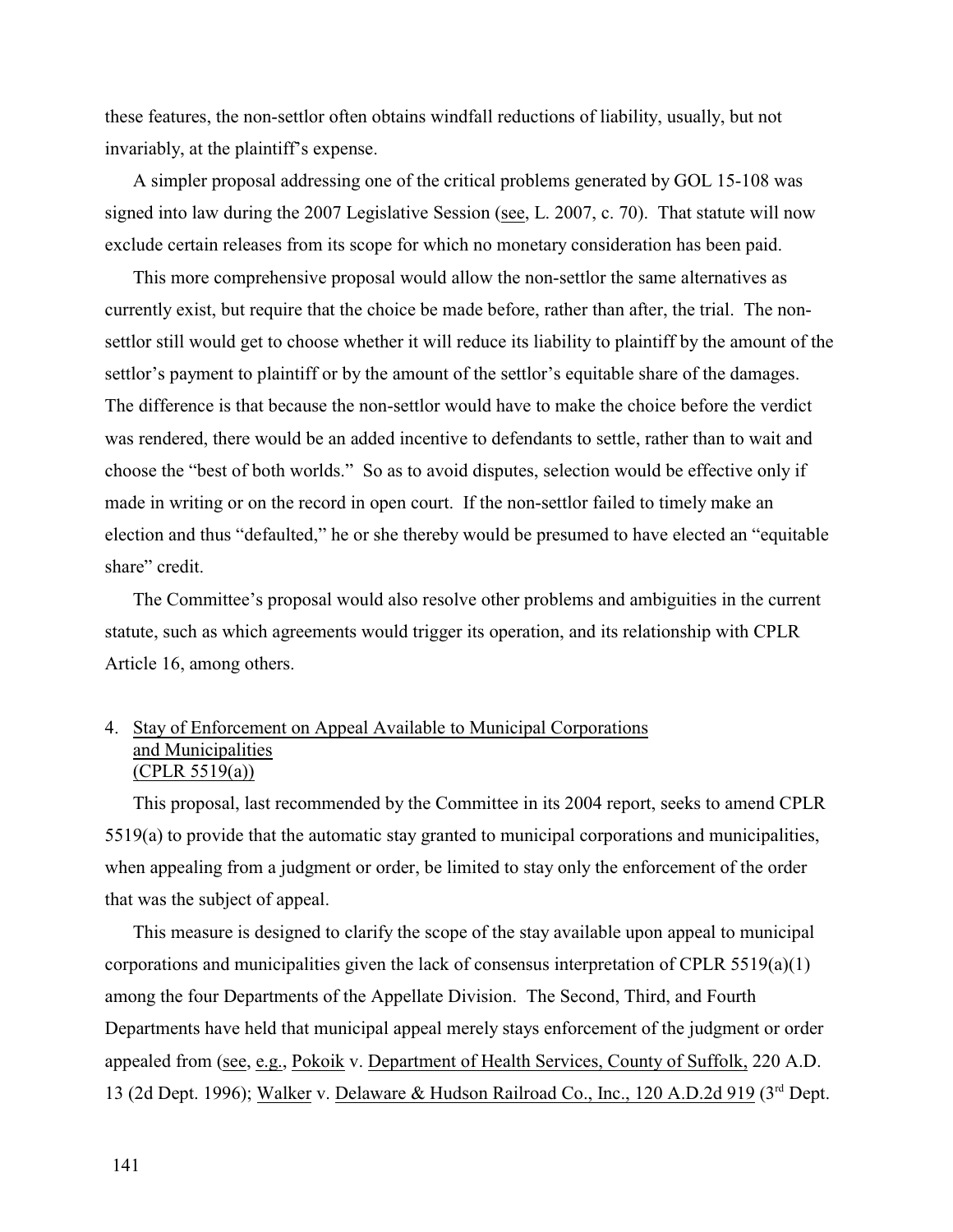these features, the non-settlor often obtains windfall reductions of liability, usually, but not invariably, at the plaintiff's expense.

A simpler proposal addressing one of the critical problems generated by GOL 15-108 was signed into law during the 2007 Legislative Session (see, L. 2007, c. 70). That statute will now exclude certain releases from its scope for which no monetary consideration has been paid.

This more comprehensive proposal would allow the non-settlor the same alternatives as currently exist, but require that the choice be made before, rather than after, the trial. The non-settlor still would get to choose whether it will reduce its liability to plaintiff by the amount of the settlor's payment to plaintiff or by the amount of the settlor's equitable share of the damages. The difference is that because the non-settlor would have to make the choice before the verdict was rendered, there would be an added incentive to defendants to settle, rather than to wait and choose the "best of both worlds." So as to avoid disputes, selection would be effective only if made in writing or on the record in open court. If the non-settlor failed to timely make an election and thus "defaulted," he or she thereby would be presumed to have elected an "equitable share" credit.

The Committee's proposal would also resolve other problems and ambiguities in the current statute, such as which agreements would trigger its operation, and its relationship with CPLR Article 16, among others.

## 4. Stay of Enforcement on Appeal Available to Municipal Corporations and Municipalities (CPLR 5519(a))

This proposal, last recommended by the Committee in its 2004 report, seeks to amend CPLR 5519(a) to provide that the automatic stay granted to municipal corporations and municipalities, when appealing from a judgment or order, be limited to stay only the enforcement of the order that was the subject of appeal.

This measure is designed to clarify the scope of the stay available upon appeal to municipal corporations and municipalities given the lack of consensus interpretation of CPLR 5519(a)(1) among the four Departments of the Appellate Division. The Second, Third, and Fourth Departments have held that municipal appeal merely stays enforcement of the judgment or order appealed from (see, e.g., Pokoik v. Department of Health Services, County of Suffolk, 220 A.D. 13 (2d Dept. 1996); Walker v. Delaware & Hudson Railroad Co., Inc., 120 A.D.2d 919 (3rd Dept.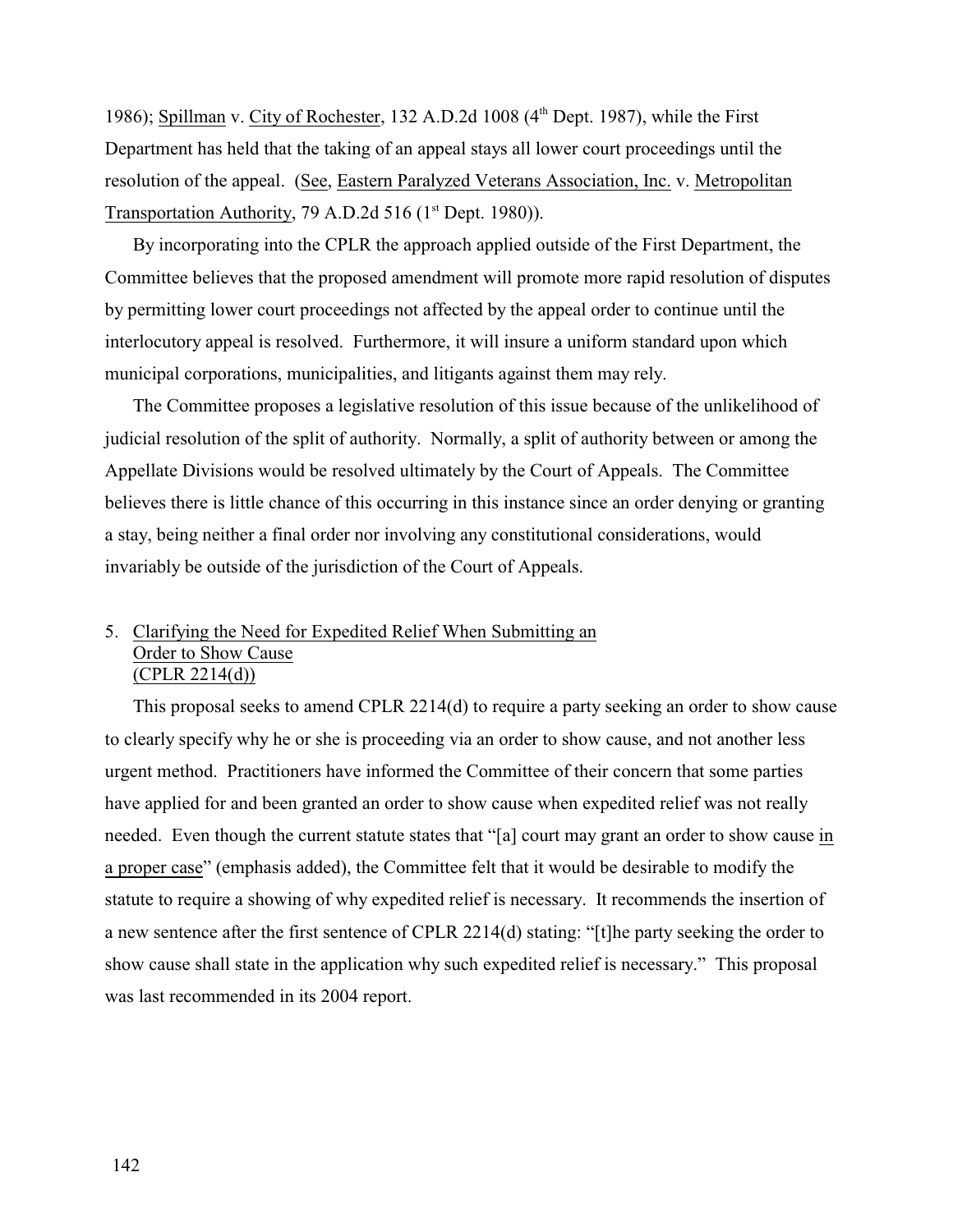1986); Spillman v. City of Rochester, 132 A.D.2d 1008 (4th Dept. 1987), while the First Department has held that the taking of an appeal stays all lower court proceedings until the resolution of the appeal. (See, Eastern Paralyzed Veterans Association, Inc. v. Metropolitan Transportation Authority, 79 A.D.2d 516 (1st Dept. 1980)).

By incorporating into the CPLR the approach applied outside of the First Department, the Committee believes that the proposed amendment will promote more rapid resolution of disputes by permitting lower court proceedings not affected by the appeal order to continue until the interlocutory appeal is resolved. Furthermore, it will insure a uniform standard upon which municipal corporations, municipalities, and litigants against them may rely.

The Committee proposes a legislative resolution of this issue because of the unlikelihood of judicial resolution of the split of authority. Normally, a split of authority between or among the Appellate Divisions would be resolved ultimately by the Court of Appeals. The Committee believes there is little chance of this occurring in this instance since an order denying or granting a stay, being neither a final order nor involving any constitutional considerations, would invariably be outside of the jurisdiction of the Court of Appeals.

### 5. Clarifying the Need for Expedited Relief When Submitting an Order to Show Cause (CPLR 2214(d))

This proposal seeks to amend CPLR 2214(d) to require a party seeking an order to show cause to clearly specify why he or she is proceeding via an order to show cause, and not another less urgent method. Practitioners have informed the Committee of their concern that some parties have applied for and been granted an order to show cause when expedited relief was not really needed. Even though the current statute states that "[a] court may grant an order to show cause in a proper case" (emphasis added), the Committee felt that it would be desirable to modify the statute to require a showing of why expedited relief is necessary. It recommends the insertion of a new sentence after the first sentence of CPLR 2214(d) stating: "[t]he party seeking the order to show cause shall state in the application why such expedited relief is necessary." This proposal was last recommended in its 2004 report.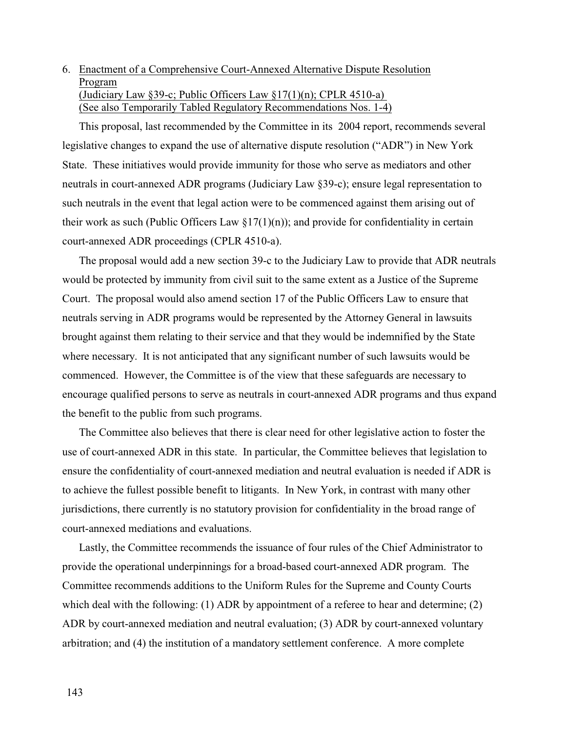6. Enactment of a Comprehensive Court-Annexed Alternative Dispute Resolution Program
(Judiciary Law §39-c; Public Officers Law §17(1)(n); CPLR 4510-a)
(See also Temporarily Tabled Regulatory Recommendations Nos. 1-4)

This proposal, last recommended by the Committee in its 2004 report, recommends several legislative changes to expand the use of alternative dispute resolution ("ADR") in New York State. These initiatives would provide immunity for those who serve as mediators and other neutrals in court-annexed ADR programs (Judiciary Law §39-c); ensure legal representation to such neutrals in the event that legal action were to be commenced against them arising out of their work as such (Public Officers Law §17(1)(n)); and provide for confidentiality in certain court-annexed ADR proceedings (CPLR 4510-a).

The proposal would add a new section 39-c to the Judiciary Law to provide that ADR neutrals would be protected by immunity from civil suit to the same extent as a Justice of the Supreme Court. The proposal would also amend section 17 of the Public Officers Law to ensure that neutrals serving in ADR programs would be represented by the Attorney General in lawsuits brought against them relating to their service and that they would be indemnified by the State where necessary. It is not anticipated that any significant number of such lawsuits would be commenced. However, the Committee is of the view that these safeguards are necessary to encourage qualified persons to serve as neutrals in court-annexed ADR programs and thus expand the benefit to the public from such programs.

The Committee also believes that there is clear need for other legislative action to foster the use of court-annexed ADR in this state. In particular, the Committee believes that legislation to ensure the confidentiality of court-annexed mediation and neutral evaluation is needed if ADR is to achieve the fullest possible benefit to litigants. In New York, in contrast with many other jurisdictions, there currently is no statutory provision for confidentiality in the broad range of court-annexed mediations and evaluations.

Lastly, the Committee recommends the issuance of four rules of the Chief Administrator to provide the operational underpinnings for a broad-based court-annexed ADR program. The Committee recommends additions to the Uniform Rules for the Supreme and County Courts which deal with the following: (1) ADR by appointment of a referee to hear and determine; (2) ADR by court-annexed mediation and neutral evaluation; (3) ADR by court-annexed voluntary arbitration; and (4) the institution of a mandatory settlement conference. A more complete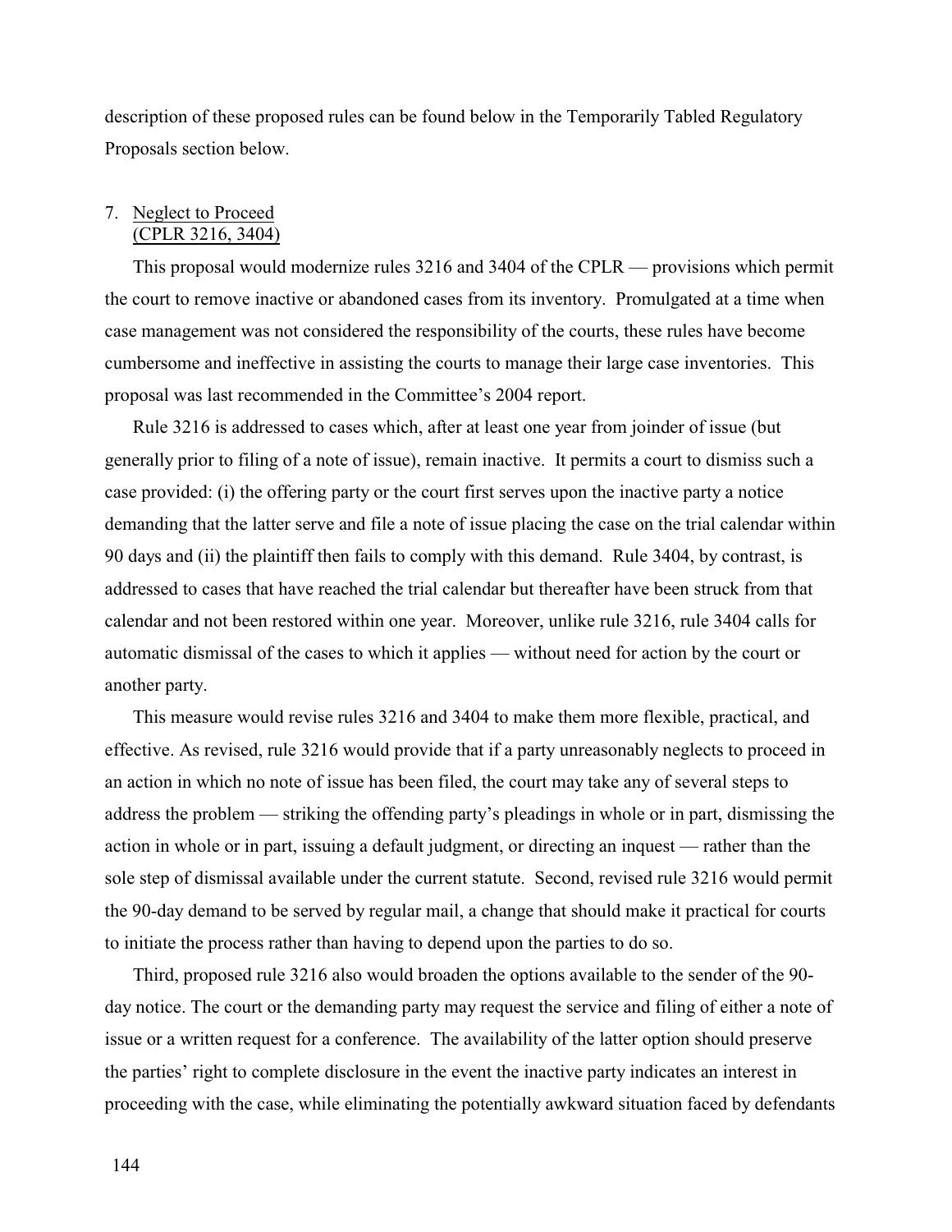description of these proposed rules can be found below in the Temporarily Tabled Regulatory Proposals section below.

7. Neglect to Proceed
   (CPLR 3216, 3404)

This proposal would modernize rules 3216 and 3404 of the CPLR — provisions which permit the court to remove inactive or abandoned cases from its inventory. Promulgated at a time when case management was not considered the responsibility of the courts, these rules have become cumbersome and ineffective in assisting the courts to manage their large case inventories. This proposal was last recommended in the Committee's 2004 report.

Rule 3216 is addressed to cases which, after at least one year from joinder of issue (but generally prior to filing of a note of issue), remain inactive. It permits a court to dismiss such a case provided: (i) the offering party or the court first serves upon the inactive party a notice demanding that the latter serve and file a note of issue placing the case on the trial calendar within 90 days and (ii) the plaintiff then fails to comply with this demand. Rule 3404, by contrast, is addressed to cases that have reached the trial calendar but thereafter have been struck from that calendar and not been restored within one year. Moreover, unlike rule 3216, rule 3404 calls for automatic dismissal of the cases to which it applies — without need for action by the court or another party.

This measure would revise rules 3216 and 3404 to make them more flexible, practical, and effective. As revised, rule 3216 would provide that if a party unreasonably neglects to proceed in an action in which no note of issue has been filed, the court may take any of several steps to address the problem — striking the offending party's pleadings in whole or in part, dismissing the action in whole or in part, issuing a default judgment, or directing an inquest — rather than the sole step of dismissal available under the current statute. Second, revised rule 3216 would permit the 90-day demand to be served by regular mail, a change that should make it practical for courts to initiate the process rather than having to depend upon the parties to do so.

Third, proposed rule 3216 also would broaden the options available to the sender of the 90-day notice. The court or the demanding party may request the service and filing of either a note of issue or a written request for a conference. The availability of the latter option should preserve the parties' right to complete disclosure in the event the inactive party indicates an interest in proceeding with the case, while eliminating the potentially awkward situation faced by defendants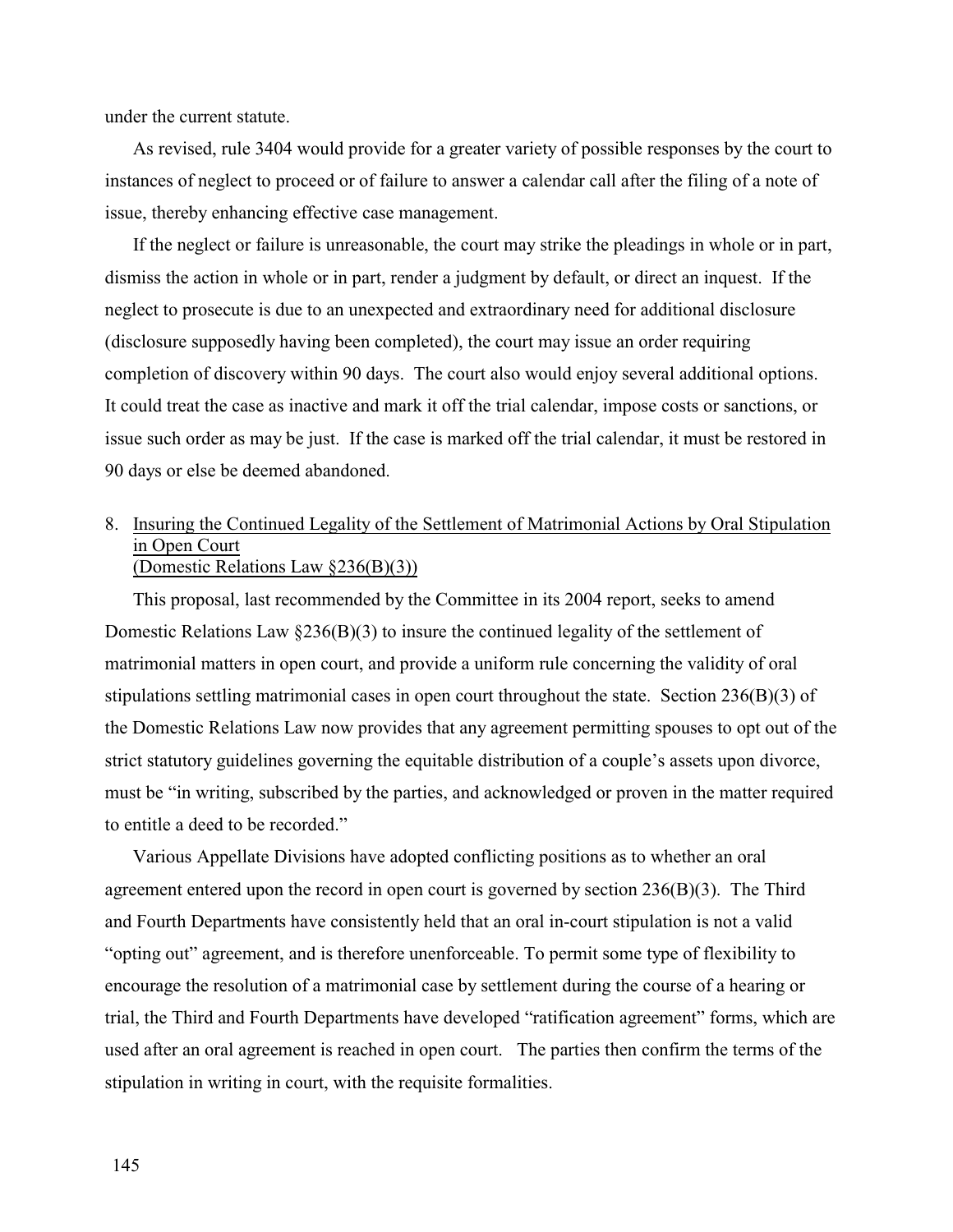under the current statute.

As revised, rule 3404 would provide for a greater variety of possible responses by the court to instances of neglect to proceed or of failure to answer a calendar call after the filing of a note of issue, thereby enhancing effective case management.

If the neglect or failure is unreasonable, the court may strike the pleadings in whole or in part, dismiss the action in whole or in part, render a judgment by default, or direct an inquest. If the neglect to prosecute is due to an unexpected and extraordinary need for additional disclosure (disclosure supposedly having been completed), the court may issue an order requiring completion of discovery within 90 days. The court also would enjoy several additional options. It could treat the case as inactive and mark it off the trial calendar, impose costs or sanctions, or issue such order as may be just. If the case is marked off the trial calendar, it must be restored in 90 days or else be deemed abandoned.

### 8. Insuring the Continued Legality of the Settlement of Matrimonial Actions by Oral Stipulation in Open Court (Domestic Relations Law §236(B)(3))

This proposal, last recommended by the Committee in its 2004 report, seeks to amend Domestic Relations Law §236(B)(3) to insure the continued legality of the settlement of matrimonial matters in open court, and provide a uniform rule concerning the validity of oral stipulations settling matrimonial cases in open court throughout the state. Section 236(B)(3) of the Domestic Relations Law now provides that any agreement permitting spouses to opt out of the strict statutory guidelines governing the equitable distribution of a couple's assets upon divorce, must be "in writing, subscribed by the parties, and acknowledged or proven in the matter required to entitle a deed to be recorded."

Various Appellate Divisions have adopted conflicting positions as to whether an oral agreement entered upon the record in open court is governed by section 236(B)(3). The Third and Fourth Departments have consistently held that an oral in-court stipulation is not a valid "opting out" agreement, and is therefore unenforceable. To permit some type of flexibility to encourage the resolution of a matrimonial case by settlement during the course of a hearing or trial, the Third and Fourth Departments have developed "ratification agreement" forms, which are used after an oral agreement is reached in open court. The parties then confirm the terms of the stipulation in writing in court, with the requisite formalities.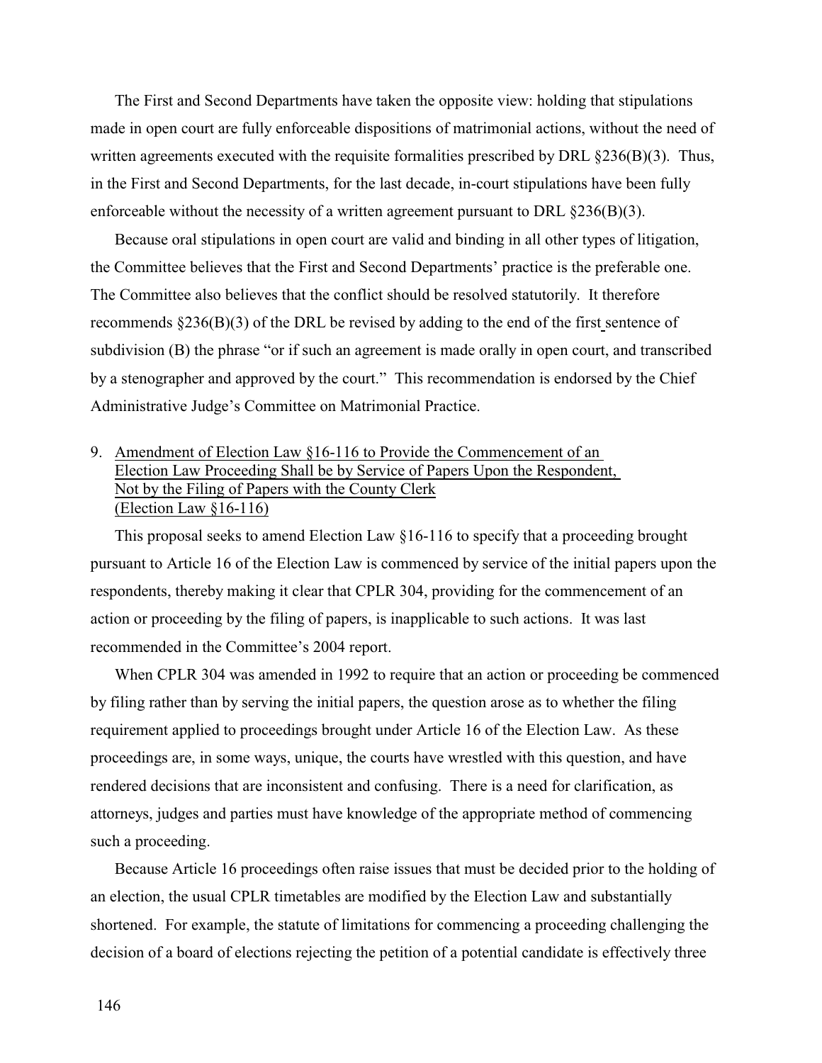The First and Second Departments have taken the opposite view: holding that stipulations made in open court are fully enforceable dispositions of matrimonial actions, without the need of written agreements executed with the requisite formalities prescribed by DRL §236(B)(3). Thus, in the First and Second Departments, for the last decade, in-court stipulations have been fully enforceable without the necessity of a written agreement pursuant to DRL §236(B)(3).

Because oral stipulations in open court are valid and binding in all other types of litigation, the Committee believes that the First and Second Departments' practice is the preferable one. The Committee also believes that the conflict should be resolved statutorily. It therefore recommends §236(B)(3) of the DRL be revised by adding to the end of the first sentence of subdivision (B) the phrase "or if such an agreement is made orally in open court, and transcribed by a stenographer and approved by the court." This recommendation is endorsed by the Chief Administrative Judge's Committee on Matrimonial Practice.

9. Amendment of Election Law §16-116 to Provide the Commencement of an Election Law Proceeding Shall be by Service of Papers Upon the Respondent, Not by the Filing of Papers with the County Clerk (Election Law §16-116)

This proposal seeks to amend Election Law §16-116 to specify that a proceeding brought pursuant to Article 16 of the Election Law is commenced by service of the initial papers upon the respondents, thereby making it clear that CPLR 304, providing for the commencement of an action or proceeding by the filing of papers, is inapplicable to such actions. It was last recommended in the Committee's 2004 report.

When CPLR 304 was amended in 1992 to require that an action or proceeding be commenced by filing rather than by serving the initial papers, the question arose as to whether the filing requirement applied to proceedings brought under Article 16 of the Election Law. As these proceedings are, in some ways, unique, the courts have wrestled with this question, and have rendered decisions that are inconsistent and confusing. There is a need for clarification, as attorneys, judges and parties must have knowledge of the appropriate method of commencing such a proceeding.

Because Article 16 proceedings often raise issues that must be decided prior to the holding of an election, the usual CPLR timetables are modified by the Election Law and substantially shortened. For example, the statute of limitations for commencing a proceeding challenging the decision of a board of elections rejecting the petition of a potential candidate is effectively three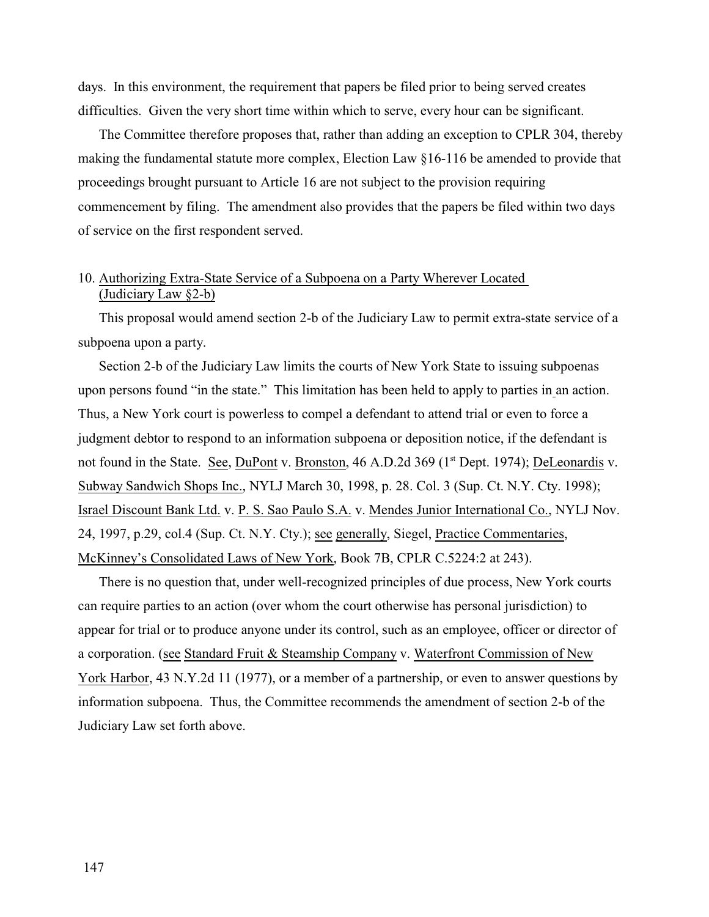days. In this environment, the requirement that papers be filed prior to being served creates difficulties. Given the very short time within which to serve, every hour can be significant.

The Committee therefore proposes that, rather than adding an exception to CPLR 304, thereby making the fundamental statute more complex, Election Law §16-116 be amended to provide that proceedings brought pursuant to Article 16 are not subject to the provision requiring commencement by filing. The amendment also provides that the papers be filed within two days of service on the first respondent served.

10. Authorizing Extra-State Service of a Subpoena on a Party Wherever Located (Judiciary Law §2-b)

This proposal would amend section 2-b of the Judiciary Law to permit extra-state service of a subpoena upon a party.

Section 2-b of the Judiciary Law limits the courts of New York State to issuing subpoenas upon persons found "in the state." This limitation has been held to apply to parties in an action. Thus, a New York court is powerless to compel a defendant to attend trial or even to force a judgment debtor to respond to an information subpoena or deposition notice, if the defendant is not found in the State. See, DuPont v. Bronston, 46 A.D.2d 369 (1st Dept. 1974); DeLeonardis v. Subway Sandwich Shops Inc., NYLJ March 30, 1998, p. 28. Col. 3 (Sup. Ct. N.Y. Cty. 1998); Israel Discount Bank Ltd. v. P. S. Sao Paulo S.A. v. Mendes Junior International Co., NYLJ Nov. 24, 1997, p.29, col.4 (Sup. Ct. N.Y. Cty.); see generally, Siegel, Practice Commentaries, McKinney's Consolidated Laws of New York, Book 7B, CPLR C.5224:2 at 243).

There is no question that, under well-recognized principles of due process, New York courts can require parties to an action (over whom the court otherwise has personal jurisdiction) to appear for trial or to produce anyone under its control, such as an employee, officer or director of a corporation. (see Standard Fruit & Steamship Company v. Waterfront Commission of New York Harbor, 43 N.Y.2d 11 (1977), or a member of a partnership, or even to answer questions by information subpoena. Thus, the Committee recommends the amendment of section 2-b of the Judiciary Law set forth above.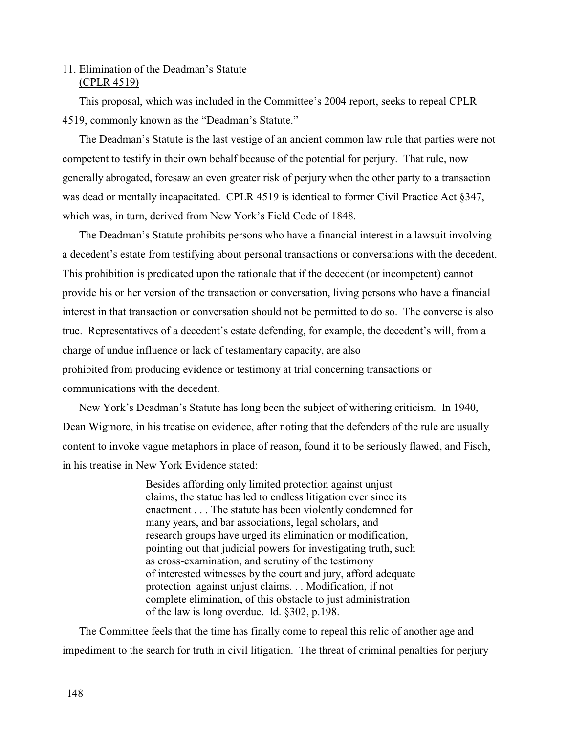11. <u>Elimination of the Deadman's Statute (CPLR 4519)</u>

This proposal, which was included in the Committee's 2004 report, seeks to repeal CPLR 4519, commonly known as the "Deadman's Statute."

The Deadman's Statute is the last vestige of an ancient common law rule that parties were not competent to testify in their own behalf because of the potential for perjury. That rule, now generally abrogated, foresaw an even greater risk of perjury when the other party to a transaction was dead or mentally incapacitated. CPLR 4519 is identical to former Civil Practice Act §347, which was, in turn, derived from New York's Field Code of 1848.

The Deadman's Statute prohibits persons who have a financial interest in a lawsuit involving a decedent's estate from testifying about personal transactions or conversations with the decedent. This prohibition is predicated upon the rationale that if the decedent (or incompetent) cannot provide his or her version of the transaction or conversation, living persons who have a financial interest in that transaction or conversation should not be permitted to do so. The converse is also true. Representatives of a decedent's estate defending, for example, the decedent's will, from a charge of undue influence or lack of testamentary capacity, are also prohibited from producing evidence or testimony at trial concerning transactions or communications with the decedent.

New York's Deadman's Statute has long been the subject of withering criticism. In 1940, Dean Wigmore, in his treatise on evidence, after noting that the defenders of the rule are usually content to invoke vague metaphors in place of reason, found it to be seriously flawed, and Fisch, in his treatise in New York Evidence stated:

> Besides affording only limited protection against unjust claims, the statue has led to endless litigation ever since its enactment . . . The statute has been violently condemned for many years, and bar associations, legal scholars, and research groups have urged its elimination or modification, pointing out that judicial powers for investigating truth, such as cross-examination, and scrutiny of the testimony of interested witnesses by the court and jury, afford adequate protection against unjust claims. . . Modification, if not complete elimination, of this obstacle to just administration of the law is long overdue. Id. §302, p.198.

The Committee feels that the time has finally come to repeal this relic of another age and impediment to the search for truth in civil litigation. The threat of criminal penalties for perjury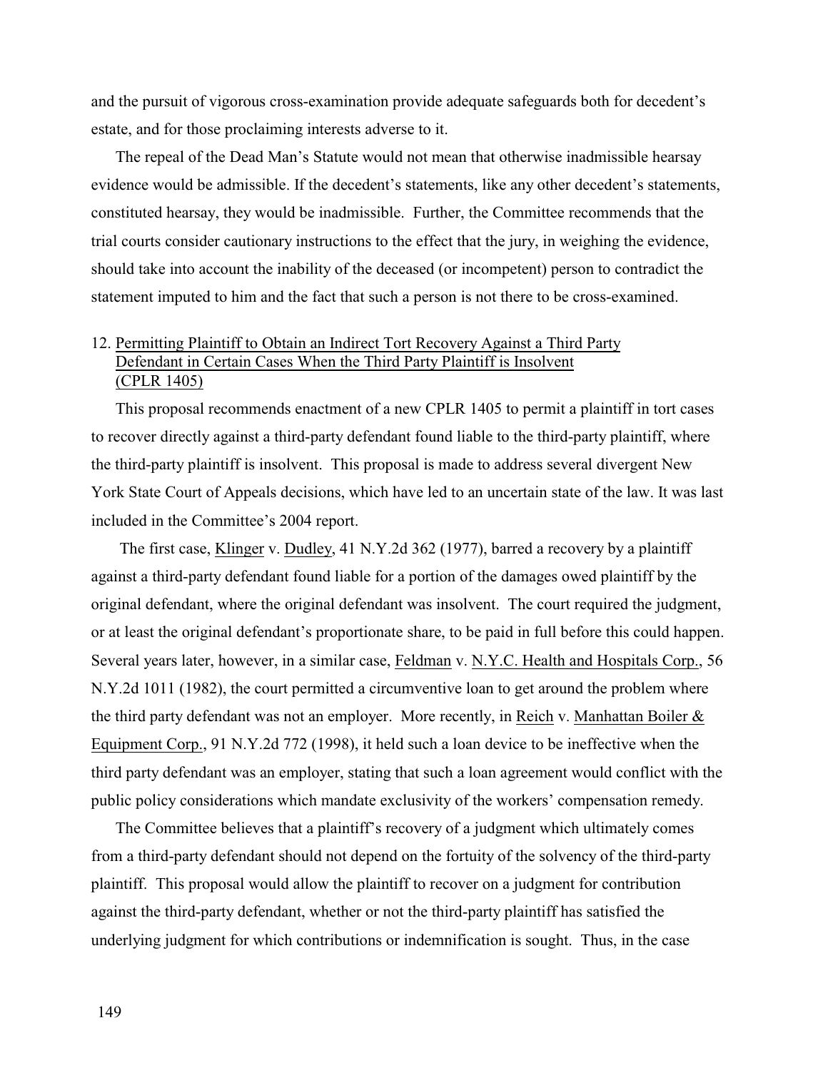and the pursuit of vigorous cross-examination provide adequate safeguards both for decedent's estate, and for those proclaiming interests adverse to it.

The repeal of the Dead Man's Statute would not mean that otherwise inadmissible hearsay evidence would be admissible. If the decedent's statements, like any other decedent's statements, constituted hearsay, they would be inadmissible. Further, the Committee recommends that the trial courts consider cautionary instructions to the effect that the jury, in weighing the evidence, should take into account the inability of the deceased (or incompetent) person to contradict the statement imputed to him and the fact that such a person is not there to be cross-examined.

12. Permitting Plaintiff to Obtain an Indirect Tort Recovery Against a Third Party Defendant in Certain Cases When the Third Party Plaintiff is Insolvent (CPLR 1405)

This proposal recommends enactment of a new CPLR 1405 to permit a plaintiff in tort cases to recover directly against a third-party defendant found liable to the third-party plaintiff, where the third-party plaintiff is insolvent. This proposal is made to address several divergent New York State Court of Appeals decisions, which have led to an uncertain state of the law. It was last included in the Committee's 2004 report.

The first case, Klinger v. Dudley, 41 N.Y.2d 362 (1977), barred a recovery by a plaintiff against a third-party defendant found liable for a portion of the damages owed plaintiff by the original defendant, where the original defendant was insolvent. The court required the judgment, or at least the original defendant's proportionate share, to be paid in full before this could happen. Several years later, however, in a similar case, Feldman v. N.Y.C. Health and Hospitals Corp., 56 N.Y.2d 1011 (1982), the court permitted a circumventive loan to get around the problem where the third party defendant was not an employer. More recently, in Reich v. Manhattan Boiler & Equipment Corp., 91 N.Y.2d 772 (1998), it held such a loan device to be ineffective when the third party defendant was an employer, stating that such a loan agreement would conflict with the public policy considerations which mandate exclusivity of the workers' compensation remedy.

The Committee believes that a plaintiff's recovery of a judgment which ultimately comes from a third-party defendant should not depend on the fortuity of the solvency of the third-party plaintiff. This proposal would allow the plaintiff to recover on a judgment for contribution against the third-party defendant, whether or not the third-party plaintiff has satisfied the underlying judgment for which contributions or indemnification is sought. Thus, in the case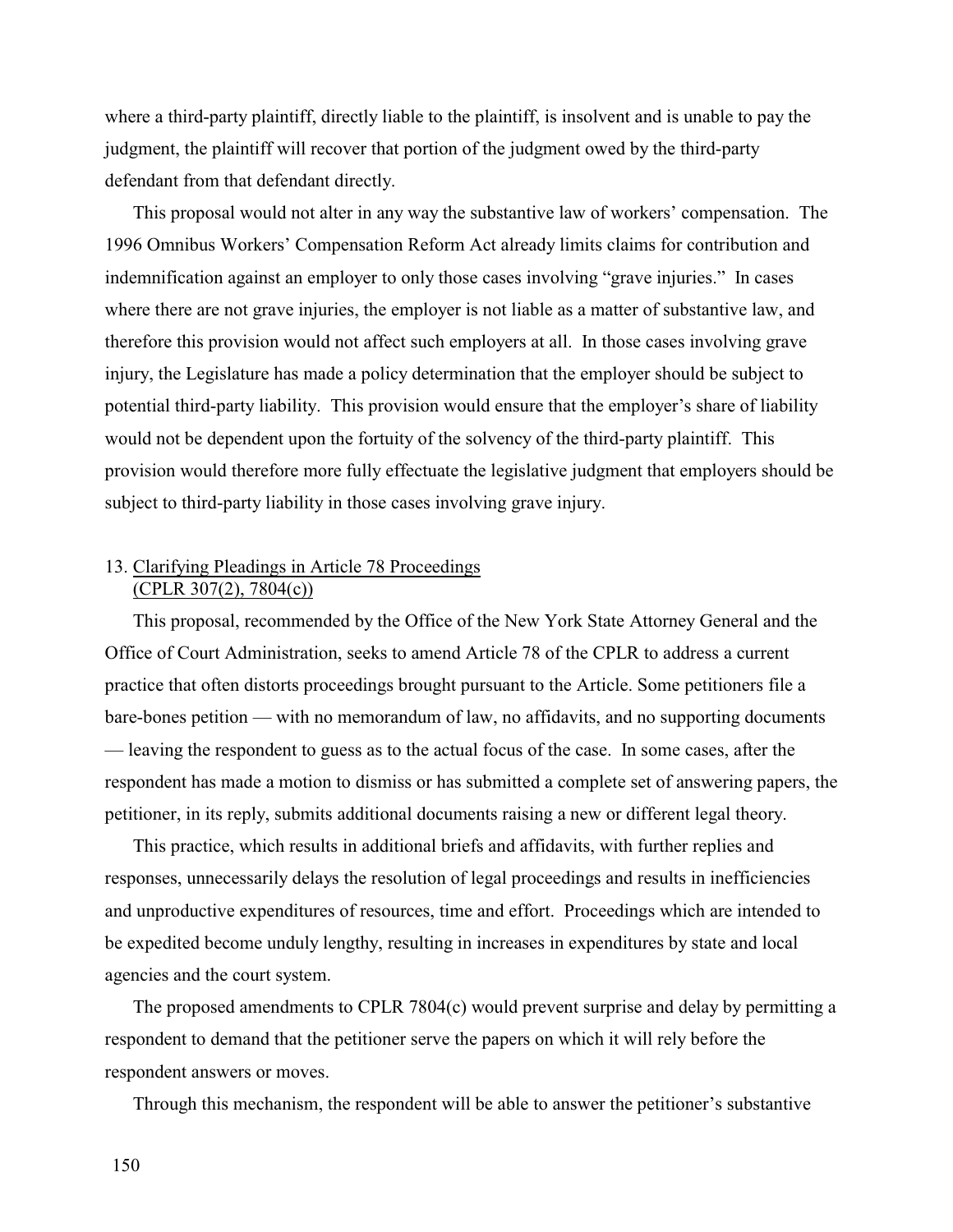where a third-party plaintiff, directly liable to the plaintiff, is insolvent and is unable to pay the judgment, the plaintiff will recover that portion of the judgment owed by the third-party defendant from that defendant directly.

This proposal would not alter in any way the substantive law of workers' compensation. The 1996 Omnibus Workers' Compensation Reform Act already limits claims for contribution and indemnification against an employer to only those cases involving "grave injuries." In cases where there are not grave injuries, the employer is not liable as a matter of substantive law, and therefore this provision would not affect such employers at all. In those cases involving grave injury, the Legislature has made a policy determination that the employer should be subject to potential third-party liability. This provision would ensure that the employer's share of liability would not be dependent upon the fortuity of the solvency of the third-party plaintiff. This provision would therefore more fully effectuate the legislative judgment that employers should be subject to third-party liability in those cases involving grave injury.

### 13. Clarifying Pleadings in Article 78 Proceedings (CPLR 307(2), 7804(c))

This proposal, recommended by the Office of the New York State Attorney General and the Office of Court Administration, seeks to amend Article 78 of the CPLR to address a current practice that often distorts proceedings brought pursuant to the Article. Some petitioners file a bare-bones petition — with no memorandum of law, no affidavits, and no supporting documents — leaving the respondent to guess as to the actual focus of the case. In some cases, after the respondent has made a motion to dismiss or has submitted a complete set of answering papers, the petitioner, in its reply, submits additional documents raising a new or different legal theory.

This practice, which results in additional briefs and affidavits, with further replies and responses, unnecessarily delays the resolution of legal proceedings and results in inefficiencies and unproductive expenditures of resources, time and effort. Proceedings which are intended to be expedited become unduly lengthy, resulting in increases in expenditures by state and local agencies and the court system.

The proposed amendments to CPLR 7804(c) would prevent surprise and delay by permitting a respondent to demand that the petitioner serve the papers on which it will rely before the respondent answers or moves.

Through this mechanism, the respondent will be able to answer the petitioner's substantive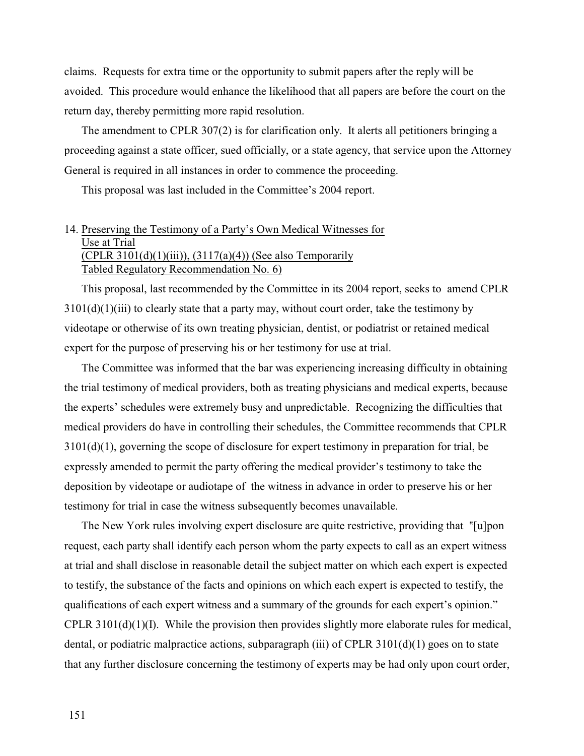claims. Requests for extra time or the opportunity to submit papers after the reply will be avoided. This procedure would enhance the likelihood that all papers are before the court on the return day, thereby permitting more rapid resolution.

The amendment to CPLR 307(2) is for clarification only. It alerts all petitioners bringing a proceeding against a state officer, sued officially, or a state agency, that service upon the Attorney General is required in all instances in order to commence the proceeding.

This proposal was last included in the Committee's 2004 report.

14. <u>Preserving the Testimony of a Party's Own Medical Witnesses for Use at Trial (CPLR 3101(d)(1)(iii)), (3117(a)(4)) (See also Temporarily Tabled Regulatory Recommendation No. 6)</u>

This proposal, last recommended by the Committee in its 2004 report, seeks to amend CPLR 3101(d)(1)(iii) to clearly state that a party may, without court order, take the testimony by videotape or otherwise of its own treating physician, dentist, or podiatrist or retained medical expert for the purpose of preserving his or her testimony for use at trial.

The Committee was informed that the bar was experiencing increasing difficulty in obtaining the trial testimony of medical providers, both as treating physicians and medical experts, because the experts' schedules were extremely busy and unpredictable. Recognizing the difficulties that medical providers do have in controlling their schedules, the Committee recommends that CPLR 3101(d)(1), governing the scope of disclosure for expert testimony in preparation for trial, be expressly amended to permit the party offering the medical provider's testimony to take the deposition by videotape or audiotape of the witness in advance in order to preserve his or her testimony for trial in case the witness subsequently becomes unavailable.

The New York rules involving expert disclosure are quite restrictive, providing that "[u]pon request, each party shall identify each person whom the party expects to call as an expert witness at trial and shall disclose in reasonable detail the subject matter on which each expert is expected to testify, the substance of the facts and opinions on which each expert is expected to testify, the qualifications of each expert witness and a summary of the grounds for each expert's opinion." CPLR 3101(d)(1)(I). While the provision then provides slightly more elaborate rules for medical, dental, or podiatric malpractice actions, subparagraph (iii) of CPLR 3101(d)(1) goes on to state that any further disclosure concerning the testimony of experts may be had only upon court order,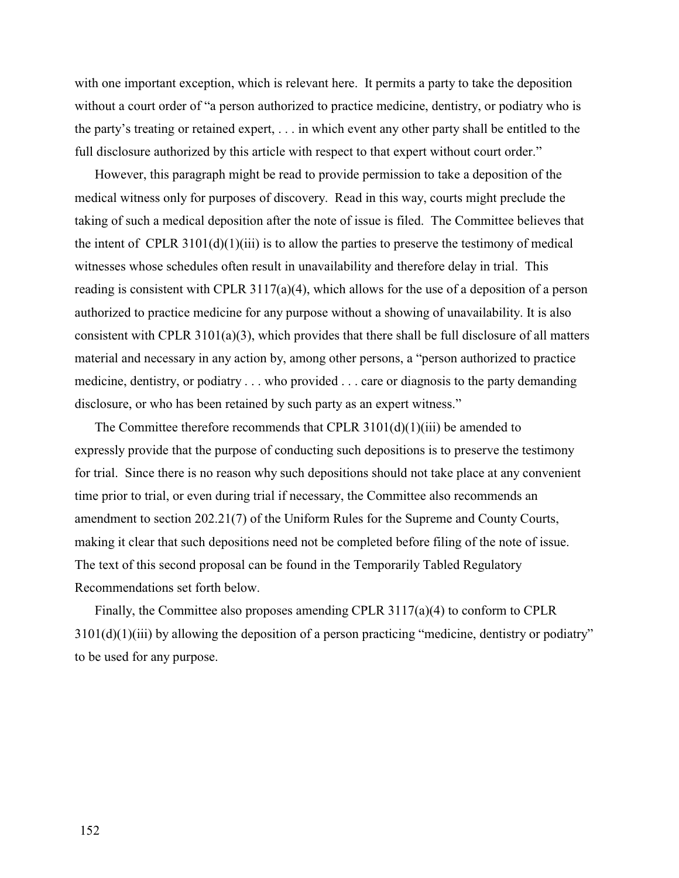with one important exception, which is relevant here. It permits a party to take the deposition without a court order of "a person authorized to practice medicine, dentistry, or podiatry who is the party's treating or retained expert, . . . in which event any other party shall be entitled to the full disclosure authorized by this article with respect to that expert without court order."

However, this paragraph might be read to provide permission to take a deposition of the medical witness only for purposes of discovery. Read in this way, courts might preclude the taking of such a medical deposition after the note of issue is filed. The Committee believes that the intent of CPLR 3101(d)(1)(iii) is to allow the parties to preserve the testimony of medical witnesses whose schedules often result in unavailability and therefore delay in trial. This reading is consistent with CPLR 3117(a)(4), which allows for the use of a deposition of a person authorized to practice medicine for any purpose without a showing of unavailability. It is also consistent with CPLR 3101(a)(3), which provides that there shall be full disclosure of all matters material and necessary in any action by, among other persons, a "person authorized to practice medicine, dentistry, or podiatry . . . who provided . . . care or diagnosis to the party demanding disclosure, or who has been retained by such party as an expert witness."

The Committee therefore recommends that CPLR 3101(d)(1)(iii) be amended to expressly provide that the purpose of conducting such depositions is to preserve the testimony for trial. Since there is no reason why such depositions should not take place at any convenient time prior to trial, or even during trial if necessary, the Committee also recommends an amendment to section 202.21(7) of the Uniform Rules for the Supreme and County Courts, making it clear that such depositions need not be completed before filing of the note of issue. The text of this second proposal can be found in the Temporarily Tabled Regulatory Recommendations set forth below.

Finally, the Committee also proposes amending CPLR 3117(a)(4) to conform to CPLR 3101(d)(1)(iii) by allowing the deposition of a person practicing "medicine, dentistry or podiatry" to be used for any purpose.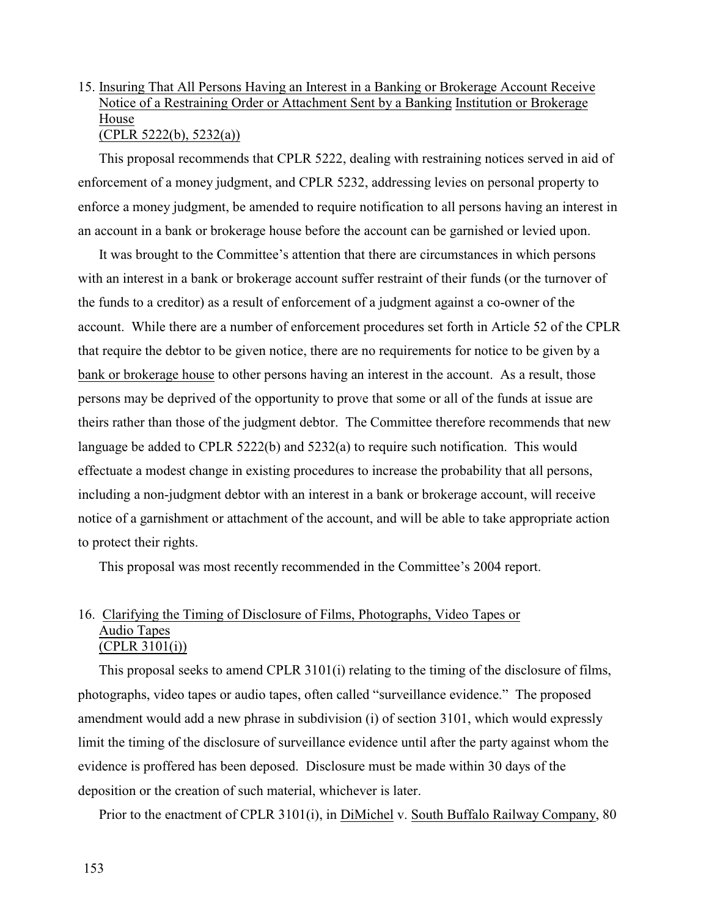15. Insuring That All Persons Having an Interest in a Banking or Brokerage Account Receive Notice of a Restraining Order or Attachment Sent by a Banking Institution or Brokerage House
(CPLR 5222(b), 5232(a))

This proposal recommends that CPLR 5222, dealing with restraining notices served in aid of enforcement of a money judgment, and CPLR 5232, addressing levies on personal property to enforce a money judgment, be amended to require notification to all persons having an interest in an account in a bank or brokerage house before the account can be garnished or levied upon.

It was brought to the Committee's attention that there are circumstances in which persons with an interest in a bank or brokerage account suffer restraint of their funds (or the turnover of the funds to a creditor) as a result of enforcement of a judgment against a co-owner of the account. While there are a number of enforcement procedures set forth in Article 52 of the CPLR that require the debtor to be given notice, there are no requirements for notice to be given by a bank or brokerage house to other persons having an interest in the account. As a result, those persons may be deprived of the opportunity to prove that some or all of the funds at issue are theirs rather than those of the judgment debtor. The Committee therefore recommends that new language be added to CPLR 5222(b) and 5232(a) to require such notification. This would effectuate a modest change in existing procedures to increase the probability that all persons, including a non-judgment debtor with an interest in a bank or brokerage account, will receive notice of a garnishment or attachment of the account, and will be able to take appropriate action to protect their rights.

This proposal was most recently recommended in the Committee's 2004 report.

16. Clarifying the Timing of Disclosure of Films, Photographs, Video Tapes or Audio Tapes
(CPLR 3101(i))

This proposal seeks to amend CPLR 3101(i) relating to the timing of the disclosure of films, photographs, video tapes or audio tapes, often called "surveillance evidence." The proposed amendment would add a new phrase in subdivision (i) of section 3101, which would expressly limit the timing of the disclosure of surveillance evidence until after the party against whom the evidence is proffered has been deposed. Disclosure must be made within 30 days of the deposition or the creation of such material, whichever is later.

Prior to the enactment of CPLR 3101(i), in DiMichel v. South Buffalo Railway Company, 80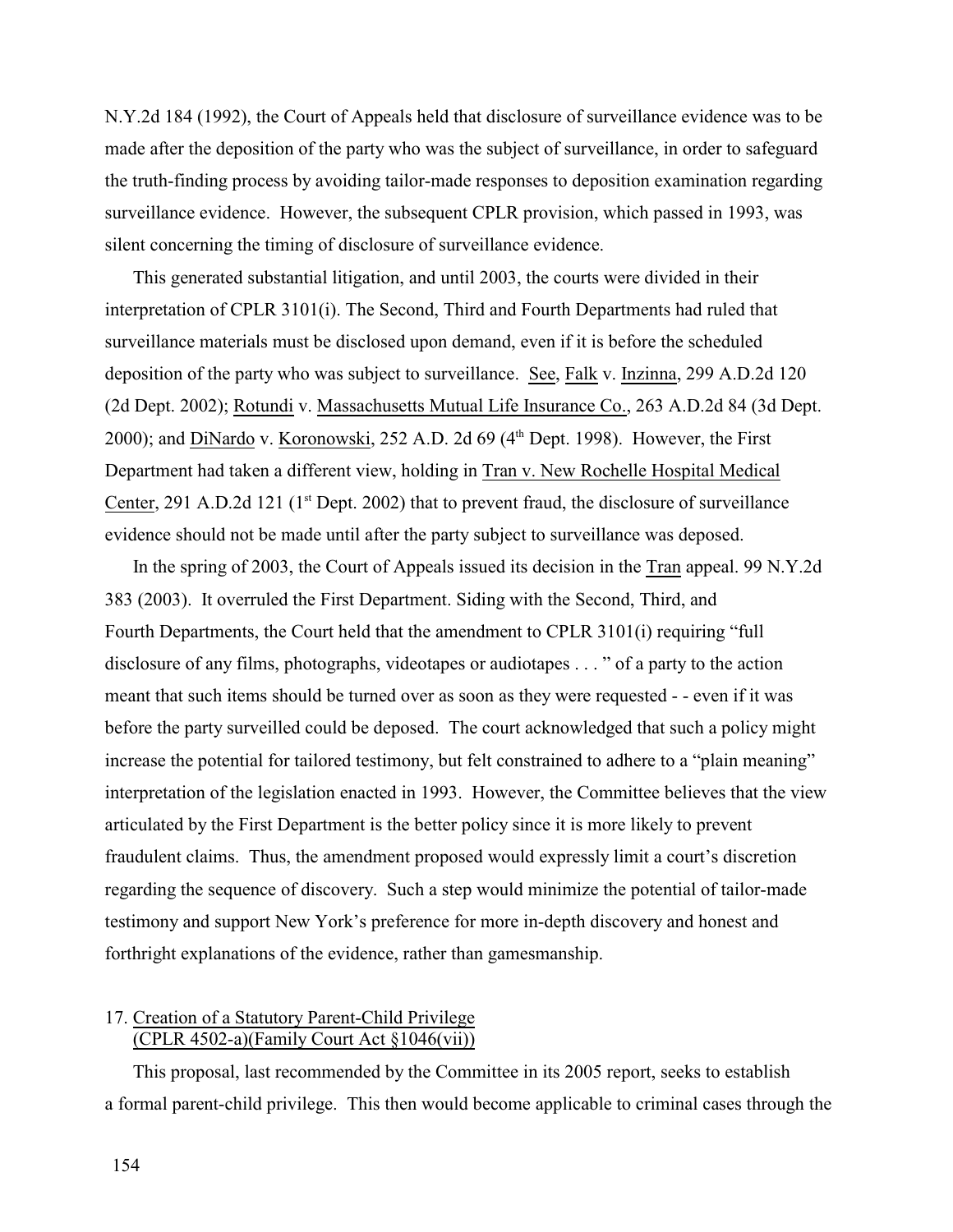N.Y.2d 184 (1992), the Court of Appeals held that disclosure of surveillance evidence was to be made after the deposition of the party who was the subject of surveillance, in order to safeguard the truth-finding process by avoiding tailor-made responses to deposition examination regarding surveillance evidence. However, the subsequent CPLR provision, which passed in 1993, was silent concerning the timing of disclosure of surveillance evidence.

This generated substantial litigation, and until 2003, the courts were divided in their interpretation of CPLR 3101(i). The Second, Third and Fourth Departments had ruled that surveillance materials must be disclosed upon demand, even if it is before the scheduled deposition of the party who was subject to surveillance. See, Falk v. Inzinna, 299 A.D.2d 120 (2d Dept. 2002); Rotundi v. Massachusetts Mutual Life Insurance Co., 263 A.D.2d 84 (3d Dept. 2000); and DiNardo v. Koronowski, 252 A.D. 2d 69 (4th Dept. 1998). However, the First Department had taken a different view, holding in Tran v. New Rochelle Hospital Medical Center, 291 A.D.2d 121 (1st Dept. 2002) that to prevent fraud, the disclosure of surveillance evidence should not be made until after the party subject to surveillance was deposed.

In the spring of 2003, the Court of Appeals issued its decision in the Tran appeal. 99 N.Y.2d 383 (2003). It overruled the First Department. Siding with the Second, Third, and Fourth Departments, the Court held that the amendment to CPLR 3101(i) requiring "full disclosure of any films, photographs, videotapes or audiotapes . . . " of a party to the action meant that such items should be turned over as soon as they were requested - - even if it was before the party surveilled could be deposed. The court acknowledged that such a policy might increase the potential for tailored testimony, but felt constrained to adhere to a "plain meaning" interpretation of the legislation enacted in 1993. However, the Committee believes that the view articulated by the First Department is the better policy since it is more likely to prevent fraudulent claims. Thus, the amendment proposed would expressly limit a court's discretion regarding the sequence of discovery. Such a step would minimize the potential of tailor-made testimony and support New York's preference for more in-depth discovery and honest and forthright explanations of the evidence, rather than gamesmanship.

17. Creation of a Statutory Parent-Child Privilege (CPLR 4502-a)(Family Court Act §1046(vii))

This proposal, last recommended by the Committee in its 2005 report, seeks to establish a formal parent-child privilege. This then would become applicable to criminal cases through the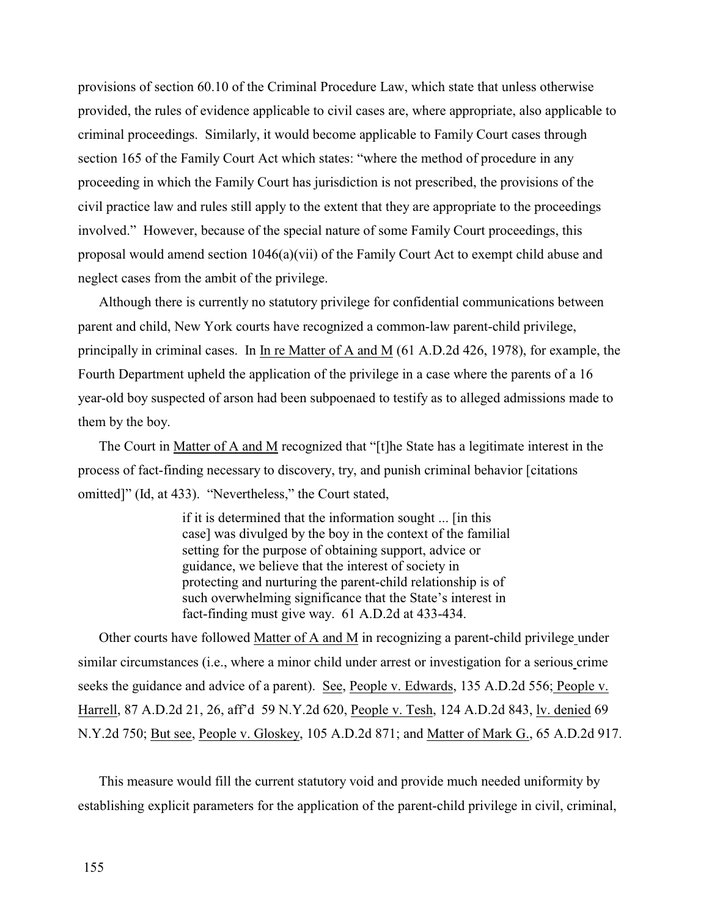provisions of section 60.10 of the Criminal Procedure Law, which state that unless otherwise provided, the rules of evidence applicable to civil cases are, where appropriate, also applicable to criminal proceedings. Similarly, it would become applicable to Family Court cases through section 165 of the Family Court Act which states: "where the method of procedure in any proceeding in which the Family Court has jurisdiction is not prescribed, the provisions of the civil practice law and rules still apply to the extent that they are appropriate to the proceedings involved." However, because of the special nature of some Family Court proceedings, this proposal would amend section 1046(a)(vii) of the Family Court Act to exempt child abuse and neglect cases from the ambit of the privilege.

Although there is currently no statutory privilege for confidential communications between parent and child, New York courts have recognized a common-law parent-child privilege, principally in criminal cases. In <u>In re Matter of A and M</u> (61 A.D.2d 426, 1978), for example, the Fourth Department upheld the application of the privilege in a case where the parents of a 16 year-old boy suspected of arson had been subpoenaed to testify as to alleged admissions made to them by the boy.

The Court in <u>Matter of A and M</u> recognized that "[t]he State has a legitimate interest in the process of fact-finding necessary to discovery, try, and punish criminal behavior [citations omitted]" (Id, at 433). "Nevertheless," the Court stated,

> if it is determined that the information sought ... [in this case] was divulged by the boy in the context of the familial setting for the purpose of obtaining support, advice or guidance, we believe that the interest of society in protecting and nurturing the parent-child relationship is of such overwhelming significance that the State's interest in fact-finding must give way. 61 A.D.2d at 433-434.

Other courts have followed <u>Matter of A and M</u> in recognizing a parent-child privilege under similar circumstances (i.e., where a minor child under arrest or investigation for a serious crime seeks the guidance and advice of a parent). <u>See</u>, <u>People v. Edwards</u>, 135 A.D.2d 556; <u>People v. Harrell</u>, 87 A.D.2d 21, 26, aff'd 59 N.Y.2d 620, <u>People v. Tesh</u>, 124 A.D.2d 843, <u>lv. denied</u> 69 N.Y.2d 750; <u>But see</u>, <u>People v. Gloskey</u>, 105 A.D.2d 871; and <u>Matter of Mark G.</u>, 65 A.D.2d 917.

This measure would fill the current statutory void and provide much needed uniformity by establishing explicit parameters for the application of the parent-child privilege in civil, criminal,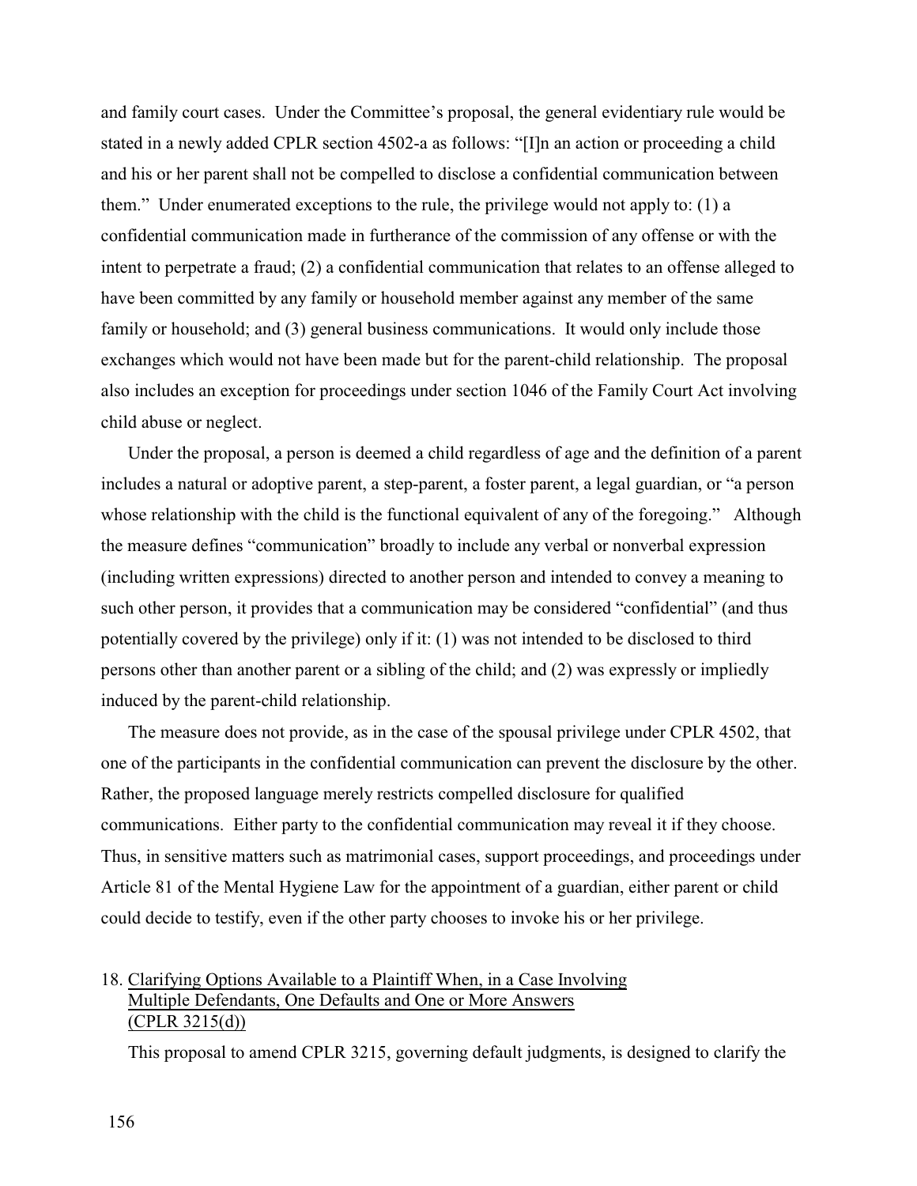and family court cases. Under the Committee's proposal, the general evidentiary rule would be stated in a newly added CPLR section 4502-a as follows: "[I]n an action or proceeding a child and his or her parent shall not be compelled to disclose a confidential communication between them." Under enumerated exceptions to the rule, the privilege would not apply to: (1) a confidential communication made in furtherance of the commission of any offense or with the intent to perpetrate a fraud; (2) a confidential communication that relates to an offense alleged to have been committed by any family or household member against any member of the same family or household; and (3) general business communications. It would only include those exchanges which would not have been made but for the parent-child relationship. The proposal also includes an exception for proceedings under section 1046 of the Family Court Act involving child abuse or neglect.

Under the proposal, a person is deemed a child regardless of age and the definition of a parent includes a natural or adoptive parent, a step-parent, a foster parent, a legal guardian, or "a person whose relationship with the child is the functional equivalent of any of the foregoing." Although the measure defines "communication" broadly to include any verbal or nonverbal expression (including written expressions) directed to another person and intended to convey a meaning to such other person, it provides that a communication may be considered "confidential" (and thus potentially covered by the privilege) only if it: (1) was not intended to be disclosed to third persons other than another parent or a sibling of the child; and (2) was expressly or impliedly induced by the parent-child relationship.

The measure does not provide, as in the case of the spousal privilege under CPLR 4502, that one of the participants in the confidential communication can prevent the disclosure by the other. Rather, the proposed language merely restricts compelled disclosure for qualified communications. Either party to the confidential communication may reveal it if they choose. Thus, in sensitive matters such as matrimonial cases, support proceedings, and proceedings under Article 81 of the Mental Hygiene Law for the appointment of a guardian, either parent or child could decide to testify, even if the other party chooses to invoke his or her privilege.

18. Clarifying Options Available to a Plaintiff When, in a Case Involving Multiple Defendants, One Defaults and One or More Answers (CPLR 3215(d))

This proposal to amend CPLR 3215, governing default judgments, is designed to clarify the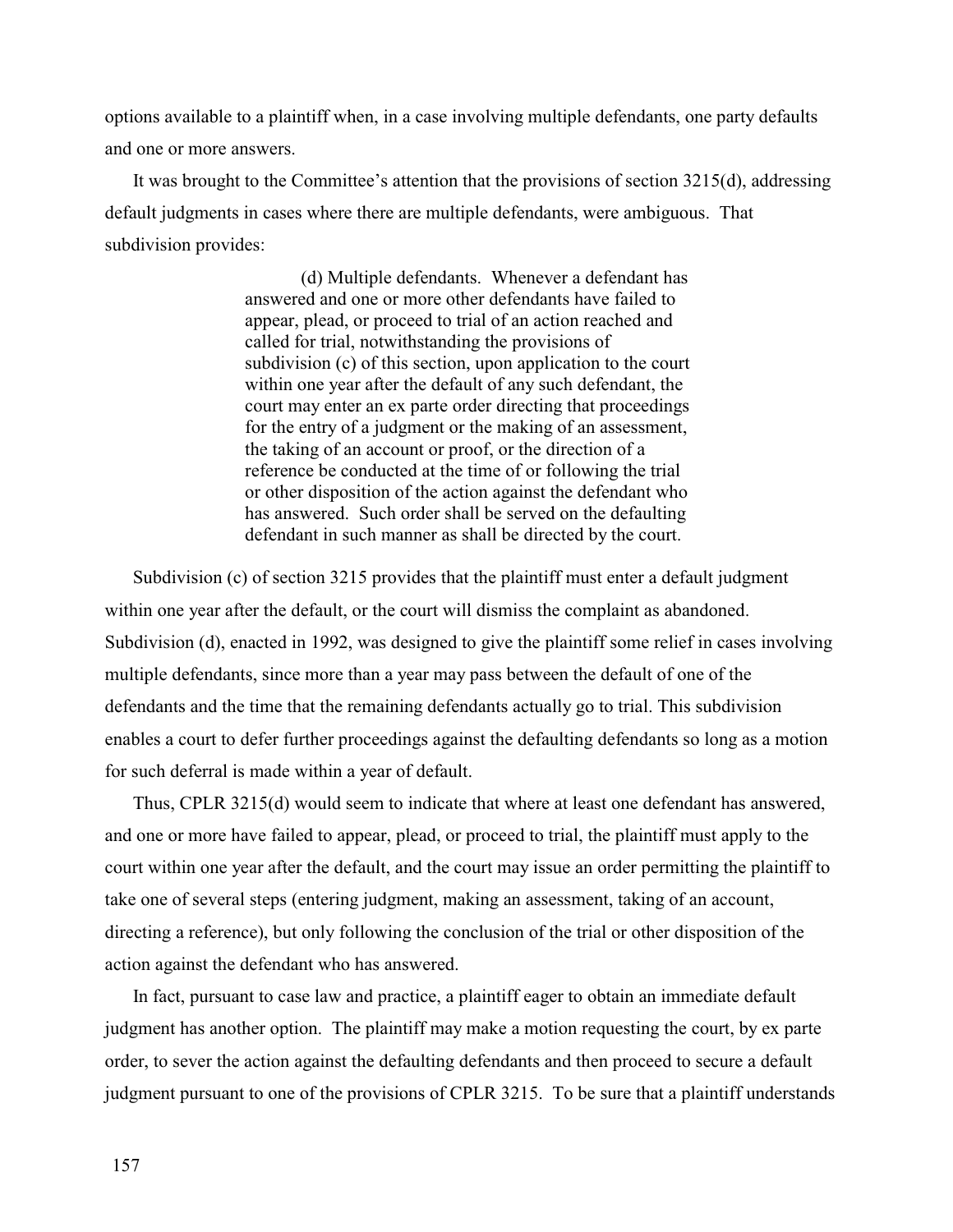options available to a plaintiff when, in a case involving multiple defendants, one party defaults and one or more answers.

It was brought to the Committee's attention that the provisions of section 3215(d), addressing default judgments in cases where there are multiple defendants, were ambiguous. That subdivision provides:

> (d) Multiple defendants. Whenever a defendant has answered and one or more other defendants have failed to appear, plead, or proceed to trial of an action reached and called for trial, notwithstanding the provisions of subdivision (c) of this section, upon application to the court within one year after the default of any such defendant, the court may enter an ex parte order directing that proceedings for the entry of a judgment or the making of an assessment, the taking of an account or proof, or the direction of a reference be conducted at the time of or following the trial or other disposition of the action against the defendant who has answered. Such order shall be served on the defaulting defendant in such manner as shall be directed by the court.

Subdivision (c) of section 3215 provides that the plaintiff must enter a default judgment within one year after the default, or the court will dismiss the complaint as abandoned. Subdivision (d), enacted in 1992, was designed to give the plaintiff some relief in cases involving multiple defendants, since more than a year may pass between the default of one of the defendants and the time that the remaining defendants actually go to trial. This subdivision enables a court to defer further proceedings against the defaulting defendants so long as a motion for such deferral is made within a year of default.

Thus, CPLR 3215(d) would seem to indicate that where at least one defendant has answered, and one or more have failed to appear, plead, or proceed to trial, the plaintiff must apply to the court within one year after the default, and the court may issue an order permitting the plaintiff to take one of several steps (entering judgment, making an assessment, taking of an account, directing a reference), but only following the conclusion of the trial or other disposition of the action against the defendant who has answered.

In fact, pursuant to case law and practice, a plaintiff eager to obtain an immediate default judgment has another option. The plaintiff may make a motion requesting the court, by ex parte order, to sever the action against the defaulting defendants and then proceed to secure a default judgment pursuant to one of the provisions of CPLR 3215. To be sure that a plaintiff understands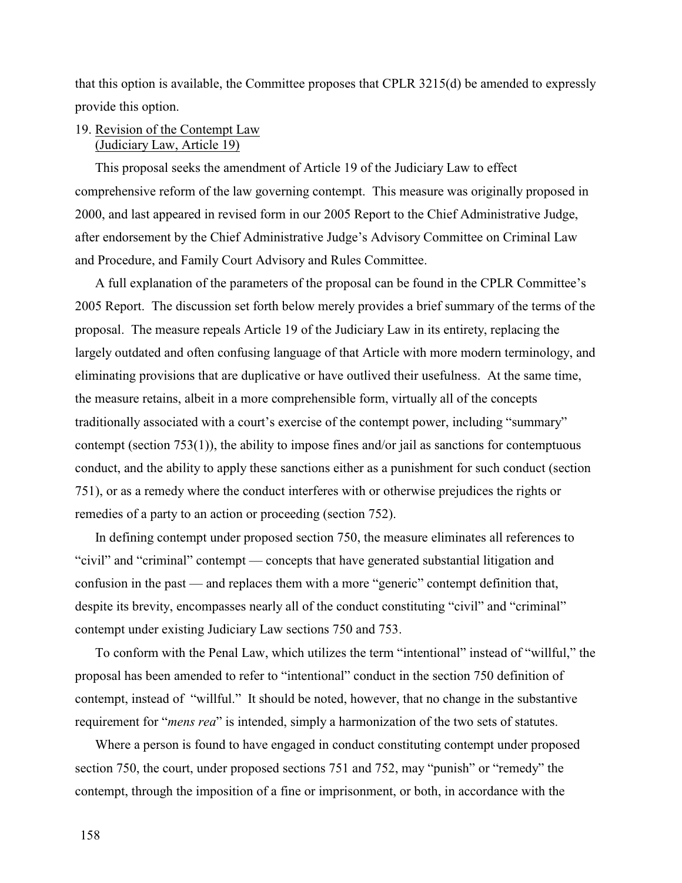that this option is available, the Committee proposes that CPLR 3215(d) be amended to expressly provide this option.

## 19. Revision of the Contempt Law (Judiciary Law, Article 19)

This proposal seeks the amendment of Article 19 of the Judiciary Law to effect comprehensive reform of the law governing contempt. This measure was originally proposed in 2000, and last appeared in revised form in our 2005 Report to the Chief Administrative Judge, after endorsement by the Chief Administrative Judge's Advisory Committee on Criminal Law and Procedure, and Family Court Advisory and Rules Committee.

A full explanation of the parameters of the proposal can be found in the CPLR Committee's 2005 Report. The discussion set forth below merely provides a brief summary of the terms of the proposal. The measure repeals Article 19 of the Judiciary Law in its entirety, replacing the largely outdated and often confusing language of that Article with more modern terminology, and eliminating provisions that are duplicative or have outlived their usefulness. At the same time, the measure retains, albeit in a more comprehensible form, virtually all of the concepts traditionally associated with a court's exercise of the contempt power, including "summary" contempt (section 753(1)), the ability to impose fines and/or jail as sanctions for contemptuous conduct, and the ability to apply these sanctions either as a punishment for such conduct (section 751), or as a remedy where the conduct interferes with or otherwise prejudices the rights or remedies of a party to an action or proceeding (section 752).

In defining contempt under proposed section 750, the measure eliminates all references to "civil" and "criminal" contempt — concepts that have generated substantial litigation and confusion in the past — and replaces them with a more "generic" contempt definition that, despite its brevity, encompasses nearly all of the conduct constituting "civil" and "criminal" contempt under existing Judiciary Law sections 750 and 753.

To conform with the Penal Law, which utilizes the term "intentional" instead of "willful," the proposal has been amended to refer to "intentional" conduct in the section 750 definition of contempt, instead of "willful." It should be noted, however, that no change in the substantive requirement for "*mens rea*" is intended, simply a harmonization of the two sets of statutes.

Where a person is found to have engaged in conduct constituting contempt under proposed section 750, the court, under proposed sections 751 and 752, may "punish" or "remedy" the contempt, through the imposition of a fine or imprisonment, or both, in accordance with the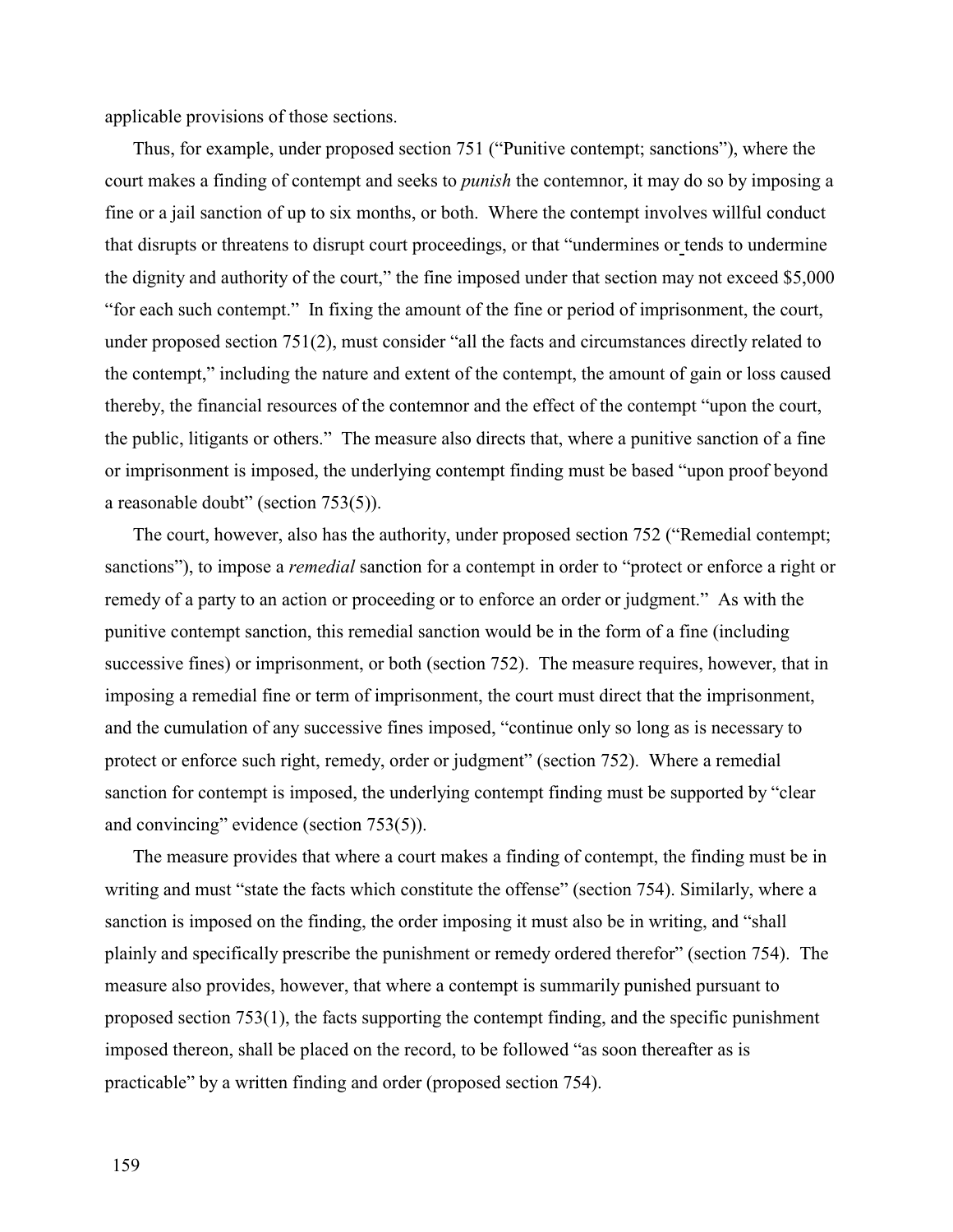applicable provisions of those sections.

Thus, for example, under proposed section 751 ("Punitive contempt; sanctions"), where the court makes a finding of contempt and seeks to *punish* the contemnor, it may do so by imposing a fine or a jail sanction of up to six months, or both. Where the contempt involves willful conduct that disrupts or threatens to disrupt court proceedings, or that "undermines or tends to undermine the dignity and authority of the court," the fine imposed under that section may not exceed $5,000 "for each such contempt." In fixing the amount of the fine or period of imprisonment, the court, under proposed section 751(2), must consider "all the facts and circumstances directly related to the contempt," including the nature and extent of the contempt, the amount of gain or loss caused thereby, the financial resources of the contemnor and the effect of the contempt "upon the court, the public, litigants or others." The measure also directs that, where a punitive sanction of a fine or imprisonment is imposed, the underlying contempt finding must be based "upon proof beyond a reasonable doubt" (section 753(5)).

The court, however, also has the authority, under proposed section 752 ("Remedial contempt; sanctions"), to impose a *remedial* sanction for a contempt in order to "protect or enforce a right or remedy of a party to an action or proceeding or to enforce an order or judgment." As with the punitive contempt sanction, this remedial sanction would be in the form of a fine (including successive fines) or imprisonment, or both (section 752). The measure requires, however, that in imposing a remedial fine or term of imprisonment, the court must direct that the imprisonment, and the cumulation of any successive fines imposed, "continue only so long as is necessary to protect or enforce such right, remedy, order or judgment" (section 752). Where a remedial sanction for contempt is imposed, the underlying contempt finding must be supported by "clear and convincing" evidence (section 753(5)).

The measure provides that where a court makes a finding of contempt, the finding must be in writing and must "state the facts which constitute the offense" (section 754). Similarly, where a sanction is imposed on the finding, the order imposing it must also be in writing, and "shall plainly and specifically prescribe the punishment or remedy ordered therefor" (section 754). The measure also provides, however, that where a contempt is summarily punished pursuant to proposed section 753(1), the facts supporting the contempt finding, and the specific punishment imposed thereon, shall be placed on the record, to be followed "as soon thereafter as is practicable" by a written finding and order (proposed section 754).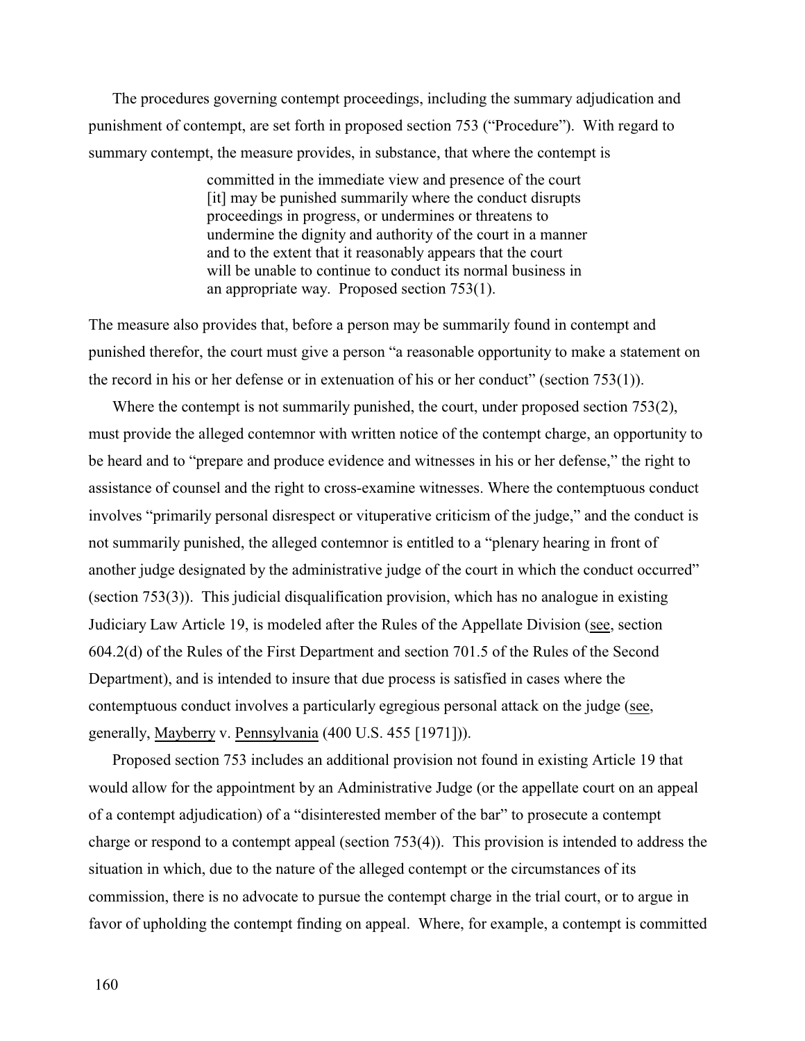The procedures governing contempt proceedings, including the summary adjudication and punishment of contempt, are set forth in proposed section 753 ("Procedure"). With regard to summary contempt, the measure provides, in substance, that where the contempt is

> committed in the immediate view and presence of the court [it] may be punished summarily where the conduct disrupts proceedings in progress, or undermines or threatens to undermine the dignity and authority of the court in a manner and to the extent that it reasonably appears that the court will be unable to continue to conduct its normal business in an appropriate way. Proposed section 753(1).

The measure also provides that, before a person may be summarily found in contempt and punished therefor, the court must give a person "a reasonable opportunity to make a statement on the record in his or her defense or in extenuation of his or her conduct" (section 753(1)).

Where the contempt is not summarily punished, the court, under proposed section 753(2), must provide the alleged contemnor with written notice of the contempt charge, an opportunity to be heard and to "prepare and produce evidence and witnesses in his or her defense," the right to assistance of counsel and the right to cross-examine witnesses. Where the contemptuous conduct involves "primarily personal disrespect or vituperative criticism of the judge," and the conduct is not summarily punished, the alleged contemnor is entitled to a "plenary hearing in front of another judge designated by the administrative judge of the court in which the conduct occurred" (section 753(3)). This judicial disqualification provision, which has no analogue in existing Judiciary Law Article 19, is modeled after the Rules of the Appellate Division (see, section 604.2(d) of the Rules of the First Department and section 701.5 of the Rules of the Second Department), and is intended to insure that due process is satisfied in cases where the contemptuous conduct involves a particularly egregious personal attack on the judge (see, generally, Mayberry v. Pennsylvania (400 U.S. 455 [1971])).

Proposed section 753 includes an additional provision not found in existing Article 19 that would allow for the appointment by an Administrative Judge (or the appellate court on an appeal of a contempt adjudication) of a "disinterested member of the bar" to prosecute a contempt charge or respond to a contempt appeal (section 753(4)). This provision is intended to address the situation in which, due to the nature of the alleged contempt or the circumstances of its commission, there is no advocate to pursue the contempt charge in the trial court, or to argue in favor of upholding the contempt finding on appeal. Where, for example, a contempt is committed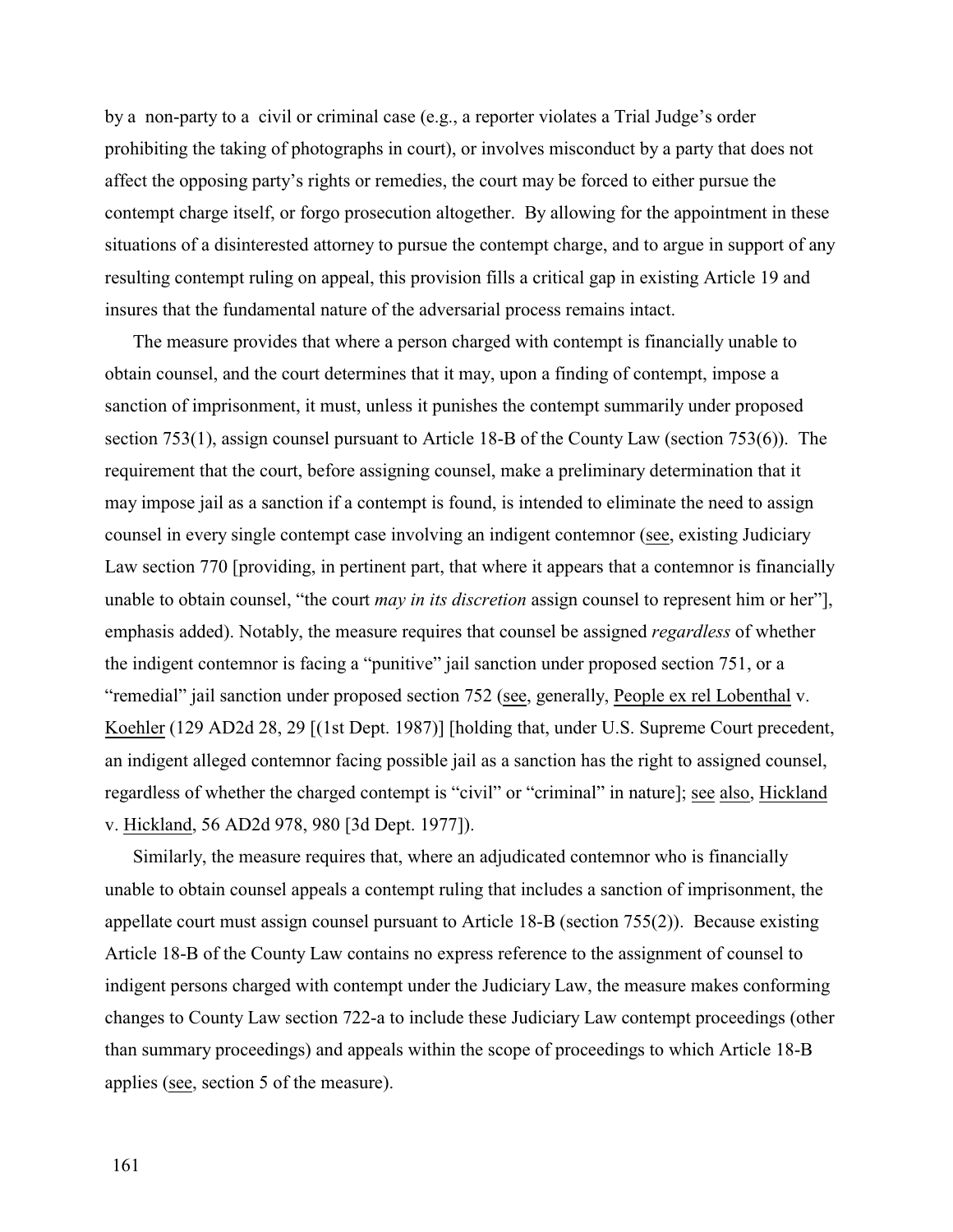by a non-party to a civil or criminal case (e.g., a reporter violates a Trial Judge's order prohibiting the taking of photographs in court), or involves misconduct by a party that does not affect the opposing party's rights or remedies, the court may be forced to either pursue the contempt charge itself, or forgo prosecution altogether. By allowing for the appointment in these situations of a disinterested attorney to pursue the contempt charge, and to argue in support of any resulting contempt ruling on appeal, this provision fills a critical gap in existing Article 19 and insures that the fundamental nature of the adversarial process remains intact.

The measure provides that where a person charged with contempt is financially unable to obtain counsel, and the court determines that it may, upon a finding of contempt, impose a sanction of imprisonment, it must, unless it punishes the contempt summarily under proposed section 753(1), assign counsel pursuant to Article 18-B of the County Law (section 753(6)). The requirement that the court, before assigning counsel, make a preliminary determination that it may impose jail as a sanction if a contempt is found, is intended to eliminate the need to assign counsel in every single contempt case involving an indigent contemnor (see, existing Judiciary Law section 770 [providing, in pertinent part, that where it appears that a contemnor is financially unable to obtain counsel, "the court *may in its discretion* assign counsel to represent him or her"], emphasis added). Notably, the measure requires that counsel be assigned *regardless* of whether the indigent contemnor is facing a "punitive" jail sanction under proposed section 751, or a "remedial" jail sanction under proposed section 752 (see, generally, People ex rel Lobenthal v. Koehler (129 AD2d 28, 29 [(1st Dept. 1987)] [holding that, under U.S. Supreme Court precedent, an indigent alleged contemnor facing possible jail as a sanction has the right to assigned counsel, regardless of whether the charged contempt is "civil" or "criminal" in nature]; see also, Hickland v. Hickland, 56 AD2d 978, 980 [3d Dept. 1977]).

Similarly, the measure requires that, where an adjudicated contemnor who is financially unable to obtain counsel appeals a contempt ruling that includes a sanction of imprisonment, the appellate court must assign counsel pursuant to Article 18-B (section 755(2)). Because existing Article 18-B of the County Law contains no express reference to the assignment of counsel to indigent persons charged with contempt under the Judiciary Law, the measure makes conforming changes to County Law section 722-a to include these Judiciary Law contempt proceedings (other than summary proceedings) and appeals within the scope of proceedings to which Article 18-B applies (see, section 5 of the measure).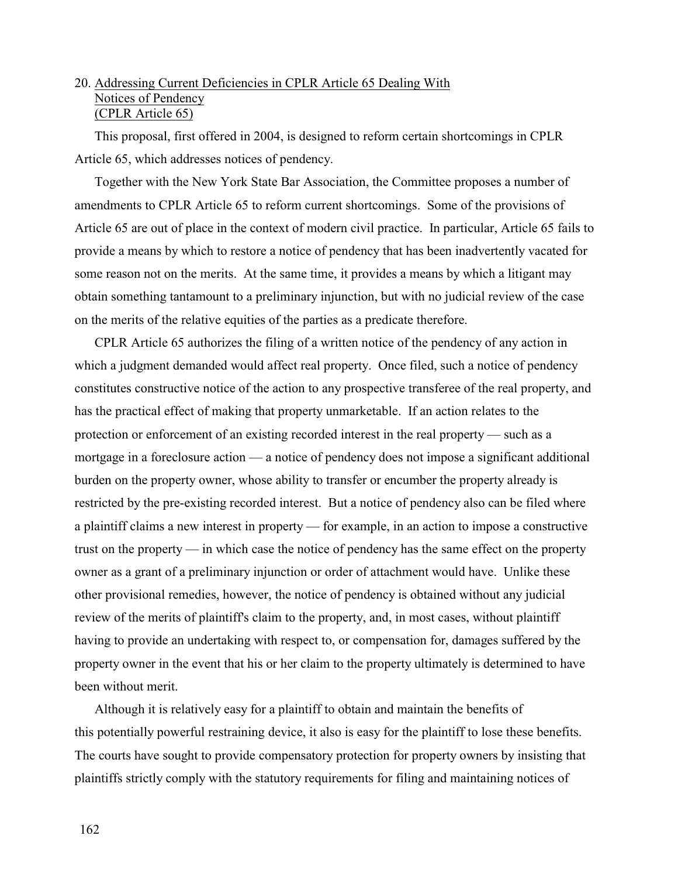20. <u>Addressing Current Deficiencies in CPLR Article 65 Dealing With Notices of Pendency (CPLR Article 65)</u>

This proposal, first offered in 2004, is designed to reform certain shortcomings in CPLR Article 65, which addresses notices of pendency.

Together with the New York State Bar Association, the Committee proposes a number of amendments to CPLR Article 65 to reform current shortcomings. Some of the provisions of Article 65 are out of place in the context of modern civil practice. In particular, Article 65 fails to provide a means by which to restore a notice of pendency that has been inadvertently vacated for some reason not on the merits. At the same time, it provides a means by which a litigant may obtain something tantamount to a preliminary injunction, but with no judicial review of the case on the merits of the relative equities of the parties as a predicate therefore.

CPLR Article 65 authorizes the filing of a written notice of the pendency of any action in which a judgment demanded would affect real property. Once filed, such a notice of pendency constitutes constructive notice of the action to any prospective transferee of the real property, and has the practical effect of making that property unmarketable. If an action relates to the protection or enforcement of an existing recorded interest in the real property — such as a mortgage in a foreclosure action — a notice of pendency does not impose a significant additional burden on the property owner, whose ability to transfer or encumber the property already is restricted by the pre-existing recorded interest. But a notice of pendency also can be filed where a plaintiff claims a new interest in property — for example, in an action to impose a constructive trust on the property — in which case the notice of pendency has the same effect on the property owner as a grant of a preliminary injunction or order of attachment would have. Unlike these other provisional remedies, however, the notice of pendency is obtained without any judicial review of the merits of plaintiff's claim to the property, and, in most cases, without plaintiff having to provide an undertaking with respect to, or compensation for, damages suffered by the property owner in the event that his or her claim to the property ultimately is determined to have been without merit.

Although it is relatively easy for a plaintiff to obtain and maintain the benefits of this potentially powerful restraining device, it also is easy for the plaintiff to lose these benefits. The courts have sought to provide compensatory protection for property owners by insisting that plaintiffs strictly comply with the statutory requirements for filing and maintaining notices of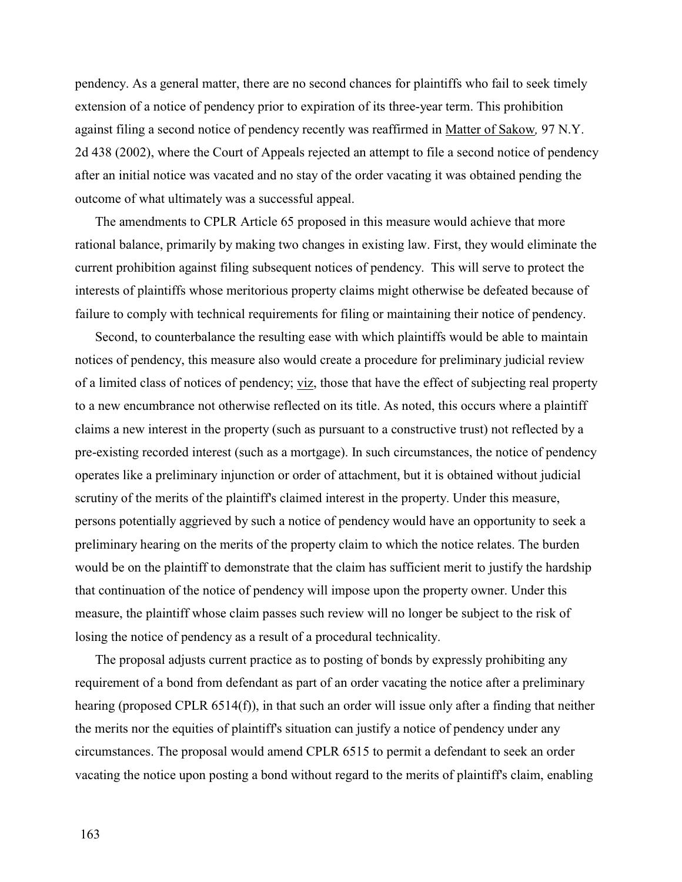pendency. As a general matter, there are no second chances for plaintiffs who fail to seek timely extension of a notice of pendency prior to expiration of its three-year term. This prohibition against filing a second notice of pendency recently was reaffirmed in Matter of Sakow*,* 97 N.Y. 2d 438 (2002), where the Court of Appeals rejected an attempt to file a second notice of pendency after an initial notice was vacated and no stay of the order vacating it was obtained pending the outcome of what ultimately was a successful appeal.

The amendments to CPLR Article 65 proposed in this measure would achieve that more rational balance, primarily by making two changes in existing law. First, they would eliminate the current prohibition against filing subsequent notices of pendency. This will serve to protect the interests of plaintiffs whose meritorious property claims might otherwise be defeated because of failure to comply with technical requirements for filing or maintaining their notice of pendency.

Second, to counterbalance the resulting ease with which plaintiffs would be able to maintain notices of pendency, this measure also would create a procedure for preliminary judicial review of a limited class of notices of pendency; viz, those that have the effect of subjecting real property to a new encumbrance not otherwise reflected on its title. As noted, this occurs where a plaintiff claims a new interest in the property (such as pursuant to a constructive trust) not reflected by a pre-existing recorded interest (such as a mortgage). In such circumstances, the notice of pendency operates like a preliminary injunction or order of attachment, but it is obtained without judicial scrutiny of the merits of the plaintiff's claimed interest in the property. Under this measure, persons potentially aggrieved by such a notice of pendency would have an opportunity to seek a preliminary hearing on the merits of the property claim to which the notice relates. The burden would be on the plaintiff to demonstrate that the claim has sufficient merit to justify the hardship that continuation of the notice of pendency will impose upon the property owner. Under this measure, the plaintiff whose claim passes such review will no longer be subject to the risk of losing the notice of pendency as a result of a procedural technicality.

The proposal adjusts current practice as to posting of bonds by expressly prohibiting any requirement of a bond from defendant as part of an order vacating the notice after a preliminary hearing (proposed CPLR 6514(f)), in that such an order will issue only after a finding that neither the merits nor the equities of plaintiff's situation can justify a notice of pendency under any circumstances. The proposal would amend CPLR 6515 to permit a defendant to seek an order vacating the notice upon posting a bond without regard to the merits of plaintiff's claim, enabling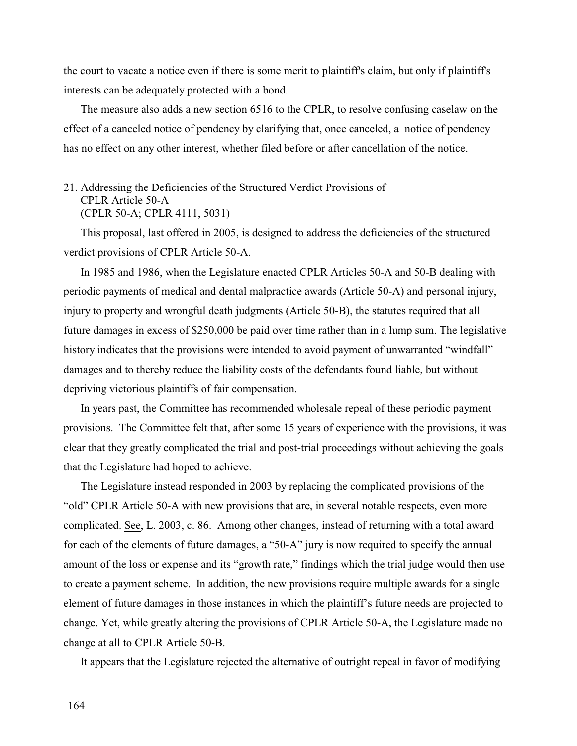the court to vacate a notice even if there is some merit to plaintiff's claim, but only if plaintiff's interests can be adequately protected with a bond.

The measure also adds a new section 6516 to the CPLR, to resolve confusing caselaw on the effect of a canceled notice of pendency by clarifying that, once canceled, a notice of pendency has no effect on any other interest, whether filed before or after cancellation of the notice.

### 21. Addressing the Deficiencies of the Structured Verdict Provisions of CPLR Article 50-A (CPLR 50-A; CPLR 4111, 5031)

This proposal, last offered in 2005, is designed to address the deficiencies of the structured verdict provisions of CPLR Article 50-A.

In 1985 and 1986, when the Legislature enacted CPLR Articles 50-A and 50-B dealing with periodic payments of medical and dental malpractice awards (Article 50-A) and personal injury, injury to property and wrongful death judgments (Article 50-B), the statutes required that all future damages in excess of $250,000 be paid over time rather than in a lump sum. The legislative history indicates that the provisions were intended to avoid payment of unwarranted "windfall" damages and to thereby reduce the liability costs of the defendants found liable, but without depriving victorious plaintiffs of fair compensation.

In years past, the Committee has recommended wholesale repeal of these periodic payment provisions. The Committee felt that, after some 15 years of experience with the provisions, it was clear that they greatly complicated the trial and post-trial proceedings without achieving the goals that the Legislature had hoped to achieve.

The Legislature instead responded in 2003 by replacing the complicated provisions of the "old" CPLR Article 50-A with new provisions that are, in several notable respects, even more complicated. See, L. 2003, c. 86. Among other changes, instead of returning with a total award for each of the elements of future damages, a "50-A" jury is now required to specify the annual amount of the loss or expense and its "growth rate," findings which the trial judge would then use to create a payment scheme. In addition, the new provisions require multiple awards for a single element of future damages in those instances in which the plaintiff's future needs are projected to change. Yet, while greatly altering the provisions of CPLR Article 50-A, the Legislature made no change at all to CPLR Article 50-B.

It appears that the Legislature rejected the alternative of outright repeal in favor of modifying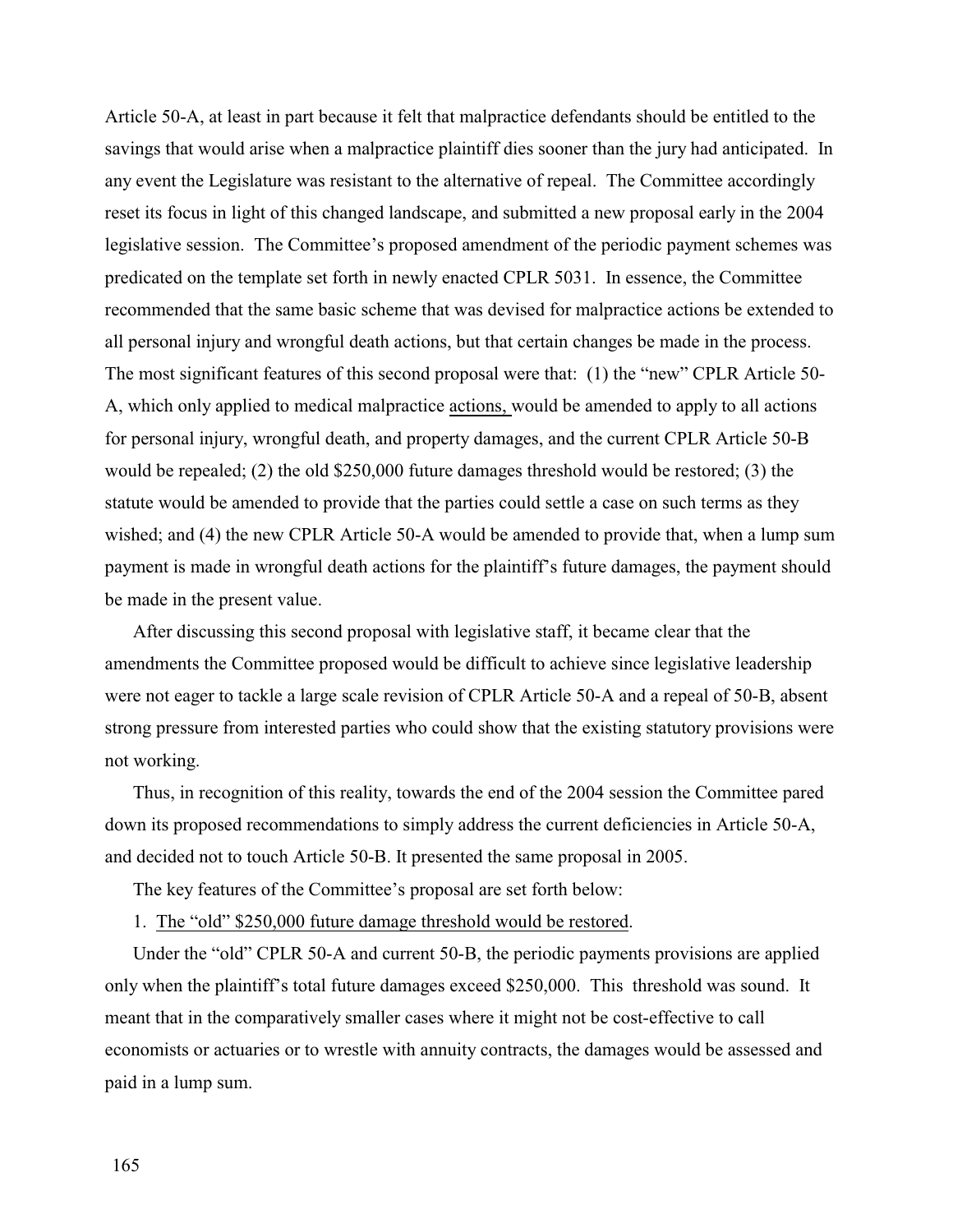Article 50-A, at least in part because it felt that malpractice defendants should be entitled to the savings that would arise when a malpractice plaintiff dies sooner than the jury had anticipated. In any event the Legislature was resistant to the alternative of repeal. The Committee accordingly reset its focus in light of this changed landscape, and submitted a new proposal early in the 2004 legislative session. The Committee's proposed amendment of the periodic payment schemes was predicated on the template set forth in newly enacted CPLR 5031. In essence, the Committee recommended that the same basic scheme that was devised for malpractice actions be extended to all personal injury and wrongful death actions, but that certain changes be made in the process. The most significant features of this second proposal were that: (1) the "new" CPLR Article 50-A, which only applied to medical malpractice <u>actions,</u> would be amended to apply to all actions for personal injury, wrongful death, and property damages, and the current CPLR Article 50-B would be repealed; (2) the old $250,000 future damages threshold would be restored; (3) the statute would be amended to provide that the parties could settle a case on such terms as they wished; and (4) the new CPLR Article 50-A would be amended to provide that, when a lump sum payment is made in wrongful death actions for the plaintiff's future damages, the payment should be made in the present value.

After discussing this second proposal with legislative staff, it became clear that the amendments the Committee proposed would be difficult to achieve since legislative leadership were not eager to tackle a large scale revision of CPLR Article 50-A and a repeal of 50-B, absent strong pressure from interested parties who could show that the existing statutory provisions were not working.

Thus, in recognition of this reality, towards the end of the 2004 session the Committee pared down its proposed recommendations to simply address the current deficiencies in Article 50-A, and decided not to touch Article 50-B. It presented the same proposal in 2005.

The key features of the Committee's proposal are set forth below:

1. <u>The "old" $250,000 future damage threshold would be restored</u>.

Under the "old" CPLR 50-A and current 50-B, the periodic payments provisions are applied only when the plaintiff's total future damages exceed $250,000. This threshold was sound. It meant that in the comparatively smaller cases where it might not be cost-effective to call economists or actuaries or to wrestle with annuity contracts, the damages would be assessed and paid in a lump sum.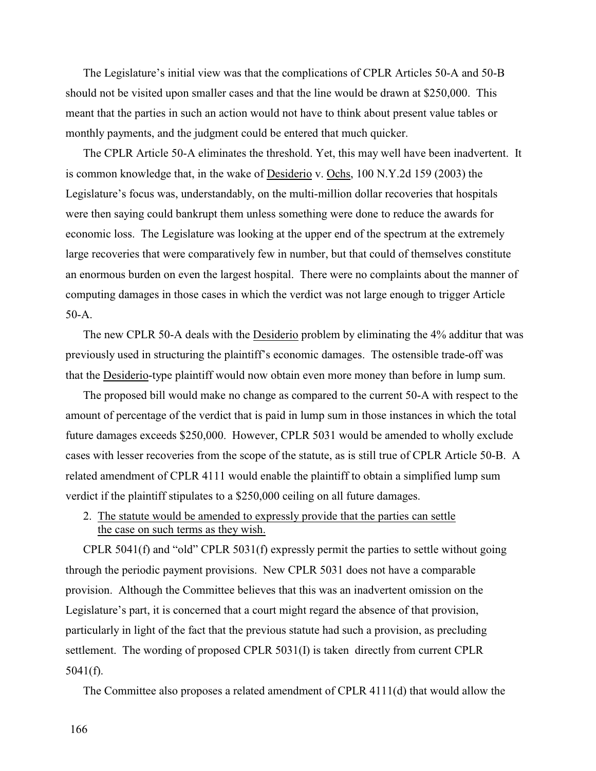The Legislature's initial view was that the complications of CPLR Articles 50-A and 50-B should not be visited upon smaller cases and that the line would be drawn at $250,000. This meant that the parties in such an action would not have to think about present value tables or monthly payments, and the judgment could be entered that much quicker.

The CPLR Article 50-A eliminates the threshold. Yet, this may well have been inadvertent. It is common knowledge that, in the wake of Desiderio v. Ochs, 100 N.Y.2d 159 (2003) the Legislature's focus was, understandably, on the multi-million dollar recoveries that hospitals were then saying could bankrupt them unless something were done to reduce the awards for economic loss. The Legislature was looking at the upper end of the spectrum at the extremely large recoveries that were comparatively few in number, but that could of themselves constitute an enormous burden on even the largest hospital. There were no complaints about the manner of computing damages in those cases in which the verdict was not large enough to trigger Article 50-A.

The new CPLR 50-A deals with the Desiderio problem by eliminating the 4% additur that was previously used in structuring the plaintiff's economic damages. The ostensible trade-off was that the Desiderio-type plaintiff would now obtain even more money than before in lump sum.

The proposed bill would make no change as compared to the current 50-A with respect to the amount of percentage of the verdict that is paid in lump sum in those instances in which the total future damages exceeds $250,000. However, CPLR 5031 would be amended to wholly exclude cases with lesser recoveries from the scope of the statute, as is still true of CPLR Article 50-B. A related amendment of CPLR 4111 would enable the plaintiff to obtain a simplified lump sum verdict if the plaintiff stipulates to a $250,000 ceiling on all future damages.

2. The statute would be amended to expressly provide that the parties can settle the case on such terms as they wish.

CPLR 5041(f) and "old" CPLR 5031(f) expressly permit the parties to settle without going through the periodic payment provisions. New CPLR 5031 does not have a comparable provision. Although the Committee believes that this was an inadvertent omission on the Legislature's part, it is concerned that a court might regard the absence of that provision, particularly in light of the fact that the previous statute had such a provision, as precluding settlement. The wording of proposed CPLR 5031(I) is taken directly from current CPLR 5041(f).

The Committee also proposes a related amendment of CPLR 4111(d) that would allow the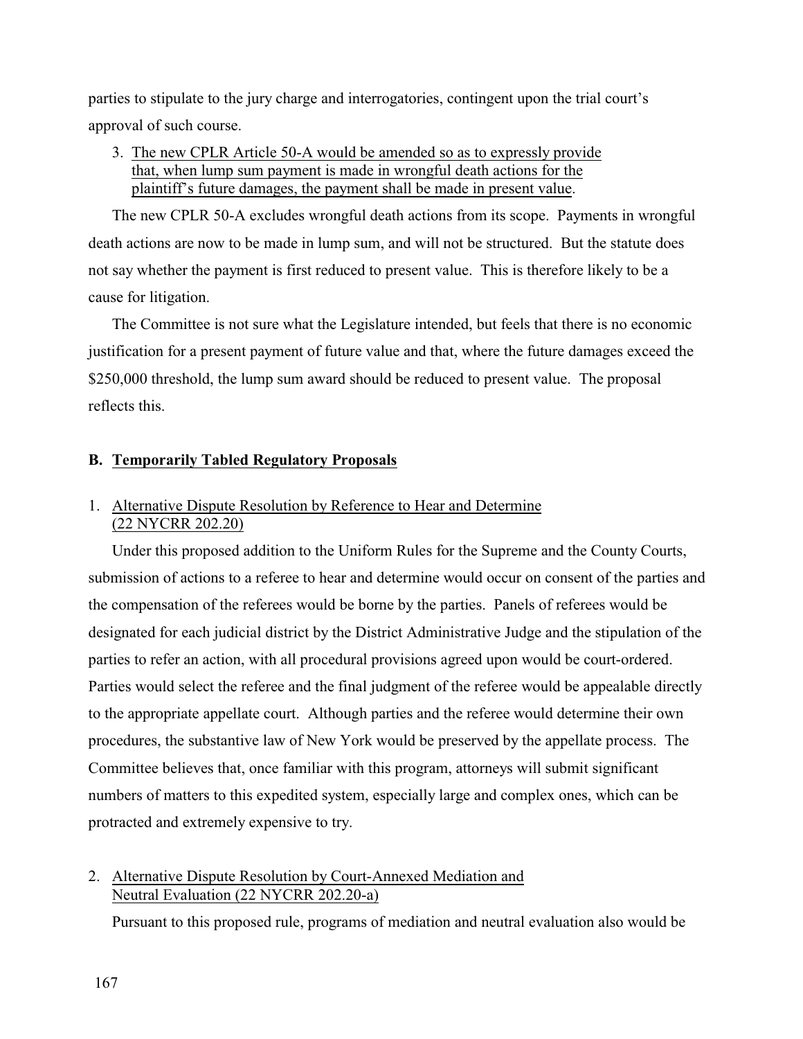parties to stipulate to the jury charge and interrogatories, contingent upon the trial court's approval of such course.

3. The new CPLR Article 50-A would be amended so as to expressly provide that, when lump sum payment is made in wrongful death actions for the plaintiff's future damages, the payment shall be made in present value.

The new CPLR 50-A excludes wrongful death actions from its scope. Payments in wrongful death actions are now to be made in lump sum, and will not be structured. But the statute does not say whether the payment is first reduced to present value. This is therefore likely to be a cause for litigation.

The Committee is not sure what the Legislature intended, but feels that there is no economic justification for a present payment of future value and that, where the future damages exceed the $250,000 threshold, the lump sum award should be reduced to present value. The proposal reflects this.

### B. Temporarily Tabled Regulatory Proposals

#### 1. Alternative Dispute Resolution by Reference to Hear and Determine (22 NYCRR 202.20)

Under this proposed addition to the Uniform Rules for the Supreme and the County Courts, submission of actions to a referee to hear and determine would occur on consent of the parties and the compensation of the referees would be borne by the parties. Panels of referees would be designated for each judicial district by the District Administrative Judge and the stipulation of the parties to refer an action, with all procedural provisions agreed upon would be court-ordered. Parties would select the referee and the final judgment of the referee would be appealable directly to the appropriate appellate court. Although parties and the referee would determine their own procedures, the substantive law of New York would be preserved by the appellate process. The Committee believes that, once familiar with this program, attorneys will submit significant numbers of matters to this expedited system, especially large and complex ones, which can be protracted and extremely expensive to try.

#### 2. Alternative Dispute Resolution by Court-Annexed Mediation and Neutral Evaluation (22 NYCRR 202.20-a)

Pursuant to this proposed rule, programs of mediation and neutral evaluation also would be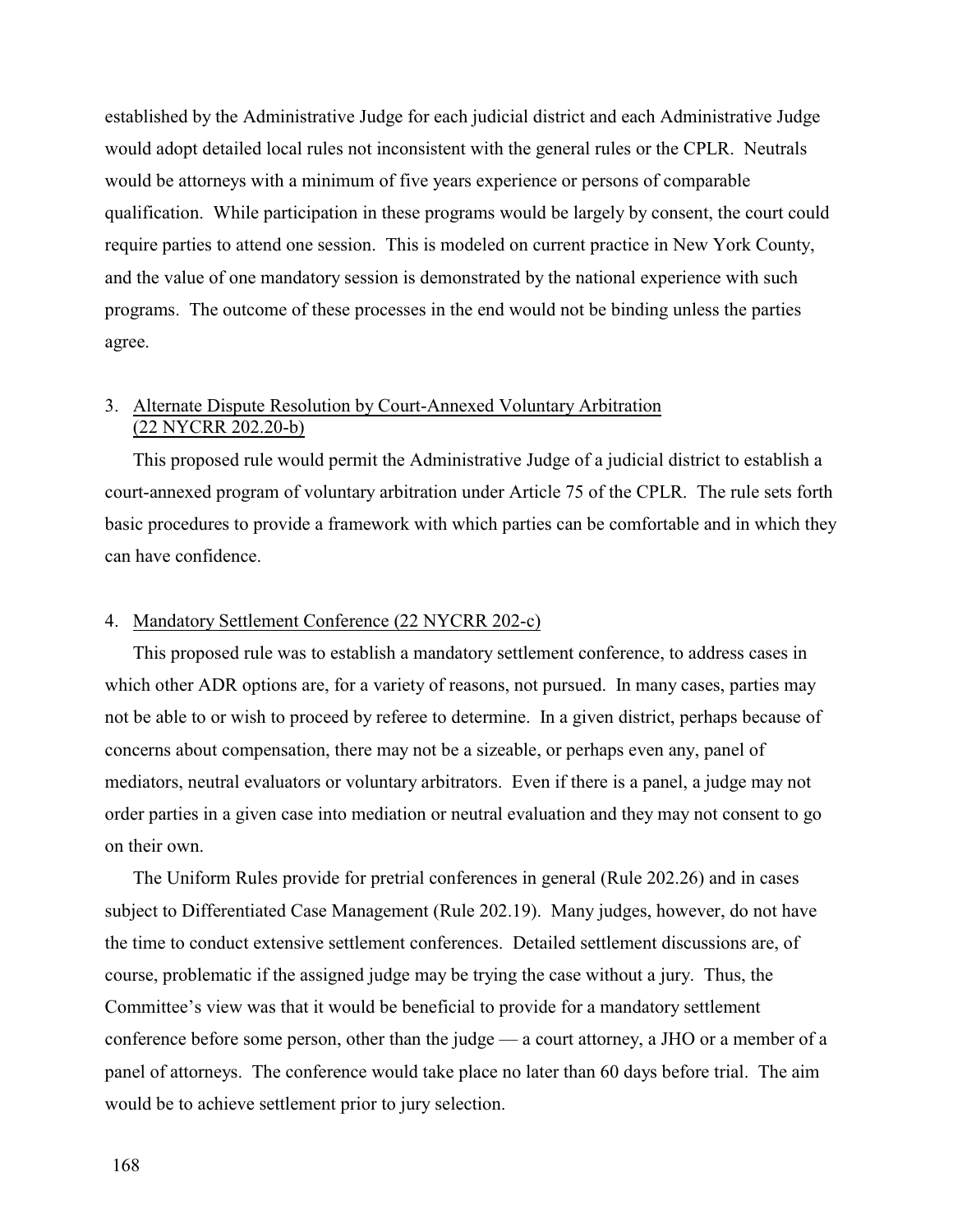established by the Administrative Judge for each judicial district and each Administrative Judge would adopt detailed local rules not inconsistent with the general rules or the CPLR. Neutrals would be attorneys with a minimum of five years experience or persons of comparable qualification. While participation in these programs would be largely by consent, the court could require parties to attend one session. This is modeled on current practice in New York County, and the value of one mandatory session is demonstrated by the national experience with such programs. The outcome of these processes in the end would not be binding unless the parties agree.

3. Alternate Dispute Resolution by Court-Annexed Voluntary Arbitration (22 NYCRR 202.20-b)

This proposed rule would permit the Administrative Judge of a judicial district to establish a court-annexed program of voluntary arbitration under Article 75 of the CPLR. The rule sets forth basic procedures to provide a framework with which parties can be comfortable and in which they can have confidence.

4. Mandatory Settlement Conference (22 NYCRR 202-c)

This proposed rule was to establish a mandatory settlement conference, to address cases in which other ADR options are, for a variety of reasons, not pursued. In many cases, parties may not be able to or wish to proceed by referee to determine. In a given district, perhaps because of concerns about compensation, there may not be a sizeable, or perhaps even any, panel of mediators, neutral evaluators or voluntary arbitrators. Even if there is a panel, a judge may not order parties in a given case into mediation or neutral evaluation and they may not consent to go on their own.

The Uniform Rules provide for pretrial conferences in general (Rule 202.26) and in cases subject to Differentiated Case Management (Rule 202.19). Many judges, however, do not have the time to conduct extensive settlement conferences. Detailed settlement discussions are, of course, problematic if the assigned judge may be trying the case without a jury. Thus, the Committee's view was that it would be beneficial to provide for a mandatory settlement conference before some person, other than the judge — a court attorney, a JHO or a member of a panel of attorneys. The conference would take place no later than 60 days before trial. The aim would be to achieve settlement prior to jury selection.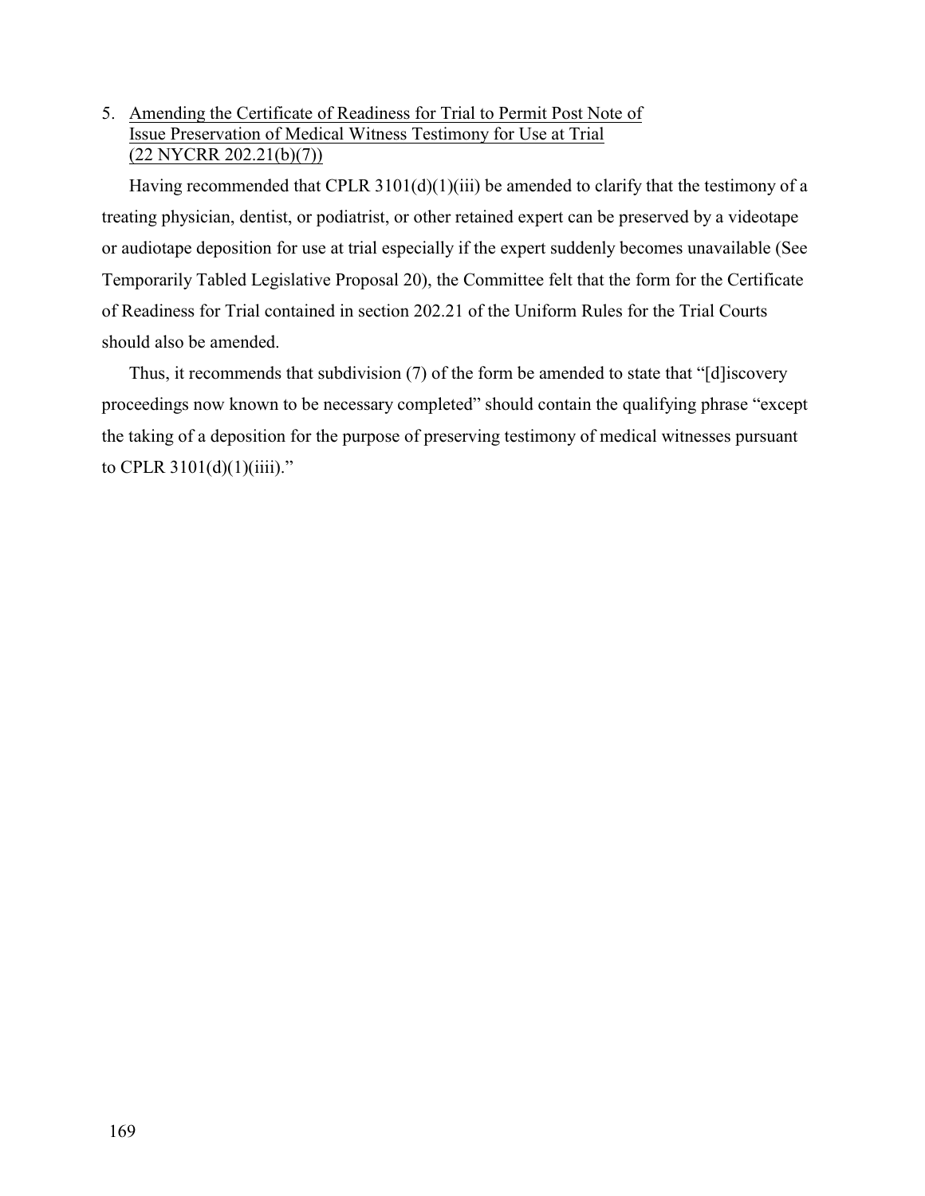5. Amending the Certificate of Readiness for Trial to Permit Post Note of Issue Preservation of Medical Witness Testimony for Use at Trial (22 NYCRR 202.21(b)(7))

Having recommended that CPLR 3101(d)(1)(iii) be amended to clarify that the testimony of a treating physician, dentist, or podiatrist, or other retained expert can be preserved by a videotape or audiotape deposition for use at trial especially if the expert suddenly becomes unavailable (See Temporarily Tabled Legislative Proposal 20), the Committee felt that the form for the Certificate of Readiness for Trial contained in section 202.21 of the Uniform Rules for the Trial Courts should also be amended.

Thus, it recommends that subdivision (7) of the form be amended to state that "[d]iscovery proceedings now known to be necessary completed" should contain the qualifying phrase "except the taking of a deposition for the purpose of preserving testimony of medical witnesses pursuant to CPLR 3101(d)(1)(iiii)."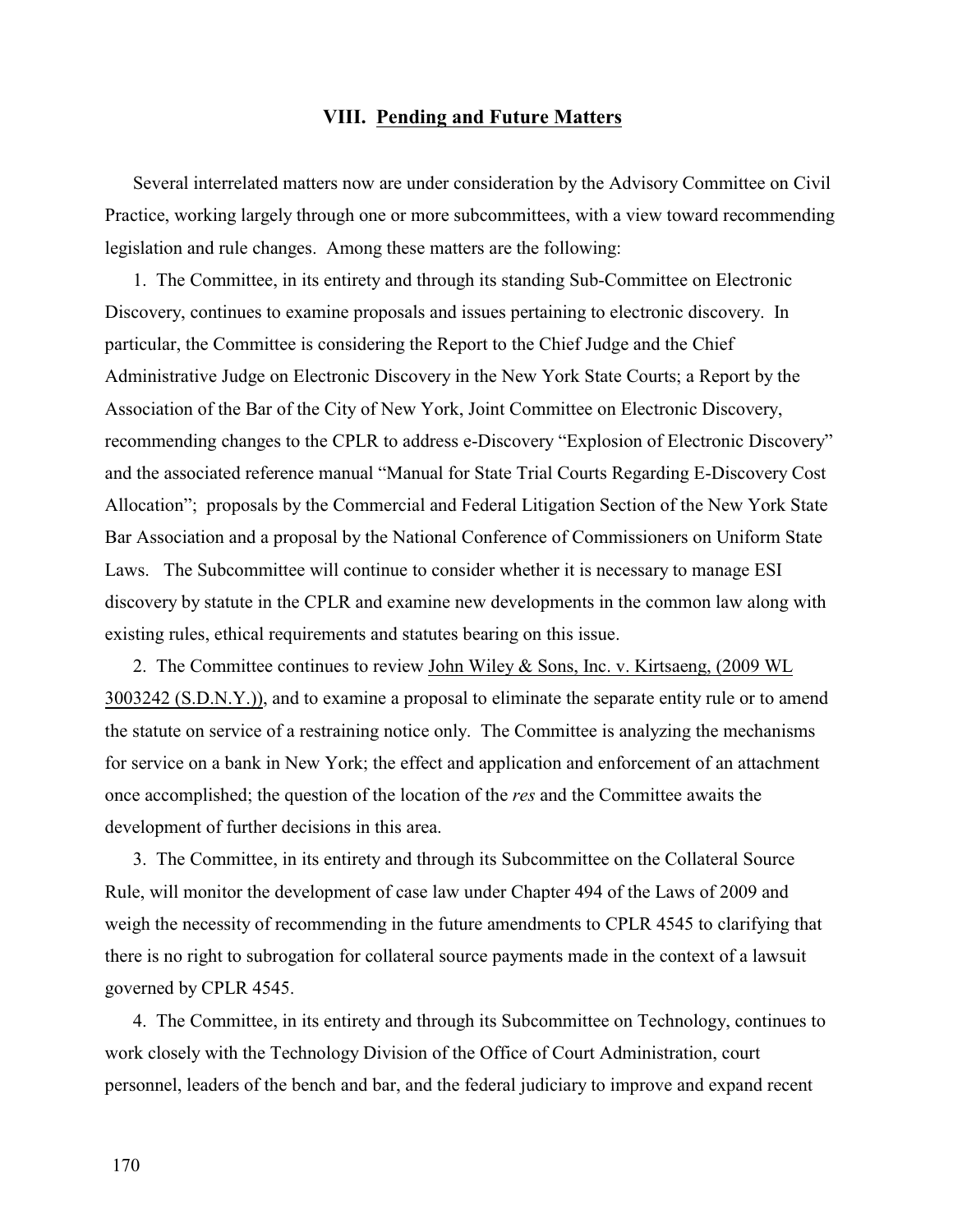## VIII. Pending and Future Matters

Several interrelated matters now are under consideration by the Advisory Committee on Civil Practice, working largely through one or more subcommittees, with a view toward recommending legislation and rule changes. Among these matters are the following:

1. The Committee, in its entirety and through its standing Sub-Committee on Electronic Discovery, continues to examine proposals and issues pertaining to electronic discovery. In particular, the Committee is considering the Report to the Chief Judge and the Chief Administrative Judge on Electronic Discovery in the New York State Courts; a Report by the Association of the Bar of the City of New York, Joint Committee on Electronic Discovery, recommending changes to the CPLR to address e-Discovery "Explosion of Electronic Discovery" and the associated reference manual "Manual for State Trial Courts Regarding E-Discovery Cost Allocation"; proposals by the Commercial and Federal Litigation Section of the New York State Bar Association and a proposal by the National Conference of Commissioners on Uniform State Laws. The Subcommittee will continue to consider whether it is necessary to manage ESI discovery by statute in the CPLR and examine new developments in the common law along with existing rules, ethical requirements and statutes bearing on this issue.

2. The Committee continues to review John Wiley & Sons, Inc. v. Kirtsaeng, (2009 WL 3003242 (S.D.N.Y.)), and to examine a proposal to eliminate the separate entity rule or to amend the statute on service of a restraining notice only. The Committee is analyzing the mechanisms for service on a bank in New York; the effect and application and enforcement of an attachment once accomplished; the question of the location of the *res* and the Committee awaits the development of further decisions in this area.

3. The Committee, in its entirety and through its Subcommittee on the Collateral Source Rule, will monitor the development of case law under Chapter 494 of the Laws of 2009 and weigh the necessity of recommending in the future amendments to CPLR 4545 to clarifying that there is no right to subrogation for collateral source payments made in the context of a lawsuit governed by CPLR 4545.

4. The Committee, in its entirety and through its Subcommittee on Technology, continues to work closely with the Technology Division of the Office of Court Administration, court personnel, leaders of the bench and bar, and the federal judiciary to improve and expand recent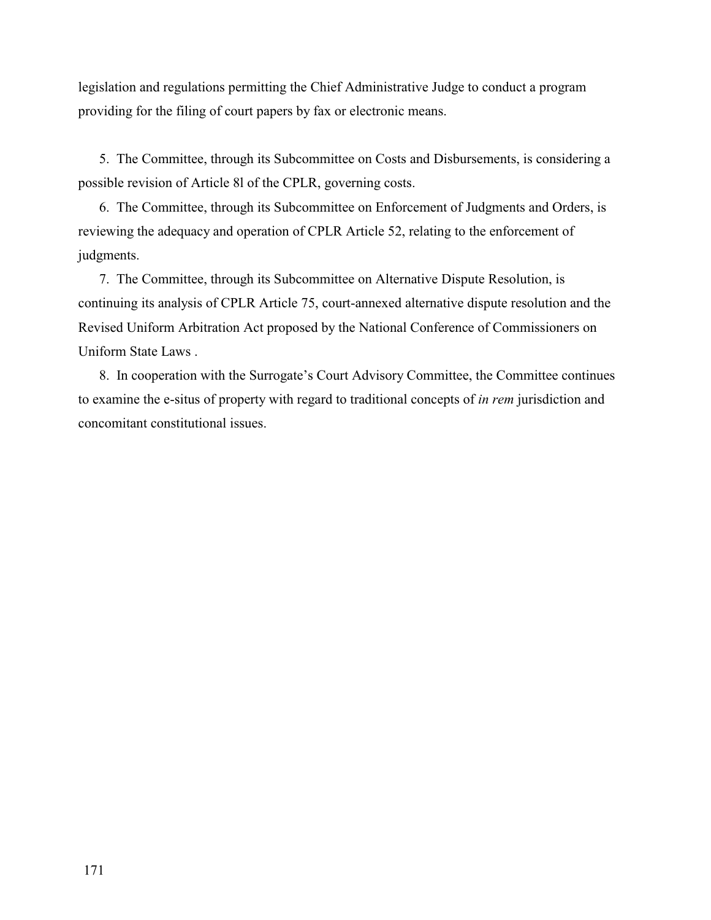legislation and regulations permitting the Chief Administrative Judge to conduct a program providing for the filing of court papers by fax or electronic means.

5. The Committee, through its Subcommittee on Costs and Disbursements, is considering a possible revision of Article 8l of the CPLR, governing costs.

6. The Committee, through its Subcommittee on Enforcement of Judgments and Orders, is reviewing the adequacy and operation of CPLR Article 52, relating to the enforcement of judgments.

7. The Committee, through its Subcommittee on Alternative Dispute Resolution, is continuing its analysis of CPLR Article 75, court-annexed alternative dispute resolution and the Revised Uniform Arbitration Act proposed by the National Conference of Commissioners on Uniform State Laws .

8. In cooperation with the Surrogate's Court Advisory Committee, the Committee continues to examine the e-situs of property with regard to traditional concepts of *in rem* jurisdiction and concomitant constitutional issues.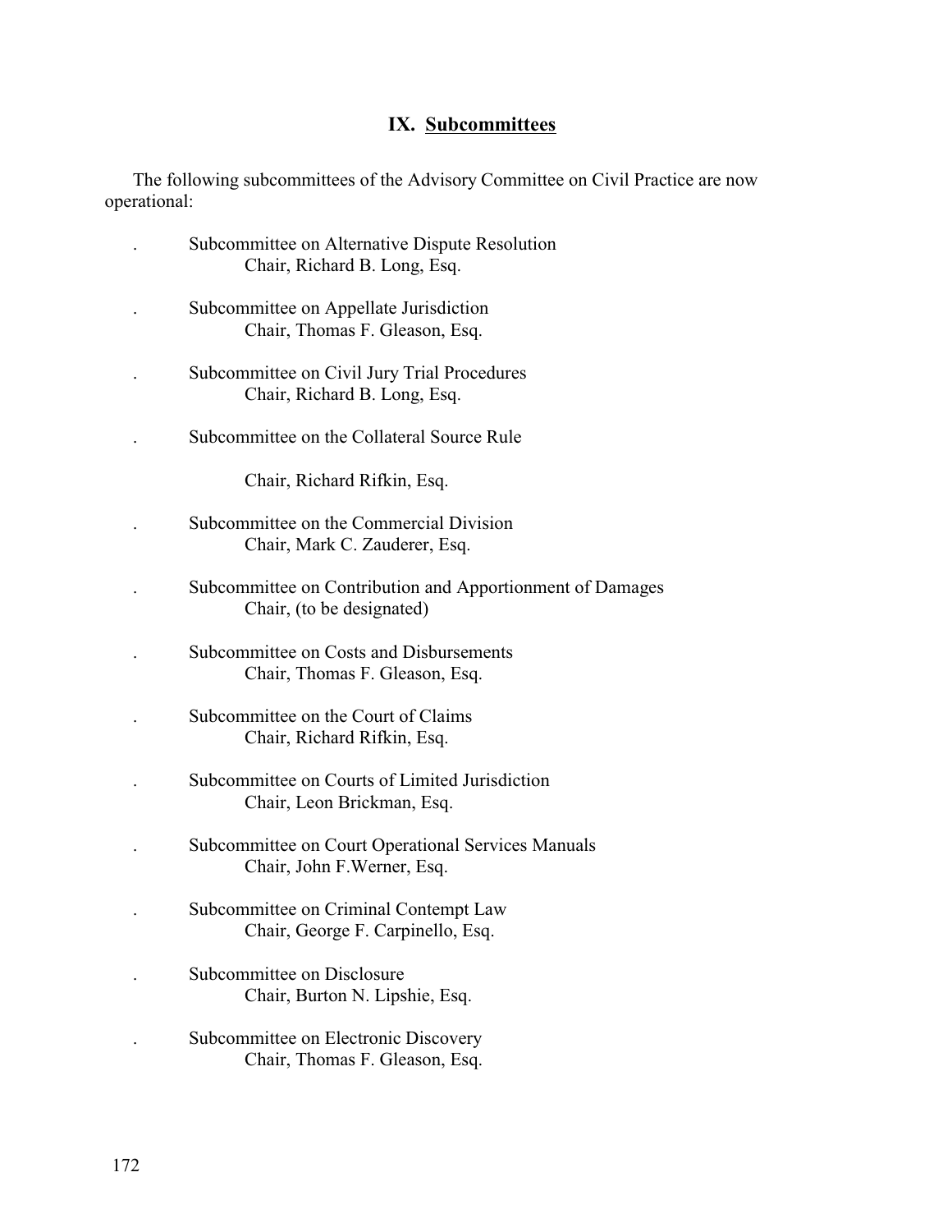## IX. Subcommittees

The following subcommittees of the Advisory Committee on Civil Practice are now operational:

- Subcommittee on Alternative Dispute Resolution
  Chair, Richard B. Long, Esq.

- Subcommittee on Appellate Jurisdiction
  Chair, Thomas F. Gleason, Esq.

- Subcommittee on Civil Jury Trial Procedures
  Chair, Richard B. Long, Esq.

- Subcommittee on the Collateral Source Rule

  Chair, Richard Rifkin, Esq.

- Subcommittee on the Commercial Division
  Chair, Mark C. Zauderer, Esq.

- Subcommittee on Contribution and Apportionment of Damages
  Chair, (to be designated)

- Subcommittee on Costs and Disbursements
  Chair, Thomas F. Gleason, Esq.

- Subcommittee on the Court of Claims
  Chair, Richard Rifkin, Esq.

- Subcommittee on Courts of Limited Jurisdiction
  Chair, Leon Brickman, Esq.

- Subcommittee on Court Operational Services Manuals
  Chair, John F.Werner, Esq.

- Subcommittee on Criminal Contempt Law
  Chair, George F. Carpinello, Esq.

- Subcommittee on Disclosure
  Chair, Burton N. Lipshie, Esq.

- Subcommittee on Electronic Discovery
  Chair, Thomas F. Gleason, Esq.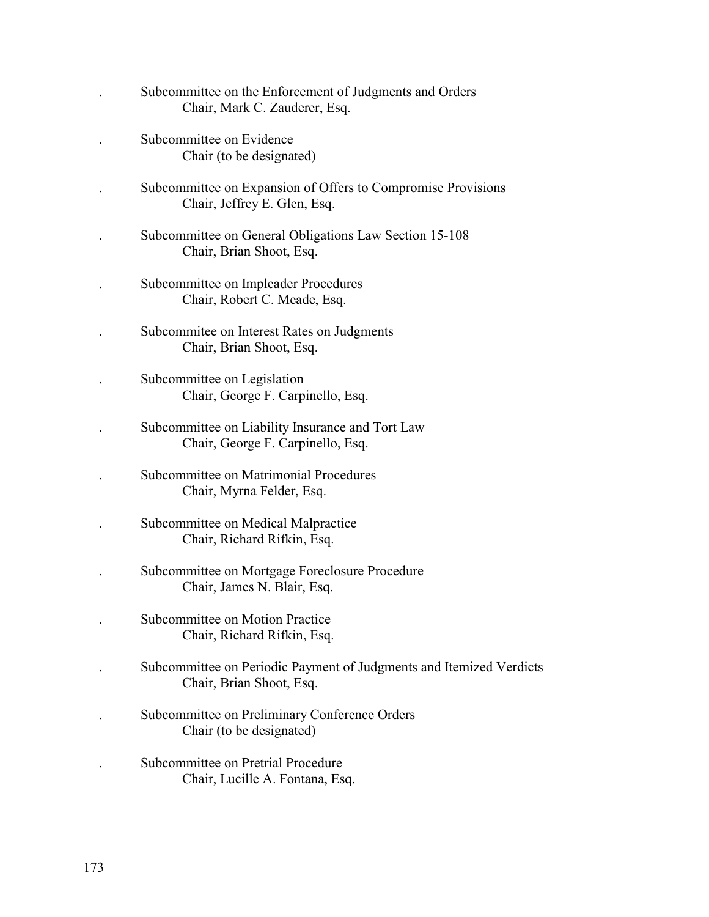. Subcommittee on the Enforcement of Judgments and Orders
  Chair, Mark C. Zauderer, Esq.

. Subcommittee on Evidence
  Chair (to be designated)

. Subcommittee on Expansion of Offers to Compromise Provisions
  Chair, Jeffrey E. Glen, Esq.

. Subcommittee on General Obligations Law Section 15-108
  Chair, Brian Shoot, Esq.

. Subcommittee on Impleader Procedures
  Chair, Robert C. Meade, Esq.

. Subcommitee on Interest Rates on Judgments
  Chair, Brian Shoot, Esq.

. Subcommittee on Legislation
  Chair, George F. Carpinello, Esq.

. Subcommittee on Liability Insurance and Tort Law
  Chair, George F. Carpinello, Esq.

. Subcommittee on Matrimonial Procedures
  Chair, Myrna Felder, Esq.

. Subcommittee on Medical Malpractice
  Chair, Richard Rifkin, Esq.

. Subcommittee on Mortgage Foreclosure Procedure
  Chair, James N. Blair, Esq.

. Subcommittee on Motion Practice
  Chair, Richard Rifkin, Esq.

. Subcommittee on Periodic Payment of Judgments and Itemized Verdicts
  Chair, Brian Shoot, Esq.

. Subcommittee on Preliminary Conference Orders
  Chair (to be designated)

. Subcommittee on Pretrial Procedure
  Chair, Lucille A. Fontana, Esq.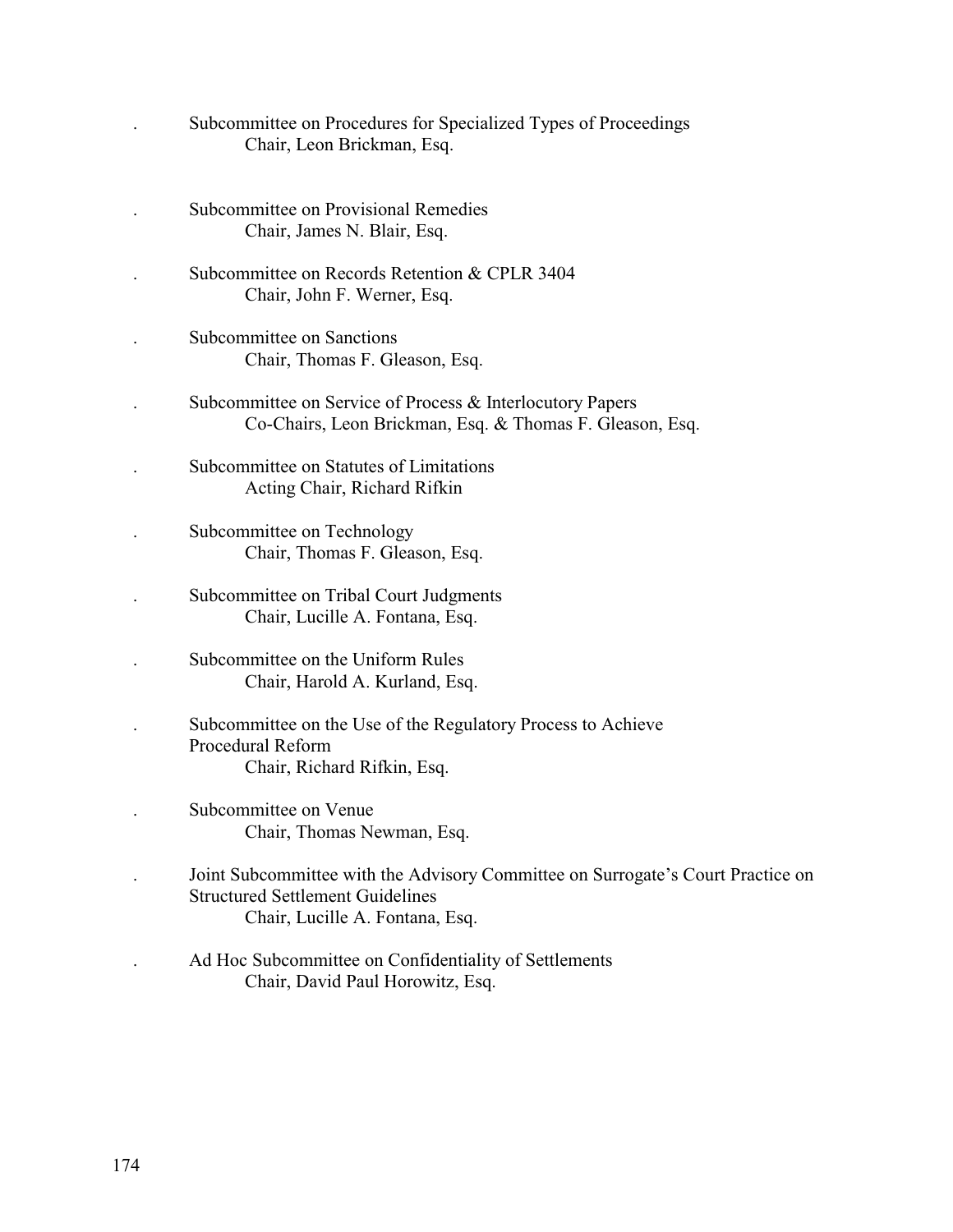- Subcommittee on Procedures for Specialized Types of Proceedings
  Chair, Leon Brickman, Esq.

- Subcommittee on Provisional Remedies
  Chair, James N. Blair, Esq.

- Subcommittee on Records Retention & CPLR 3404
  Chair, John F. Werner, Esq.

- Subcommittee on Sanctions
  Chair, Thomas F. Gleason, Esq.

- Subcommittee on Service of Process & Interlocutory Papers
  Co-Chairs, Leon Brickman, Esq. & Thomas F. Gleason, Esq.

- Subcommittee on Statutes of Limitations
  Acting Chair, Richard Rifkin

- Subcommittee on Technology
  Chair, Thomas F. Gleason, Esq.

- Subcommittee on Tribal Court Judgments
  Chair, Lucille A. Fontana, Esq.

- Subcommittee on the Uniform Rules
  Chair, Harold A. Kurland, Esq.

- Subcommittee on the Use of the Regulatory Process to Achieve Procedural Reform
  Chair, Richard Rifkin, Esq.

- Subcommittee on Venue
  Chair, Thomas Newman, Esq.

- Joint Subcommittee with the Advisory Committee on Surrogate's Court Practice on Structured Settlement Guidelines
  Chair, Lucille A. Fontana, Esq.

- Ad Hoc Subcommittee on Confidentiality of Settlements
  Chair, David Paul Horowitz, Esq.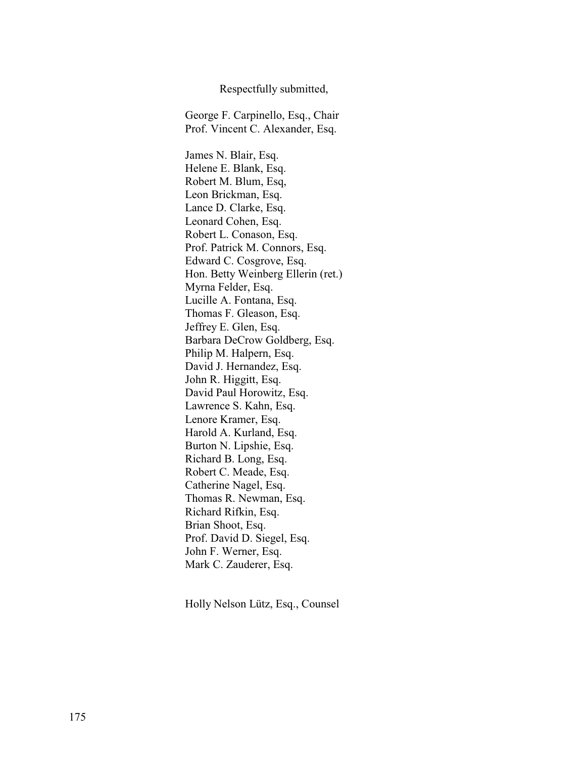Respectfully submitted,

George F. Carpinello, Esq., Chair
Prof. Vincent C. Alexander, Esq.

James N. Blair, Esq.
Helene E. Blank, Esq.
Robert M. Blum, Esq,
Leon Brickman, Esq.
Lance D. Clarke, Esq.
Leonard Cohen, Esq.
Robert L. Conason, Esq.
Prof. Patrick M. Connors, Esq.
Edward C. Cosgrove, Esq.
Hon. Betty Weinberg Ellerin (ret.)
Myrna Felder, Esq.
Lucille A. Fontana, Esq.
Thomas F. Gleason, Esq.
Jeffrey E. Glen, Esq.
Barbara DeCrow Goldberg, Esq.
Philip M. Halpern, Esq.
David J. Hernandez, Esq.
John R. Higgitt, Esq.
David Paul Horowitz, Esq.
Lawrence S. Kahn, Esq.
Lenore Kramer, Esq.
Harold A. Kurland, Esq.
Burton N. Lipshie, Esq.
Richard B. Long, Esq.
Robert C. Meade, Esq.
Catherine Nagel, Esq.
Thomas R. Newman, Esq.
Richard Rifkin, Esq.
Brian Shoot, Esq.
Prof. David D. Siegel, Esq.
John F. Werner, Esq.
Mark C. Zauderer, Esq.

Holly Nelson Lütz, Esq., Counsel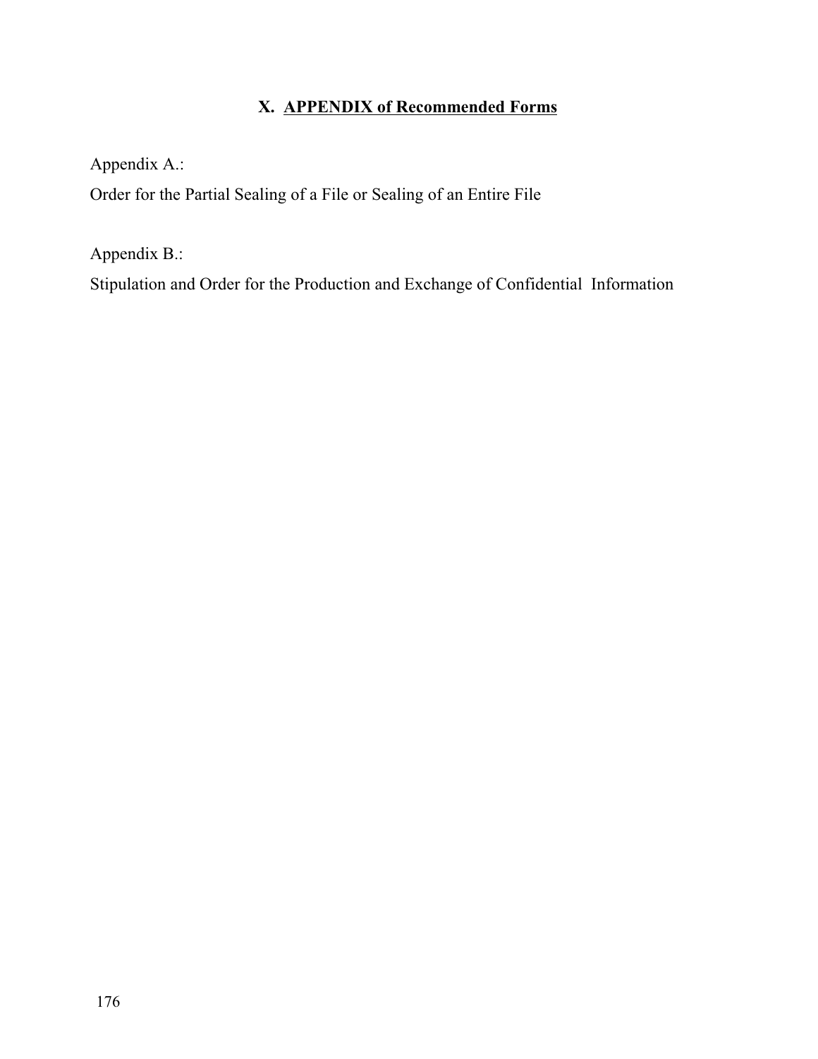# X. APPENDIX of Recommended Forms

Appendix A.:

Order for the Partial Sealing of a File or Sealing of an Entire File

Appendix B.:

Stipulation and Order for the Production and Exchange of Confidential Information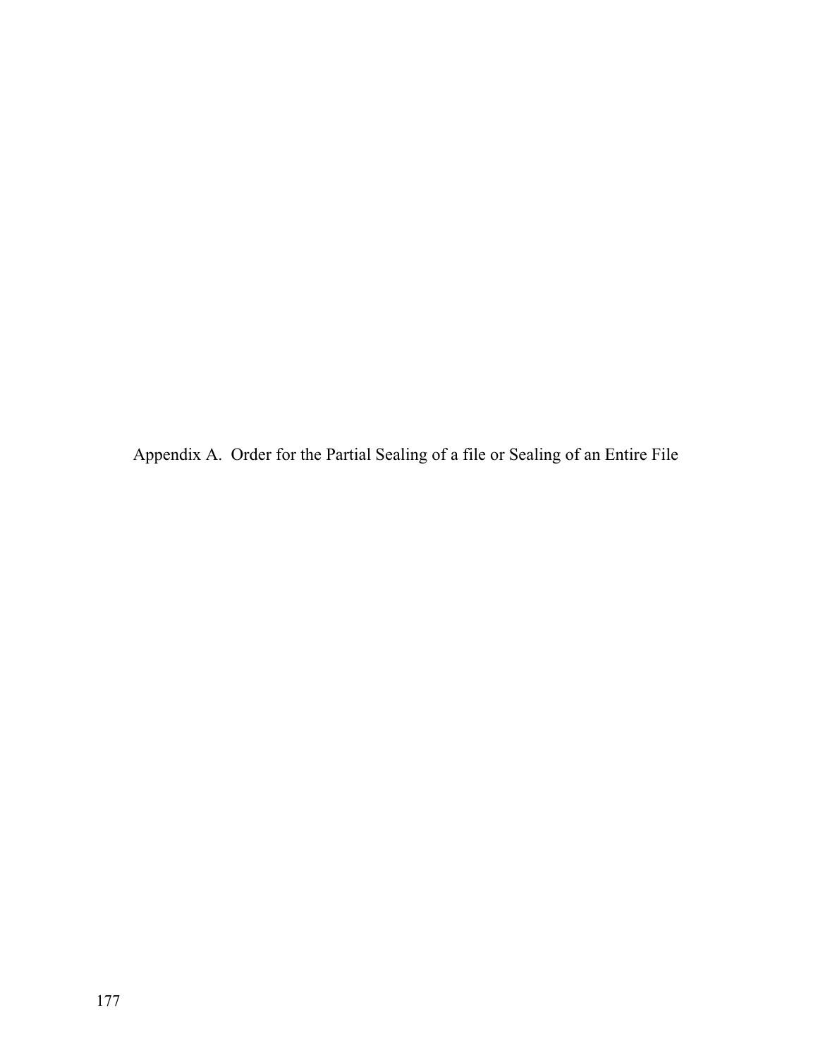Appendix A.  Order for the Partial Sealing of a file or Sealing of an Entire File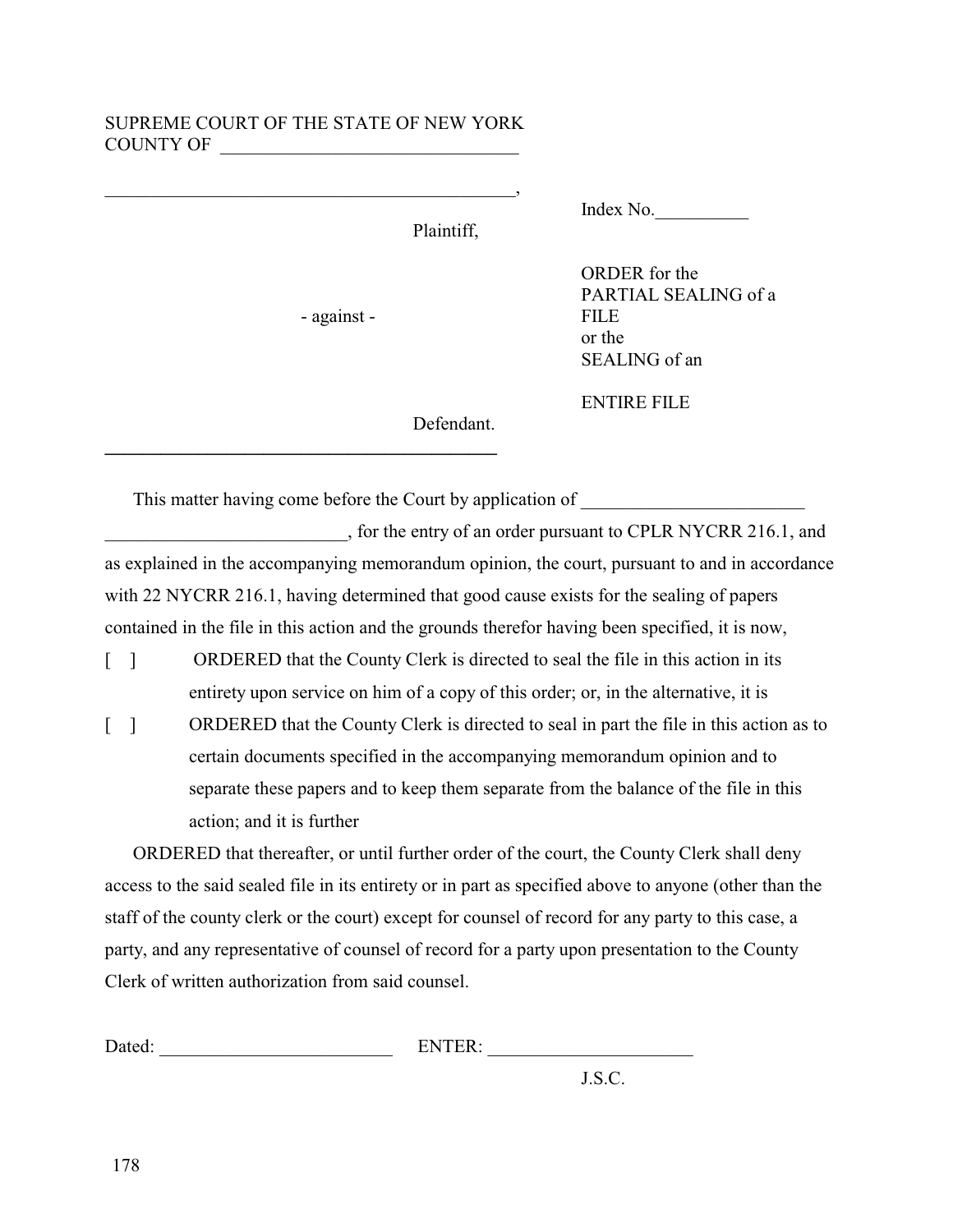SUPREME COURT OF THE STATE OF NEW YORK
COUNTY OF ________________________________

_____________________________________________,

Plaintiff,

- against -

Defendant.

_____________________________________________

Index No.__________

ORDER for the
PARTIAL SEALING of a
FILE
or the
SEALING of an

ENTIRE FILE

This matter having come before the Court by application of ________________________ __________________________, for the entry of an order pursuant to CPLR NYCRR 216.1, and as explained in the accompanying memorandum opinion, the court, pursuant to and in accordance with 22 NYCRR 216.1, having determined that good cause exists for the sealing of papers contained in the file in this action and the grounds therefor having been specified, it is now,

[ ] ORDERED that the County Clerk is directed to seal the file in this action in its entirety upon service on him of a copy of this order; or, in the alternative, it is

[ ] ORDERED that the County Clerk is directed to seal in part the file in this action as to certain documents specified in the accompanying memorandum opinion and to separate these papers and to keep them separate from the balance of the file in this action; and it is further

ORDERED that thereafter, or until further order of the court, the County Clerk shall deny access to the said sealed file in its entirety or in part as specified above to anyone (other than the staff of the county clerk or the court) except for counsel of record for any party to this case, a party, and any representative of counsel of record for a party upon presentation to the County Clerk of written authorization from said counsel.

Dated: _________________________ ENTER: ______________________

J.S.C.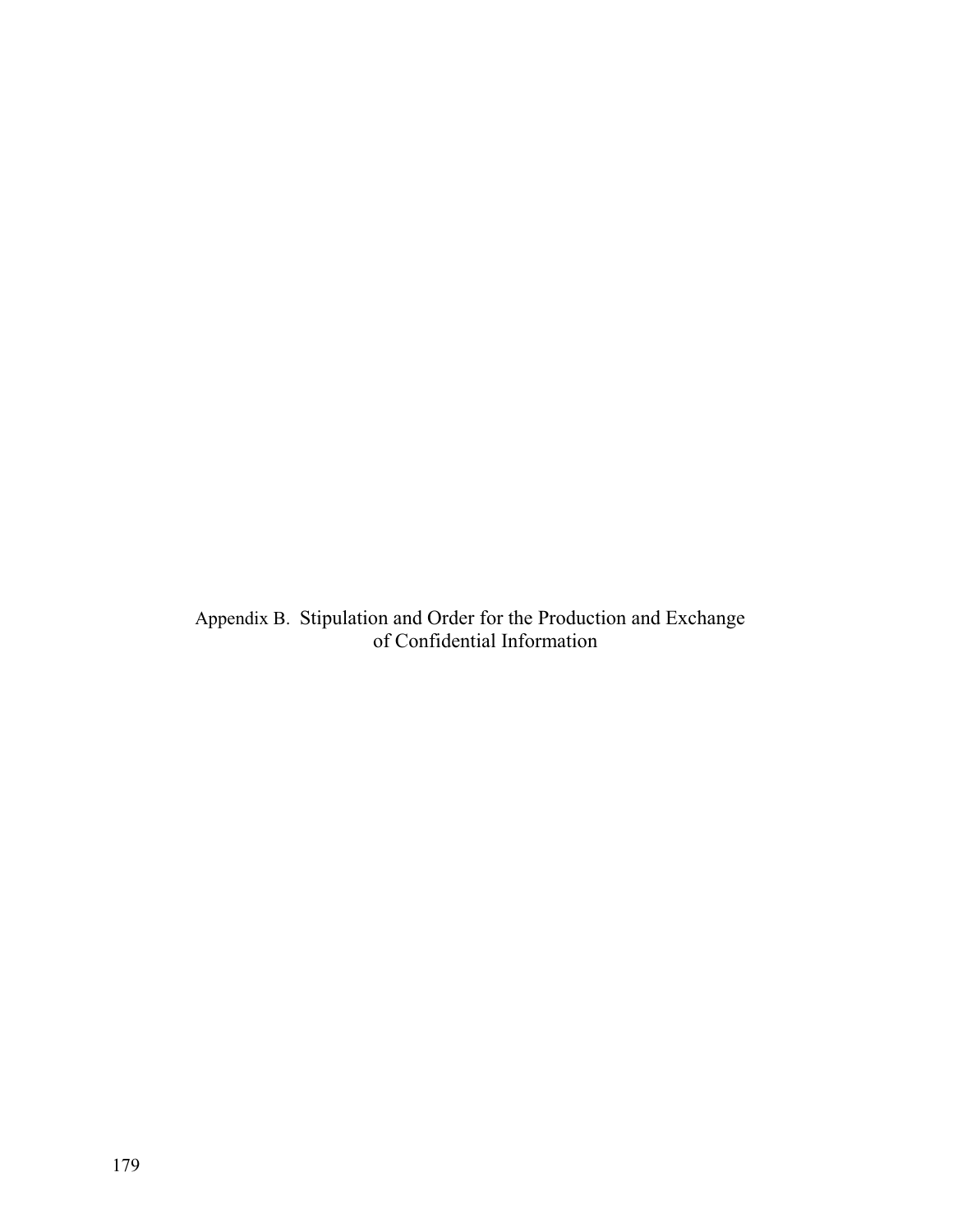# Appendix B. Stipulation and Order for the Production and Exchange of Confidential Information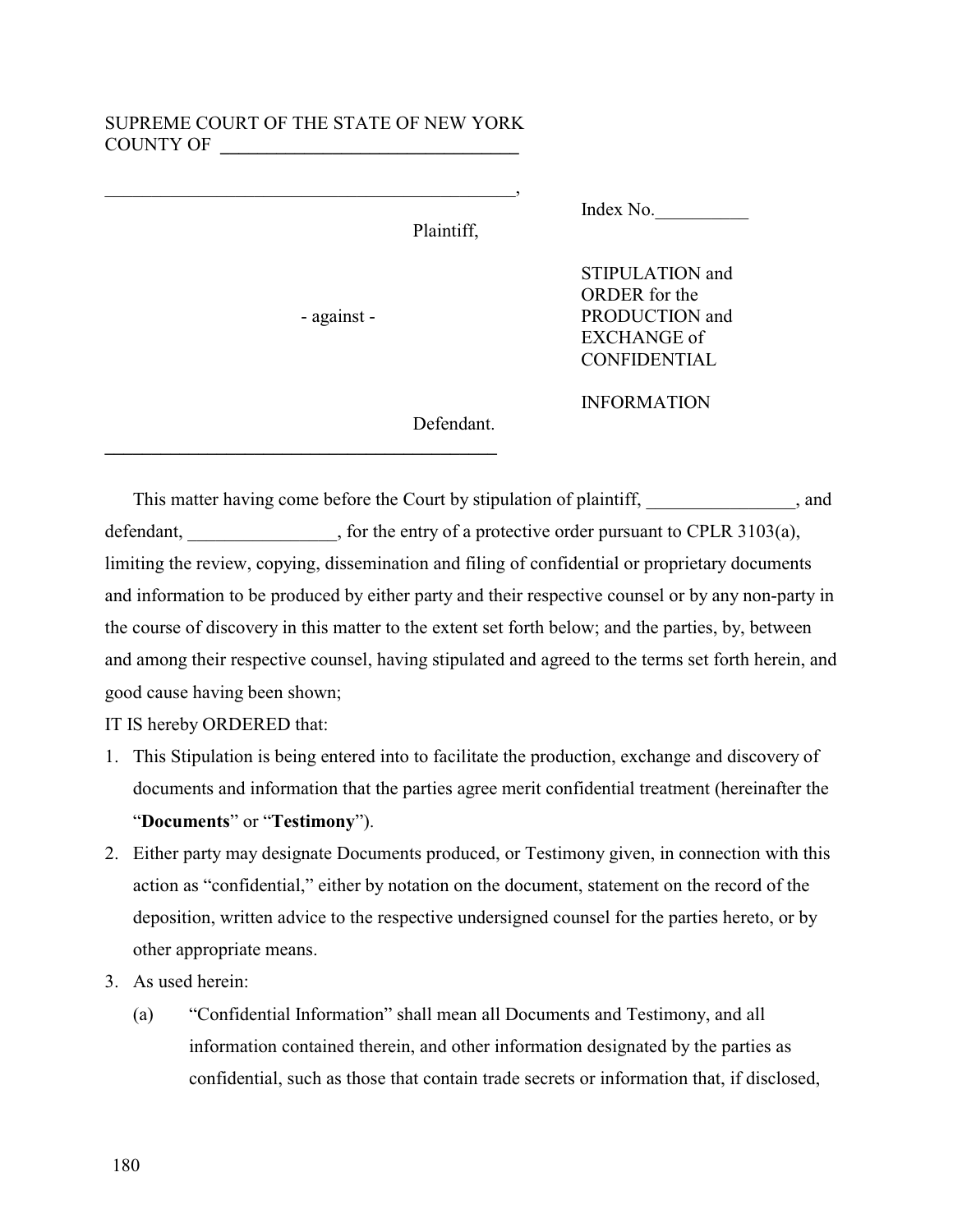SUPREME COURT OF THE STATE OF NEW YORK
COUNTY OF ________________________________

____________________________________________,

Plaintiff,

- against -

Defendant.

____________________________________________

Index No.__________

STIPULATION and ORDER for the PRODUCTION and EXCHANGE of CONFIDENTIAL INFORMATION

This matter having come before the Court by stipulation of plaintiff, ________________, and defendant, ________________, for the entry of a protective order pursuant to CPLR 3103(a), limiting the review, copying, dissemination and filing of confidential or proprietary documents and information to be produced by either party and their respective counsel or by any non-party in the course of discovery in this matter to the extent set forth below; and the parties, by, between and among their respective counsel, having stipulated and agreed to the terms set forth herein, and good cause having been shown;

IT IS hereby ORDERED that:

1. This Stipulation is being entered into to facilitate the production, exchange and discovery of documents and information that the parties agree merit confidential treatment (hereinafter the "**Documents**" or "**Testimony**").
2. Either party may designate Documents produced, or Testimony given, in connection with this action as "confidential," either by notation on the document, statement on the record of the deposition, written advice to the respective undersigned counsel for the parties hereto, or by other appropriate means.
3. As used herein:
   (a) "Confidential Information" shall mean all Documents and Testimony, and all information contained therein, and other information designated by the parties as confidential, such as those that contain trade secrets or information that, if disclosed,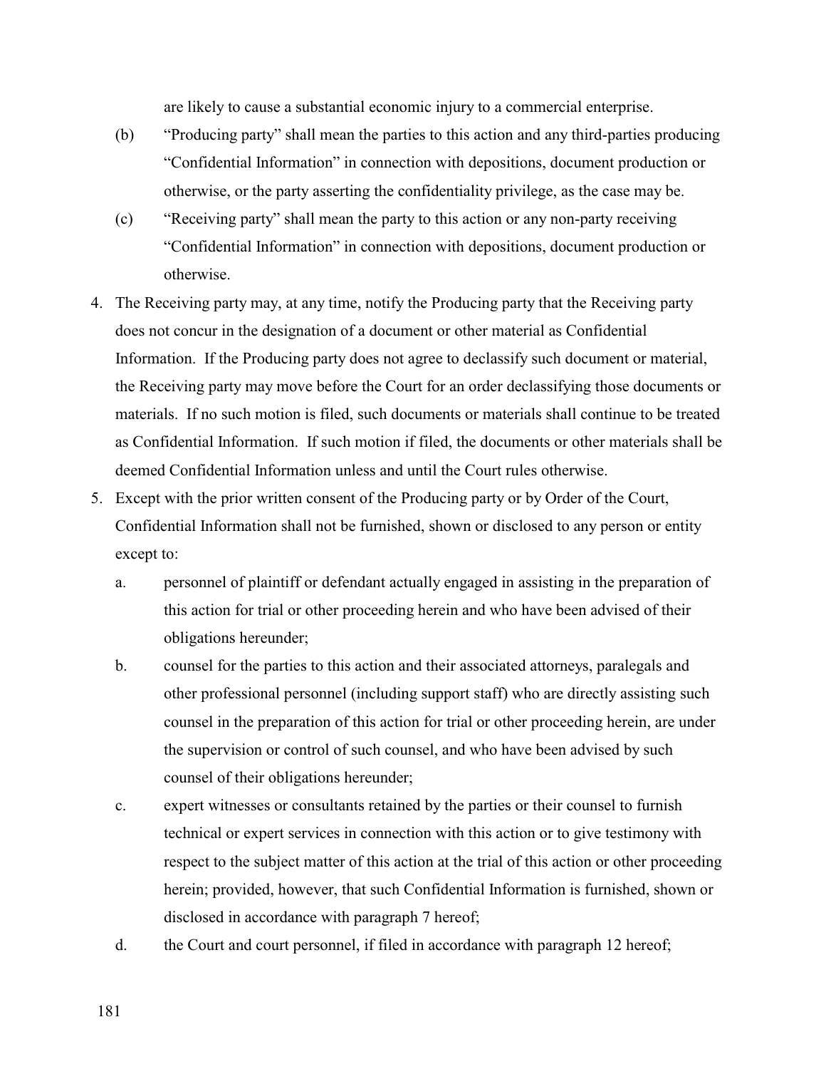are likely to cause a substantial economic injury to a commercial enterprise.

(b) "Producing party" shall mean the parties to this action and any third-parties producing "Confidential Information" in connection with depositions, document production or otherwise, or the party asserting the confidentiality privilege, as the case may be.

(c) "Receiving party" shall mean the party to this action or any non-party receiving "Confidential Information" in connection with depositions, document production or otherwise.

4. The Receiving party may, at any time, notify the Producing party that the Receiving party does not concur in the designation of a document or other material as Confidential Information. If the Producing party does not agree to declassify such document or material, the Receiving party may move before the Court for an order declassifying those documents or materials. If no such motion is filed, such documents or materials shall continue to be treated as Confidential Information. If such motion if filed, the documents or other materials shall be deemed Confidential Information unless and until the Court rules otherwise.

5. Except with the prior written consent of the Producing party or by Order of the Court, Confidential Information shall not be furnished, shown or disclosed to any person or entity except to:

   a. personnel of plaintiff or defendant actually engaged in assisting in the preparation of this action for trial or other proceeding herein and who have been advised of their obligations hereunder;

   b. counsel for the parties to this action and their associated attorneys, paralegals and other professional personnel (including support staff) who are directly assisting such counsel in the preparation of this action for trial or other proceeding herein, are under the supervision or control of such counsel, and who have been advised by such counsel of their obligations hereunder;

   c. expert witnesses or consultants retained by the parties or their counsel to furnish technical or expert services in connection with this action or to give testimony with respect to the subject matter of this action at the trial of this action or other proceeding herein; provided, however, that such Confidential Information is furnished, shown or disclosed in accordance with paragraph 7 hereof;

   d. the Court and court personnel, if filed in accordance with paragraph 12 hereof;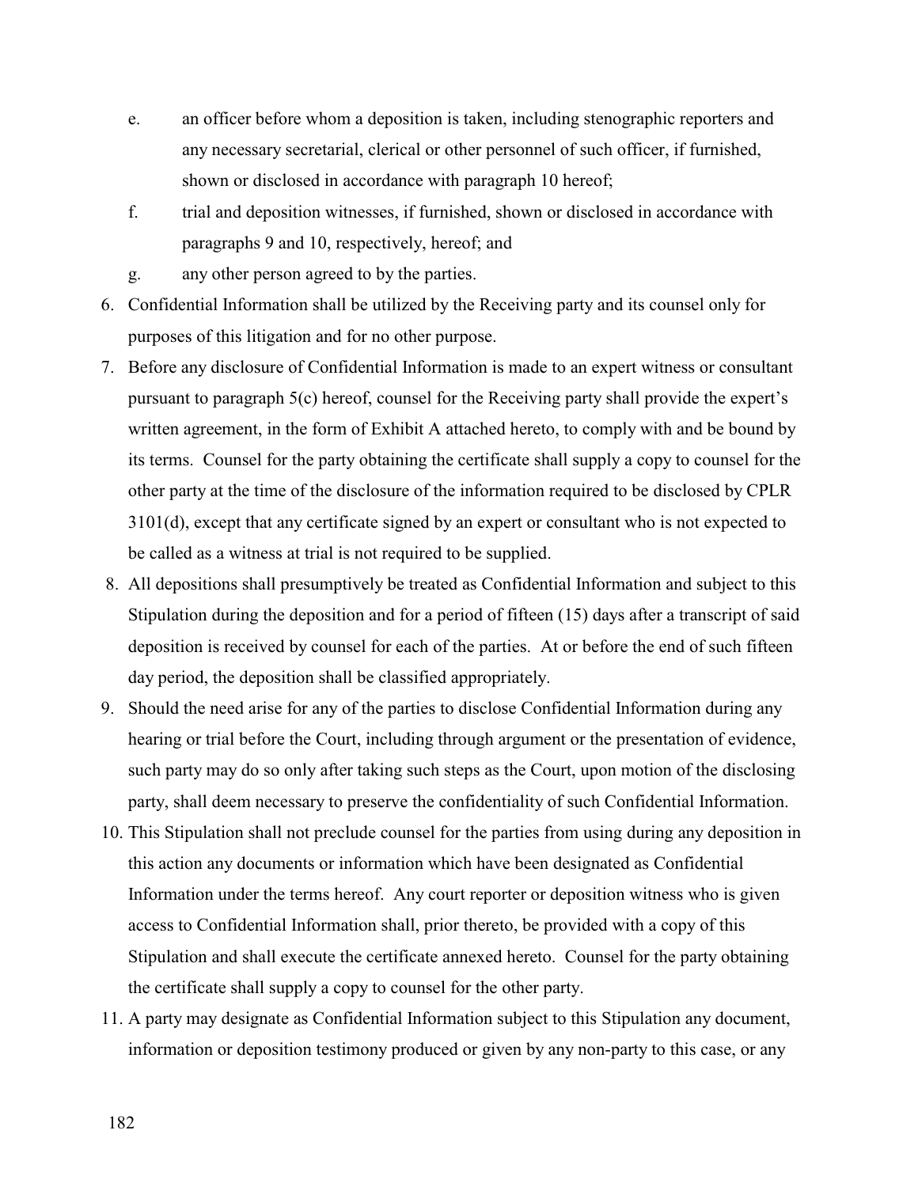e. an officer before whom a deposition is taken, including stenographic reporters and any necessary secretarial, clerical or other personnel of such officer, if furnished, shown or disclosed in accordance with paragraph 10 hereof;

f. trial and deposition witnesses, if furnished, shown or disclosed in accordance with paragraphs 9 and 10, respectively, hereof; and

g. any other person agreed to by the parties.

6. Confidential Information shall be utilized by the Receiving party and its counsel only for purposes of this litigation and for no other purpose.

7. Before any disclosure of Confidential Information is made to an expert witness or consultant pursuant to paragraph 5(c) hereof, counsel for the Receiving party shall provide the expert's written agreement, in the form of Exhibit A attached hereto, to comply with and be bound by its terms. Counsel for the party obtaining the certificate shall supply a copy to counsel for the other party at the time of the disclosure of the information required to be disclosed by CPLR 3101(d), except that any certificate signed by an expert or consultant who is not expected to be called as a witness at trial is not required to be supplied.

8. All depositions shall presumptively be treated as Confidential Information and subject to this Stipulation during the deposition and for a period of fifteen (15) days after a transcript of said deposition is received by counsel for each of the parties. At or before the end of such fifteen day period, the deposition shall be classified appropriately.

9. Should the need arise for any of the parties to disclose Confidential Information during any hearing or trial before the Court, including through argument or the presentation of evidence, such party may do so only after taking such steps as the Court, upon motion of the disclosing party, shall deem necessary to preserve the confidentiality of such Confidential Information.

10. This Stipulation shall not preclude counsel for the parties from using during any deposition in this action any documents or information which have been designated as Confidential Information under the terms hereof. Any court reporter or deposition witness who is given access to Confidential Information shall, prior thereto, be provided with a copy of this Stipulation and shall execute the certificate annexed hereto. Counsel for the party obtaining the certificate shall supply a copy to counsel for the other party.

11. A party may designate as Confidential Information subject to this Stipulation any document, information or deposition testimony produced or given by any non-party to this case, or any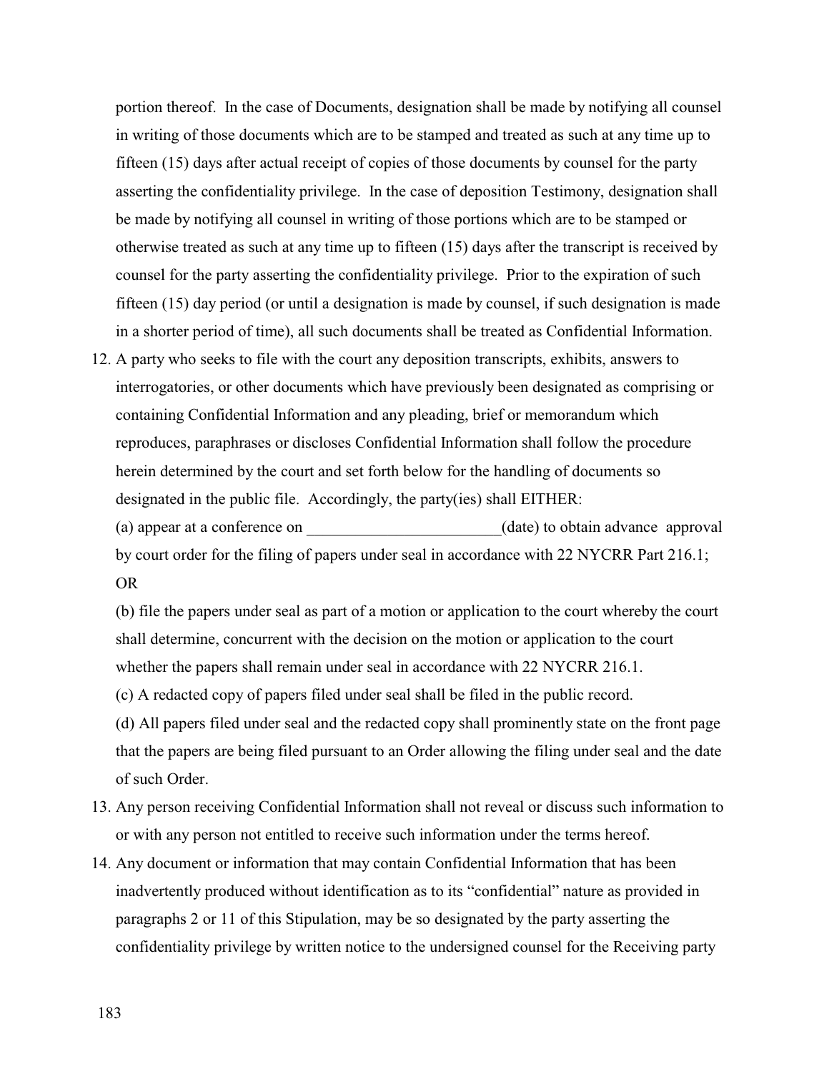portion thereof. In the case of Documents, designation shall be made by notifying all counsel in writing of those documents which are to be stamped and treated as such at any time up to fifteen (15) days after actual receipt of copies of those documents by counsel for the party asserting the confidentiality privilege. In the case of deposition Testimony, designation shall be made by notifying all counsel in writing of those portions which are to be stamped or otherwise treated as such at any time up to fifteen (15) days after the transcript is received by counsel for the party asserting the confidentiality privilege. Prior to the expiration of such fifteen (15) day period (or until a designation is made by counsel, if such designation is made in a shorter period of time), all such documents shall be treated as Confidential Information.

12. A party who seeks to file with the court any deposition transcripts, exhibits, answers to interrogatories, or other documents which have previously been designated as comprising or containing Confidential Information and any pleading, brief or memorandum which reproduces, paraphrases or discloses Confidential Information shall follow the procedure herein determined by the court and set forth below for the handling of documents so designated in the public file. Accordingly, the party(ies) shall EITHER:

    (a) appear at a conference on ________________________(date) to obtain advance approval by court order for the filing of papers under seal in accordance with 22 NYCRR Part 216.1; OR

    (b) file the papers under seal as part of a motion or application to the court whereby the court shall determine, concurrent with the decision on the motion or application to the court whether the papers shall remain under seal in accordance with 22 NYCRR 216.1.

    (c) A redacted copy of papers filed under seal shall be filed in the public record.

    (d) All papers filed under seal and the redacted copy shall prominently state on the front page that the papers are being filed pursuant to an Order allowing the filing under seal and the date of such Order.

13. Any person receiving Confidential Information shall not reveal or discuss such information to or with any person not entitled to receive such information under the terms hereof.

14. Any document or information that may contain Confidential Information that has been inadvertently produced without identification as to its "confidential" nature as provided in paragraphs 2 or 11 of this Stipulation, may be so designated by the party asserting the confidentiality privilege by written notice to the undersigned counsel for the Receiving party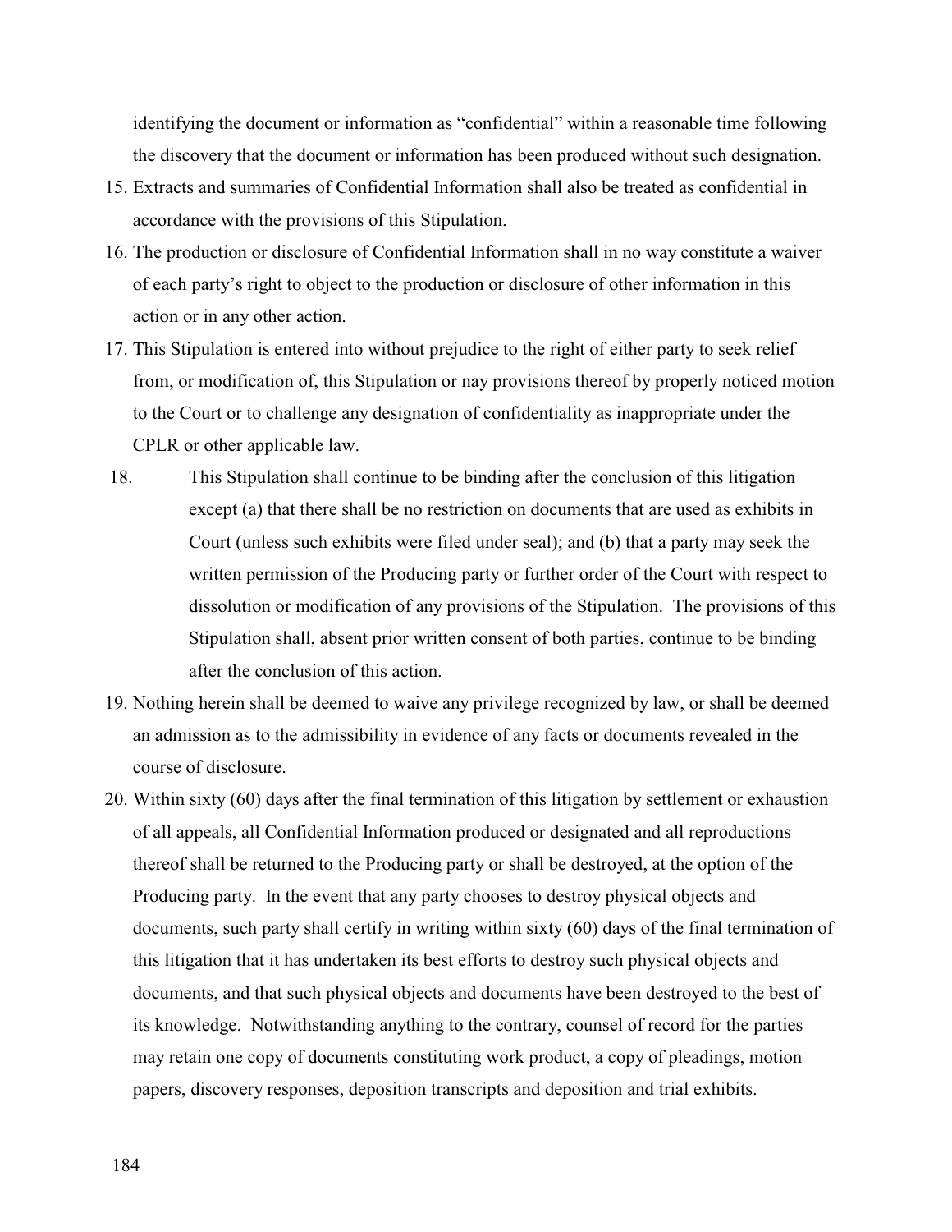identifying the document or information as "confidential" within a reasonable time following the discovery that the document or information has been produced without such designation.

15. Extracts and summaries of Confidential Information shall also be treated as confidential in accordance with the provisions of this Stipulation.
16. The production or disclosure of Confidential Information shall in no way constitute a waiver of each party's right to object to the production or disclosure of other information in this action or in any other action.
17. This Stipulation is entered into without prejudice to the right of either party to seek relief from, or modification of, this Stipulation or nay provisions thereof by properly noticed motion to the Court or to challenge any designation of confidentiality as inappropriate under the CPLR or other applicable law.
18. This Stipulation shall continue to be binding after the conclusion of this litigation except (a) that there shall be no restriction on documents that are used as exhibits in Court (unless such exhibits were filed under seal); and (b) that a party may seek the written permission of the Producing party or further order of the Court with respect to dissolution or modification of any provisions of the Stipulation. The provisions of this Stipulation shall, absent prior written consent of both parties, continue to be binding after the conclusion of this action.
19. Nothing herein shall be deemed to waive any privilege recognized by law, or shall be deemed an admission as to the admissibility in evidence of any facts or documents revealed in the course of disclosure.
20. Within sixty (60) days after the final termination of this litigation by settlement or exhaustion of all appeals, all Confidential Information produced or designated and all reproductions thereof shall be returned to the Producing party or shall be destroyed, at the option of the Producing party. In the event that any party chooses to destroy physical objects and documents, such party shall certify in writing within sixty (60) days of the final termination of this litigation that it has undertaken its best efforts to destroy such physical objects and documents, and that such physical objects and documents have been destroyed to the best of its knowledge. Notwithstanding anything to the contrary, counsel of record for the parties may retain one copy of documents constituting work product, a copy of pleadings, motion papers, discovery responses, deposition transcripts and deposition and trial exhibits.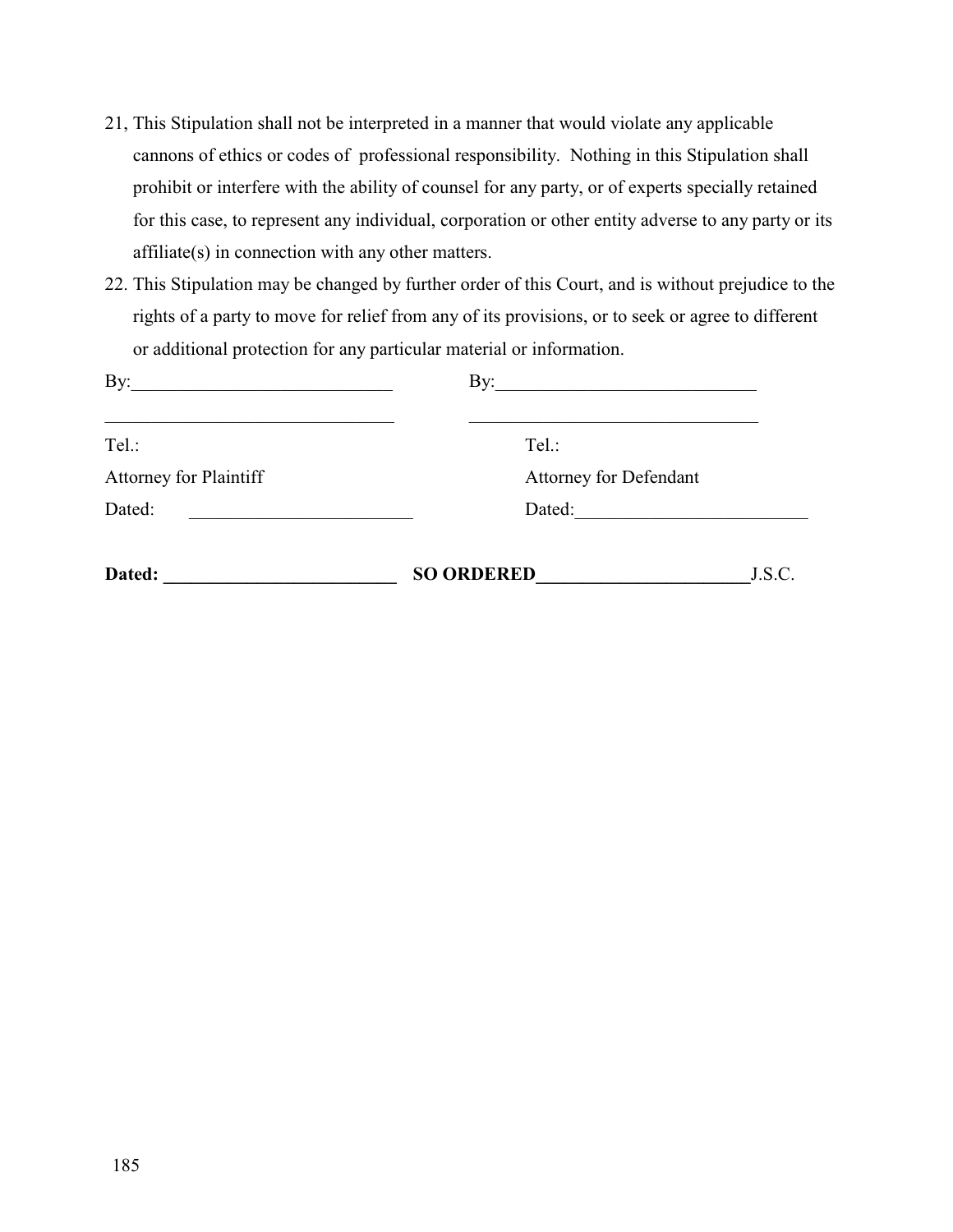21, This Stipulation shall not be interpreted in a manner that would violate any applicable cannons of ethics or codes of professional responsibility. Nothing in this Stipulation shall prohibit or interfere with the ability of counsel for any party, or of experts specially retained for this case, to represent any individual, corporation or other entity adverse to any party or its affiliate(s) in connection with any other matters.

22. This Stipulation may be changed by further order of this Court, and is without prejudice to the rights of a party to move for relief from any of its provisions, or to seek or agree to different or additional protection for any particular material or information.

| | |
|---|---|
| By:____________________________ | By:____________________________ |
| ______________________________ | ______________________________ |
| Tel.: | Tel.: |
| Attorney for Plaintiff | Attorney for Defendant |
| Dated: ________________________ | Dated:________________________ |

**Dated: _________________________ SO ORDERED_______________________**J.S.C.